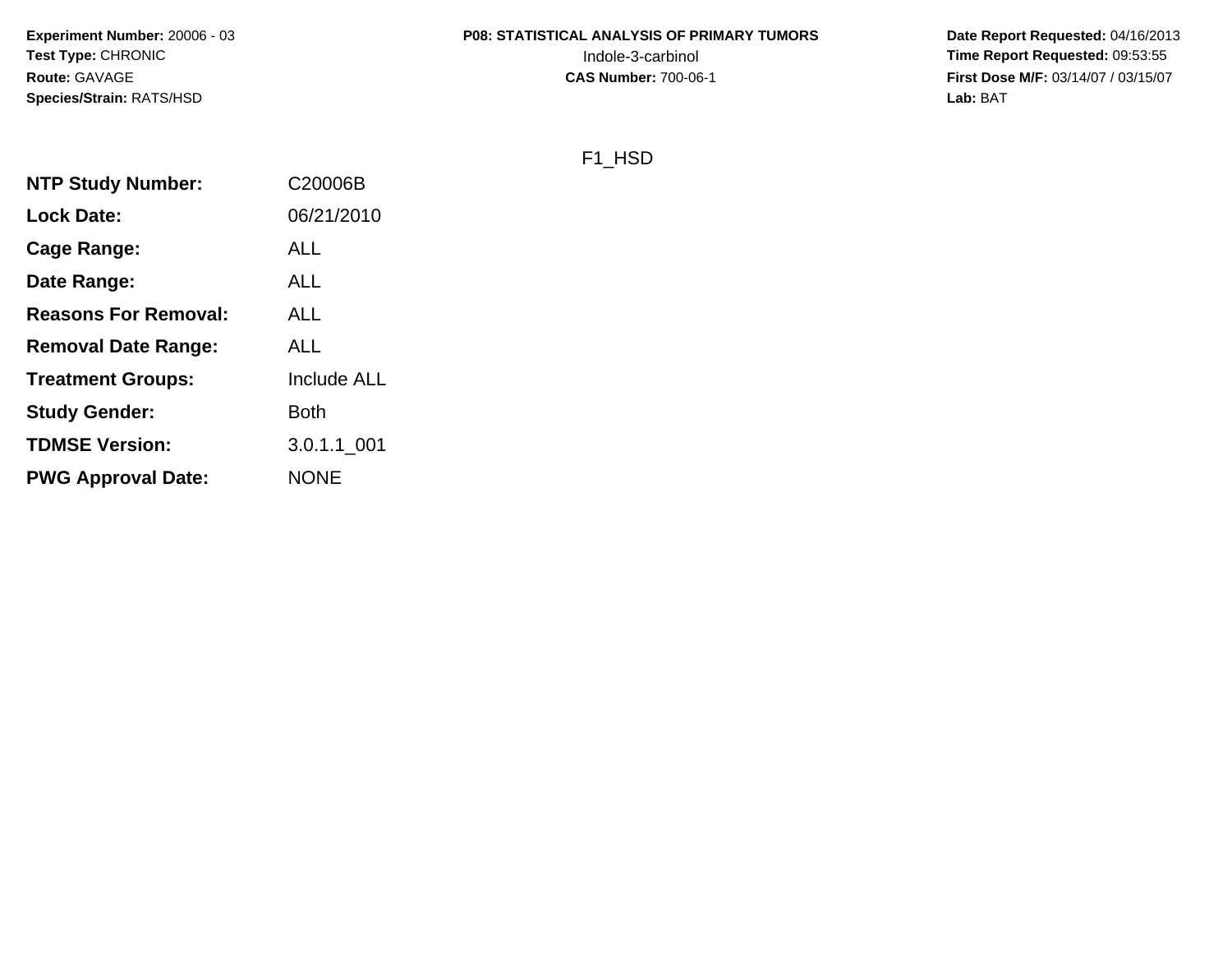**Experiment Number:** 20006 - 03
**Test Type:** CHRONIC
**Route:** GAVAGE
**Species/Strain:** RATS/HSD

**P08: STATISTICAL ANALYSIS OF PRIMARY TUMORS**
Indole-3-carbinol
**CAS Number:** 700-06-1

**Date Report Requested:** 04/16/2013
**Time Report Requested:** 09:53:55
**First Dose M/F:** 03/14/07 / 03/15/07
**Lab:** BAT

F1_HSD

| | |
|---|---|
| **NTP Study Number:** | C20006B |
| **Lock Date:** | 06/21/2010 |
| **Cage Range:** | ALL |
| **Date Range:** | ALL |
| **Reasons For Removal:** | ALL |
| **Removal Date Range:** | ALL |
| **Treatment Groups:** | Include ALL |
| **Study Gender:** | Both |
| **TDMSE Version:** | 3.0.1.1_001 |
| **PWG Approval Date:** | NONE |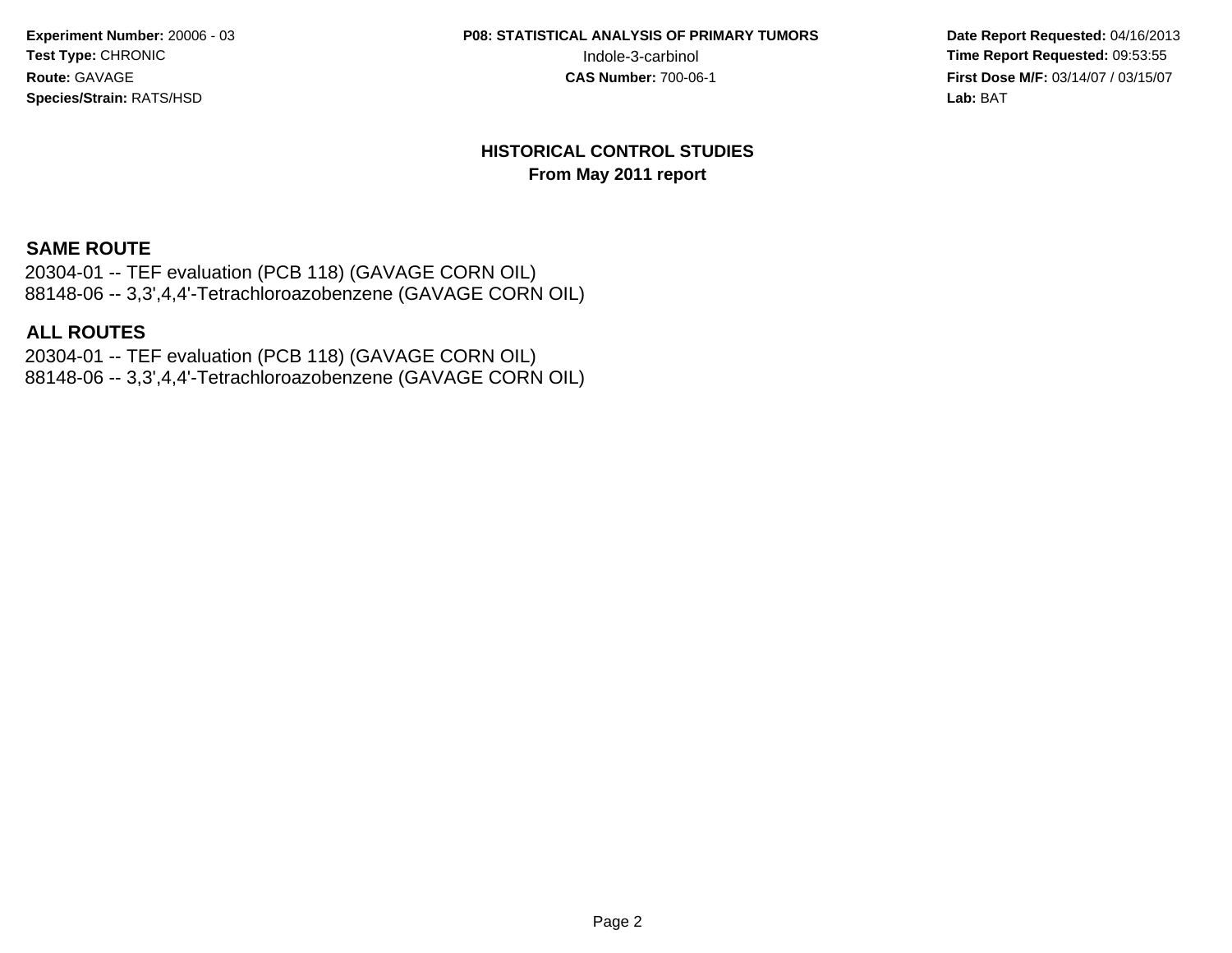## HISTORICAL CONTROL STUDIES
**From May 2011 report**

### SAME ROUTE

20304-01 -- TEF evaluation (PCB 118) (GAVAGE CORN OIL)
88148-06 -- 3,3',4,4'-Tetrachloroazobenzene (GAVAGE CORN OIL)

### ALL ROUTES

20304-01 -- TEF evaluation (PCB 118) (GAVAGE CORN OIL)
88148-06 -- 3,3',4,4'-Tetrachloroazobenzene (GAVAGE CORN OIL)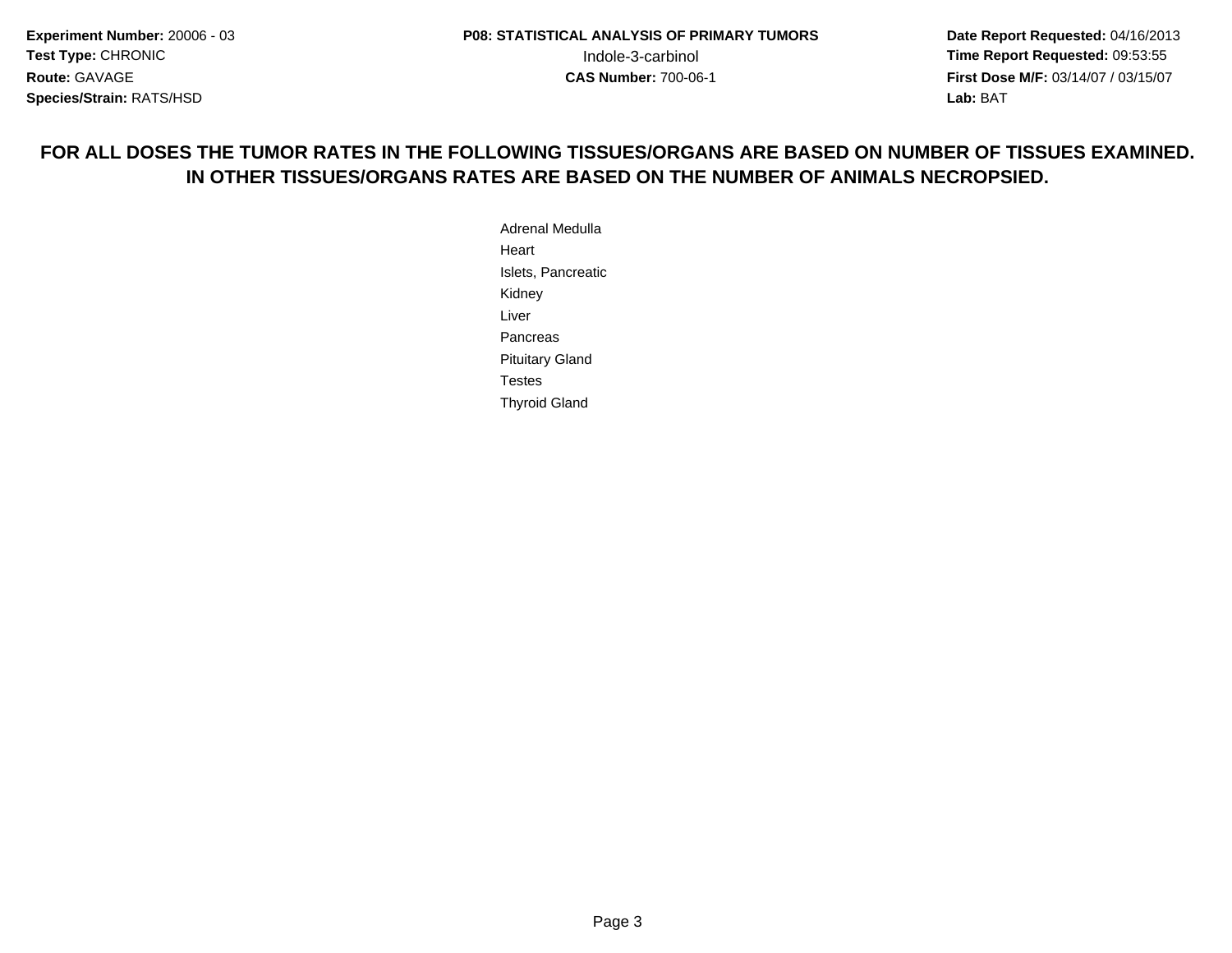**FOR ALL DOSES THE TUMOR RATES IN THE FOLLOWING TISSUES/ORGANS ARE BASED ON NUMBER OF TISSUES EXAMINED. IN OTHER TISSUES/ORGANS RATES ARE BASED ON THE NUMBER OF ANIMALS NECROPSIED.**

Adrenal Medulla
Heart
Islets, Pancreatic
Kidney
Liver
Pancreas
Pituitary Gland
Testes
Thyroid Gland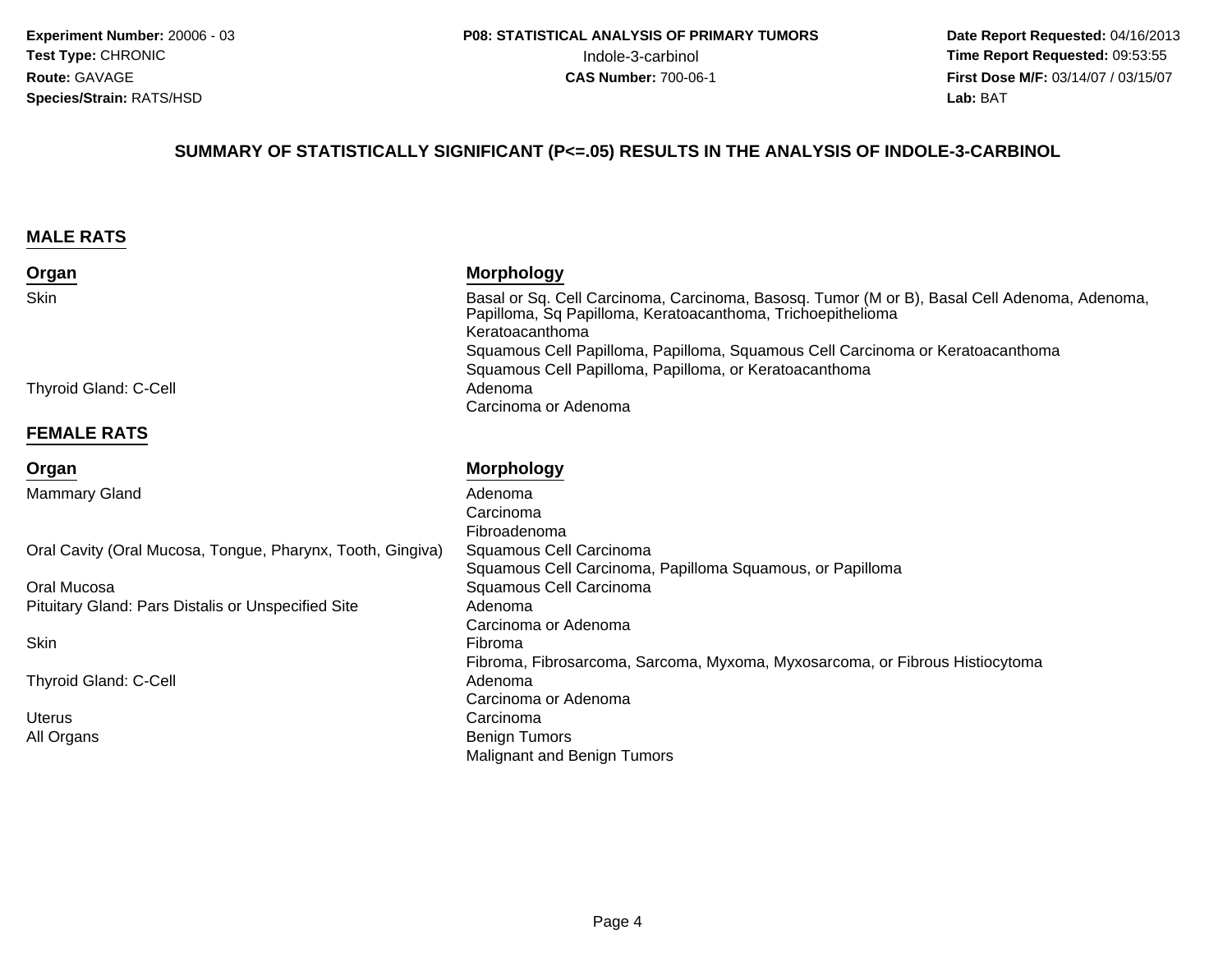**Experiment Number:** 20006 - 03
**Test Type:** CHRONIC
**Route:** GAVAGE
**Species/Strain:** RATS/HSD

**P08: STATISTICAL ANALYSIS OF PRIMARY TUMORS**
Indole-3-carbinol
**CAS Number:** 700-06-1

**Date Report Requested:** 04/16/2013
**Time Report Requested:** 09:53:55
**First Dose M/F:** 03/14/07 / 03/15/07
**Lab:** BAT

## SUMMARY OF STATISTICALLY SIGNIFICANT (P<=.05) RESULTS IN THE ANALYSIS OF INDOLE-3-CARBINOL

### MALE RATS

| Organ | Morphology |
|---|---|
| Skin | Basal or Sq. Cell Carcinoma, Carcinoma, Basosq. Tumor (M or B), Basal Cell Adenoma, Adenoma, Papilloma, Sq Papilloma, Keratoacanthoma, Trichoepithelioma |
| | Keratoacanthoma |
| | Squamous Cell Papilloma, Papilloma, Squamous Cell Carcinoma or Keratoacanthoma |
| | Squamous Cell Papilloma, Papilloma, or Keratoacanthoma |
| Thyroid Gland: C-Cell | Adenoma |
| | Carcinoma or Adenoma |

### FEMALE RATS

| Organ | Morphology |
|---|---|
| Mammary Gland | Adenoma |
| | Carcinoma |
| | Fibroadenoma |
| Oral Cavity (Oral Mucosa, Tongue, Pharynx, Tooth, Gingiva) | Squamous Cell Carcinoma |
| | Squamous Cell Carcinoma, Papilloma Squamous, or Papilloma |
| Oral Mucosa | Squamous Cell Carcinoma |
| Pituitary Gland: Pars Distalis or Unspecified Site | Adenoma |
| | Carcinoma or Adenoma |
| Skin | Fibroma |
| | Fibroma, Fibrosarcoma, Sarcoma, Myxoma, Myxosarcoma, or Fibrous Histiocytoma |
| Thyroid Gland: C-Cell | Adenoma |
| | Carcinoma or Adenoma |
| Uterus | Carcinoma |
| All Organs | Benign Tumors |
| | Malignant and Benign Tumors |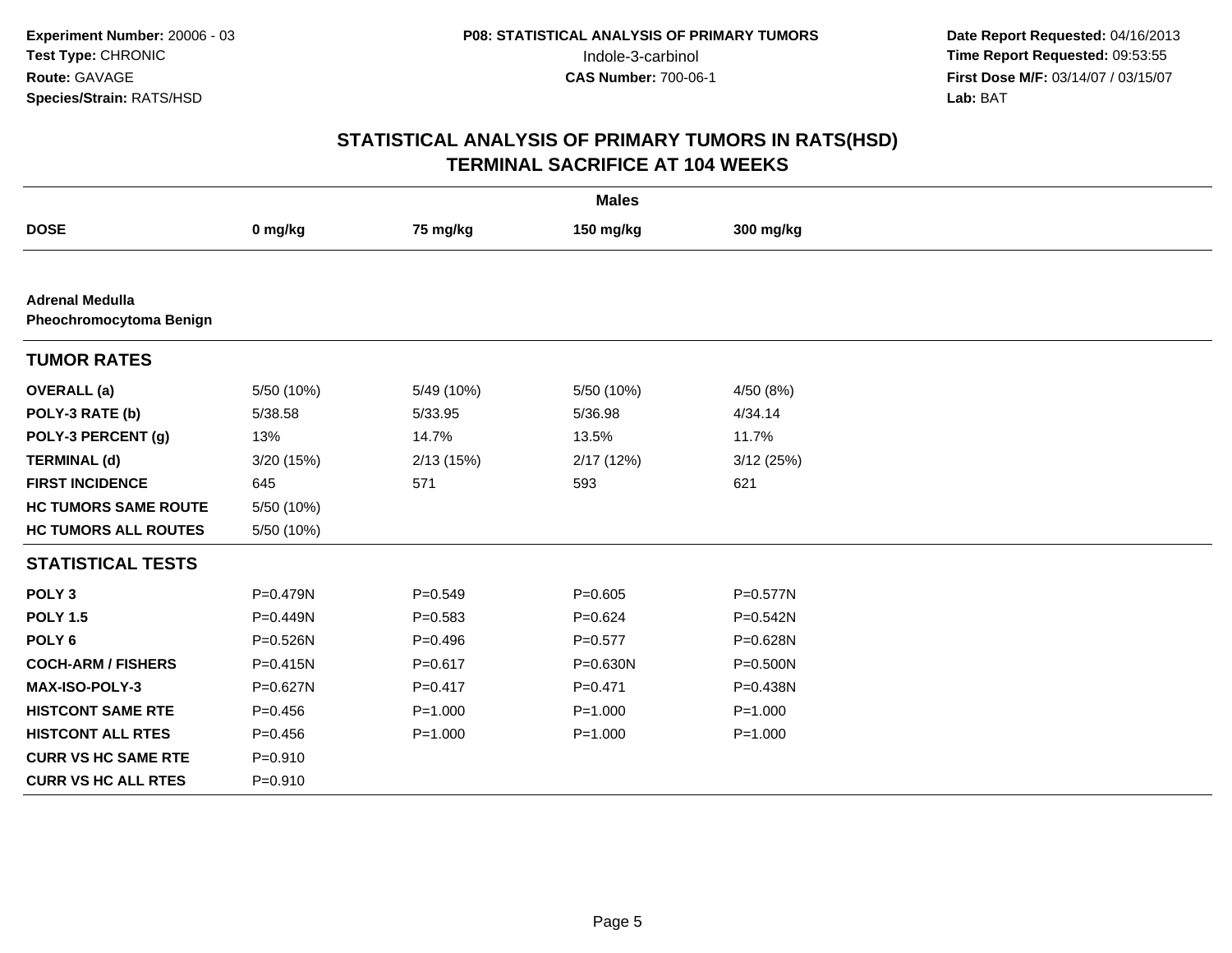**Experiment Number:** 20006 - 03
**Test Type:** CHRONIC
**Route:** GAVAGE
**Species/Strain:** RATS/HSD

**P08: STATISTICAL ANALYSIS OF PRIMARY TUMORS**
Indole-3-carbinol
**CAS Number:** 700-06-1

**Date Report Requested:** 04/16/2013
**Time Report Requested:** 09:53:55
**First Dose M/F:** 03/14/07 / 03/15/07
**Lab:** BAT

## STATISTICAL ANALYSIS OF PRIMARY TUMORS IN RATS(HSD)
## TERMINAL SACRIFICE AT 104 WEEKS

| | Males | | | |
|---|---|---|---|---|
| **DOSE** | **0 mg/kg** | **75 mg/kg** | **150 mg/kg** | **300 mg/kg** |
| **Adrenal Medulla** | | | | |
| **Pheochromocytoma Benign** | | | | |
| **TUMOR RATES** | | | | |
| **OVERALL (a)** | 5/50 (10%) | 5/49 (10%) | 5/50 (10%) | 4/50 (8%) |
| **POLY-3 RATE (b)** | 5/38.58 | 5/33.95 | 5/36.98 | 4/34.14 |
| **POLY-3 PERCENT (g)** | 13% | 14.7% | 13.5% | 11.7% |
| **TERMINAL (d)** | 3/20 (15%) | 2/13 (15%) | 2/17 (12%) | 3/12 (25%) |
| **FIRST INCIDENCE** | 645 | 571 | 593 | 621 |
| **HC TUMORS SAME ROUTE** | 5/50 (10%) | | | |
| **HC TUMORS ALL ROUTES** | 5/50 (10%) | | | |
| **STATISTICAL TESTS** | | | | |
| **POLY 3** | P=0.479N | P=0.549 | P=0.605 | P=0.577N |
| **POLY 1.5** | P=0.449N | P=0.583 | P=0.624 | P=0.542N |
| **POLY 6** | P=0.526N | P=0.496 | P=0.577 | P=0.628N |
| **COCH-ARM / FISHERS** | P=0.415N | P=0.617 | P=0.630N | P=0.500N |
| **MAX-ISO-POLY-3** | P=0.627N | P=0.417 | P=0.471 | P=0.438N |
| **HISTCONT SAME RTE** | P=0.456 | P=1.000 | P=1.000 | P=1.000 |
| **HISTCONT ALL RTES** | P=0.456 | P=1.000 | P=1.000 | P=1.000 |
| **CURR VS HC SAME RTE** | P=0.910 | | | |
| **CURR VS HC ALL RTES** | P=0.910 | | | |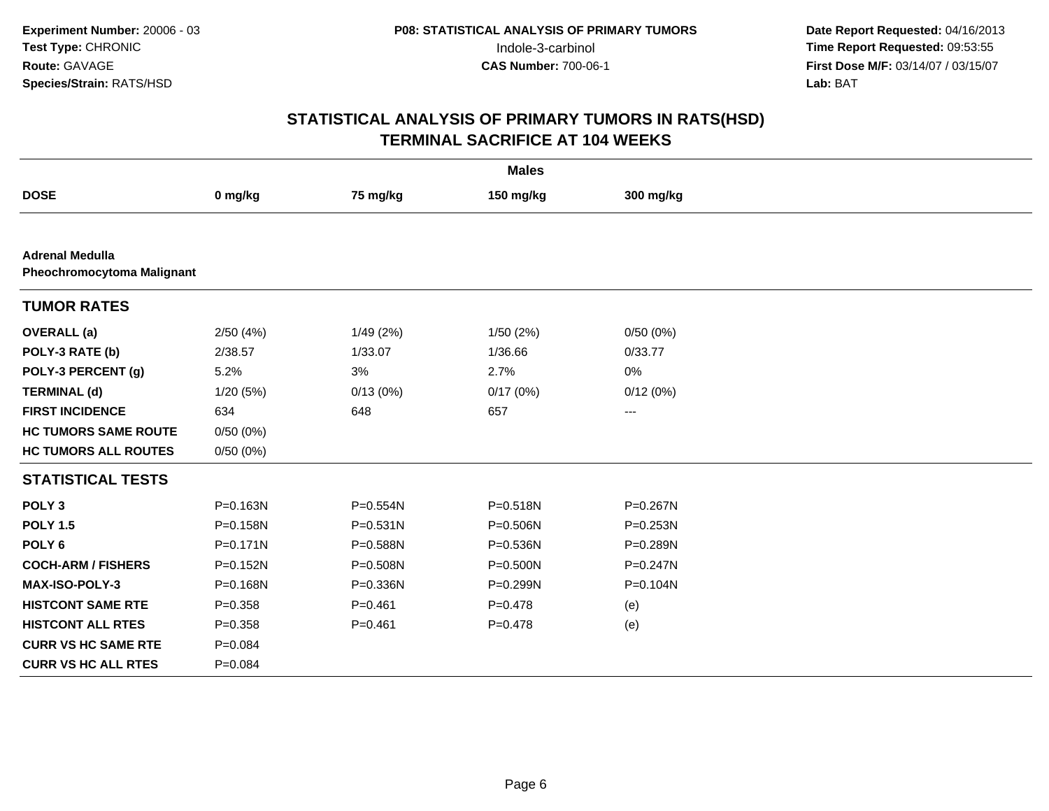**Experiment Number:** 20006 - 03
**Test Type:** CHRONIC
**Route:** GAVAGE
**Species/Strain:** RATS/HSD

**P08: STATISTICAL ANALYSIS OF PRIMARY TUMORS**
Indole-3-carbinol
**CAS Number:** 700-06-1

**Date Report Requested:** 04/16/2013
**Time Report Requested:** 09:53:55
**First Dose M/F:** 03/14/07 / 03/15/07
**Lab:** BAT

## STATISTICAL ANALYSIS OF PRIMARY TUMORS IN RATS(HSD)
## TERMINAL SACRIFICE AT 104 WEEKS

| | Males | | | |
|---|---|---|---|---|
| **DOSE** | **0 mg/kg** | **75 mg/kg** | **150 mg/kg** | **300 mg/kg** |
| **Adrenal Medulla** | | | | |
| **Pheochromocytoma Malignant** | | | | |
| **TUMOR RATES** | | | | |
| **OVERALL (a)** | 2/50 (4%) | 1/49 (2%) | 1/50 (2%) | 0/50 (0%) |
| **POLY-3 RATE (b)** | 2/38.57 | 1/33.07 | 1/36.66 | 0/33.77 |
| **POLY-3 PERCENT (g)** | 5.2% | 3% | 2.7% | 0% |
| **TERMINAL (d)** | 1/20 (5%) | 0/13 (0%) | 0/17 (0%) | 0/12 (0%) |
| **FIRST INCIDENCE** | 634 | 648 | 657 | --- |
| **HC TUMORS SAME ROUTE** | 0/50 (0%) | | | |
| **HC TUMORS ALL ROUTES** | 0/50 (0%) | | | |
| **STATISTICAL TESTS** | | | | |
| **POLY 3** | P=0.163N | P=0.554N | P=0.518N | P=0.267N |
| **POLY 1.5** | P=0.158N | P=0.531N | P=0.506N | P=0.253N |
| **POLY 6** | P=0.171N | P=0.588N | P=0.536N | P=0.289N |
| **COCH-ARM / FISHERS** | P=0.152N | P=0.508N | P=0.500N | P=0.247N |
| **MAX-ISO-POLY-3** | P=0.168N | P=0.336N | P=0.299N | P=0.104N |
| **HISTCONT SAME RTE** | P=0.358 | P=0.461 | P=0.478 | (e) |
| **HISTCONT ALL RTES** | P=0.358 | P=0.461 | P=0.478 | (e) |
| **CURR VS HC SAME RTE** | P=0.084 | | | |
| **CURR VS HC ALL RTES** | P=0.084 | | | |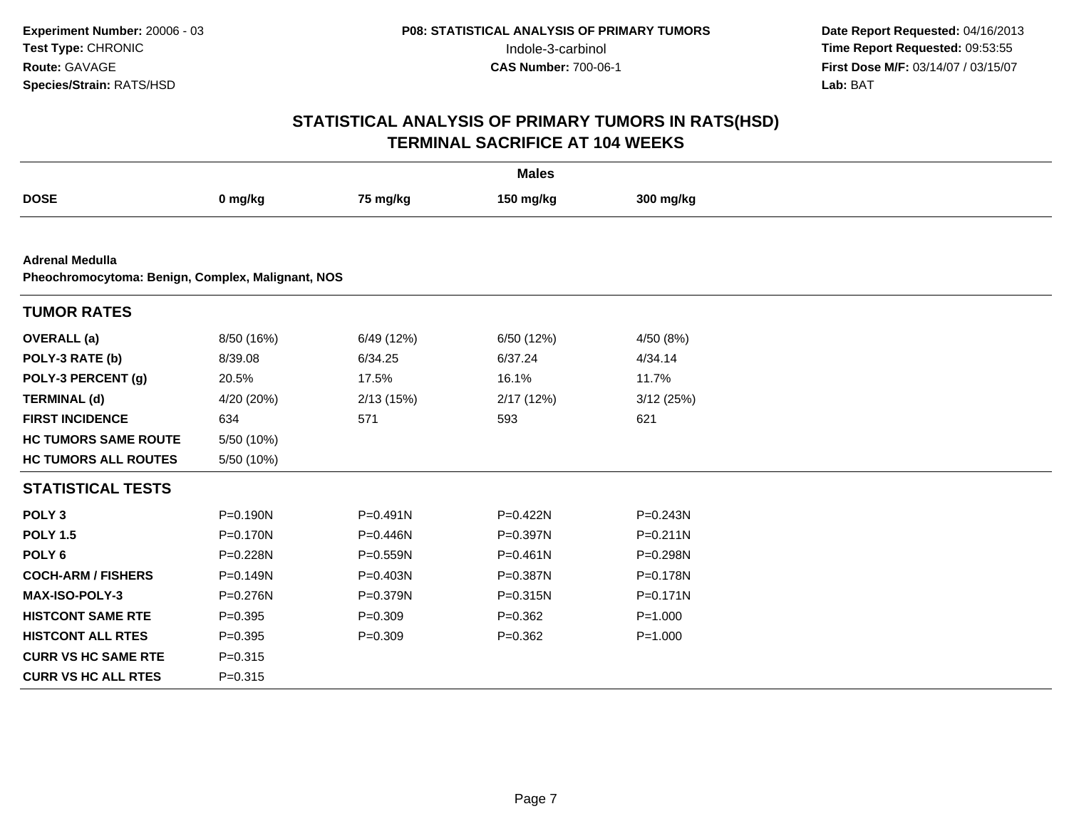**Experiment Number:** 20006 - 03
**Test Type:** CHRONIC
**Route:** GAVAGE
**Species/Strain:** RATS/HSD

**P08: STATISTICAL ANALYSIS OF PRIMARY TUMORS**
Indole-3-carbinol
**CAS Number:** 700-06-1

**Date Report Requested:** 04/16/2013
**Time Report Requested:** 09:53:55
**First Dose M/F:** 03/14/07 / 03/15/07
**Lab:** BAT

## STATISTICAL ANALYSIS OF PRIMARY TUMORS IN RATS(HSD)
## TERMINAL SACRIFICE AT 104 WEEKS

| Males | | | | |
|---|---|---|---|---|
| **DOSE** | **0 mg/kg** | **75 mg/kg** | **150 mg/kg** | **300 mg/kg** |

**Adrenal Medulla**
**Pheochromocytoma: Benign, Complex, Malignant, NOS**

| **TUMOR RATES** | | | | |
|---|---|---|---|---|
| **OVERALL (a)** | 8/50 (16%) | 6/49 (12%) | 6/50 (12%) | 4/50 (8%) |
| **POLY-3 RATE (b)** | 8/39.08 | 6/34.25 | 6/37.24 | 4/34.14 |
| **POLY-3 PERCENT (g)** | 20.5% | 17.5% | 16.1% | 11.7% |
| **TERMINAL (d)** | 4/20 (20%) | 2/13 (15%) | 2/17 (12%) | 3/12 (25%) |
| **FIRST INCIDENCE** | 634 | 571 | 593 | 621 |
| **HC TUMORS SAME ROUTE** | 5/50 (10%) | | | |
| **HC TUMORS ALL ROUTES** | 5/50 (10%) | | | |

| **STATISTICAL TESTS** | | | | |
|---|---|---|---|---|
| **POLY 3** | P=0.190N | P=0.491N | P=0.422N | P=0.243N |
| **POLY 1.5** | P=0.170N | P=0.446N | P=0.397N | P=0.211N |
| **POLY 6** | P=0.228N | P=0.559N | P=0.461N | P=0.298N |
| **COCH-ARM / FISHERS** | P=0.149N | P=0.403N | P=0.387N | P=0.178N |
| **MAX-ISO-POLY-3** | P=0.276N | P=0.379N | P=0.315N | P=0.171N |
| **HISTCONT SAME RTE** | P=0.395 | P=0.309 | P=0.362 | P=1.000 |
| **HISTCONT ALL RTES** | P=0.395 | P=0.309 | P=0.362 | P=1.000 |
| **CURR VS HC SAME RTE** | P=0.315 | | | |
| **CURR VS HC ALL RTES** | P=0.315 | | | |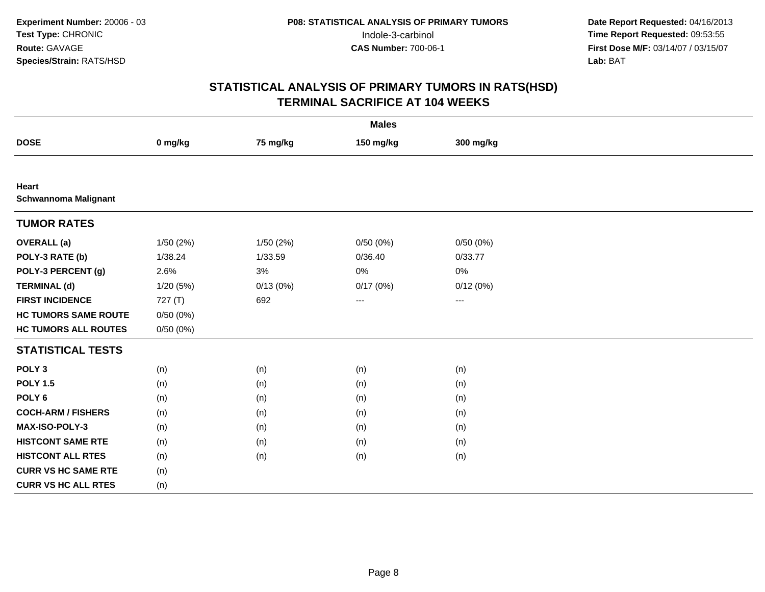**Experiment Number:** 20006 - 03
**Test Type:** CHRONIC
**Route:** GAVAGE
**Species/Strain:** RATS/HSD

**P08: STATISTICAL ANALYSIS OF PRIMARY TUMORS**
Indole-3-carbinol
**CAS Number:** 700-06-1

**Date Report Requested:** 04/16/2013
**Time Report Requested:** 09:53:55
**First Dose M/F:** 03/14/07 / 03/15/07
**Lab:** BAT

## STATISTICAL ANALYSIS OF PRIMARY TUMORS IN RATS(HSD)
## TERMINAL SACRIFICE AT 104 WEEKS

| | Males | | | |
|---|---|---|---|---|
| **DOSE** | **0 mg/kg** | **75 mg/kg** | **150 mg/kg** | **300 mg/kg** |
| **Heart** | | | | |
| **Schwannoma Malignant** | | | | |
| **TUMOR RATES** | | | | |
| **OVERALL (a)** | 1/50 (2%) | 1/50 (2%) | 0/50 (0%) | 0/50 (0%) |
| **POLY-3 RATE (b)** | 1/38.24 | 1/33.59 | 0/36.40 | 0/33.77 |
| **POLY-3 PERCENT (g)** | 2.6% | 3% | 0% | 0% |
| **TERMINAL (d)** | 1/20 (5%) | 0/13 (0%) | 0/17 (0%) | 0/12 (0%) |
| **FIRST INCIDENCE** | 727 (T) | 692 | --- | --- |
| **HC TUMORS SAME ROUTE** | 0/50 (0%) | | | |
| **HC TUMORS ALL ROUTES** | 0/50 (0%) | | | |
| **STATISTICAL TESTS** | | | | |
| **POLY 3** | (n) | (n) | (n) | (n) |
| **POLY 1.5** | (n) | (n) | (n) | (n) |
| **POLY 6** | (n) | (n) | (n) | (n) |
| **COCH-ARM / FISHERS** | (n) | (n) | (n) | (n) |
| **MAX-ISO-POLY-3** | (n) | (n) | (n) | (n) |
| **HISTCONT SAME RTE** | (n) | (n) | (n) | (n) |
| **HISTCONT ALL RTES** | (n) | (n) | (n) | (n) |
| **CURR VS HC SAME RTE** | (n) | | | |
| **CURR VS HC ALL RTES** | (n) | | | |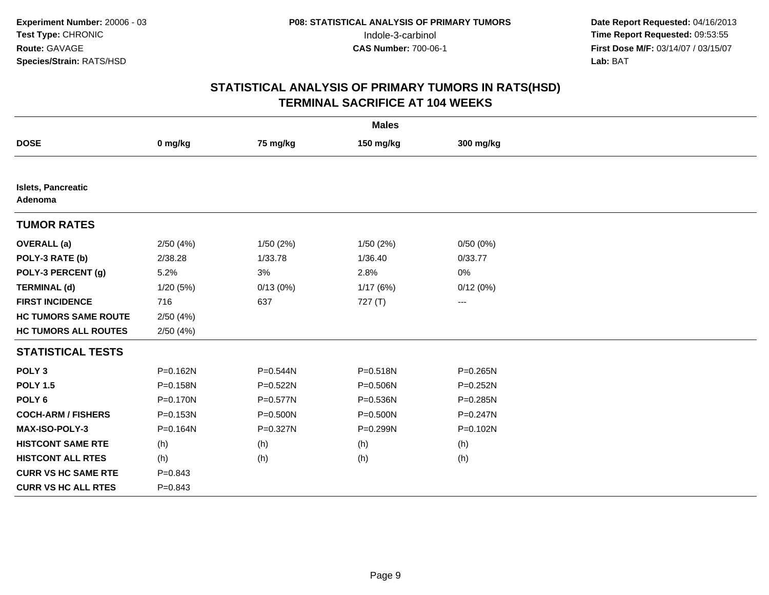**Experiment Number:** 20006 - 03
**Test Type:** CHRONIC
**Route:** GAVAGE
**Species/Strain:** RATS/HSD

**P08: STATISTICAL ANALYSIS OF PRIMARY TUMORS**
Indole-3-carbinol
**CAS Number:** 700-06-1

**Date Report Requested:** 04/16/2013
**Time Report Requested:** 09:53:55
**First Dose M/F:** 03/14/07 / 03/15/07
**Lab:** BAT

# STATISTICAL ANALYSIS OF PRIMARY TUMORS IN RATS(HSD)
## TERMINAL SACRIFICE AT 104 WEEKS

| | Males | | | |
|---|---|---|---|---|
| **DOSE** | **0 mg/kg** | **75 mg/kg** | **150 mg/kg** | **300 mg/kg** |
| **Islets, Pancreatic Adenoma** | | | | |
| **TUMOR RATES** | | | | |
| **OVERALL (a)** | 2/50 (4%) | 1/50 (2%) | 1/50 (2%) | 0/50 (0%) |
| **POLY-3 RATE (b)** | 2/38.28 | 1/33.78 | 1/36.40 | 0/33.77 |
| **POLY-3 PERCENT (g)** | 5.2% | 3% | 2.8% | 0% |
| **TERMINAL (d)** | 1/20 (5%) | 0/13 (0%) | 1/17 (6%) | 0/12 (0%) |
| **FIRST INCIDENCE** | 716 | 637 | 727 (T) | --- |
| **HC TUMORS SAME ROUTE** | 2/50 (4%) | | | |
| **HC TUMORS ALL ROUTES** | 2/50 (4%) | | | |
| **STATISTICAL TESTS** | | | | |
| **POLY 3** | P=0.162N | P=0.544N | P=0.518N | P=0.265N |
| **POLY 1.5** | P=0.158N | P=0.522N | P=0.506N | P=0.252N |
| **POLY 6** | P=0.170N | P=0.577N | P=0.536N | P=0.285N |
| **COCH-ARM / FISHERS** | P=0.153N | P=0.500N | P=0.500N | P=0.247N |
| **MAX-ISO-POLY-3** | P=0.164N | P=0.327N | P=0.299N | P=0.102N |
| **HISTCONT SAME RTE** | (h) | (h) | (h) | (h) |
| **HISTCONT ALL RTES** | (h) | (h) | (h) | (h) |
| **CURR VS HC SAME RTE** | P=0.843 | | | |
| **CURR VS HC ALL RTES** | P=0.843 | | | |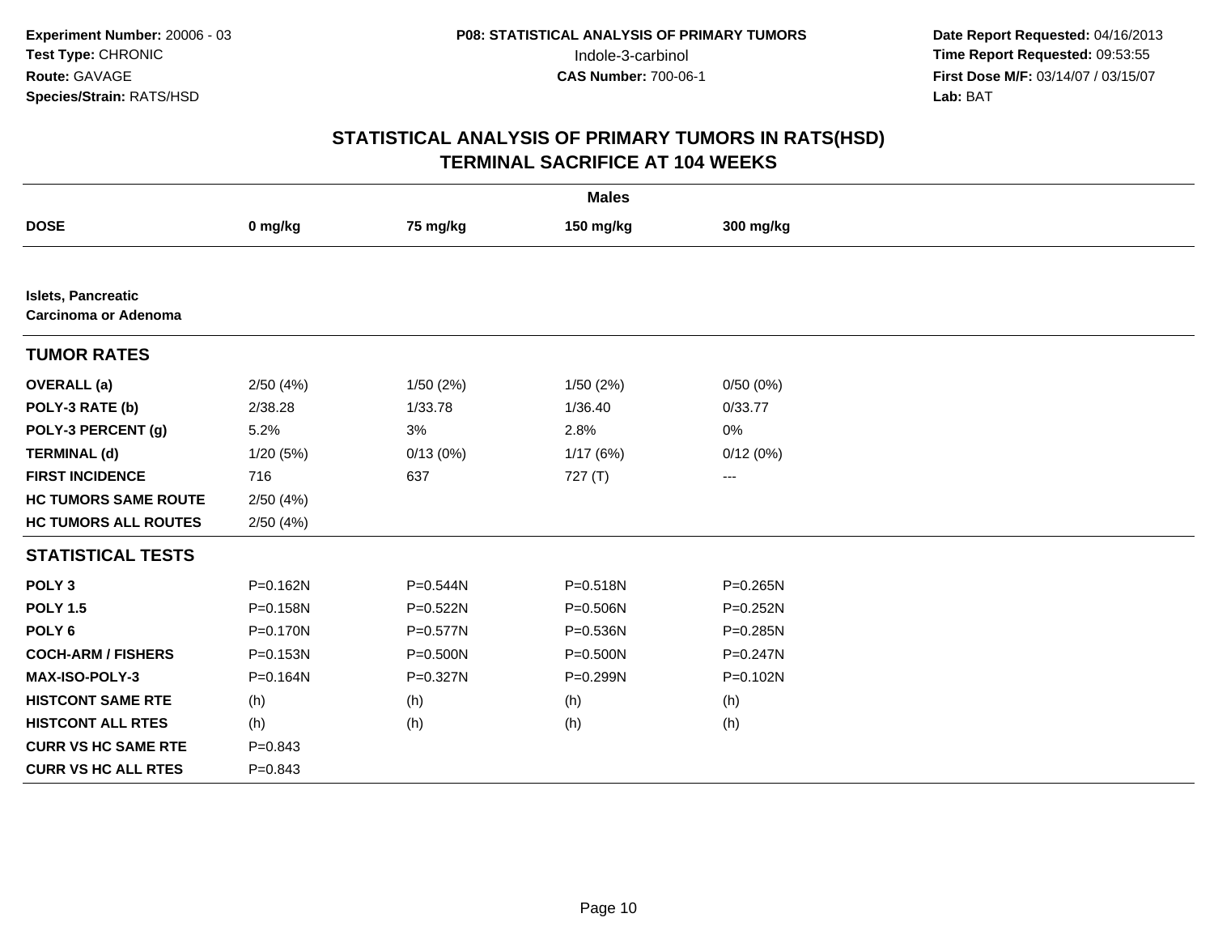Experiment Number: 20006 - 03
Test Type: CHRONIC
Route: GAVAGE
Species/Strain: RATS/HSD

P08: STATISTICAL ANALYSIS OF PRIMARY TUMORS
Indole-3-carbinol
CAS Number: 700-06-1

Date Report Requested: 04/16/2013
Time Report Requested: 09:53:55
First Dose M/F: 03/14/07 / 03/15/07
Lab: BAT

# STATISTICAL ANALYSIS OF PRIMARY TUMORS IN RATS(HSD) TERMINAL SACRIFICE AT 104 WEEKS

| | Males | | | |
|---|---|---|---|---|
| **DOSE** | **0 mg/kg** | **75 mg/kg** | **150 mg/kg** | **300 mg/kg** |
| **Islets, Pancreatic Carcinoma or Adenoma** | | | | |
| **TUMOR RATES** | | | | |
| **OVERALL (a)** | 2/50 (4%) | 1/50 (2%) | 1/50 (2%) | 0/50 (0%) |
| **POLY-3 RATE (b)** | 2/38.28 | 1/33.78 | 1/36.40 | 0/33.77 |
| **POLY-3 PERCENT (g)** | 5.2% | 3% | 2.8% | 0% |
| **TERMINAL (d)** | 1/20 (5%) | 0/13 (0%) | 1/17 (6%) | 0/12 (0%) |
| **FIRST INCIDENCE** | 716 | 637 | 727 (T) | --- |
| **HC TUMORS SAME ROUTE** | 2/50 (4%) | | | |
| **HC TUMORS ALL ROUTES** | 2/50 (4%) | | | |
| **STATISTICAL TESTS** | | | | |
| **POLY 3** | P=0.162N | P=0.544N | P=0.518N | P=0.265N |
| **POLY 1.5** | P=0.158N | P=0.522N | P=0.506N | P=0.252N |
| **POLY 6** | P=0.170N | P=0.577N | P=0.536N | P=0.285N |
| **COCH-ARM / FISHERS** | P=0.153N | P=0.500N | P=0.500N | P=0.247N |
| **MAX-ISO-POLY-3** | P=0.164N | P=0.327N | P=0.299N | P=0.102N |
| **HISTCONT SAME RTE** | (h) | (h) | (h) | (h) |
| **HISTCONT ALL RTES** | (h) | (h) | (h) | (h) |
| **CURR VS HC SAME RTE** | P=0.843 | | | |
| **CURR VS HC ALL RTES** | P=0.843 | | | |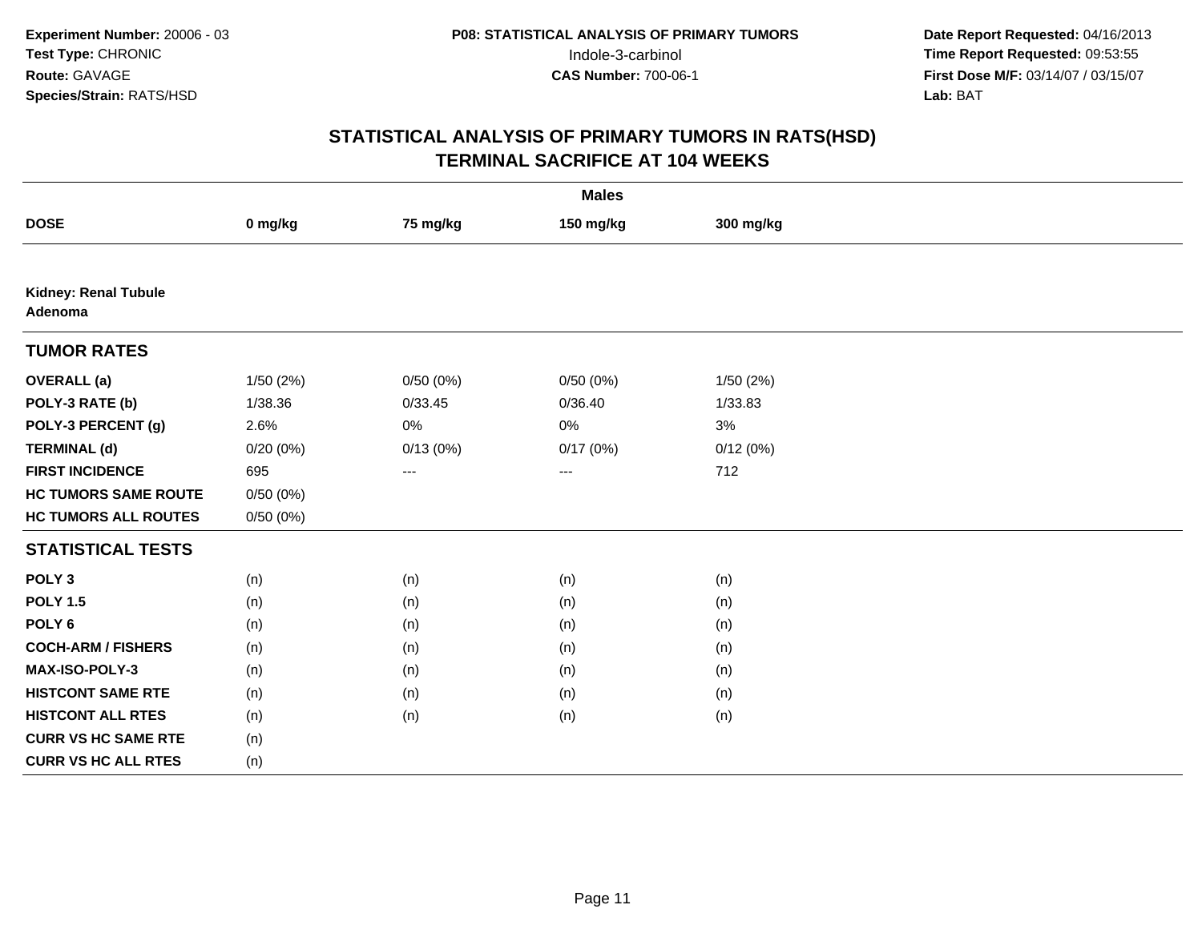Experiment Number: 20006 - 03
Test Type: CHRONIC
Route: GAVAGE
Species/Strain: RATS/HSD

P08: STATISTICAL ANALYSIS OF PRIMARY TUMORS
Indole-3-carbinol
CAS Number: 700-06-1

Date Report Requested: 04/16/2013
Time Report Requested: 09:53:55
First Dose M/F: 03/14/07 / 03/15/07
Lab: BAT

## STATISTICAL ANALYSIS OF PRIMARY TUMORS IN RATS(HSD)
## TERMINAL SACRIFICE AT 104 WEEKS

| Males | | | | |
|---|---|---|---|---|
| **DOSE** | **0 mg/kg** | **75 mg/kg** | **150 mg/kg** | **300 mg/kg** |
| **Kidney: Renal Tubule Adenoma** | | | | |
| **TUMOR RATES** | | | | |
| **OVERALL (a)** | 1/50 (2%) | 0/50 (0%) | 0/50 (0%) | 1/50 (2%) |
| **POLY-3 RATE (b)** | 1/38.36 | 0/33.45 | 0/36.40 | 1/33.83 |
| **POLY-3 PERCENT (g)** | 2.6% | 0% | 0% | 3% |
| **TERMINAL (d)** | 0/20 (0%) | 0/13 (0%) | 0/17 (0%) | 0/12 (0%) |
| **FIRST INCIDENCE** | 695 | --- | --- | 712 |
| **HC TUMORS SAME ROUTE** | 0/50 (0%) | | | |
| **HC TUMORS ALL ROUTES** | 0/50 (0%) | | | |
| **STATISTICAL TESTS** | | | | |
| **POLY 3** | (n) | (n) | (n) | (n) |
| **POLY 1.5** | (n) | (n) | (n) | (n) |
| **POLY 6** | (n) | (n) | (n) | (n) |
| **COCH-ARM / FISHERS** | (n) | (n) | (n) | (n) |
| **MAX-ISO-POLY-3** | (n) | (n) | (n) | (n) |
| **HISTCONT SAME RTE** | (n) | (n) | (n) | (n) |
| **HISTCONT ALL RTES** | (n) | (n) | (n) | (n) |
| **CURR VS HC SAME RTE** | (n) | | | |
| **CURR VS HC ALL RTES** | (n) | | | |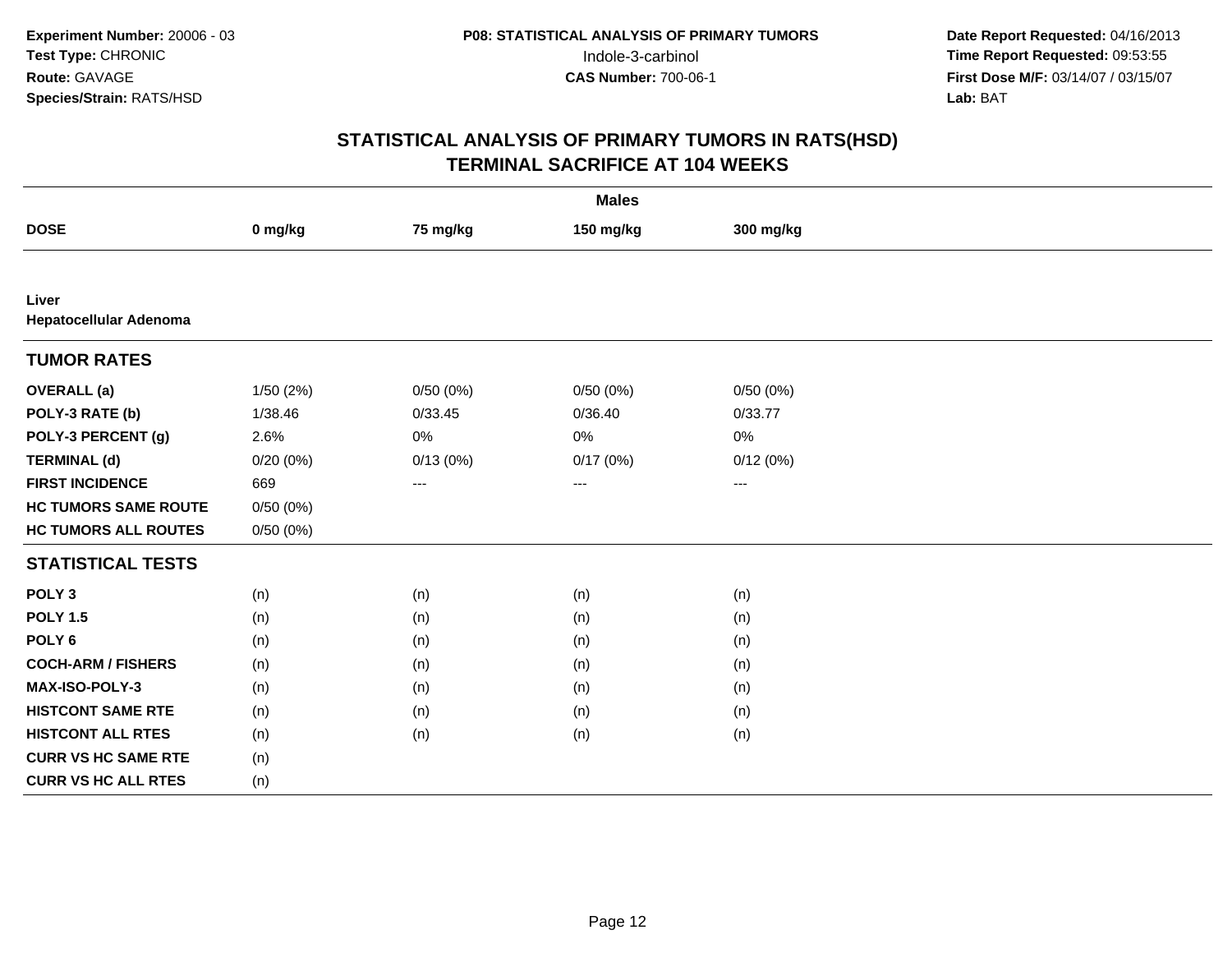Experiment Number: 20006 - 03
Test Type: CHRONIC
Route: GAVAGE
Species/Strain: RATS/HSD

P08: STATISTICAL ANALYSIS OF PRIMARY TUMORS
Indole-3-carbinol
CAS Number: 700-06-1

Date Report Requested: 04/16/2013
Time Report Requested: 09:53:55
First Dose M/F: 03/14/07 / 03/15/07
Lab: BAT

## STATISTICAL ANALYSIS OF PRIMARY TUMORS IN RATS(HSD)
## TERMINAL SACRIFICE AT 104 WEEKS

| | Males | | | |
|---|---|---|---|---|
| **DOSE** | **0 mg/kg** | **75 mg/kg** | **150 mg/kg** | **300 mg/kg** |
| **Liver** | | | | |
| **Hepatocellular Adenoma** | | | | |
| **TUMOR RATES** | | | | |
| **OVERALL (a)** | 1/50 (2%) | 0/50 (0%) | 0/50 (0%) | 0/50 (0%) |
| **POLY-3 RATE (b)** | 1/38.46 | 0/33.45 | 0/36.40 | 0/33.77 |
| **POLY-3 PERCENT (g)** | 2.6% | 0% | 0% | 0% |
| **TERMINAL (d)** | 0/20 (0%) | 0/13 (0%) | 0/17 (0%) | 0/12 (0%) |
| **FIRST INCIDENCE** | 669 | --- | --- | --- |
| **HC TUMORS SAME ROUTE** | 0/50 (0%) | | | |
| **HC TUMORS ALL ROUTES** | 0/50 (0%) | | | |
| **STATISTICAL TESTS** | | | | |
| **POLY 3** | (n) | (n) | (n) | (n) |
| **POLY 1.5** | (n) | (n) | (n) | (n) |
| **POLY 6** | (n) | (n) | (n) | (n) |
| **COCH-ARM / FISHERS** | (n) | (n) | (n) | (n) |
| **MAX-ISO-POLY-3** | (n) | (n) | (n) | (n) |
| **HISTCONT SAME RTE** | (n) | (n) | (n) | (n) |
| **HISTCONT ALL RTES** | (n) | (n) | (n) | (n) |
| **CURR VS HC SAME RTE** | (n) | | | |
| **CURR VS HC ALL RTES** | (n) | | | |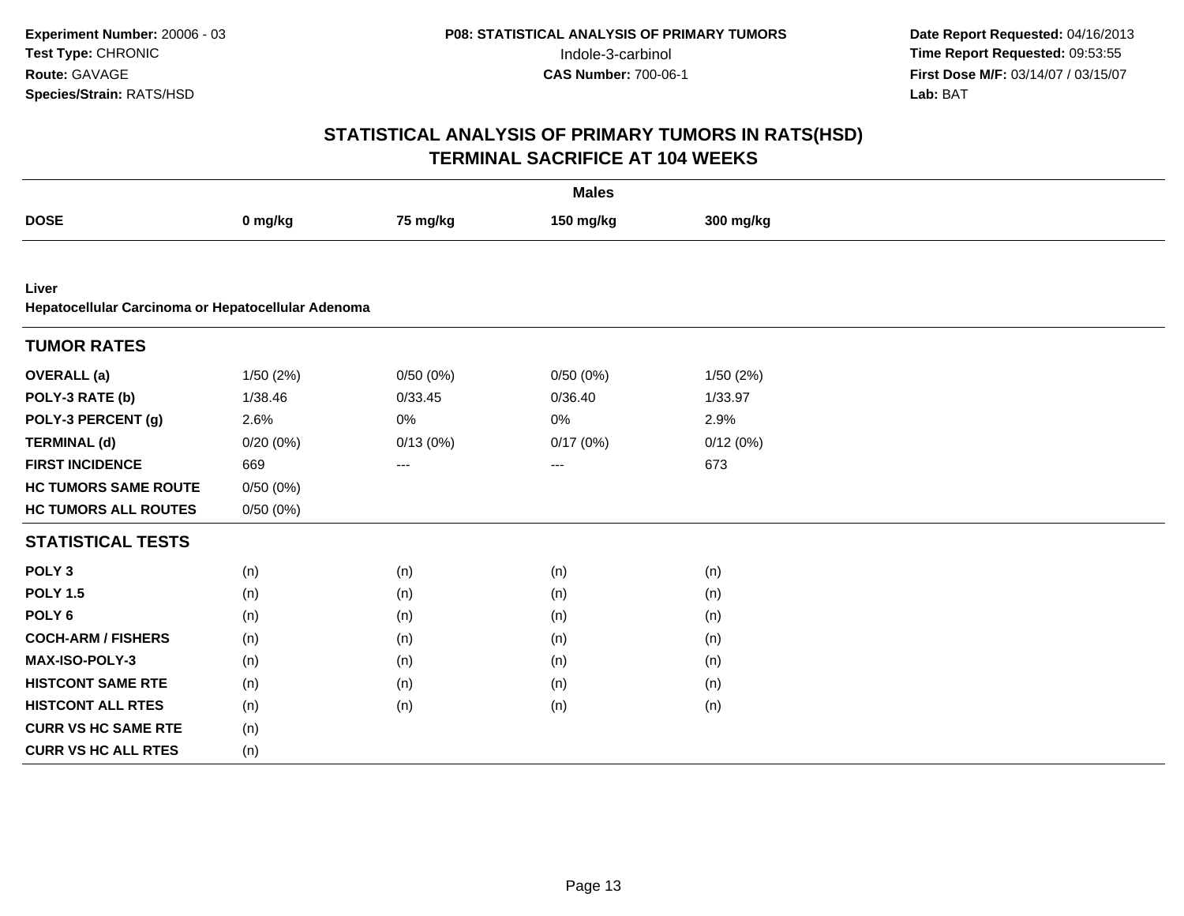**Experiment Number:** 20006 - 03
**Test Type:** CHRONIC
**Route:** GAVAGE
**Species/Strain:** RATS/HSD

**P08: STATISTICAL ANALYSIS OF PRIMARY TUMORS**
Indole-3-carbinol
**CAS Number:** 700-06-1

**Date Report Requested:** 04/16/2013
**Time Report Requested:** 09:53:55
**First Dose M/F:** 03/14/07 / 03/15/07
**Lab:** BAT

## STATISTICAL ANALYSIS OF PRIMARY TUMORS IN RATS(HSD)
## TERMINAL SACRIFICE AT 104 WEEKS

| | Males | | | |
|---|---|---|---|---|
| **DOSE** | **0 mg/kg** | **75 mg/kg** | **150 mg/kg** | **300 mg/kg** |
| **Liver** | | | | |
| **Hepatocellular Carcinoma or Hepatocellular Adenoma** | | | | |
| **TUMOR RATES** | | | | |
| **OVERALL (a)** | 1/50 (2%) | 0/50 (0%) | 0/50 (0%) | 1/50 (2%) |
| **POLY-3 RATE (b)** | 1/38.46 | 0/33.45 | 0/36.40 | 1/33.97 |
| **POLY-3 PERCENT (g)** | 2.6% | 0% | 0% | 2.9% |
| **TERMINAL (d)** | 0/20 (0%) | 0/13 (0%) | 0/17 (0%) | 0/12 (0%) |
| **FIRST INCIDENCE** | 669 | --- | --- | 673 |
| **HC TUMORS SAME ROUTE** | 0/50 (0%) | | | |
| **HC TUMORS ALL ROUTES** | 0/50 (0%) | | | |
| **STATISTICAL TESTS** | | | | |
| **POLY 3** | (n) | (n) | (n) | (n) |
| **POLY 1.5** | (n) | (n) | (n) | (n) |
| **POLY 6** | (n) | (n) | (n) | (n) |
| **COCH-ARM / FISHERS** | (n) | (n) | (n) | (n) |
| **MAX-ISO-POLY-3** | (n) | (n) | (n) | (n) |
| **HISTCONT SAME RTE** | (n) | (n) | (n) | (n) |
| **HISTCONT ALL RTES** | (n) | (n) | (n) | (n) |
| **CURR VS HC SAME RTE** | (n) | | | |
| **CURR VS HC ALL RTES** | (n) | | | |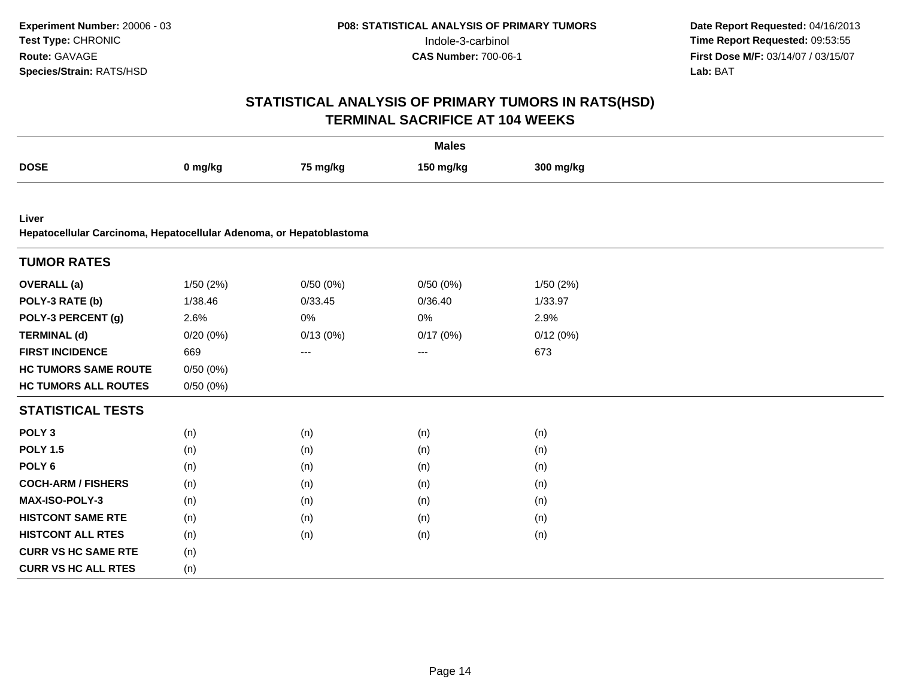Experiment Number: 20006 - 03
Test Type: CHRONIC
Route: GAVAGE
Species/Strain: RATS/HSD

P08: STATISTICAL ANALYSIS OF PRIMARY TUMORS
Indole-3-carbinol
CAS Number: 700-06-1

Date Report Requested: 04/16/2013
Time Report Requested: 09:53:55
First Dose M/F: 03/14/07 / 03/15/07
Lab: BAT

# STATISTICAL ANALYSIS OF PRIMARY TUMORS IN RATS(HSD)
# TERMINAL SACRIFICE AT 104 WEEKS

| | Males | | | |
|---|---|---|---|---|
| **DOSE** | **0 mg/kg** | **75 mg/kg** | **150 mg/kg** | **300 mg/kg** |
| **Liver** | | | | |
| **Hepatocellular Carcinoma, Hepatocellular Adenoma, or Hepatoblastoma** | | | | |
| **TUMOR RATES** | | | | |
| **OVERALL (a)** | 1/50 (2%) | 0/50 (0%) | 0/50 (0%) | 1/50 (2%) |
| **POLY-3 RATE (b)** | 1/38.46 | 0/33.45 | 0/36.40 | 1/33.97 |
| **POLY-3 PERCENT (g)** | 2.6% | 0% | 0% | 2.9% |
| **TERMINAL (d)** | 0/20 (0%) | 0/13 (0%) | 0/17 (0%) | 0/12 (0%) |
| **FIRST INCIDENCE** | 669 | --- | --- | 673 |
| **HC TUMORS SAME ROUTE** | 0/50 (0%) | | | |
| **HC TUMORS ALL ROUTES** | 0/50 (0%) | | | |
| **STATISTICAL TESTS** | | | | |
| **POLY 3** | (n) | (n) | (n) | (n) |
| **POLY 1.5** | (n) | (n) | (n) | (n) |
| **POLY 6** | (n) | (n) | (n) | (n) |
| **COCH-ARM / FISHERS** | (n) | (n) | (n) | (n) |
| **MAX-ISO-POLY-3** | (n) | (n) | (n) | (n) |
| **HISTCONT SAME RTE** | (n) | (n) | (n) | (n) |
| **HISTCONT ALL RTES** | (n) | (n) | (n) | (n) |
| **CURR VS HC SAME RTE** | (n) | | | |
| **CURR VS HC ALL RTES** | (n) | | | |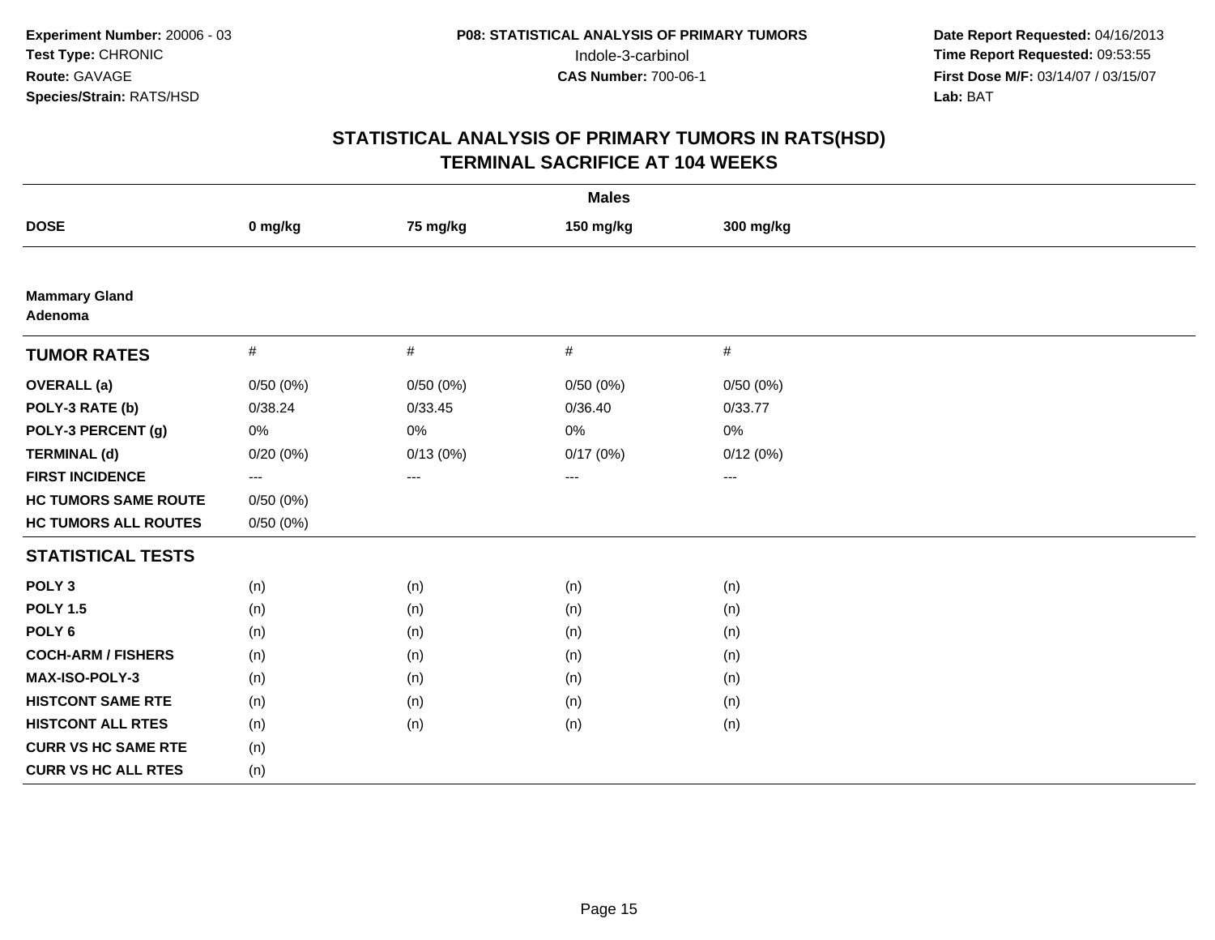Experiment Number: 20006 - 03
Test Type: CHRONIC
Route: GAVAGE
Species/Strain: RATS/HSD

P08: STATISTICAL ANALYSIS OF PRIMARY TUMORS
Indole-3-carbinol
CAS Number: 700-06-1

Date Report Requested: 04/16/2013
Time Report Requested: 09:53:55
First Dose M/F: 03/14/07 / 03/15/07
Lab: BAT

## STATISTICAL ANALYSIS OF PRIMARY TUMORS IN RATS(HSD)
## TERMINAL SACRIFICE AT 104 WEEKS

| | Males | | | |
|---|---|---|---|---|
| **DOSE** | **0 mg/kg** | **75 mg/kg** | **150 mg/kg** | **300 mg/kg** |
| **Mammary Gland Adenoma** | | | | |
| **TUMOR RATES** | # | # | # | # |
| **OVERALL (a)** | 0/50 (0%) | 0/50 (0%) | 0/50 (0%) | 0/50 (0%) |
| **POLY-3 RATE (b)** | 0/38.24 | 0/33.45 | 0/36.40 | 0/33.77 |
| **POLY-3 PERCENT (g)** | 0% | 0% | 0% | 0% |
| **TERMINAL (d)** | 0/20 (0%) | 0/13 (0%) | 0/17 (0%) | 0/12 (0%) |
| **FIRST INCIDENCE** | --- | --- | --- | --- |
| **HC TUMORS SAME ROUTE** | 0/50 (0%) | | | |
| **HC TUMORS ALL ROUTES** | 0/50 (0%) | | | |
| **STATISTICAL TESTS** | | | | |
| **POLY 3** | (n) | (n) | (n) | (n) |
| **POLY 1.5** | (n) | (n) | (n) | (n) |
| **POLY 6** | (n) | (n) | (n) | (n) |
| **COCH-ARM / FISHERS** | (n) | (n) | (n) | (n) |
| **MAX-ISO-POLY-3** | (n) | (n) | (n) | (n) |
| **HISTCONT SAME RTE** | (n) | (n) | (n) | (n) |
| **HISTCONT ALL RTES** | (n) | (n) | (n) | (n) |
| **CURR VS HC SAME RTE** | (n) | | | |
| **CURR VS HC ALL RTES** | (n) | | | |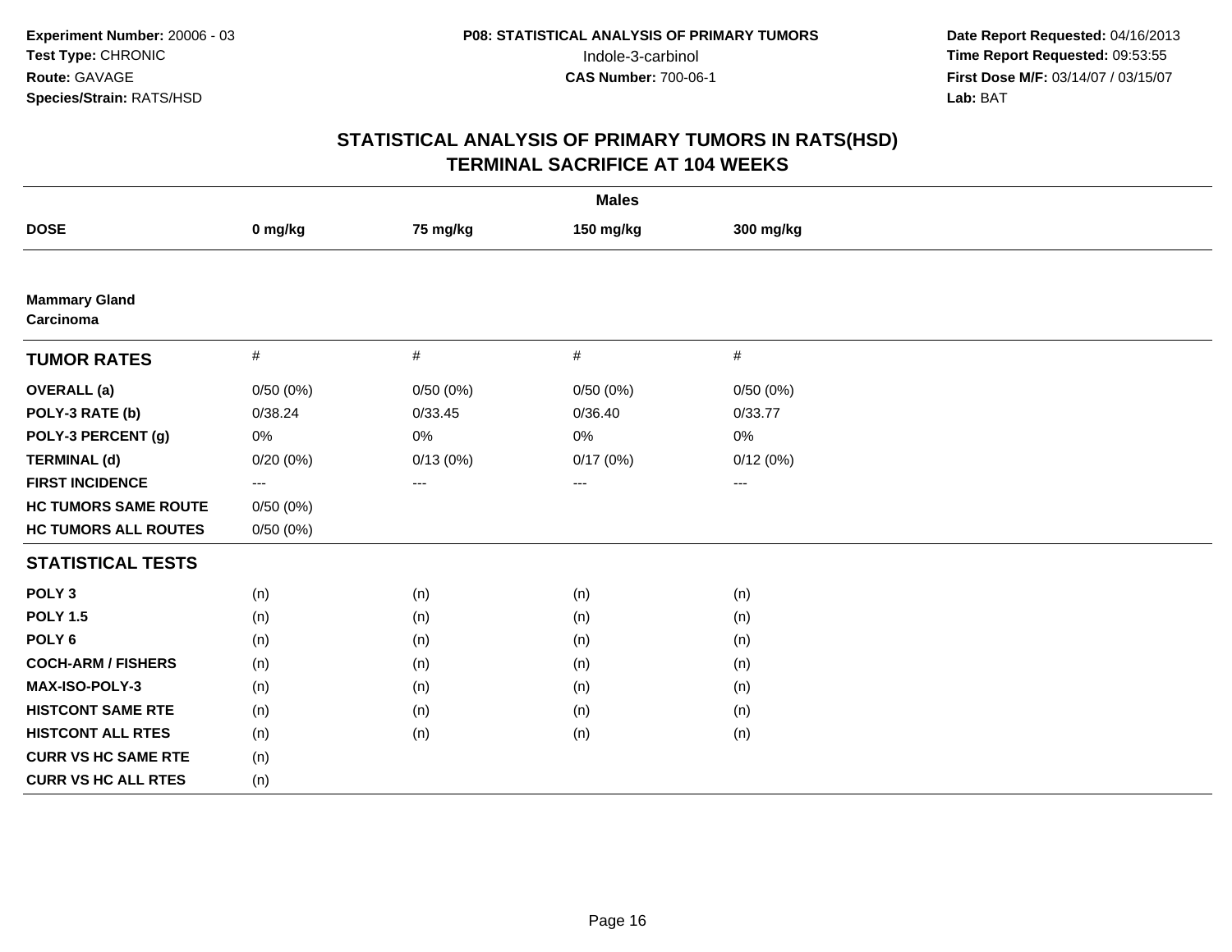**Experiment Number:** 20006 - 03
**Test Type:** CHRONIC
**Route:** GAVAGE
**Species/Strain:** RATS/HSD

**P08: STATISTICAL ANALYSIS OF PRIMARY TUMORS**
Indole-3-carbinol
**CAS Number:** 700-06-1

**Date Report Requested:** 04/16/2013
**Time Report Requested:** 09:53:55
**First Dose M/F:** 03/14/07 / 03/15/07
**Lab:** BAT

## STATISTICAL ANALYSIS OF PRIMARY TUMORS IN RATS(HSD)
## TERMINAL SACRIFICE AT 104 WEEKS

| | Males | | | |
|---|---|---|---|---|
| **DOSE** | **0 mg/kg** | **75 mg/kg** | **150 mg/kg** | **300 mg/kg** |
| **Mammary Gland** | | | | |
| **Carcinoma** | | | | |
| **TUMOR RATES** | # | # | # | # |
| **OVERALL (a)** | 0/50 (0%) | 0/50 (0%) | 0/50 (0%) | 0/50 (0%) |
| **POLY-3 RATE (b)** | 0/38.24 | 0/33.45 | 0/36.40 | 0/33.77 |
| **POLY-3 PERCENT (g)** | 0% | 0% | 0% | 0% |
| **TERMINAL (d)** | 0/20 (0%) | 0/13 (0%) | 0/17 (0%) | 0/12 (0%) |
| **FIRST INCIDENCE** | --- | --- | --- | --- |
| **HC TUMORS SAME ROUTE** | 0/50 (0%) | | | |
| **HC TUMORS ALL ROUTES** | 0/50 (0%) | | | |
| **STATISTICAL TESTS** | | | | |
| **POLY 3** | (n) | (n) | (n) | (n) |
| **POLY 1.5** | (n) | (n) | (n) | (n) |
| **POLY 6** | (n) | (n) | (n) | (n) |
| **COCH-ARM / FISHERS** | (n) | (n) | (n) | (n) |
| **MAX-ISO-POLY-3** | (n) | (n) | (n) | (n) |
| **HISTCONT SAME RTE** | (n) | (n) | (n) | (n) |
| **HISTCONT ALL RTES** | (n) | (n) | (n) | (n) |
| **CURR VS HC SAME RTE** | (n) | | | |
| **CURR VS HC ALL RTES** | (n) | | | |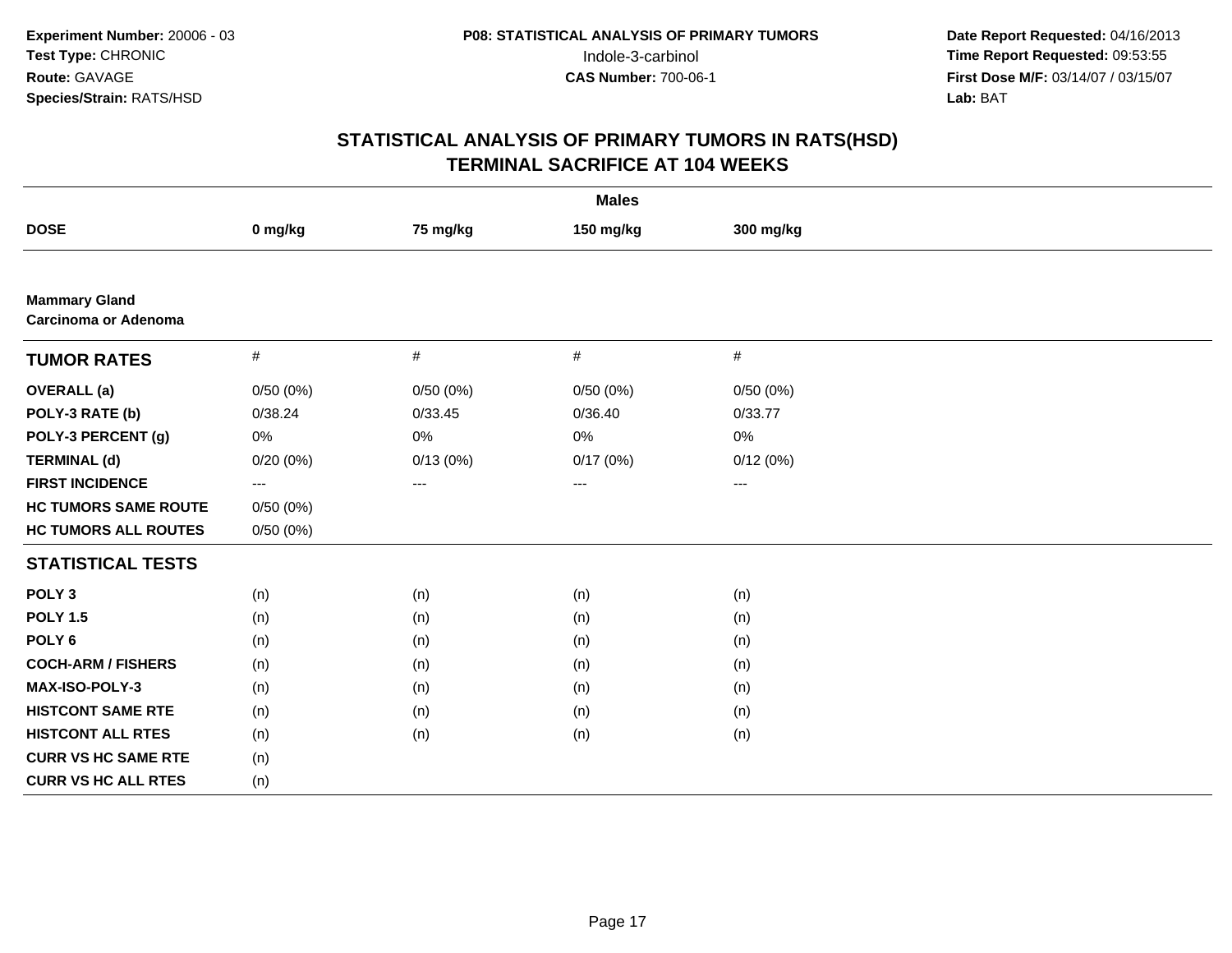Experiment Number: 20006 - 03
Test Type: CHRONIC
Route: GAVAGE
Species/Strain: RATS/HSD

P08: STATISTICAL ANALYSIS OF PRIMARY TUMORS
Indole-3-carbinol
CAS Number: 700-06-1

Date Report Requested: 04/16/2013
Time Report Requested: 09:53:55
First Dose M/F: 03/14/07 / 03/15/07
Lab: BAT

## STATISTICAL ANALYSIS OF PRIMARY TUMORS IN RATS(HSD)
## TERMINAL SACRIFICE AT 104 WEEKS

| | Males | | | |
|---|---|---|---|---|
| **DOSE** | **0 mg/kg** | **75 mg/kg** | **150 mg/kg** | **300 mg/kg** |
| **Mammary Gland** | | | | |
| **Carcinoma or Adenoma** | | | | |
| **TUMOR RATES** | # | # | # | # |
| **OVERALL (a)** | 0/50 (0%) | 0/50 (0%) | 0/50 (0%) | 0/50 (0%) |
| **POLY-3 RATE (b)** | 0/38.24 | 0/33.45 | 0/36.40 | 0/33.77 |
| **POLY-3 PERCENT (g)** | 0% | 0% | 0% | 0% |
| **TERMINAL (d)** | 0/20 (0%) | 0/13 (0%) | 0/17 (0%) | 0/12 (0%) |
| **FIRST INCIDENCE** | --- | --- | --- | --- |
| **HC TUMORS SAME ROUTE** | 0/50 (0%) | | | |
| **HC TUMORS ALL ROUTES** | 0/50 (0%) | | | |
| **STATISTICAL TESTS** | | | | |
| **POLY 3** | (n) | (n) | (n) | (n) |
| **POLY 1.5** | (n) | (n) | (n) | (n) |
| **POLY 6** | (n) | (n) | (n) | (n) |
| **COCH-ARM / FISHERS** | (n) | (n) | (n) | (n) |
| **MAX-ISO-POLY-3** | (n) | (n) | (n) | (n) |
| **HISTCONT SAME RTE** | (n) | (n) | (n) | (n) |
| **HISTCONT ALL RTES** | (n) | (n) | (n) | (n) |
| **CURR VS HC SAME RTE** | (n) | | | |
| **CURR VS HC ALL RTES** | (n) | | | |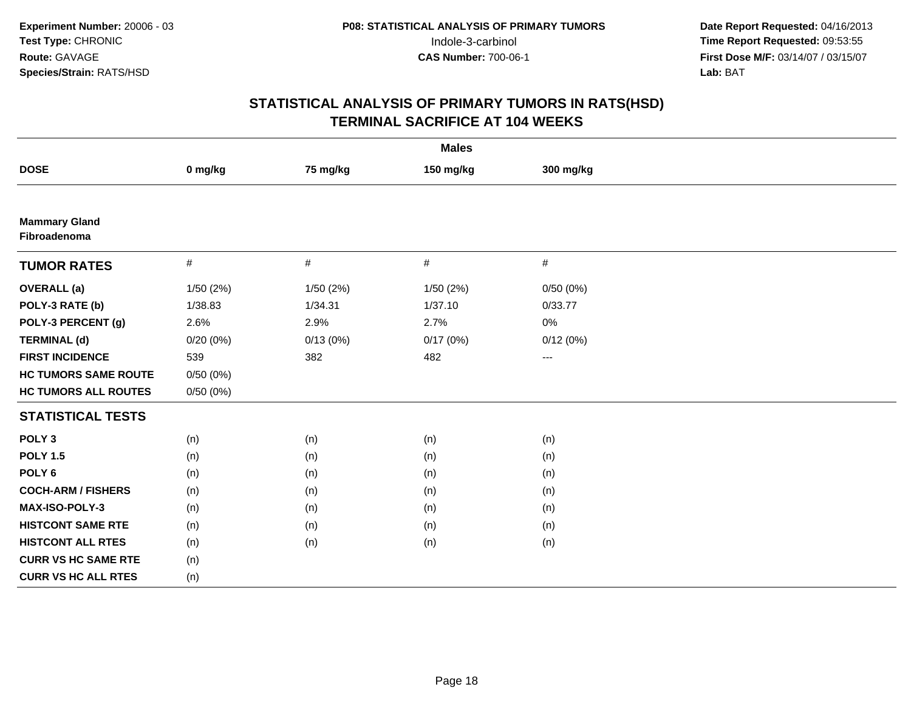**Experiment Number:** 20006 - 03
**Test Type:** CHRONIC
**Route:** GAVAGE
**Species/Strain:** RATS/HSD

**P08: STATISTICAL ANALYSIS OF PRIMARY TUMORS**
Indole-3-carbinol
**CAS Number:** 700-06-1

**Date Report Requested:** 04/16/2013
**Time Report Requested:** 09:53:55
**First Dose M/F:** 03/14/07 / 03/15/07
**Lab:** BAT

## STATISTICAL ANALYSIS OF PRIMARY TUMORS IN RATS(HSD)
## TERMINAL SACRIFICE AT 104 WEEKS

| | Males | | | |
|---|---|---|---|---|
| **DOSE** | **0 mg/kg** | **75 mg/kg** | **150 mg/kg** | **300 mg/kg** |
| **Mammary Gland**<br>**Fibroadenoma** | | | | |
| **TUMOR RATES** | # | # | # | # |
| **OVERALL (a)** | 1/50 (2%) | 1/50 (2%) | 1/50 (2%) | 0/50 (0%) |
| **POLY-3 RATE (b)** | 1/38.83 | 1/34.31 | 1/37.10 | 0/33.77 |
| **POLY-3 PERCENT (g)** | 2.6% | 2.9% | 2.7% | 0% |
| **TERMINAL (d)** | 0/20 (0%) | 0/13 (0%) | 0/17 (0%) | 0/12 (0%) |
| **FIRST INCIDENCE** | 539 | 382 | 482 | --- |
| **HC TUMORS SAME ROUTE** | 0/50 (0%) | | | |
| **HC TUMORS ALL ROUTES** | 0/50 (0%) | | | |
| **STATISTICAL TESTS** | | | | |
| **POLY 3** | (n) | (n) | (n) | (n) |
| **POLY 1.5** | (n) | (n) | (n) | (n) |
| **POLY 6** | (n) | (n) | (n) | (n) |
| **COCH-ARM / FISHERS** | (n) | (n) | (n) | (n) |
| **MAX-ISO-POLY-3** | (n) | (n) | (n) | (n) |
| **HISTCONT SAME RTE** | (n) | (n) | (n) | (n) |
| **HISTCONT ALL RTES** | (n) | (n) | (n) | (n) |
| **CURR VS HC SAME RTE** | (n) | | | |
| **CURR VS HC ALL RTES** | (n) | | | |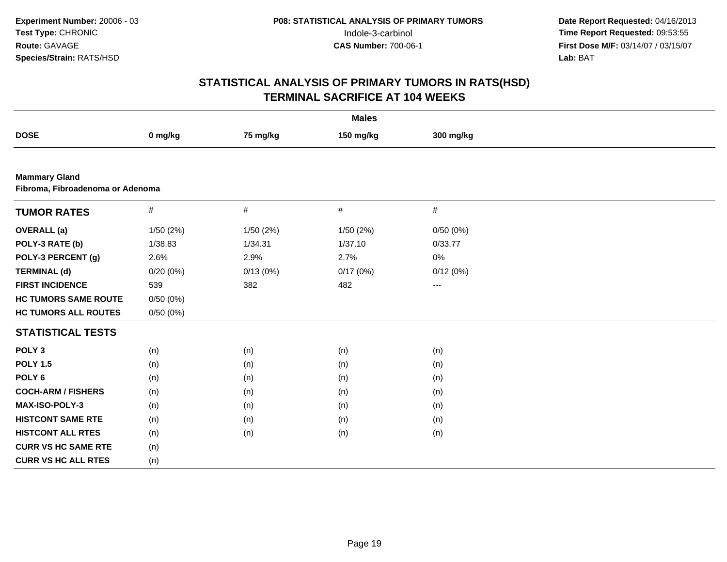**Experiment Number:** 20006 - 03
**Test Type:** CHRONIC
**Route:** GAVAGE
**Species/Strain:** RATS/HSD

**P08: STATISTICAL ANALYSIS OF PRIMARY TUMORS**
Indole-3-carbinol
**CAS Number:** 700-06-1

**Date Report Requested:** 04/16/2013
**Time Report Requested:** 09:53:55
**First Dose M/F:** 03/14/07 / 03/15/07
**Lab:** BAT

## STATISTICAL ANALYSIS OF PRIMARY TUMORS IN RATS(HSD)
## TERMINAL SACRIFICE AT 104 WEEKS

| Males | | | | |
|---|---|---|---|---|
| **DOSE** | **0 mg/kg** | **75 mg/kg** | **150 mg/kg** | **300 mg/kg** |
| **Mammary Gland** | | | | |
| **Fibroma, Fibroadenoma or Adenoma** | | | | |
| **TUMOR RATES** | # | # | # | # |
| **OVERALL (a)** | 1/50 (2%) | 1/50 (2%) | 1/50 (2%) | 0/50 (0%) |
| **POLY-3 RATE (b)** | 1/38.83 | 1/34.31 | 1/37.10 | 0/33.77 |
| **POLY-3 PERCENT (g)** | 2.6% | 2.9% | 2.7% | 0% |
| **TERMINAL (d)** | 0/20 (0%) | 0/13 (0%) | 0/17 (0%) | 0/12 (0%) |
| **FIRST INCIDENCE** | 539 | 382 | 482 | --- |
| **HC TUMORS SAME ROUTE** | 0/50 (0%) | | | |
| **HC TUMORS ALL ROUTES** | 0/50 (0%) | | | |
| **STATISTICAL TESTS** | | | | |
| **POLY 3** | (n) | (n) | (n) | (n) |
| **POLY 1.5** | (n) | (n) | (n) | (n) |
| **POLY 6** | (n) | (n) | (n) | (n) |
| **COCH-ARM / FISHERS** | (n) | (n) | (n) | (n) |
| **MAX-ISO-POLY-3** | (n) | (n) | (n) | (n) |
| **HISTCONT SAME RTE** | (n) | (n) | (n) | (n) |
| **HISTCONT ALL RTES** | (n) | (n) | (n) | (n) |
| **CURR VS HC SAME RTE** | (n) | | | |
| **CURR VS HC ALL RTES** | (n) | | | |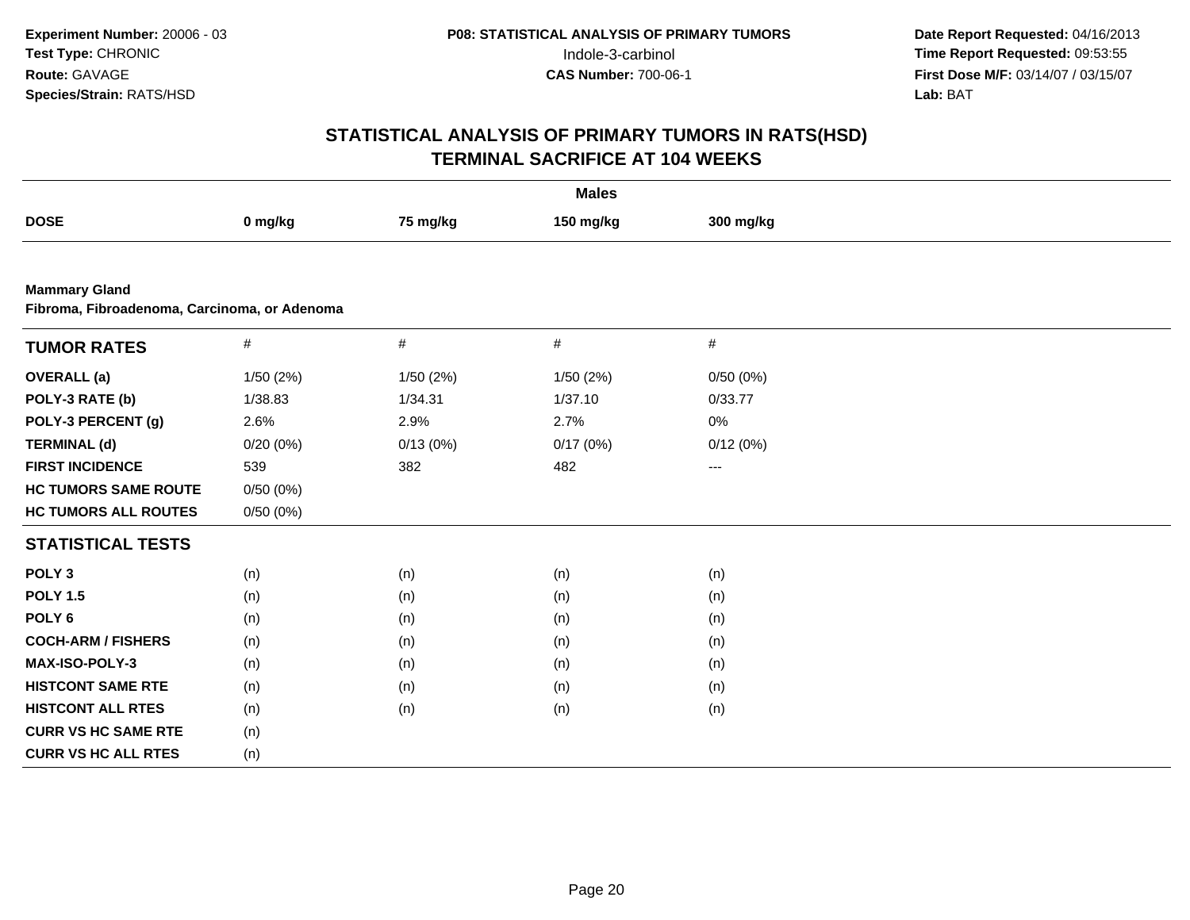Experiment Number: 20006 - 03
Test Type: CHRONIC
Route: GAVAGE
Species/Strain: RATS/HSD

P08: STATISTICAL ANALYSIS OF PRIMARY TUMORS
Indole-3-carbinol
CAS Number: 700-06-1

Date Report Requested: 04/16/2013
Time Report Requested: 09:53:55
First Dose M/F: 03/14/07 / 03/15/07
Lab: BAT

# STATISTICAL ANALYSIS OF PRIMARY TUMORS IN RATS(HSD) TERMINAL SACRIFICE AT 104 WEEKS

| | Males | | | |
|---|---|---|---|---|
| **DOSE** | **0 mg/kg** | **75 mg/kg** | **150 mg/kg** | **300 mg/kg** |

**Mammary Gland**
**Fibroma, Fibroadenoma, Carcinoma, or Adenoma**

| **TUMOR RATES** | # | # | # | # |
|---|---|---|---|---|
| **OVERALL (a)** | 1/50 (2%) | 1/50 (2%) | 1/50 (2%) | 0/50 (0%) |
| **POLY-3 RATE (b)** | 1/38.83 | 1/34.31 | 1/37.10 | 0/33.77 |
| **POLY-3 PERCENT (g)** | 2.6% | 2.9% | 2.7% | 0% |
| **TERMINAL (d)** | 0/20 (0%) | 0/13 (0%) | 0/17 (0%) | 0/12 (0%) |
| **FIRST INCIDENCE** | 539 | 382 | 482 | --- |
| **HC TUMORS SAME ROUTE** | 0/50 (0%) | | | |
| **HC TUMORS ALL ROUTES** | 0/50 (0%) | | | |
| **STATISTICAL TESTS** | | | | |
| **POLY 3** | (n) | (n) | (n) | (n) |
| **POLY 1.5** | (n) | (n) | (n) | (n) |
| **POLY 6** | (n) | (n) | (n) | (n) |
| **COCH-ARM / FISHERS** | (n) | (n) | (n) | (n) |
| **MAX-ISO-POLY-3** | (n) | (n) | (n) | (n) |
| **HISTCONT SAME RTE** | (n) | (n) | (n) | (n) |
| **HISTCONT ALL RTES** | (n) | (n) | (n) | (n) |
| **CURR VS HC SAME RTE** | (n) | | | |
| **CURR VS HC ALL RTES** | (n) | | | |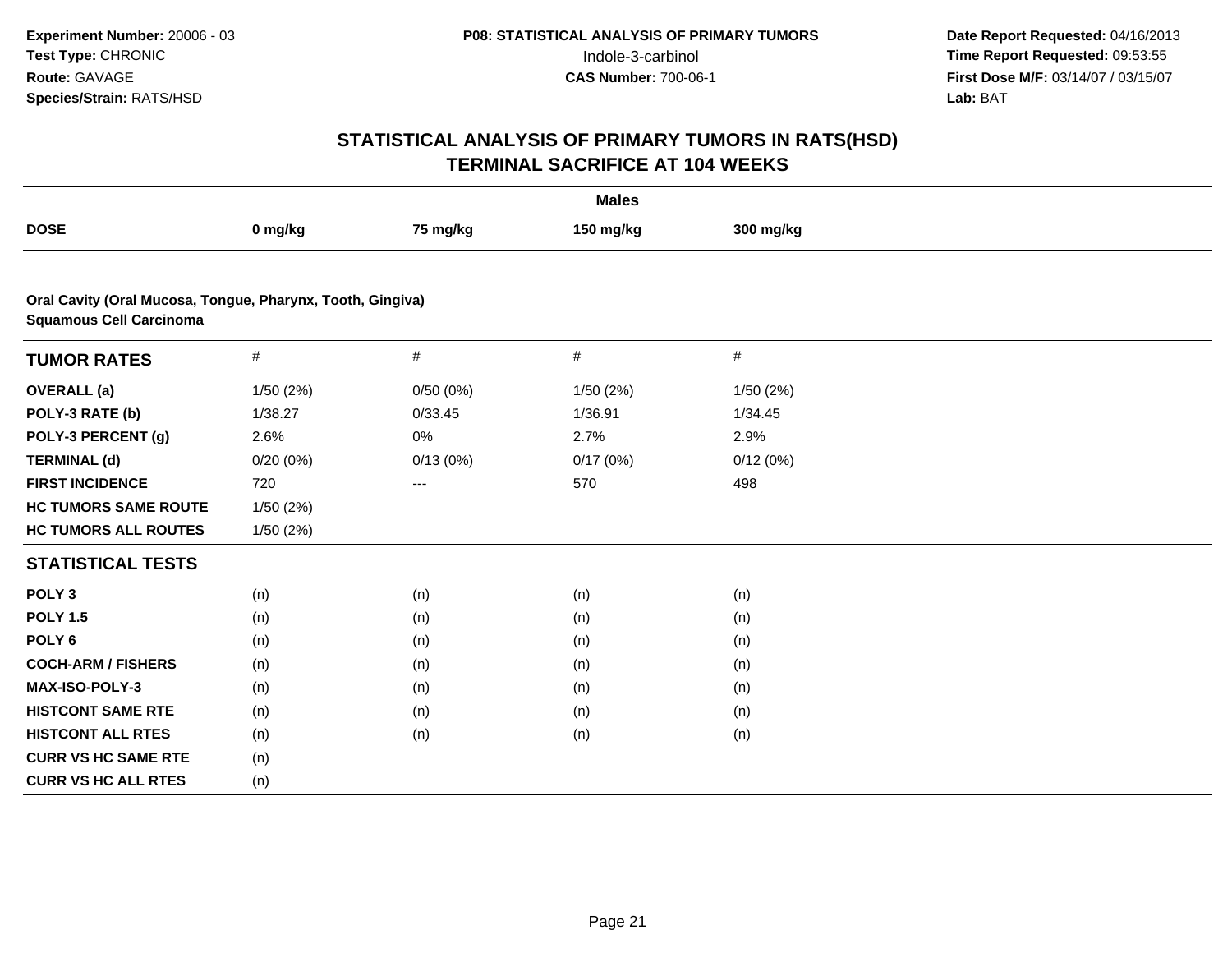**Experiment Number:** 20006 - 03
**Test Type:** CHRONIC
**Route:** GAVAGE
**Species/Strain:** RATS/HSD

**P08: STATISTICAL ANALYSIS OF PRIMARY TUMORS**
Indole-3-carbinol
**CAS Number:** 700-06-1

**Date Report Requested:** 04/16/2013
**Time Report Requested:** 09:53:55
**First Dose M/F:** 03/14/07 / 03/15/07
**Lab:** BAT

# STATISTICAL ANALYSIS OF PRIMARY TUMORS IN RATS(HSD)
## TERMINAL SACRIFICE AT 104 WEEKS

**Males**

| DOSE | 0 mg/kg | 75 mg/kg | 150 mg/kg | 300 mg/kg |
|---|---|---|---|---|

**Oral Cavity (Oral Mucosa, Tongue, Pharynx, Tooth, Gingiva)**
**Squamous Cell Carcinoma**

| TUMOR RATES | # | # | # | # |
|---|---|---|---|---|
| **OVERALL (a)** | 1/50 (2%) | 0/50 (0%) | 1/50 (2%) | 1/50 (2%) |
| **POLY-3 RATE (b)** | 1/38.27 | 0/33.45 | 1/36.91 | 1/34.45 |
| **POLY-3 PERCENT (g)** | 2.6% | 0% | 2.7% | 2.9% |
| **TERMINAL (d)** | 0/20 (0%) | 0/13 (0%) | 0/17 (0%) | 0/12 (0%) |
| **FIRST INCIDENCE** | 720 | --- | 570 | 498 |
| **HC TUMORS SAME ROUTE** | 1/50 (2%) | | | |
| **HC TUMORS ALL ROUTES** | 1/50 (2%) | | | |
| **STATISTICAL TESTS** | | | | |
| **POLY 3** | (n) | (n) | (n) | (n) |
| **POLY 1.5** | (n) | (n) | (n) | (n) |
| **POLY 6** | (n) | (n) | (n) | (n) |
| **COCH-ARM / FISHERS** | (n) | (n) | (n) | (n) |
| **MAX-ISO-POLY-3** | (n) | (n) | (n) | (n) |
| **HISTCONT SAME RTE** | (n) | (n) | (n) | (n) |
| **HISTCONT ALL RTES** | (n) | (n) | (n) | (n) |
| **CURR VS HC SAME RTE** | (n) | | | |
| **CURR VS HC ALL RTES** | (n) | | | |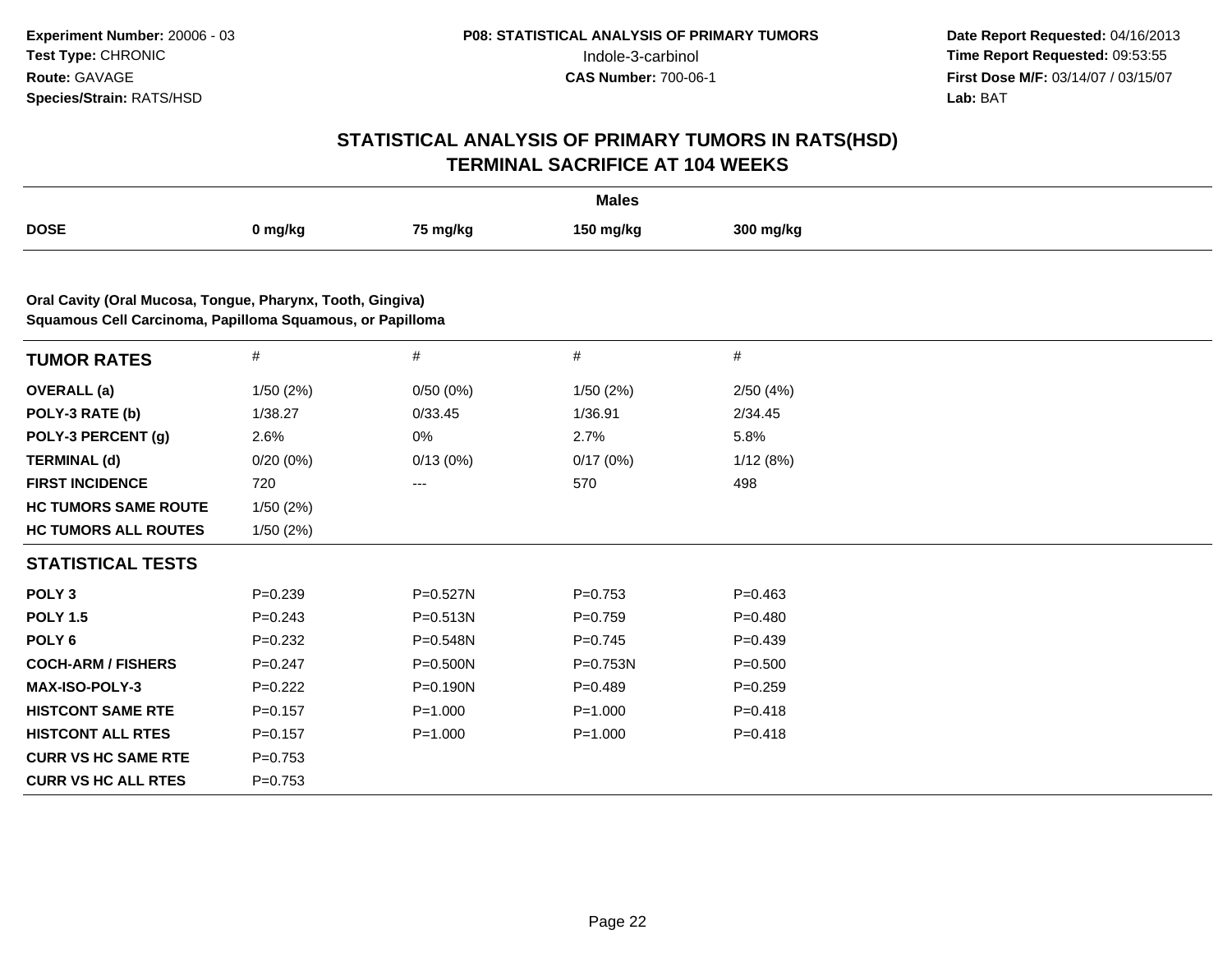Experiment Number: 20006 - 03
Test Type: CHRONIC
Route: GAVAGE
Species/Strain: RATS/HSD

**P08: STATISTICAL ANALYSIS OF PRIMARY TUMORS**
Indole-3-carbinol
**CAS Number:** 700-06-1

Date Report Requested: 04/16/2013
Time Report Requested: 09:53:55
First Dose M/F: 03/14/07 / 03/15/07
Lab: BAT

## STATISTICAL ANALYSIS OF PRIMARY TUMORS IN RATS(HSD)
## TERMINAL SACRIFICE AT 104 WEEKS

| | Males | | | |
|---|---|---|---|---|
| **DOSE** | **0 mg/kg** | **75 mg/kg** | **150 mg/kg** | **300 mg/kg** |

**Oral Cavity (Oral Mucosa, Tongue, Pharynx, Tooth, Gingiva)**
**Squamous Cell Carcinoma, Papilloma Squamous, or Papilloma**

| **TUMOR RATES** | # | # | # | # |
|---|---|---|---|---|
| **OVERALL (a)** | 1/50 (2%) | 0/50 (0%) | 1/50 (2%) | 2/50 (4%) |
| **POLY-3 RATE (b)** | 1/38.27 | 0/33.45 | 1/36.91 | 2/34.45 |
| **POLY-3 PERCENT (g)** | 2.6% | 0% | 2.7% | 5.8% |
| **TERMINAL (d)** | 0/20 (0%) | 0/13 (0%) | 0/17 (0%) | 1/12 (8%) |
| **FIRST INCIDENCE** | 720 | --- | 570 | 498 |
| **HC TUMORS SAME ROUTE** | 1/50 (2%) | | | |
| **HC TUMORS ALL ROUTES** | 1/50 (2%) | | | |
| **STATISTICAL TESTS** | | | | |
| **POLY 3** | P=0.239 | P=0.527N | P=0.753 | P=0.463 |
| **POLY 1.5** | P=0.243 | P=0.513N | P=0.759 | P=0.480 |
| **POLY 6** | P=0.232 | P=0.548N | P=0.745 | P=0.439 |
| **COCH-ARM / FISHERS** | P=0.247 | P=0.500N | P=0.753N | P=0.500 |
| **MAX-ISO-POLY-3** | P=0.222 | P=0.190N | P=0.489 | P=0.259 |
| **HISTCONT SAME RTE** | P=0.157 | P=1.000 | P=1.000 | P=0.418 |
| **HISTCONT ALL RTES** | P=0.157 | P=1.000 | P=1.000 | P=0.418 |
| **CURR VS HC SAME RTE** | P=0.753 | | | |
| **CURR VS HC ALL RTES** | P=0.753 | | | |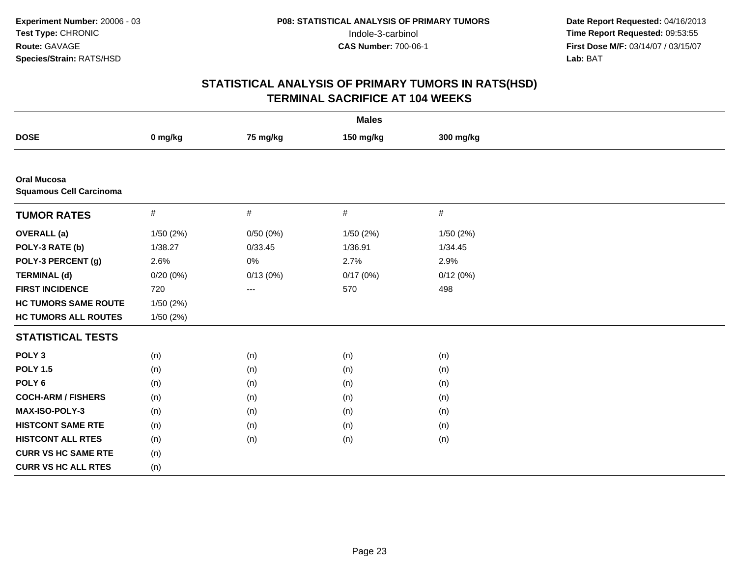**Experiment Number:** 20006 - 03
**Test Type:** CHRONIC
**Route:** GAVAGE
**Species/Strain:** RATS/HSD

**P08: STATISTICAL ANALYSIS OF PRIMARY TUMORS**
Indole-3-carbinol
**CAS Number:** 700-06-1

**Date Report Requested:** 04/16/2013
**Time Report Requested:** 09:53:55
**First Dose M/F:** 03/14/07 / 03/15/07
**Lab:** BAT

## STATISTICAL ANALYSIS OF PRIMARY TUMORS IN RATS(HSD)
## TERMINAL SACRIFICE AT 104 WEEKS

| | Males | | | |
|---|---|---|---|---|
| **DOSE** | **0 mg/kg** | **75 mg/kg** | **150 mg/kg** | **300 mg/kg** |
| **Oral Mucosa** | | | | |
| **Squamous Cell Carcinoma** | | | | |
| **TUMOR RATES** | # | # | # | # |
| **OVERALL (a)** | 1/50 (2%) | 0/50 (0%) | 1/50 (2%) | 1/50 (2%) |
| **POLY-3 RATE (b)** | 1/38.27 | 0/33.45 | 1/36.91 | 1/34.45 |
| **POLY-3 PERCENT (g)** | 2.6% | 0% | 2.7% | 2.9% |
| **TERMINAL (d)** | 0/20 (0%) | 0/13 (0%) | 0/17 (0%) | 0/12 (0%) |
| **FIRST INCIDENCE** | 720 | --- | 570 | 498 |
| **HC TUMORS SAME ROUTE** | 1/50 (2%) | | | |
| **HC TUMORS ALL ROUTES** | 1/50 (2%) | | | |
| **STATISTICAL TESTS** | | | | |
| **POLY 3** | (n) | (n) | (n) | (n) |
| **POLY 1.5** | (n) | (n) | (n) | (n) |
| **POLY 6** | (n) | (n) | (n) | (n) |
| **COCH-ARM / FISHERS** | (n) | (n) | (n) | (n) |
| **MAX-ISO-POLY-3** | (n) | (n) | (n) | (n) |
| **HISTCONT SAME RTE** | (n) | (n) | (n) | (n) |
| **HISTCONT ALL RTES** | (n) | (n) | (n) | (n) |
| **CURR VS HC SAME RTE** | (n) | | | |
| **CURR VS HC ALL RTES** | (n) | | | |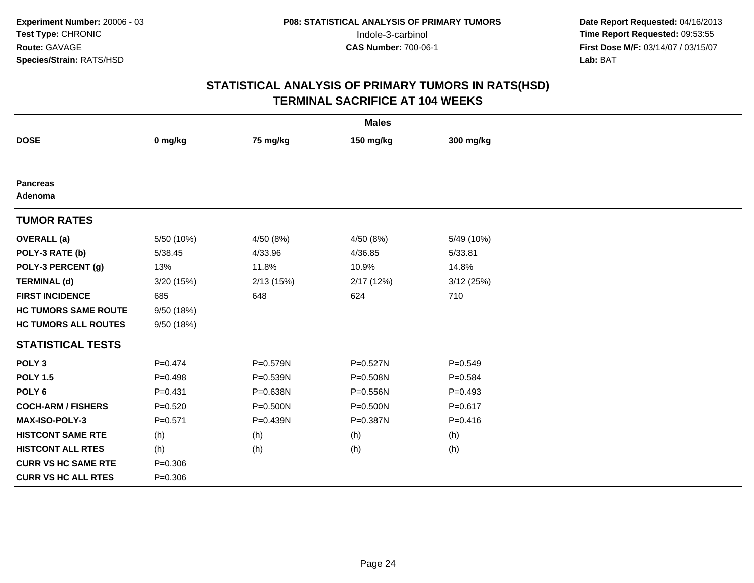**Experiment Number:** 20006 - 03
**Test Type:** CHRONIC
**Route:** GAVAGE
**Species/Strain:** RATS/HSD

**P08: STATISTICAL ANALYSIS OF PRIMARY TUMORS**
Indole-3-carbinol
**CAS Number:** 700-06-1

**Date Report Requested:** 04/16/2013
**Time Report Requested:** 09:53:55
**First Dose M/F:** 03/14/07 / 03/15/07
**Lab:** BAT

## STATISTICAL ANALYSIS OF PRIMARY TUMORS IN RATS(HSD) TERMINAL SACRIFICE AT 104 WEEKS

| | Males | | | |
|---|---|---|---|---|
| **DOSE** | **0 mg/kg** | **75 mg/kg** | **150 mg/kg** | **300 mg/kg** |
| **Pancreas** | | | | |
| **Adenoma** | | | | |
| **TUMOR RATES** | | | | |
| **OVERALL (a)** | 5/50 (10%) | 4/50 (8%) | 4/50 (8%) | 5/49 (10%) |
| **POLY-3 RATE (b)** | 5/38.45 | 4/33.96 | 4/36.85 | 5/33.81 |
| **POLY-3 PERCENT (g)** | 13% | 11.8% | 10.9% | 14.8% |
| **TERMINAL (d)** | 3/20 (15%) | 2/13 (15%) | 2/17 (12%) | 3/12 (25%) |
| **FIRST INCIDENCE** | 685 | 648 | 624 | 710 |
| **HC TUMORS SAME ROUTE** | 9/50 (18%) | | | |
| **HC TUMORS ALL ROUTES** | 9/50 (18%) | | | |
| **STATISTICAL TESTS** | | | | |
| **POLY 3** | P=0.474 | P=0.579N | P=0.527N | P=0.549 |
| **POLY 1.5** | P=0.498 | P=0.539N | P=0.508N | P=0.584 |
| **POLY 6** | P=0.431 | P=0.638N | P=0.556N | P=0.493 |
| **COCH-ARM / FISHERS** | P=0.520 | P=0.500N | P=0.500N | P=0.617 |
| **MAX-ISO-POLY-3** | P=0.571 | P=0.439N | P=0.387N | P=0.416 |
| **HISTCONT SAME RTE** | (h) | (h) | (h) | (h) |
| **HISTCONT ALL RTES** | (h) | (h) | (h) | (h) |
| **CURR VS HC SAME RTE** | P=0.306 | | | |
| **CURR VS HC ALL RTES** | P=0.306 | | | |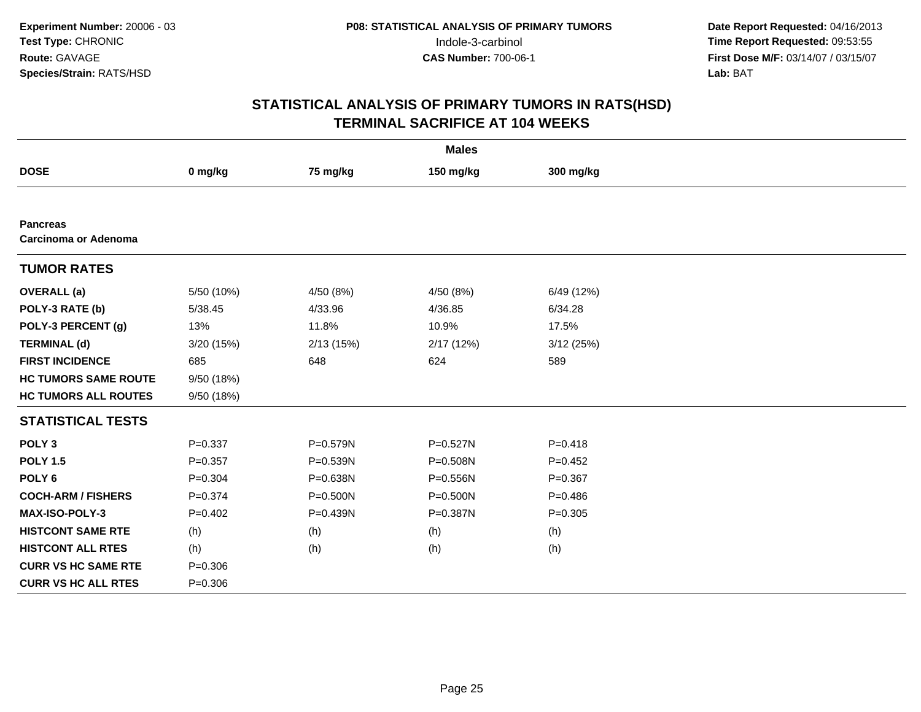**Experiment Number:** 20006 - 03
**Test Type:** CHRONIC
**Route:** GAVAGE
**Species/Strain:** RATS/HSD

**P08: STATISTICAL ANALYSIS OF PRIMARY TUMORS**
Indole-3-carbinol
**CAS Number:** 700-06-1

**Date Report Requested:** 04/16/2013
**Time Report Requested:** 09:53:55
**First Dose M/F:** 03/14/07 / 03/15/07
**Lab:** BAT

## STATISTICAL ANALYSIS OF PRIMARY TUMORS IN RATS(HSD)
## TERMINAL SACRIFICE AT 104 WEEKS

| | Males | | | |
|---|---|---|---|---|
| **DOSE** | **0 mg/kg** | **75 mg/kg** | **150 mg/kg** | **300 mg/kg** |
| **Pancreas** | | | | |
| **Carcinoma or Adenoma** | | | | |
| **TUMOR RATES** | | | | |
| **OVERALL (a)** | 5/50 (10%) | 4/50 (8%) | 4/50 (8%) | 6/49 (12%) |
| **POLY-3 RATE (b)** | 5/38.45 | 4/33.96 | 4/36.85 | 6/34.28 |
| **POLY-3 PERCENT (g)** | 13% | 11.8% | 10.9% | 17.5% |
| **TERMINAL (d)** | 3/20 (15%) | 2/13 (15%) | 2/17 (12%) | 3/12 (25%) |
| **FIRST INCIDENCE** | 685 | 648 | 624 | 589 |
| **HC TUMORS SAME ROUTE** | 9/50 (18%) | | | |
| **HC TUMORS ALL ROUTES** | 9/50 (18%) | | | |
| **STATISTICAL TESTS** | | | | |
| **POLY 3** | P=0.337 | P=0.579N | P=0.527N | P=0.418 |
| **POLY 1.5** | P=0.357 | P=0.539N | P=0.508N | P=0.452 |
| **POLY 6** | P=0.304 | P=0.638N | P=0.556N | P=0.367 |
| **COCH-ARM / FISHERS** | P=0.374 | P=0.500N | P=0.500N | P=0.486 |
| **MAX-ISO-POLY-3** | P=0.402 | P=0.439N | P=0.387N | P=0.305 |
| **HISTCONT SAME RTE** | (h) | (h) | (h) | (h) |
| **HISTCONT ALL RTES** | (h) | (h) | (h) | (h) |
| **CURR VS HC SAME RTE** | P=0.306 | | | |
| **CURR VS HC ALL RTES** | P=0.306 | | | |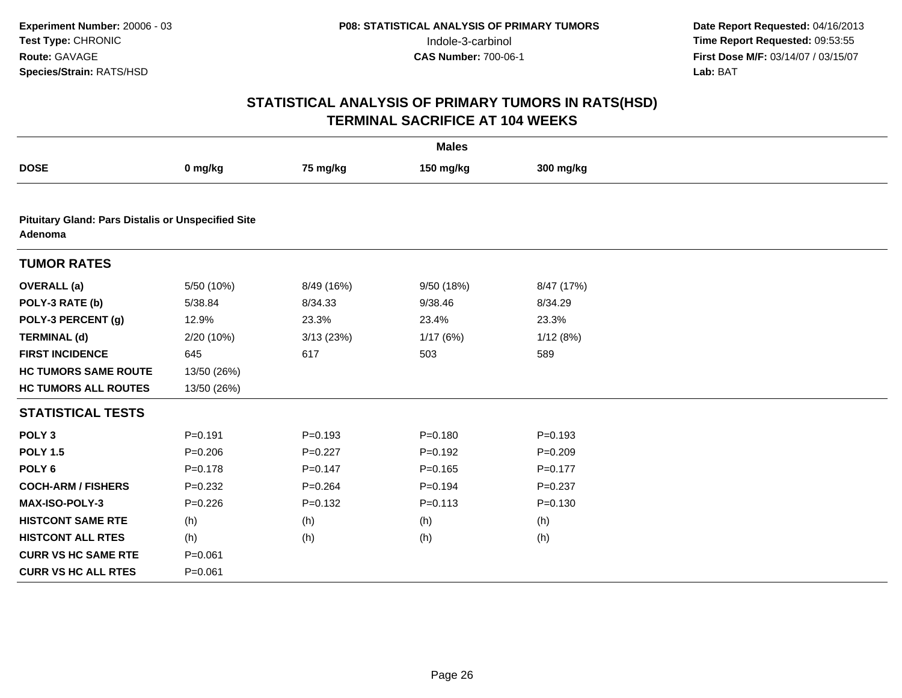**Experiment Number:** 20006 - 03
**Test Type:** CHRONIC
**Route:** GAVAGE
**Species/Strain:** RATS/HSD

**P08: STATISTICAL ANALYSIS OF PRIMARY TUMORS**
Indole-3-carbinol
**CAS Number:** 700-06-1

**Date Report Requested:** 04/16/2013
**Time Report Requested:** 09:53:55
**First Dose M/F:** 03/14/07 / 03/15/07
**Lab:** BAT

## STATISTICAL ANALYSIS OF PRIMARY TUMORS IN RATS(HSD)
## TERMINAL SACRIFICE AT 104 WEEKS

| | Males | | | |
|---|---|---|---|---|
| **DOSE** | **0 mg/kg** | **75 mg/kg** | **150 mg/kg** | **300 mg/kg** |
| **Pituitary Gland: Pars Distalis or Unspecified Site Adenoma** | | | | |
| **TUMOR RATES** | | | | |
| **OVERALL (a)** | 5/50 (10%) | 8/49 (16%) | 9/50 (18%) | 8/47 (17%) |
| **POLY-3 RATE (b)** | 5/38.84 | 8/34.33 | 9/38.46 | 8/34.29 |
| **POLY-3 PERCENT (g)** | 12.9% | 23.3% | 23.4% | 23.3% |
| **TERMINAL (d)** | 2/20 (10%) | 3/13 (23%) | 1/17 (6%) | 1/12 (8%) |
| **FIRST INCIDENCE** | 645 | 617 | 503 | 589 |
| **HC TUMORS SAME ROUTE** | 13/50 (26%) | | | |
| **HC TUMORS ALL ROUTES** | 13/50 (26%) | | | |
| **STATISTICAL TESTS** | | | | |
| **POLY 3** | P=0.191 | P=0.193 | P=0.180 | P=0.193 |
| **POLY 1.5** | P=0.206 | P=0.227 | P=0.192 | P=0.209 |
| **POLY 6** | P=0.178 | P=0.147 | P=0.165 | P=0.177 |
| **COCH-ARM / FISHERS** | P=0.232 | P=0.264 | P=0.194 | P=0.237 |
| **MAX-ISO-POLY-3** | P=0.226 | P=0.132 | P=0.113 | P=0.130 |
| **HISTCONT SAME RTE** | (h) | (h) | (h) | (h) |
| **HISTCONT ALL RTES** | (h) | (h) | (h) | (h) |
| **CURR VS HC SAME RTE** | P=0.061 | | | |
| **CURR VS HC ALL RTES** | P=0.061 | | | |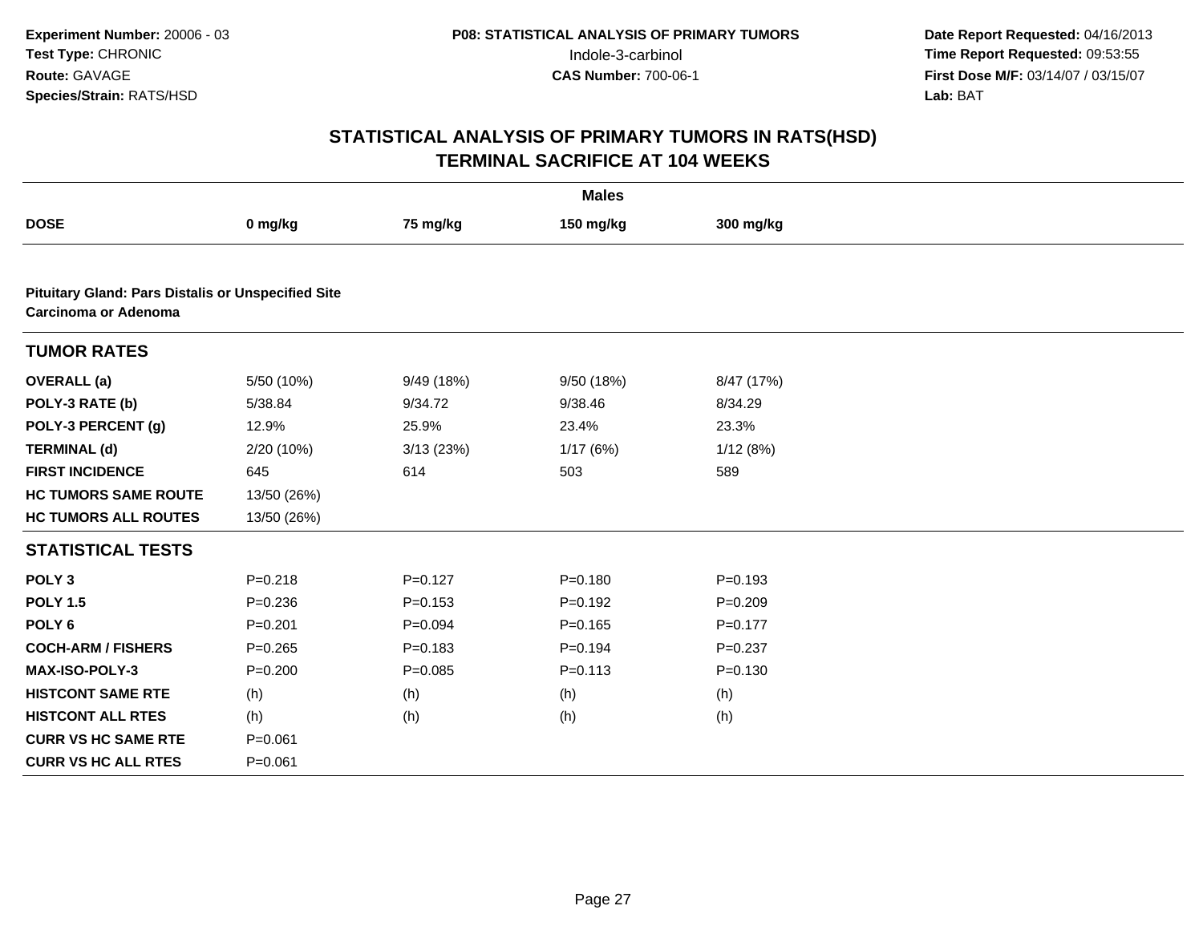**Experiment Number:** 20006 - 03
**Test Type:** CHRONIC
**Route:** GAVAGE
**Species/Strain:** RATS/HSD

**P08: STATISTICAL ANALYSIS OF PRIMARY TUMORS**
Indole-3-carbinol
**CAS Number:** 700-06-1

**Date Report Requested:** 04/16/2013
**Time Report Requested:** 09:53:55
**First Dose M/F:** 03/14/07 / 03/15/07
**Lab:** BAT

# STATISTICAL ANALYSIS OF PRIMARY TUMORS IN RATS(HSD)
## TERMINAL SACRIFICE AT 104 WEEKS

| | Males | | | |
|---|---|---|---|---|
| **DOSE** | **0 mg/kg** | **75 mg/kg** | **150 mg/kg** | **300 mg/kg** |
| **Pituitary Gland: Pars Distalis or Unspecified Site** | | | | |
| **Carcinoma or Adenoma** | | | | |
| **TUMOR RATES** | | | | |
| **OVERALL (a)** | 5/50 (10%) | 9/49 (18%) | 9/50 (18%) | 8/47 (17%) |
| **POLY-3 RATE (b)** | 5/38.84 | 9/34.72 | 9/38.46 | 8/34.29 |
| **POLY-3 PERCENT (g)** | 12.9% | 25.9% | 23.4% | 23.3% |
| **TERMINAL (d)** | 2/20 (10%) | 3/13 (23%) | 1/17 (6%) | 1/12 (8%) |
| **FIRST INCIDENCE** | 645 | 614 | 503 | 589 |
| **HC TUMORS SAME ROUTE** | 13/50 (26%) | | | |
| **HC TUMORS ALL ROUTES** | 13/50 (26%) | | | |
| **STATISTICAL TESTS** | | | | |
| **POLY 3** | P=0.218 | P=0.127 | P=0.180 | P=0.193 |
| **POLY 1.5** | P=0.236 | P=0.153 | P=0.192 | P=0.209 |
| **POLY 6** | P=0.201 | P=0.094 | P=0.165 | P=0.177 |
| **COCH-ARM / FISHERS** | P=0.265 | P=0.183 | P=0.194 | P=0.237 |
| **MAX-ISO-POLY-3** | P=0.200 | P=0.085 | P=0.113 | P=0.130 |
| **HISTCONT SAME RTE** | (h) | (h) | (h) | (h) |
| **HISTCONT ALL RTES** | (h) | (h) | (h) | (h) |
| **CURR VS HC SAME RTE** | P=0.061 | | | |
| **CURR VS HC ALL RTES** | P=0.061 | | | |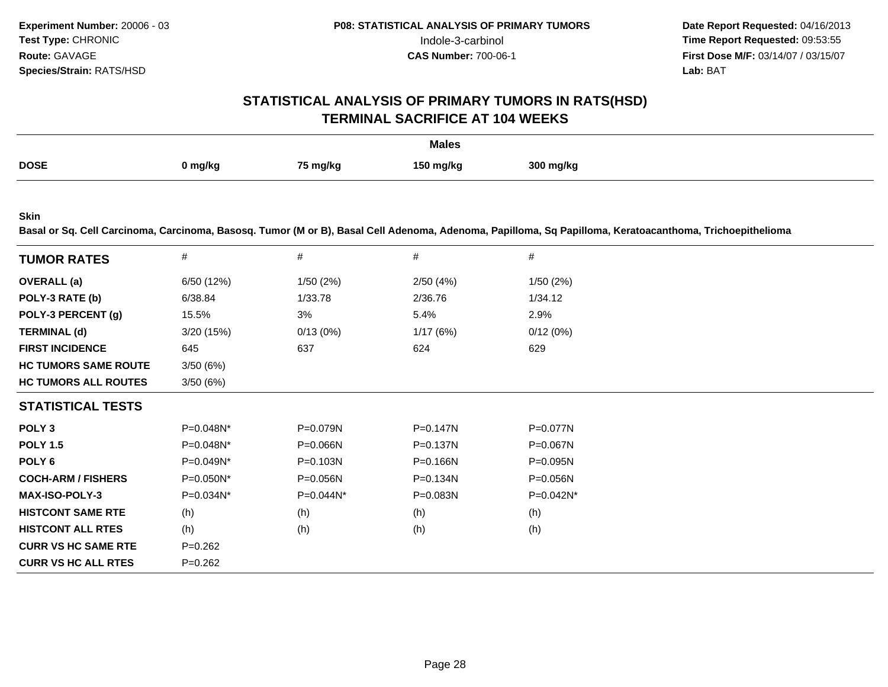Experiment Number: 20006 - 03
Test Type: CHRONIC
Route: GAVAGE
Species/Strain: RATS/HSD

P08: STATISTICAL ANALYSIS OF PRIMARY TUMORS
Indole-3-carbinol
CAS Number: 700-06-1

Date Report Requested: 04/16/2013
Time Report Requested: 09:53:55
First Dose M/F: 03/14/07 / 03/15/07
Lab: BAT

# STATISTICAL ANALYSIS OF PRIMARY TUMORS IN RATS(HSD)
## TERMINAL SACRIFICE AT 104 WEEKS

**Males**

| DOSE | 0 mg/kg | 75 mg/kg | 150 mg/kg | 300 mg/kg |
|---|---|---|---|---|

**Skin**

**Basal or Sq. Cell Carcinoma, Carcinoma, Basosq. Tumor (M or B), Basal Cell Adenoma, Adenoma, Papilloma, Sq Papilloma, Keratoacanthoma, Trichoepithelioma**

| TUMOR RATES | # | # | # | # |
|---|---|---|---|---|
| OVERALL (a) | 6/50 (12%) | 1/50 (2%) | 2/50 (4%) | 1/50 (2%) |
| POLY-3 RATE (b) | 6/38.84 | 1/33.78 | 2/36.76 | 1/34.12 |
| POLY-3 PERCENT (g) | 15.5% | 3% | 5.4% | 2.9% |
| TERMINAL (d) | 3/20 (15%) | 0/13 (0%) | 1/17 (6%) | 0/12 (0%) |
| FIRST INCIDENCE | 645 | 637 | 624 | 629 |
| HC TUMORS SAME ROUTE | 3/50 (6%) | | | |
| HC TUMORS ALL ROUTES | 3/50 (6%) | | | |
| **STATISTICAL TESTS** | | | | |
| POLY 3 | P=0.048N* | P=0.079N | P=0.147N | P=0.077N |
| POLY 1.5 | P=0.048N* | P=0.066N | P=0.137N | P=0.067N |
| POLY 6 | P=0.049N* | P=0.103N | P=0.166N | P=0.095N |
| COCH-ARM / FISHERS | P=0.050N* | P=0.056N | P=0.134N | P=0.056N |
| MAX-ISO-POLY-3 | P=0.034N* | P=0.044N* | P=0.083N | P=0.042N* |
| HISTCONT SAME RTE | (h) | (h) | (h) | (h) |
| HISTCONT ALL RTES | (h) | (h) | (h) | (h) |
| CURR VS HC SAME RTE | P=0.262 | | | |
| CURR VS HC ALL RTES | P=0.262 | | | |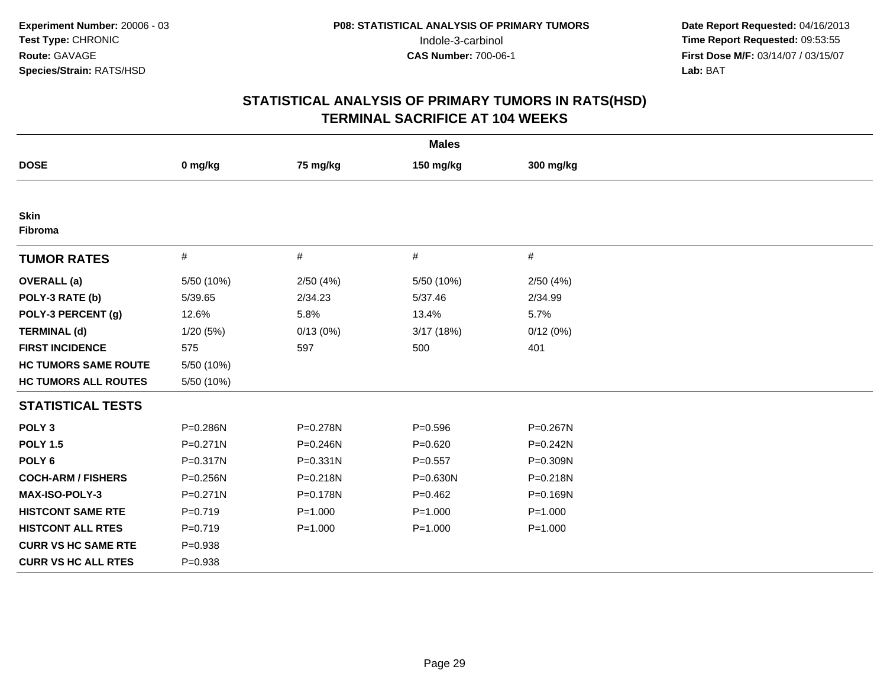Experiment Number: 20006 - 03
Test Type: CHRONIC
Route: GAVAGE
Species/Strain: RATS/HSD

P08: STATISTICAL ANALYSIS OF PRIMARY TUMORS
Indole-3-carbinol
CAS Number: 700-06-1

Date Report Requested: 04/16/2013
Time Report Requested: 09:53:55
First Dose M/F: 03/14/07 / 03/15/07
Lab: BAT

## STATISTICAL ANALYSIS OF PRIMARY TUMORS IN RATS(HSD)
## TERMINAL SACRIFICE AT 104 WEEKS

| Males | | | | |
|---|---|---|---|---|
| **DOSE** | **0 mg/kg** | **75 mg/kg** | **150 mg/kg** | **300 mg/kg** |
| **Skin** | | | | |
| **Fibroma** | | | | |
| **TUMOR RATES** | # | # | # | # |
| **OVERALL (a)** | 5/50 (10%) | 2/50 (4%) | 5/50 (10%) | 2/50 (4%) |
| **POLY-3 RATE (b)** | 5/39.65 | 2/34.23 | 5/37.46 | 2/34.99 |
| **POLY-3 PERCENT (g)** | 12.6% | 5.8% | 13.4% | 5.7% |
| **TERMINAL (d)** | 1/20 (5%) | 0/13 (0%) | 3/17 (18%) | 0/12 (0%) |
| **FIRST INCIDENCE** | 575 | 597 | 500 | 401 |
| **HC TUMORS SAME ROUTE** | 5/50 (10%) | | | |
| **HC TUMORS ALL ROUTES** | 5/50 (10%) | | | |
| **STATISTICAL TESTS** | | | | |
| **POLY 3** | P=0.286N | P=0.278N | P=0.596 | P=0.267N |
| **POLY 1.5** | P=0.271N | P=0.246N | P=0.620 | P=0.242N |
| **POLY 6** | P=0.317N | P=0.331N | P=0.557 | P=0.309N |
| **COCH-ARM / FISHERS** | P=0.256N | P=0.218N | P=0.630N | P=0.218N |
| **MAX-ISO-POLY-3** | P=0.271N | P=0.178N | P=0.462 | P=0.169N |
| **HISTCONT SAME RTE** | P=0.719 | P=1.000 | P=1.000 | P=1.000 |
| **HISTCONT ALL RTES** | P=0.719 | P=1.000 | P=1.000 | P=1.000 |
| **CURR VS HC SAME RTE** | P=0.938 | | | |
| **CURR VS HC ALL RTES** | P=0.938 | | | |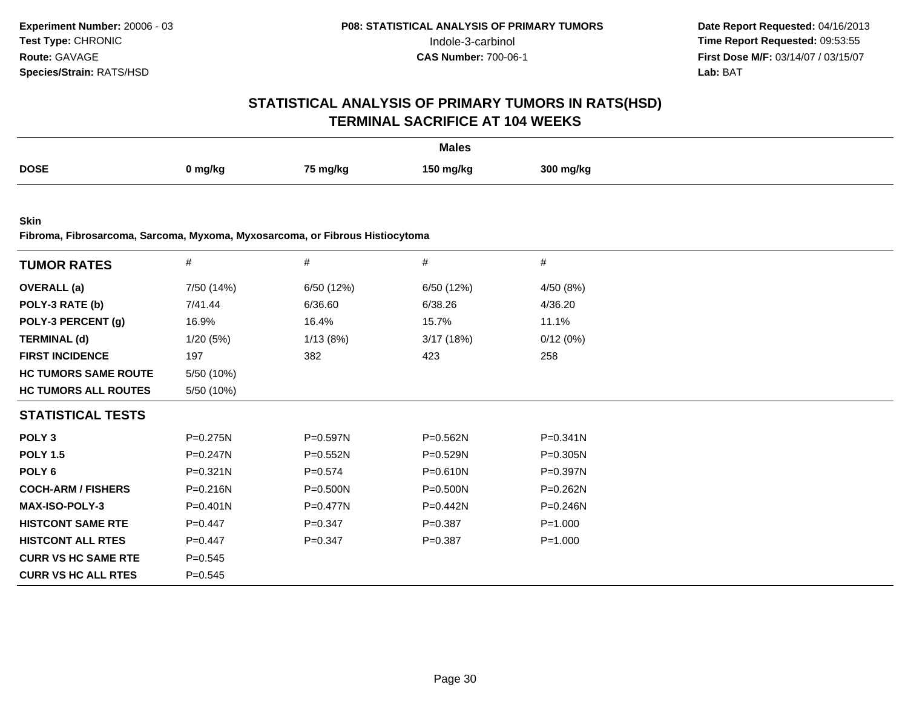Experiment Number: 20006 - 03
Test Type: CHRONIC
Route: GAVAGE
Species/Strain: RATS/HSD

P08: STATISTICAL ANALYSIS OF PRIMARY TUMORS
Indole-3-carbinol
CAS Number: 700-06-1

Date Report Requested: 04/16/2013
Time Report Requested: 09:53:55
First Dose M/F: 03/14/07 / 03/15/07
Lab: BAT

# STATISTICAL ANALYSIS OF PRIMARY TUMORS IN RATS(HSD)
## TERMINAL SACRIFICE AT 104 WEEKS

**Males**

| DOSE | 0 mg/kg | 75 mg/kg | 150 mg/kg | 300 mg/kg |
|---|---|---|---|---|

**Skin**
**Fibroma, Fibrosarcoma, Sarcoma, Myxoma, Myxosarcoma, or Fibrous Histiocytoma**

| TUMOR RATES | # | # | # | # |
|---|---|---|---|---|
| **OVERALL (a)** | 7/50 (14%) | 6/50 (12%) | 6/50 (12%) | 4/50 (8%) |
| **POLY-3 RATE (b)** | 7/41.44 | 6/36.60 | 6/38.26 | 4/36.20 |
| **POLY-3 PERCENT (g)** | 16.9% | 16.4% | 15.7% | 11.1% |
| **TERMINAL (d)** | 1/20 (5%) | 1/13 (8%) | 3/17 (18%) | 0/12 (0%) |
| **FIRST INCIDENCE** | 197 | 382 | 423 | 258 |
| **HC TUMORS SAME ROUTE** | 5/50 (10%) | | | |
| **HC TUMORS ALL ROUTES** | 5/50 (10%) | | | |
| **STATISTICAL TESTS** | | | | |
| **POLY 3** | P=0.275N | P=0.597N | P=0.562N | P=0.341N |
| **POLY 1.5** | P=0.247N | P=0.552N | P=0.529N | P=0.305N |
| **POLY 6** | P=0.321N | P=0.574 | P=0.610N | P=0.397N |
| **COCH-ARM / FISHERS** | P=0.216N | P=0.500N | P=0.500N | P=0.262N |
| **MAX-ISO-POLY-3** | P=0.401N | P=0.477N | P=0.442N | P=0.246N |
| **HISTCONT SAME RTE** | P=0.447 | P=0.347 | P=0.387 | P=1.000 |
| **HISTCONT ALL RTES** | P=0.447 | P=0.347 | P=0.387 | P=1.000 |
| **CURR VS HC SAME RTE** | P=0.545 | | | |
| **CURR VS HC ALL RTES** | P=0.545 | | | |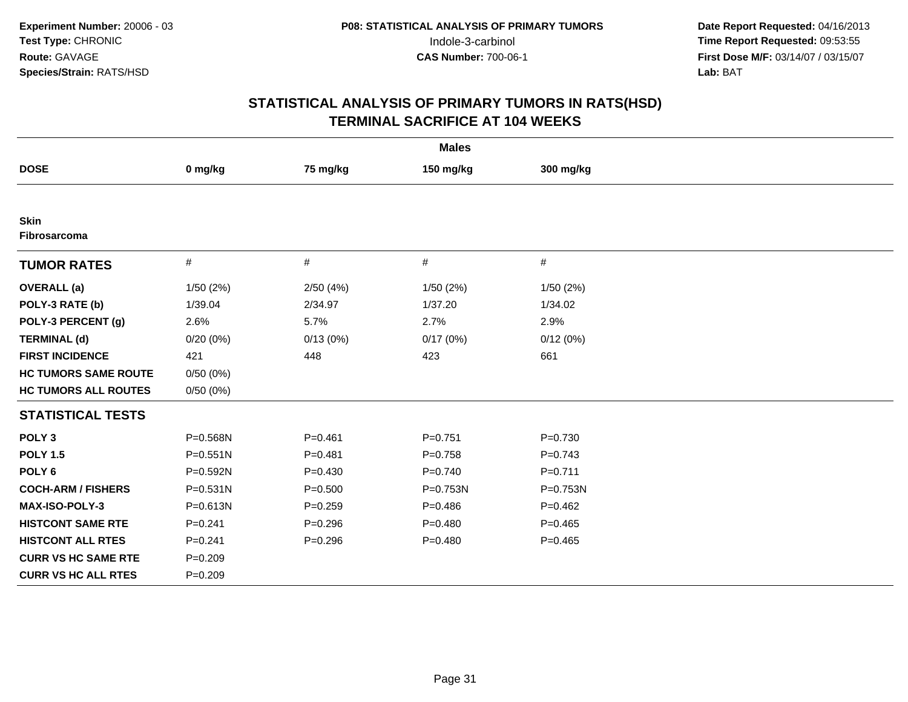Experiment Number: 20006 - 03
Test Type: CHRONIC
Route: GAVAGE
Species/Strain: RATS/HSD

P08: STATISTICAL ANALYSIS OF PRIMARY TUMORS
Indole-3-carbinol
CAS Number: 700-06-1

Date Report Requested: 04/16/2013
Time Report Requested: 09:53:55
First Dose M/F: 03/14/07 / 03/15/07
Lab: BAT

## STATISTICAL ANALYSIS OF PRIMARY TUMORS IN RATS(HSD)
## TERMINAL SACRIFICE AT 104 WEEKS

| | Males | | | |
|---|---|---|---|---|
| **DOSE** | **0 mg/kg** | **75 mg/kg** | **150 mg/kg** | **300 mg/kg** |
| **Skin** | | | | |
| **Fibrosarcoma** | | | | |
| **TUMOR RATES** | # | # | # | # |
| **OVERALL (a)** | 1/50 (2%) | 2/50 (4%) | 1/50 (2%) | 1/50 (2%) |
| **POLY-3 RATE (b)** | 1/39.04 | 2/34.97 | 1/37.20 | 1/34.02 |
| **POLY-3 PERCENT (g)** | 2.6% | 5.7% | 2.7% | 2.9% |
| **TERMINAL (d)** | 0/20 (0%) | 0/13 (0%) | 0/17 (0%) | 0/12 (0%) |
| **FIRST INCIDENCE** | 421 | 448 | 423 | 661 |
| **HC TUMORS SAME ROUTE** | 0/50 (0%) | | | |
| **HC TUMORS ALL ROUTES** | 0/50 (0%) | | | |
| **STATISTICAL TESTS** | | | | |
| **POLY 3** | P=0.568N | P=0.461 | P=0.751 | P=0.730 |
| **POLY 1.5** | P=0.551N | P=0.481 | P=0.758 | P=0.743 |
| **POLY 6** | P=0.592N | P=0.430 | P=0.740 | P=0.711 |
| **COCH-ARM / FISHERS** | P=0.531N | P=0.500 | P=0.753N | P=0.753N |
| **MAX-ISO-POLY-3** | P=0.613N | P=0.259 | P=0.486 | P=0.462 |
| **HISTCONT SAME RTE** | P=0.241 | P=0.296 | P=0.480 | P=0.465 |
| **HISTCONT ALL RTES** | P=0.241 | P=0.296 | P=0.480 | P=0.465 |
| **CURR VS HC SAME RTE** | P=0.209 | | | |
| **CURR VS HC ALL RTES** | P=0.209 | | | |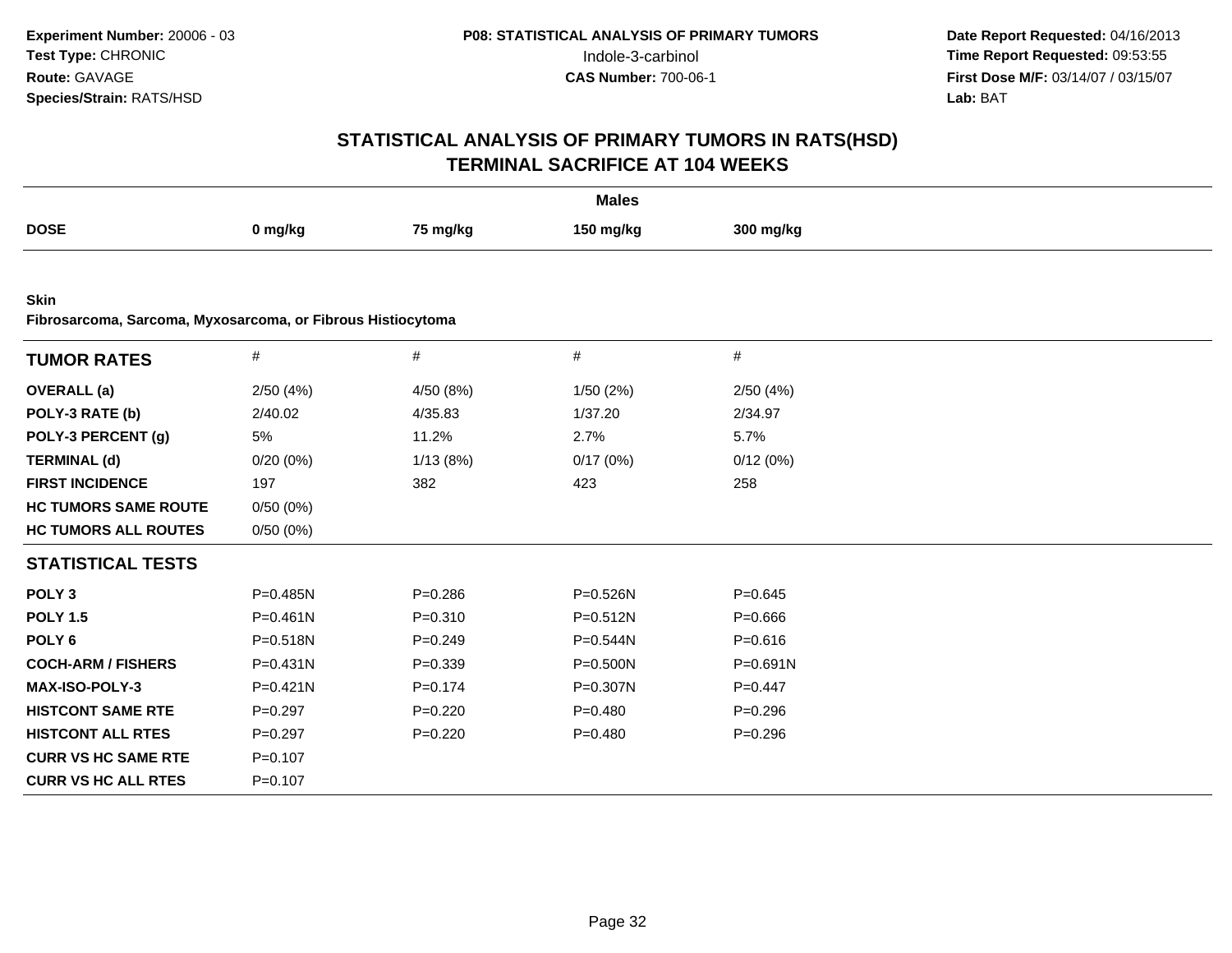Experiment Number: 20006 - 03
Test Type: CHRONIC
Route: GAVAGE
Species/Strain: RATS/HSD

P08: STATISTICAL ANALYSIS OF PRIMARY TUMORS
Indole-3-carbinol
CAS Number: 700-06-1

Date Report Requested: 04/16/2013
Time Report Requested: 09:53:55
First Dose M/F: 03/14/07 / 03/15/07
Lab: BAT

# STATISTICAL ANALYSIS OF PRIMARY TUMORS IN RATS(HSD)
## TERMINAL SACRIFICE AT 104 WEEKS

**Males**

| DOSE | 0 mg/kg | 75 mg/kg | 150 mg/kg | 300 mg/kg |
|---|---|---|---|---|

**Skin**
**Fibrosarcoma, Sarcoma, Myxosarcoma, or Fibrous Histiocytoma**

| TUMOR RATES | # | # | # | # |
|---|---|---|---|---|
| OVERALL (a) | 2/50 (4%) | 4/50 (8%) | 1/50 (2%) | 2/50 (4%) |
| POLY-3 RATE (b) | 2/40.02 | 4/35.83 | 1/37.20 | 2/34.97 |
| POLY-3 PERCENT (g) | 5% | 11.2% | 2.7% | 5.7% |
| TERMINAL (d) | 0/20 (0%) | 1/13 (8%) | 0/17 (0%) | 0/12 (0%) |
| FIRST INCIDENCE | 197 | 382 | 423 | 258 |
| HC TUMORS SAME ROUTE | 0/50 (0%) | | | |
| HC TUMORS ALL ROUTES | 0/50 (0%) | | | |
| **STATISTICAL TESTS** | | | | |
| POLY 3 | P=0.485N | P=0.286 | P=0.526N | P=0.645 |
| POLY 1.5 | P=0.461N | P=0.310 | P=0.512N | P=0.666 |
| POLY 6 | P=0.518N | P=0.249 | P=0.544N | P=0.616 |
| COCH-ARM / FISHERS | P=0.431N | P=0.339 | P=0.500N | P=0.691N |
| MAX-ISO-POLY-3 | P=0.421N | P=0.174 | P=0.307N | P=0.447 |
| HISTCONT SAME RTE | P=0.297 | P=0.220 | P=0.480 | P=0.296 |
| HISTCONT ALL RTES | P=0.297 | P=0.220 | P=0.480 | P=0.296 |
| CURR VS HC SAME RTE | P=0.107 | | | |
| CURR VS HC ALL RTES | P=0.107 | | | |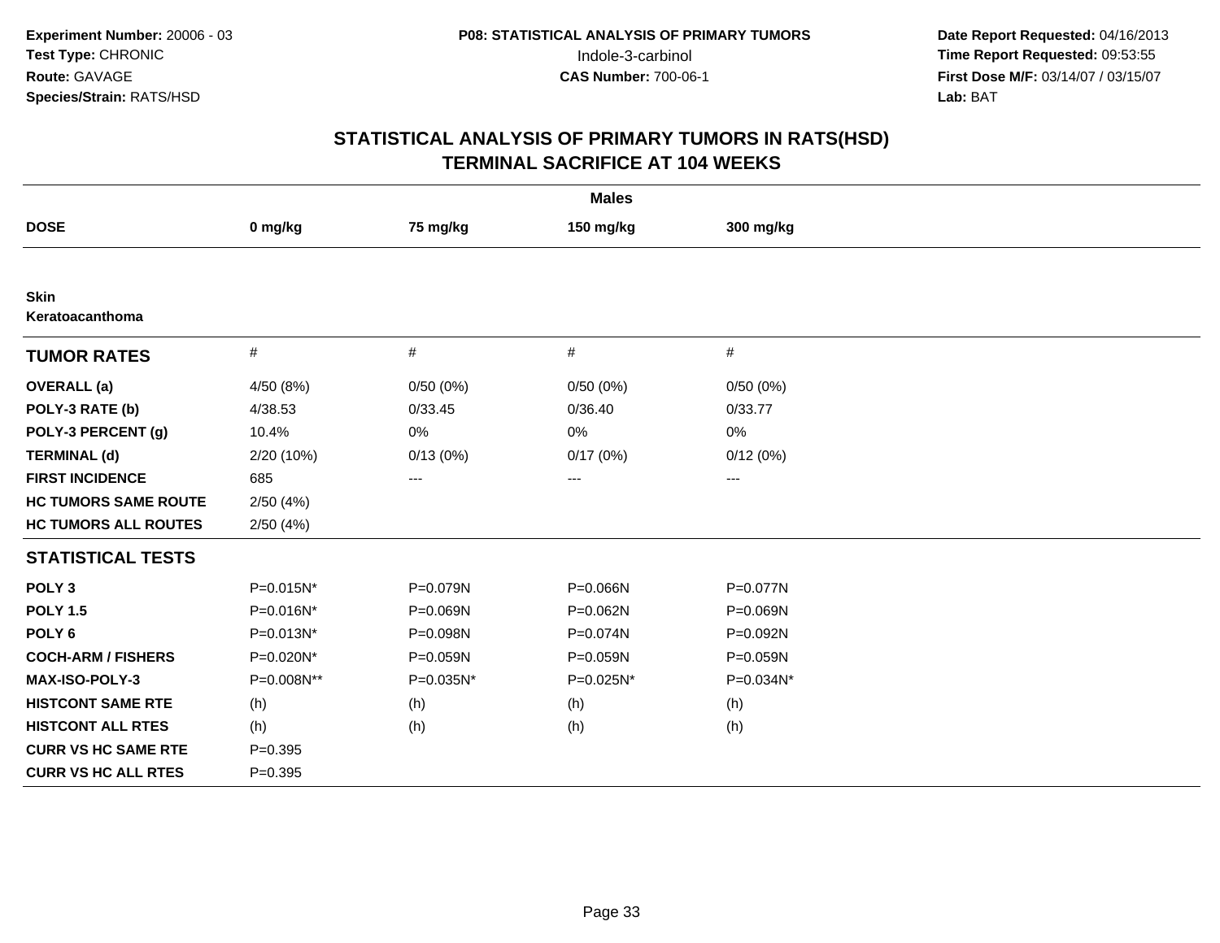Experiment Number: 20006 - 03
Test Type: CHRONIC
Route: GAVAGE
Species/Strain: RATS/HSD

P08: STATISTICAL ANALYSIS OF PRIMARY TUMORS
Indole-3-carbinol
CAS Number: 700-06-1

Date Report Requested: 04/16/2013
Time Report Requested: 09:53:55
First Dose M/F: 03/14/07 / 03/15/07
Lab: BAT

# STATISTICAL ANALYSIS OF PRIMARY TUMORS IN RATS(HSD)
## TERMINAL SACRIFICE AT 104 WEEKS

| | Males | | | |
|---|---|---|---|---|
| **DOSE** | **0 mg/kg** | **75 mg/kg** | **150 mg/kg** | **300 mg/kg** |
| **Skin** | | | | |
| **Keratoacanthoma** | | | | |
| **TUMOR RATES** | # | # | # | # |
| **OVERALL (a)** | 4/50 (8%) | 0/50 (0%) | 0/50 (0%) | 0/50 (0%) |
| **POLY-3 RATE (b)** | 4/38.53 | 0/33.45 | 0/36.40 | 0/33.77 |
| **POLY-3 PERCENT (g)** | 10.4% | 0% | 0% | 0% |
| **TERMINAL (d)** | 2/20 (10%) | 0/13 (0%) | 0/17 (0%) | 0/12 (0%) |
| **FIRST INCIDENCE** | 685 | --- | --- | --- |
| **HC TUMORS SAME ROUTE** | 2/50 (4%) | | | |
| **HC TUMORS ALL ROUTES** | 2/50 (4%) | | | |
| **STATISTICAL TESTS** | | | | |
| **POLY 3** | P=0.015N* | P=0.079N | P=0.066N | P=0.077N |
| **POLY 1.5** | P=0.016N* | P=0.069N | P=0.062N | P=0.069N |
| **POLY 6** | P=0.013N* | P=0.098N | P=0.074N | P=0.092N |
| **COCH-ARM / FISHERS** | P=0.020N* | P=0.059N | P=0.059N | P=0.059N |
| **MAX-ISO-POLY-3** | P=0.008N** | P=0.035N* | P=0.025N* | P=0.034N* |
| **HISTCONT SAME RTE** | (h) | (h) | (h) | (h) |
| **HISTCONT ALL RTES** | (h) | (h) | (h) | (h) |
| **CURR VS HC SAME RTE** | P=0.395 | | | |
| **CURR VS HC ALL RTES** | P=0.395 | | | |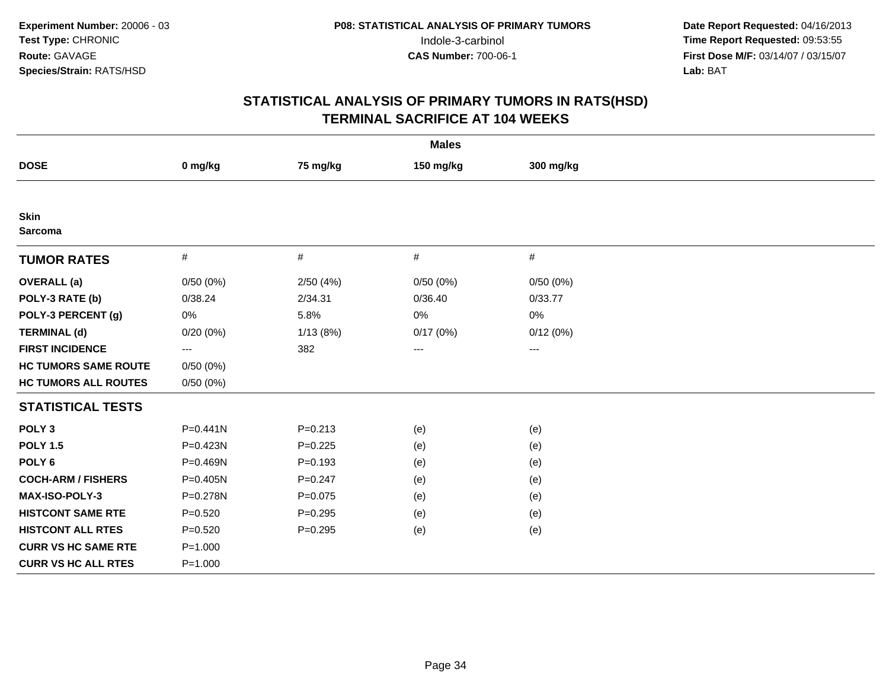Experiment Number: 20006 - 03
Test Type: CHRONIC
Route: GAVAGE
Species/Strain: RATS/HSD

P08: STATISTICAL ANALYSIS OF PRIMARY TUMORS
Indole-3-carbinol
CAS Number: 700-06-1

Date Report Requested: 04/16/2013
Time Report Requested: 09:53:55
First Dose M/F: 03/14/07 / 03/15/07
Lab: BAT

# STATISTICAL ANALYSIS OF PRIMARY TUMORS IN RATS(HSD)
## TERMINAL SACRIFICE AT 104 WEEKS

| Males | | | | |
|---|---|---|---|---|
| **DOSE** | **0 mg/kg** | **75 mg/kg** | **150 mg/kg** | **300 mg/kg** |
| **Skin** **Sarcoma** | | | | |
| **TUMOR RATES** | # | # | # | # |
| **OVERALL (a)** | 0/50 (0%) | 2/50 (4%) | 0/50 (0%) | 0/50 (0%) |
| **POLY-3 RATE (b)** | 0/38.24 | 2/34.31 | 0/36.40 | 0/33.77 |
| **POLY-3 PERCENT (g)** | 0% | 5.8% | 0% | 0% |
| **TERMINAL (d)** | 0/20 (0%) | 1/13 (8%) | 0/17 (0%) | 0/12 (0%) |
| **FIRST INCIDENCE** | --- | 382 | --- | --- |
| **HC TUMORS SAME ROUTE** | 0/50 (0%) | | | |
| **HC TUMORS ALL ROUTES** | 0/50 (0%) | | | |
| **STATISTICAL TESTS** | | | | |
| **POLY 3** | P=0.441N | P=0.213 | (e) | (e) |
| **POLY 1.5** | P=0.423N | P=0.225 | (e) | (e) |
| **POLY 6** | P=0.469N | P=0.193 | (e) | (e) |
| **COCH-ARM / FISHERS** | P=0.405N | P=0.247 | (e) | (e) |
| **MAX-ISO-POLY-3** | P=0.278N | P=0.075 | (e) | (e) |
| **HISTCONT SAME RTE** | P=0.520 | P=0.295 | (e) | (e) |
| **HISTCONT ALL RTES** | P=0.520 | P=0.295 | (e) | (e) |
| **CURR VS HC SAME RTE** | P=1.000 | | | |
| **CURR VS HC ALL RTES** | P=1.000 | | | |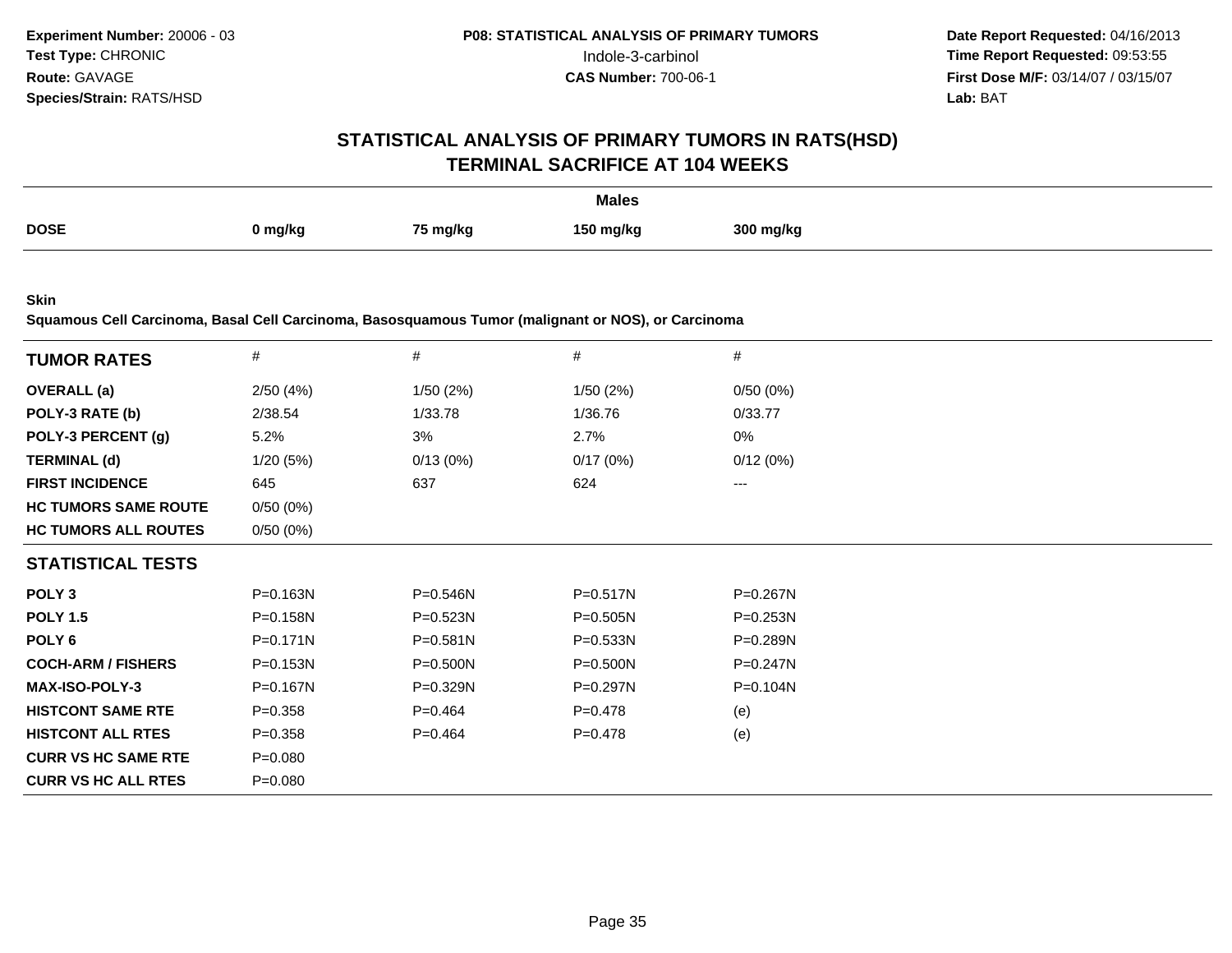Experiment Number: 20006 - 03
Test Type: CHRONIC
Route: GAVAGE
Species/Strain: RATS/HSD

P08: STATISTICAL ANALYSIS OF PRIMARY TUMORS
Indole-3-carbinol
CAS Number: 700-06-1

Date Report Requested: 04/16/2013
Time Report Requested: 09:53:55
First Dose M/F: 03/14/07 / 03/15/07
Lab: BAT

# STATISTICAL ANALYSIS OF PRIMARY TUMORS IN RATS(HSD)
## TERMINAL SACRIFICE AT 104 WEEKS

| | Males | | | |
|---|---|---|---|---|
| **DOSE** | **0 mg/kg** | **75 mg/kg** | **150 mg/kg** | **300 mg/kg** |

**Skin**
**Squamous Cell Carcinoma, Basal Cell Carcinoma, Basosquamous Tumor (malignant or NOS), or Carcinoma**

| **TUMOR RATES** | # | # | # | # |
|---|---|---|---|---|
| **OVERALL (a)** | 2/50 (4%) | 1/50 (2%) | 1/50 (2%) | 0/50 (0%) |
| **POLY-3 RATE (b)** | 2/38.54 | 1/33.78 | 1/36.76 | 0/33.77 |
| **POLY-3 PERCENT (g)** | 5.2% | 3% | 2.7% | 0% |
| **TERMINAL (d)** | 1/20 (5%) | 0/13 (0%) | 0/17 (0%) | 0/12 (0%) |
| **FIRST INCIDENCE** | 645 | 637 | 624 | --- |
| **HC TUMORS SAME ROUTE** | 0/50 (0%) | | | |
| **HC TUMORS ALL ROUTES** | 0/50 (0%) | | | |
| **STATISTICAL TESTS** | | | | |
| **POLY 3** | P=0.163N | P=0.546N | P=0.517N | P=0.267N |
| **POLY 1.5** | P=0.158N | P=0.523N | P=0.505N | P=0.253N |
| **POLY 6** | P=0.171N | P=0.581N | P=0.533N | P=0.289N |
| **COCH-ARM / FISHERS** | P=0.153N | P=0.500N | P=0.500N | P=0.247N |
| **MAX-ISO-POLY-3** | P=0.167N | P=0.329N | P=0.297N | P=0.104N |
| **HISTCONT SAME RTE** | P=0.358 | P=0.464 | P=0.478 | (e) |
| **HISTCONT ALL RTES** | P=0.358 | P=0.464 | P=0.478 | (e) |
| **CURR VS HC SAME RTE** | P=0.080 | | | |
| **CURR VS HC ALL RTES** | P=0.080 | | | |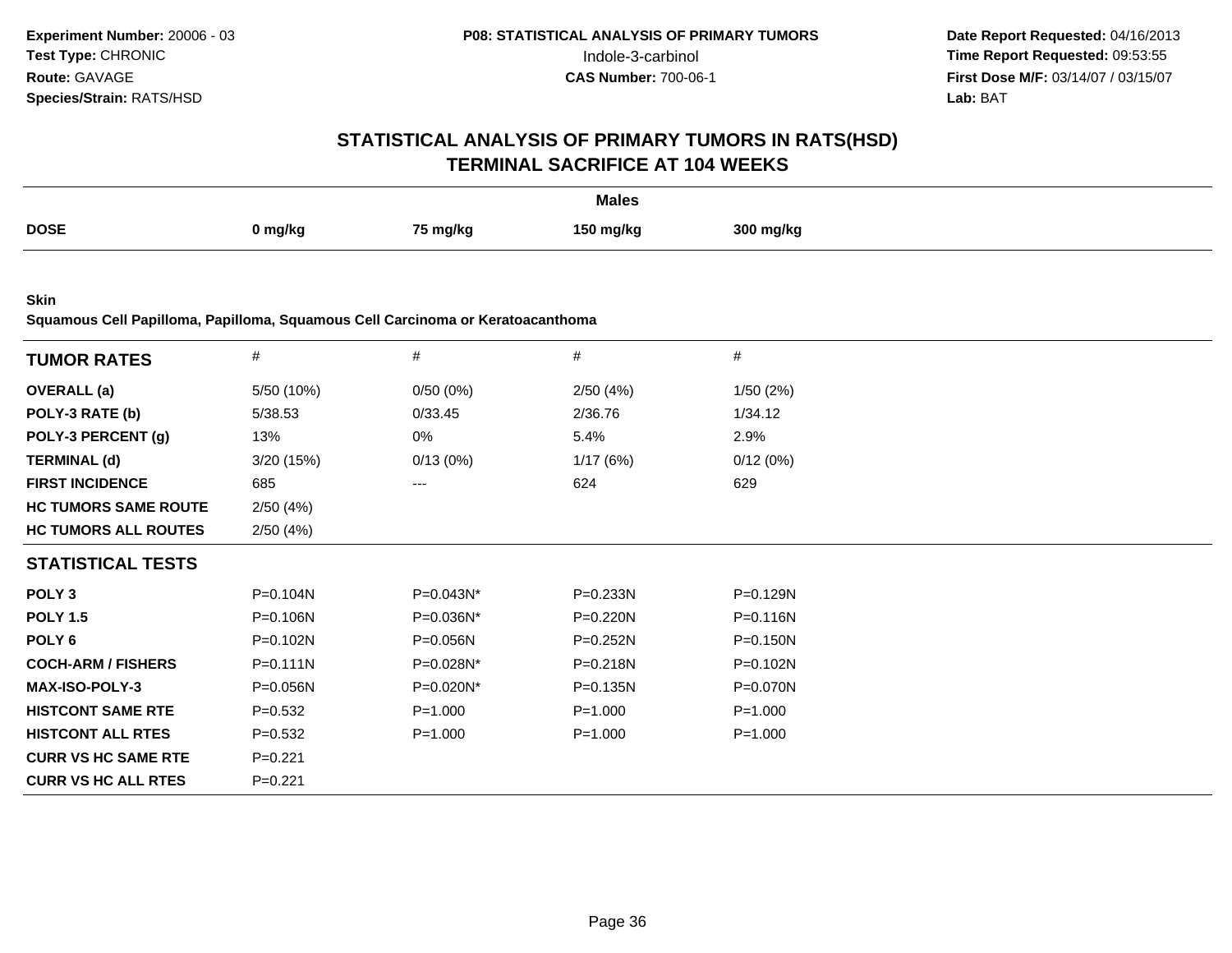Experiment Number: 20006 - 03
Test Type: CHRONIC
Route: GAVAGE
Species/Strain: RATS/HSD

P08: STATISTICAL ANALYSIS OF PRIMARY TUMORS
Indole-3-carbinol
CAS Number: 700-06-1

Date Report Requested: 04/16/2013
Time Report Requested: 09:53:55
First Dose M/F: 03/14/07 / 03/15/07
Lab: BAT

# STATISTICAL ANALYSIS OF PRIMARY TUMORS IN RATS(HSD)
# TERMINAL SACRIFICE AT 104 WEEKS

**Males**

| DOSE | 0 mg/kg | 75 mg/kg | 150 mg/kg | 300 mg/kg |
|---|---|---|---|---|

**Skin**
**Squamous Cell Papilloma, Papilloma, Squamous Cell Carcinoma or Keratoacanthoma**

| TUMOR RATES | # | # | # | # |
|---|---|---|---|---|
| OVERALL (a) | 5/50 (10%) | 0/50 (0%) | 2/50 (4%) | 1/50 (2%) |
| POLY-3 RATE (b) | 5/38.53 | 0/33.45 | 2/36.76 | 1/34.12 |
| POLY-3 PERCENT (g) | 13% | 0% | 5.4% | 2.9% |
| TERMINAL (d) | 3/20 (15%) | 0/13 (0%) | 1/17 (6%) | 0/12 (0%) |
| FIRST INCIDENCE | 685 | --- | 624 | 629 |
| HC TUMORS SAME ROUTE | 2/50 (4%) | | | |
| HC TUMORS ALL ROUTES | 2/50 (4%) | | | |
| **STATISTICAL TESTS** | | | | |
| POLY 3 | P=0.104N | P=0.043N* | P=0.233N | P=0.129N |
| POLY 1.5 | P=0.106N | P=0.036N* | P=0.220N | P=0.116N |
| POLY 6 | P=0.102N | P=0.056N | P=0.252N | P=0.150N |
| COCH-ARM / FISHERS | P=0.111N | P=0.028N* | P=0.218N | P=0.102N |
| MAX-ISO-POLY-3 | P=0.056N | P=0.020N* | P=0.135N | P=0.070N |
| HISTCONT SAME RTE | P=0.532 | P=1.000 | P=1.000 | P=1.000 |
| HISTCONT ALL RTES | P=0.532 | P=1.000 | P=1.000 | P=1.000 |
| CURR VS HC SAME RTE | P=0.221 | | | |
| CURR VS HC ALL RTES | P=0.221 | | | |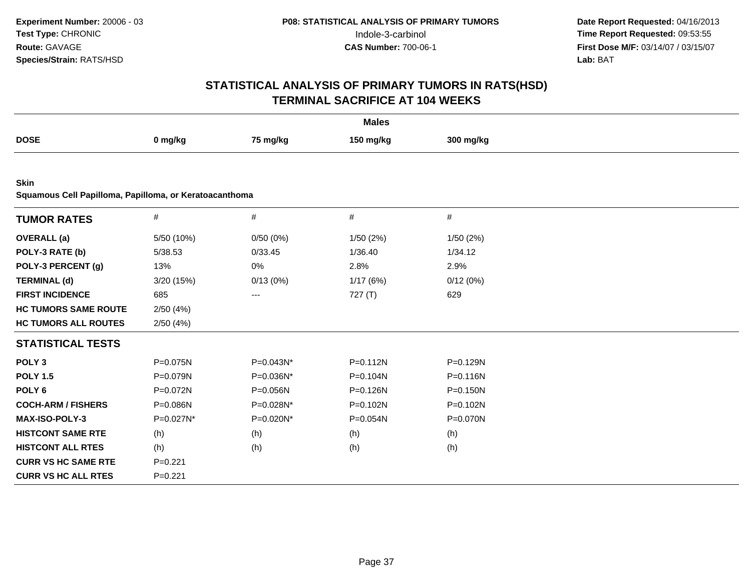# STATISTICAL ANALYSIS OF PRIMARY TUMORS IN RATS(HSD)
## TERMINAL SACRIFICE AT 104 WEEKS

| | | Males | | |
|---|---|---|---|---|
| **DOSE** | **0 mg/kg** | **75 mg/kg** | **150 mg/kg** | **300 mg/kg** |

**Skin**
**Squamous Cell Papilloma, Papilloma, or Keratoacanthoma**

| **TUMOR RATES** | # | # | # | # |
|---|---|---|---|---|
| **OVERALL (a)** | 5/50 (10%) | 0/50 (0%) | 1/50 (2%) | 1/50 (2%) |
| **POLY-3 RATE (b)** | 5/38.53 | 0/33.45 | 1/36.40 | 1/34.12 |
| **POLY-3 PERCENT (g)** | 13% | 0% | 2.8% | 2.9% |
| **TERMINAL (d)** | 3/20 (15%) | 0/13 (0%) | 1/17 (6%) | 0/12 (0%) |
| **FIRST INCIDENCE** | 685 | --- | 727 (T) | 629 |
| **HC TUMORS SAME ROUTE** | 2/50 (4%) | | | |
| **HC TUMORS ALL ROUTES** | 2/50 (4%) | | | |
| **STATISTICAL TESTS** | | | | |
| **POLY 3** | P=0.075N | P=0.043N* | P=0.112N | P=0.129N |
| **POLY 1.5** | P=0.079N | P=0.036N* | P=0.104N | P=0.116N |
| **POLY 6** | P=0.072N | P=0.056N | P=0.126N | P=0.150N |
| **COCH-ARM / FISHERS** | P=0.086N | P=0.028N* | P=0.102N | P=0.102N |
| **MAX-ISO-POLY-3** | P=0.027N* | P=0.020N* | P=0.054N | P=0.070N |
| **HISTCONT SAME RTE** | (h) | (h) | (h) | (h) |
| **HISTCONT ALL RTES** | (h) | (h) | (h) | (h) |
| **CURR VS HC SAME RTE** | P=0.221 | | | |
| **CURR VS HC ALL RTES** | P=0.221 | | | |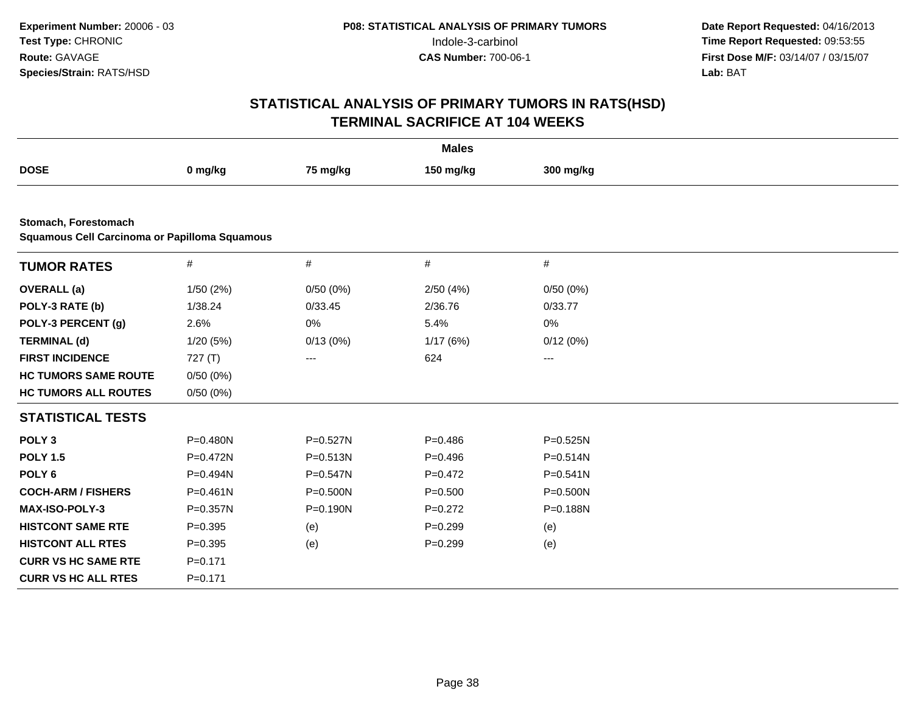**Experiment Number:** 20006 - 03
**Test Type:** CHRONIC
**Route:** GAVAGE
**Species/Strain:** RATS/HSD

**P08: STATISTICAL ANALYSIS OF PRIMARY TUMORS**
Indole-3-carbinol
**CAS Number:** 700-06-1

**Date Report Requested:** 04/16/2013
**Time Report Requested:** 09:53:55
**First Dose M/F:** 03/14/07 / 03/15/07
**Lab:** BAT

## STATISTICAL ANALYSIS OF PRIMARY TUMORS IN RATS(HSD)
## TERMINAL SACRIFICE AT 104 WEEKS

| | **Males** | | | |
|---|---|---|---|---|
| **DOSE** | **0 mg/kg** | **75 mg/kg** | **150 mg/kg** | **300 mg/kg** |

**Stomach, Forestomach**
**Squamous Cell Carcinoma or Papilloma Squamous**

| **TUMOR RATES** | # | # | # | # |
|---|---|---|---|---|
| **OVERALL (a)** | 1/50 (2%) | 0/50 (0%) | 2/50 (4%) | 0/50 (0%) |
| **POLY-3 RATE (b)** | 1/38.24 | 0/33.45 | 2/36.76 | 0/33.77 |
| **POLY-3 PERCENT (g)** | 2.6% | 0% | 5.4% | 0% |
| **TERMINAL (d)** | 1/20 (5%) | 0/13 (0%) | 1/17 (6%) | 0/12 (0%) |
| **FIRST INCIDENCE** | 727 (T) | --- | 624 | --- |
| **HC TUMORS SAME ROUTE** | 0/50 (0%) | | | |
| **HC TUMORS ALL ROUTES** | 0/50 (0%) | | | |
| **STATISTICAL TESTS** | | | | |
| **POLY 3** | P=0.480N | P=0.527N | P=0.486 | P=0.525N |
| **POLY 1.5** | P=0.472N | P=0.513N | P=0.496 | P=0.514N |
| **POLY 6** | P=0.494N | P=0.547N | P=0.472 | P=0.541N |
| **COCH-ARM / FISHERS** | P=0.461N | P=0.500N | P=0.500 | P=0.500N |
| **MAX-ISO-POLY-3** | P=0.357N | P=0.190N | P=0.272 | P=0.188N |
| **HISTCONT SAME RTE** | P=0.395 | (e) | P=0.299 | (e) |
| **HISTCONT ALL RTES** | P=0.395 | (e) | P=0.299 | (e) |
| **CURR VS HC SAME RTE** | P=0.171 | | | |
| **CURR VS HC ALL RTES** | P=0.171 | | | |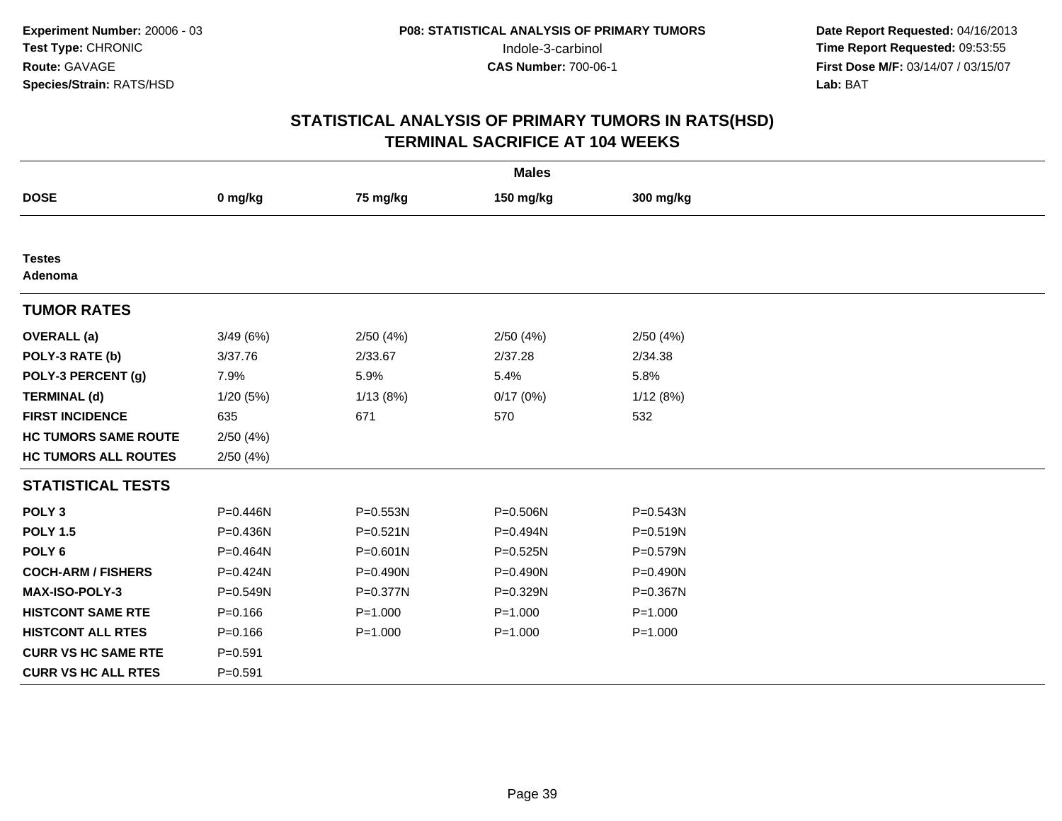**Experiment Number:** 20006 - 03
**Test Type:** CHRONIC
**Route:** GAVAGE
**Species/Strain:** RATS/HSD

**P08: STATISTICAL ANALYSIS OF PRIMARY TUMORS**
Indole-3-carbinol
**CAS Number:** 700-06-1

**Date Report Requested:** 04/16/2013
**Time Report Requested:** 09:53:55
**First Dose M/F:** 03/14/07 / 03/15/07
**Lab:** BAT

## STATISTICAL ANALYSIS OF PRIMARY TUMORS IN RATS(HSD)
## TERMINAL SACRIFICE AT 104 WEEKS

| | Males | | | |
|---|---|---|---|---|
| **DOSE** | **0 mg/kg** | **75 mg/kg** | **150 mg/kg** | **300 mg/kg** |
| **Testes** | | | | |
| **Adenoma** | | | | |
| **TUMOR RATES** | | | | |
| **OVERALL (a)** | 3/49 (6%) | 2/50 (4%) | 2/50 (4%) | 2/50 (4%) |
| **POLY-3 RATE (b)** | 3/37.76 | 2/33.67 | 2/37.28 | 2/34.38 |
| **POLY-3 PERCENT (g)** | 7.9% | 5.9% | 5.4% | 5.8% |
| **TERMINAL (d)** | 1/20 (5%) | 1/13 (8%) | 0/17 (0%) | 1/12 (8%) |
| **FIRST INCIDENCE** | 635 | 671 | 570 | 532 |
| **HC TUMORS SAME ROUTE** | 2/50 (4%) | | | |
| **HC TUMORS ALL ROUTES** | 2/50 (4%) | | | |
| **STATISTICAL TESTS** | | | | |
| **POLY 3** | P=0.446N | P=0.553N | P=0.506N | P=0.543N |
| **POLY 1.5** | P=0.436N | P=0.521N | P=0.494N | P=0.519N |
| **POLY 6** | P=0.464N | P=0.601N | P=0.525N | P=0.579N |
| **COCH-ARM / FISHERS** | P=0.424N | P=0.490N | P=0.490N | P=0.490N |
| **MAX-ISO-POLY-3** | P=0.549N | P=0.377N | P=0.329N | P=0.367N |
| **HISTCONT SAME RTE** | P=0.166 | P=1.000 | P=1.000 | P=1.000 |
| **HISTCONT ALL RTES** | P=0.166 | P=1.000 | P=1.000 | P=1.000 |
| **CURR VS HC SAME RTE** | P=0.591 | | | |
| **CURR VS HC ALL RTES** | P=0.591 | | | |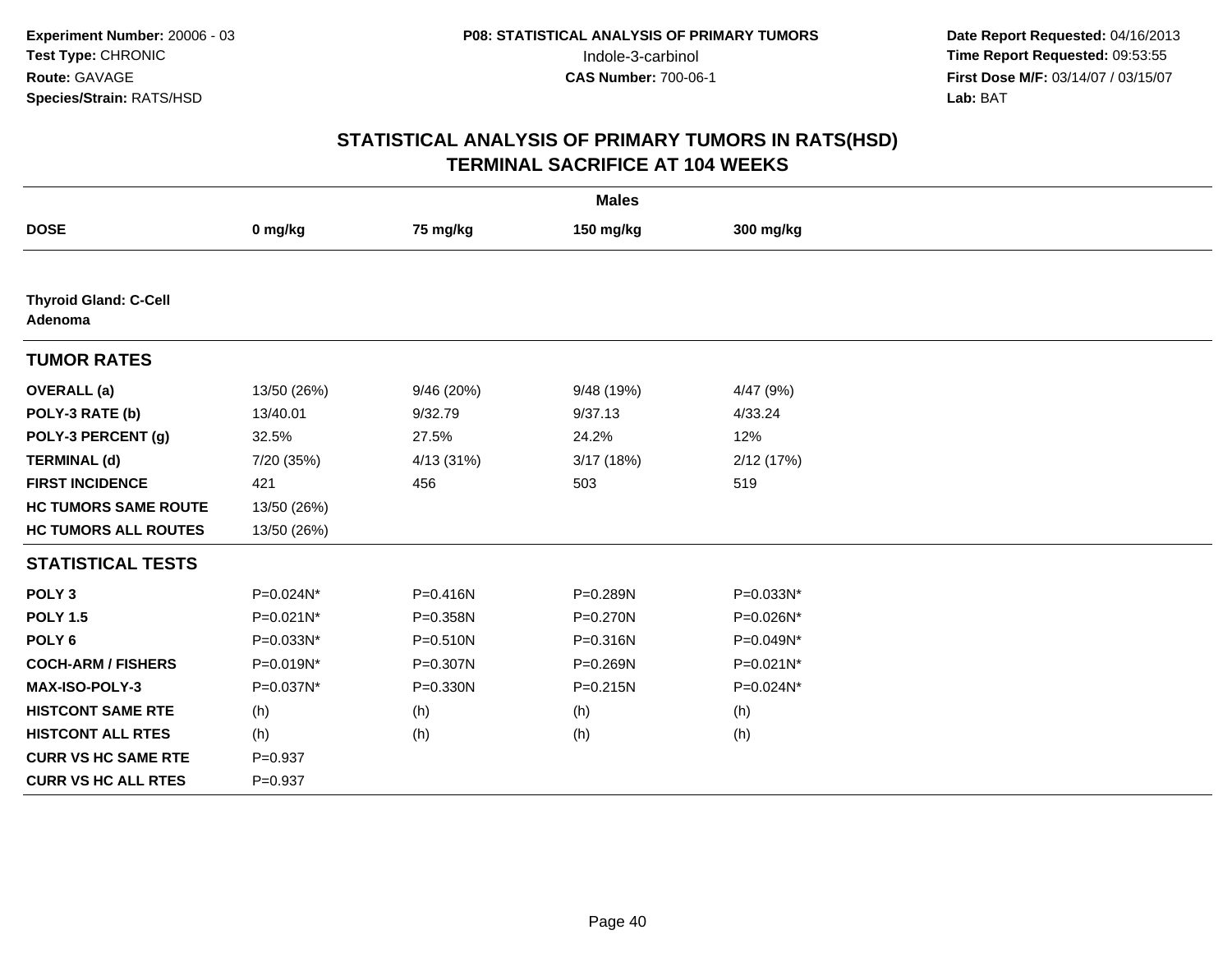Experiment Number: 20006 - 03
Test Type: CHRONIC
Route: GAVAGE
Species/Strain: RATS/HSD

P08: STATISTICAL ANALYSIS OF PRIMARY TUMORS
Indole-3-carbinol
CAS Number: 700-06-1

Date Report Requested: 04/16/2013
Time Report Requested: 09:53:55
First Dose M/F: 03/14/07 / 03/15/07
Lab: BAT

# STATISTICAL ANALYSIS OF PRIMARY TUMORS IN RATS(HSD)
## TERMINAL SACRIFICE AT 104 WEEKS

| | Males | | | |
|---|---|---|---|---|
| **DOSE** | **0 mg/kg** | **75 mg/kg** | **150 mg/kg** | **300 mg/kg** |
| **Thyroid Gland: C-Cell Adenoma** | | | | |
| **TUMOR RATES** | | | | |
| **OVERALL (a)** | 13/50 (26%) | 9/46 (20%) | 9/48 (19%) | 4/47 (9%) |
| **POLY-3 RATE (b)** | 13/40.01 | 9/32.79 | 9/37.13 | 4/33.24 |
| **POLY-3 PERCENT (g)** | 32.5% | 27.5% | 24.2% | 12% |
| **TERMINAL (d)** | 7/20 (35%) | 4/13 (31%) | 3/17 (18%) | 2/12 (17%) |
| **FIRST INCIDENCE** | 421 | 456 | 503 | 519 |
| **HC TUMORS SAME ROUTE** | 13/50 (26%) | | | |
| **HC TUMORS ALL ROUTES** | 13/50 (26%) | | | |
| **STATISTICAL TESTS** | | | | |
| **POLY 3** | P=0.024N* | P=0.416N | P=0.289N | P=0.033N* |
| **POLY 1.5** | P=0.021N* | P=0.358N | P=0.270N | P=0.026N* |
| **POLY 6** | P=0.033N* | P=0.510N | P=0.316N | P=0.049N* |
| **COCH-ARM / FISHERS** | P=0.019N* | P=0.307N | P=0.269N | P=0.021N* |
| **MAX-ISO-POLY-3** | P=0.037N* | P=0.330N | P=0.215N | P=0.024N* |
| **HISTCONT SAME RTE** | (h) | (h) | (h) | (h) |
| **HISTCONT ALL RTES** | (h) | (h) | (h) | (h) |
| **CURR VS HC SAME RTE** | P=0.937 | | | |
| **CURR VS HC ALL RTES** | P=0.937 | | | |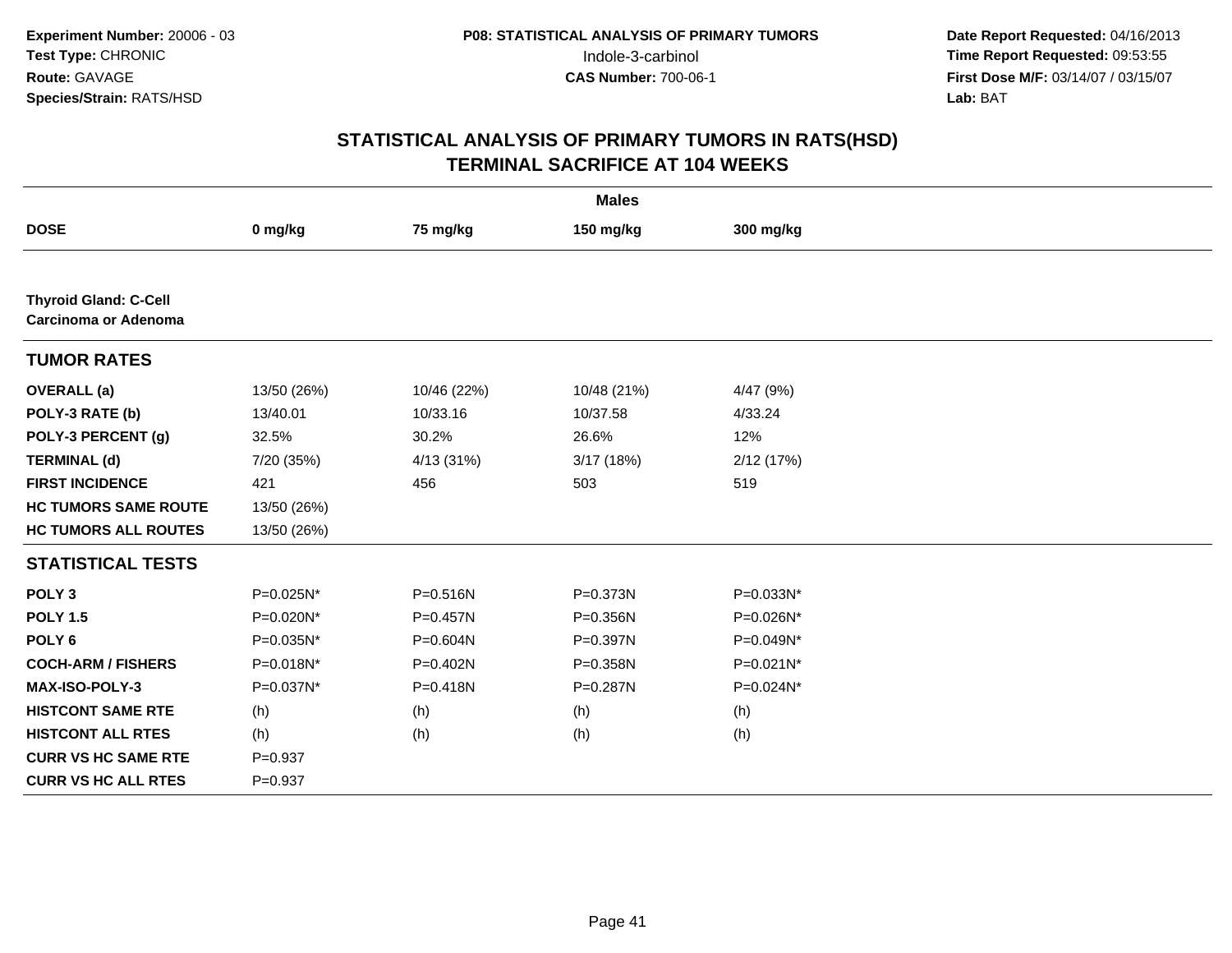Experiment Number: 20006 - 03
Test Type: CHRONIC
Route: GAVAGE
Species/Strain: RATS/HSD

P08: STATISTICAL ANALYSIS OF PRIMARY TUMORS
Indole-3-carbinol
CAS Number: 700-06-1

Date Report Requested: 04/16/2013
Time Report Requested: 09:53:55
First Dose M/F: 03/14/07 / 03/15/07
Lab: BAT

## STATISTICAL ANALYSIS OF PRIMARY TUMORS IN RATS(HSD)
## TERMINAL SACRIFICE AT 104 WEEKS

| | Males | | | |
|---|---|---|---|---|
| **DOSE** | **0 mg/kg** | **75 mg/kg** | **150 mg/kg** | **300 mg/kg** |
| **Thyroid Gland: C-Cell Carcinoma or Adenoma** | | | | |
| **TUMOR RATES** | | | | |
| **OVERALL (a)** | 13/50 (26%) | 10/46 (22%) | 10/48 (21%) | 4/47 (9%) |
| **POLY-3 RATE (b)** | 13/40.01 | 10/33.16 | 10/37.58 | 4/33.24 |
| **POLY-3 PERCENT (g)** | 32.5% | 30.2% | 26.6% | 12% |
| **TERMINAL (d)** | 7/20 (35%) | 4/13 (31%) | 3/17 (18%) | 2/12 (17%) |
| **FIRST INCIDENCE** | 421 | 456 | 503 | 519 |
| **HC TUMORS SAME ROUTE** | 13/50 (26%) | | | |
| **HC TUMORS ALL ROUTES** | 13/50 (26%) | | | |
| **STATISTICAL TESTS** | | | | |
| **POLY 3** | P=0.025N* | P=0.516N | P=0.373N | P=0.033N* |
| **POLY 1.5** | P=0.020N* | P=0.457N | P=0.356N | P=0.026N* |
| **POLY 6** | P=0.035N* | P=0.604N | P=0.397N | P=0.049N* |
| **COCH-ARM / FISHERS** | P=0.018N* | P=0.402N | P=0.358N | P=0.021N* |
| **MAX-ISO-POLY-3** | P=0.037N* | P=0.418N | P=0.287N | P=0.024N* |
| **HISTCONT SAME RTE** | (h) | (h) | (h) | (h) |
| **HISTCONT ALL RTES** | (h) | (h) | (h) | (h) |
| **CURR VS HC SAME RTE** | P=0.937 | | | |
| **CURR VS HC ALL RTES** | P=0.937 | | | |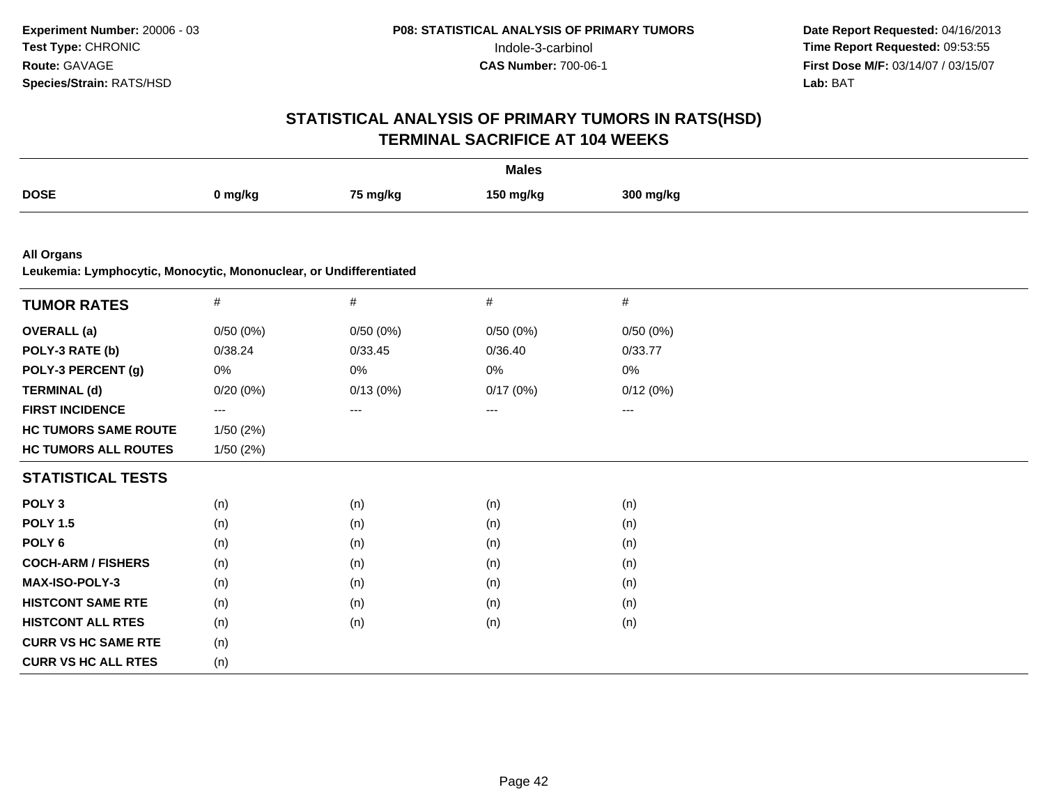**Experiment Number:** 20006 - 03
**Test Type:** CHRONIC
**Route:** GAVAGE
**Species/Strain:** RATS/HSD

**P08: STATISTICAL ANALYSIS OF PRIMARY TUMORS**
Indole-3-carbinol
**CAS Number:** 700-06-1

**Date Report Requested:** 04/16/2013
**Time Report Requested:** 09:53:55
**First Dose M/F:** 03/14/07 / 03/15/07
**Lab:** BAT

# STATISTICAL ANALYSIS OF PRIMARY TUMORS IN RATS(HSD)
## TERMINAL SACRIFICE AT 104 WEEKS

| | Males | | | |
|---|---|---|---|---|
| **DOSE** | **0 mg/kg** | **75 mg/kg** | **150 mg/kg** | **300 mg/kg** |

**All Organs**
**Leukemia: Lymphocytic, Monocytic, Mononuclear, or Undifferentiated**

| **TUMOR RATES** | # | # | # | # |
|---|---|---|---|---|
| **OVERALL (a)** | 0/50 (0%) | 0/50 (0%) | 0/50 (0%) | 0/50 (0%) |
| **POLY-3 RATE (b)** | 0/38.24 | 0/33.45 | 0/36.40 | 0/33.77 |
| **POLY-3 PERCENT (g)** | 0% | 0% | 0% | 0% |
| **TERMINAL (d)** | 0/20 (0%) | 0/13 (0%) | 0/17 (0%) | 0/12 (0%) |
| **FIRST INCIDENCE** | --- | --- | --- | --- |
| **HC TUMORS SAME ROUTE** | 1/50 (2%) | | | |
| **HC TUMORS ALL ROUTES** | 1/50 (2%) | | | |
| **STATISTICAL TESTS** | | | | |
| **POLY 3** | (n) | (n) | (n) | (n) |
| **POLY 1.5** | (n) | (n) | (n) | (n) |
| **POLY 6** | (n) | (n) | (n) | (n) |
| **COCH-ARM / FISHERS** | (n) | (n) | (n) | (n) |
| **MAX-ISO-POLY-3** | (n) | (n) | (n) | (n) |
| **HISTCONT SAME RTE** | (n) | (n) | (n) | (n) |
| **HISTCONT ALL RTES** | (n) | (n) | (n) | (n) |
| **CURR VS HC SAME RTE** | (n) | | | |
| **CURR VS HC ALL RTES** | (n) | | | |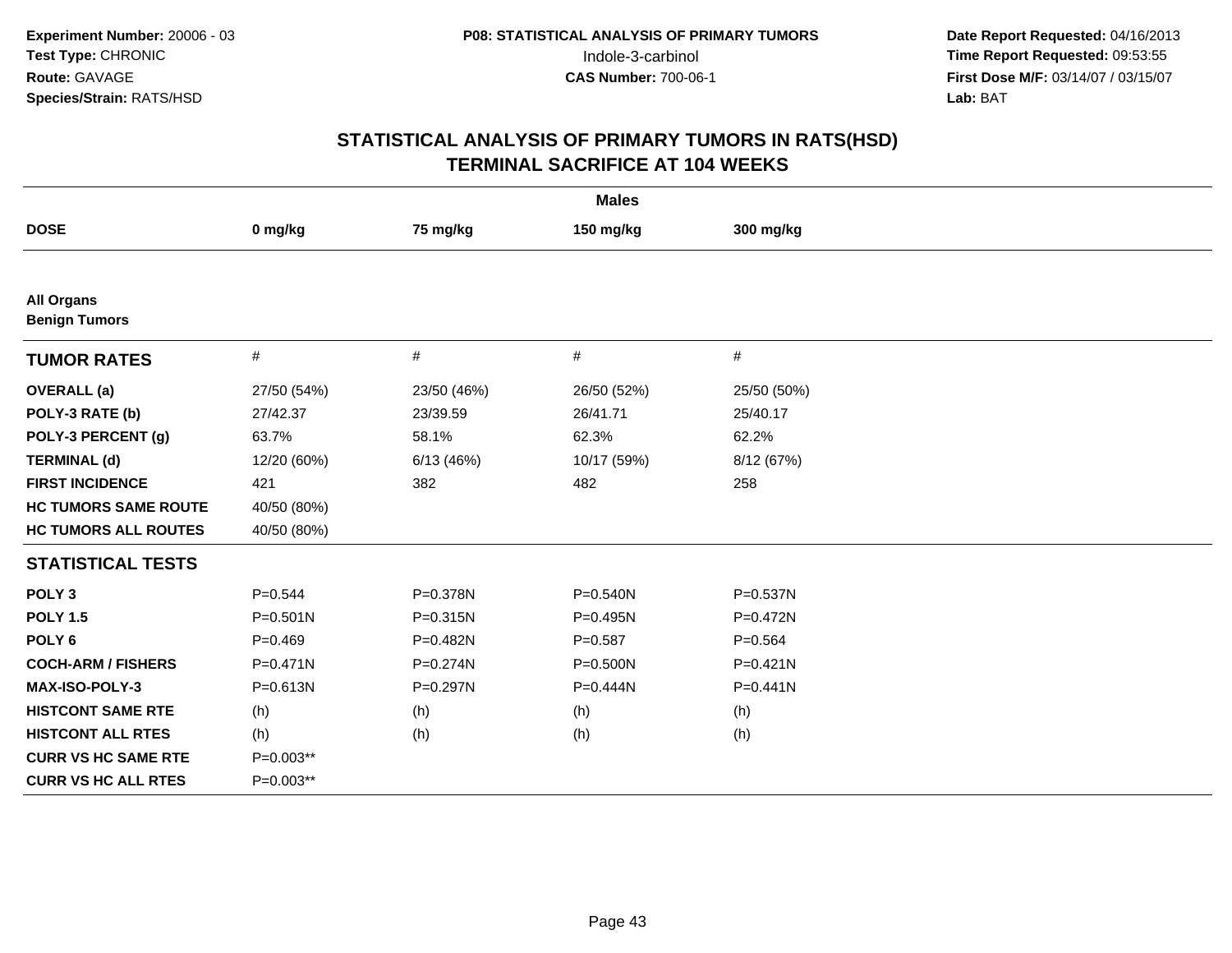Experiment Number: 20006 - 03
Test Type: CHRONIC
Route: GAVAGE
Species/Strain: RATS/HSD

**P08: STATISTICAL ANALYSIS OF PRIMARY TUMORS**
Indole-3-carbinol
**CAS Number:** 700-06-1

**Date Report Requested:** 04/16/2013
**Time Report Requested:** 09:53:55
**First Dose M/F:** 03/14/07 / 03/15/07
**Lab:** BAT

## STATISTICAL ANALYSIS OF PRIMARY TUMORS IN RATS(HSD)
## TERMINAL SACRIFICE AT 104 WEEKS

| | Males | | | |
|---|---|---|---|---|
| **DOSE** | **0 mg/kg** | **75 mg/kg** | **150 mg/kg** | **300 mg/kg** |
| **All Organs** | | | | |
| **Benign Tumors** | | | | |
| **TUMOR RATES** | # | # | # | # |
| **OVERALL (a)** | 27/50 (54%) | 23/50 (46%) | 26/50 (52%) | 25/50 (50%) |
| **POLY-3 RATE (b)** | 27/42.37 | 23/39.59 | 26/41.71 | 25/40.17 |
| **POLY-3 PERCENT (g)** | 63.7% | 58.1% | 62.3% | 62.2% |
| **TERMINAL (d)** | 12/20 (60%) | 6/13 (46%) | 10/17 (59%) | 8/12 (67%) |
| **FIRST INCIDENCE** | 421 | 382 | 482 | 258 |
| **HC TUMORS SAME ROUTE** | 40/50 (80%) | | | |
| **HC TUMORS ALL ROUTES** | 40/50 (80%) | | | |
| **STATISTICAL TESTS** | | | | |
| **POLY 3** | P=0.544 | P=0.378N | P=0.540N | P=0.537N |
| **POLY 1.5** | P=0.501N | P=0.315N | P=0.495N | P=0.472N |
| **POLY 6** | P=0.469 | P=0.482N | P=0.587 | P=0.564 |
| **COCH-ARM / FISHERS** | P=0.471N | P=0.274N | P=0.500N | P=0.421N |
| **MAX-ISO-POLY-3** | P=0.613N | P=0.297N | P=0.444N | P=0.441N |
| **HISTCONT SAME RTE** | (h) | (h) | (h) | (h) |
| **HISTCONT ALL RTES** | (h) | (h) | (h) | (h) |
| **CURR VS HC SAME RTE** | P=0.003** | | | |
| **CURR VS HC ALL RTES** | P=0.003** | | | |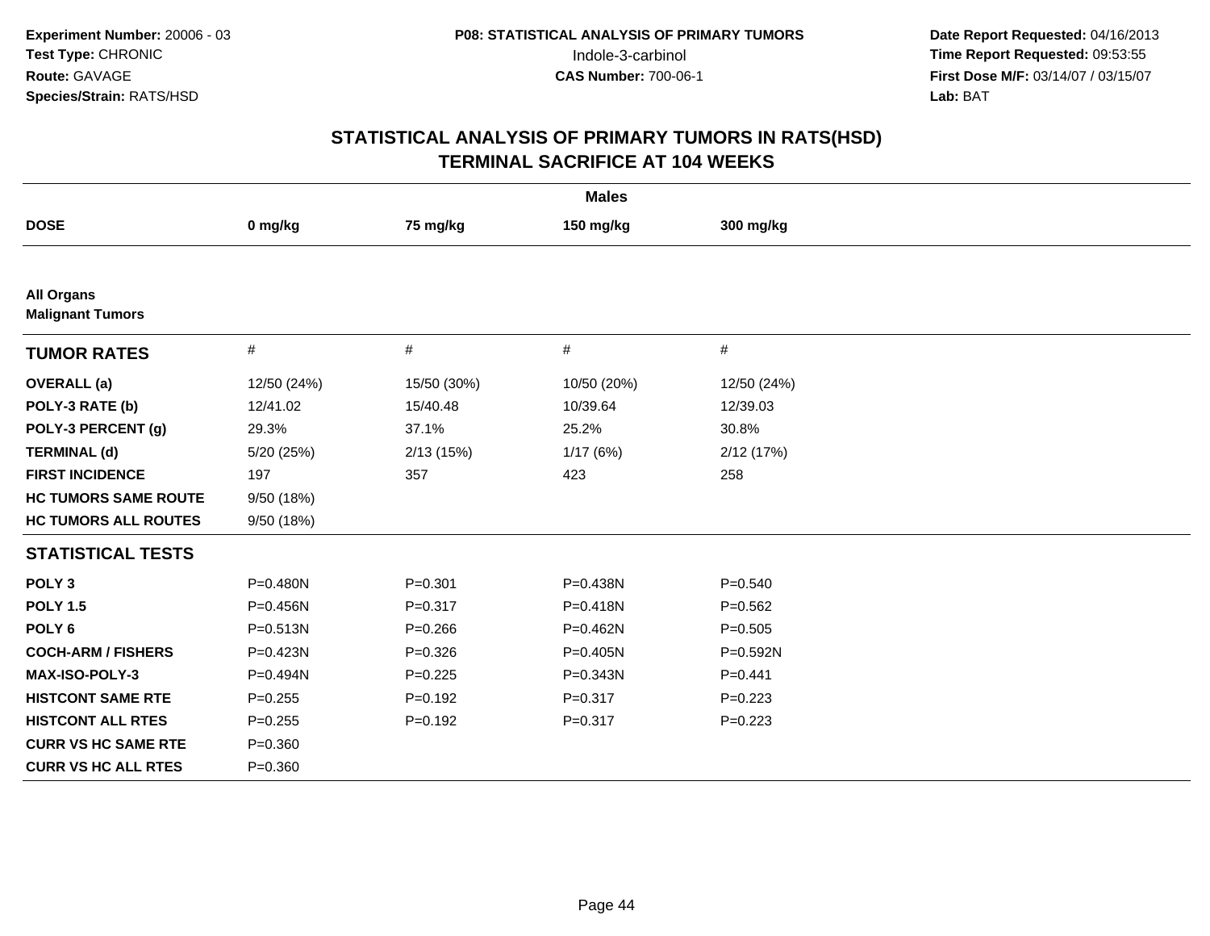Experiment Number: 20006 - 03
Test Type: CHRONIC
Route: GAVAGE
Species/Strain: RATS/HSD

**P08: STATISTICAL ANALYSIS OF PRIMARY TUMORS**
Indole-3-carbinol
**CAS Number:** 700-06-1

**Date Report Requested:** 04/16/2013
**Time Report Requested:** 09:53:55
**First Dose M/F:** 03/14/07 / 03/15/07
**Lab:** BAT

## STATISTICAL ANALYSIS OF PRIMARY TUMORS IN RATS(HSD)
## TERMINAL SACRIFICE AT 104 WEEKS

| | Males | | | |
|---|---|---|---|---|
| **DOSE** | **0 mg/kg** | **75 mg/kg** | **150 mg/kg** | **300 mg/kg** |
| **All Organs** | | | | |
| **Malignant Tumors** | | | | |
| **TUMOR RATES** | # | # | # | # |
| **OVERALL (a)** | 12/50 (24%) | 15/50 (30%) | 10/50 (20%) | 12/50 (24%) |
| **POLY-3 RATE (b)** | 12/41.02 | 15/40.48 | 10/39.64 | 12/39.03 |
| **POLY-3 PERCENT (g)** | 29.3% | 37.1% | 25.2% | 30.8% |
| **TERMINAL (d)** | 5/20 (25%) | 2/13 (15%) | 1/17 (6%) | 2/12 (17%) |
| **FIRST INCIDENCE** | 197 | 357 | 423 | 258 |
| **HC TUMORS SAME ROUTE** | 9/50 (18%) | | | |
| **HC TUMORS ALL ROUTES** | 9/50 (18%) | | | |
| **STATISTICAL TESTS** | | | | |
| **POLY 3** | P=0.480N | P=0.301 | P=0.438N | P=0.540 |
| **POLY 1.5** | P=0.456N | P=0.317 | P=0.418N | P=0.562 |
| **POLY 6** | P=0.513N | P=0.266 | P=0.462N | P=0.505 |
| **COCH-ARM / FISHERS** | P=0.423N | P=0.326 | P=0.405N | P=0.592N |
| **MAX-ISO-POLY-3** | P=0.494N | P=0.225 | P=0.343N | P=0.441 |
| **HISTCONT SAME RTE** | P=0.255 | P=0.192 | P=0.317 | P=0.223 |
| **HISTCONT ALL RTES** | P=0.255 | P=0.192 | P=0.317 | P=0.223 |
| **CURR VS HC SAME RTE** | P=0.360 | | | |
| **CURR VS HC ALL RTES** | P=0.360 | | | |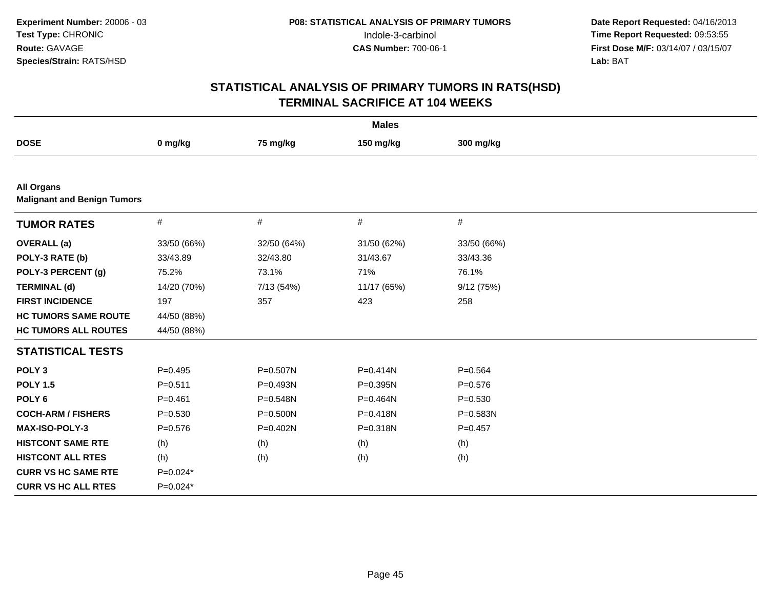**Experiment Number:** 20006 - 03
**Test Type:** CHRONIC
**Route:** GAVAGE
**Species/Strain:** RATS/HSD

**P08: STATISTICAL ANALYSIS OF PRIMARY TUMORS**
Indole-3-carbinol
**CAS Number:** 700-06-1

**Date Report Requested:** 04/16/2013
**Time Report Requested:** 09:53:55
**First Dose M/F:** 03/14/07 / 03/15/07
**Lab:** BAT

## STATISTICAL ANALYSIS OF PRIMARY TUMORS IN RATS(HSD) TERMINAL SACRIFICE AT 104 WEEKS

| | Males | | | |
|---|---|---|---|---|
| **DOSE** | **0 mg/kg** | **75 mg/kg** | **150 mg/kg** | **300 mg/kg** |
| **All Organs** | | | | |
| **Malignant and Benign Tumors** | | | | |
| **TUMOR RATES** | # | # | # | # |
| **OVERALL (a)** | 33/50 (66%) | 32/50 (64%) | 31/50 (62%) | 33/50 (66%) |
| **POLY-3 RATE (b)** | 33/43.89 | 32/43.80 | 31/43.67 | 33/43.36 |
| **POLY-3 PERCENT (g)** | 75.2% | 73.1% | 71% | 76.1% |
| **TERMINAL (d)** | 14/20 (70%) | 7/13 (54%) | 11/17 (65%) | 9/12 (75%) |
| **FIRST INCIDENCE** | 197 | 357 | 423 | 258 |
| **HC TUMORS SAME ROUTE** | 44/50 (88%) | | | |
| **HC TUMORS ALL ROUTES** | 44/50 (88%) | | | |
| **STATISTICAL TESTS** | | | | |
| **POLY 3** | P=0.495 | P=0.507N | P=0.414N | P=0.564 |
| **POLY 1.5** | P=0.511 | P=0.493N | P=0.395N | P=0.576 |
| **POLY 6** | P=0.461 | P=0.548N | P=0.464N | P=0.530 |
| **COCH-ARM / FISHERS** | P=0.530 | P=0.500N | P=0.418N | P=0.583N |
| **MAX-ISO-POLY-3** | P=0.576 | P=0.402N | P=0.318N | P=0.457 |
| **HISTCONT SAME RTE** | (h) | (h) | (h) | (h) |
| **HISTCONT ALL RTES** | (h) | (h) | (h) | (h) |
| **CURR VS HC SAME RTE** | P=0.024* | | | |
| **CURR VS HC ALL RTES** | P=0.024* | | | |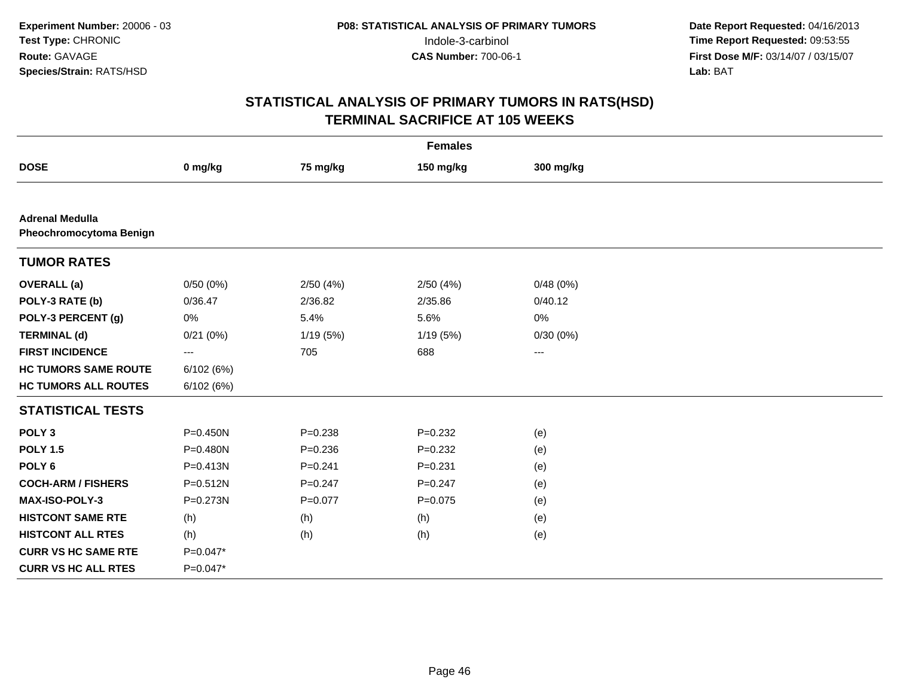**Experiment Number:** 20006 - 03
**Test Type:** CHRONIC
**Route:** GAVAGE
**Species/Strain:** RATS/HSD

**P08: STATISTICAL ANALYSIS OF PRIMARY TUMORS**
Indole-3-carbinol
**CAS Number:** 700-06-1

**Date Report Requested:** 04/16/2013
**Time Report Requested:** 09:53:55
**First Dose M/F:** 03/14/07 / 03/15/07
**Lab:** BAT

## STATISTICAL ANALYSIS OF PRIMARY TUMORS IN RATS(HSD)
## TERMINAL SACRIFICE AT 105 WEEKS

| | Females | | | |
|---|---|---|---|---|
| **DOSE** | **0 mg/kg** | **75 mg/kg** | **150 mg/kg** | **300 mg/kg** |
| **Adrenal Medulla** | | | | |
| **Pheochromocytoma Benign** | | | | |
| **TUMOR RATES** | | | | |
| **OVERALL (a)** | 0/50 (0%) | 2/50 (4%) | 2/50 (4%) | 0/48 (0%) |
| **POLY-3 RATE (b)** | 0/36.47 | 2/36.82 | 2/35.86 | 0/40.12 |
| **POLY-3 PERCENT (g)** | 0% | 5.4% | 5.6% | 0% |
| **TERMINAL (d)** | 0/21 (0%) | 1/19 (5%) | 1/19 (5%) | 0/30 (0%) |
| **FIRST INCIDENCE** | --- | 705 | 688 | --- |
| **HC TUMORS SAME ROUTE** | 6/102 (6%) | | | |
| **HC TUMORS ALL ROUTES** | 6/102 (6%) | | | |
| **STATISTICAL TESTS** | | | | |
| **POLY 3** | P=0.450N | P=0.238 | P=0.232 | (e) |
| **POLY 1.5** | P=0.480N | P=0.236 | P=0.232 | (e) |
| **POLY 6** | P=0.413N | P=0.241 | P=0.231 | (e) |
| **COCH-ARM / FISHERS** | P=0.512N | P=0.247 | P=0.247 | (e) |
| **MAX-ISO-POLY-3** | P=0.273N | P=0.077 | P=0.075 | (e) |
| **HISTCONT SAME RTE** | (h) | (h) | (h) | (e) |
| **HISTCONT ALL RTES** | (h) | (h) | (h) | (e) |
| **CURR VS HC SAME RTE** | P=0.047* | | | |
| **CURR VS HC ALL RTES** | P=0.047* | | | |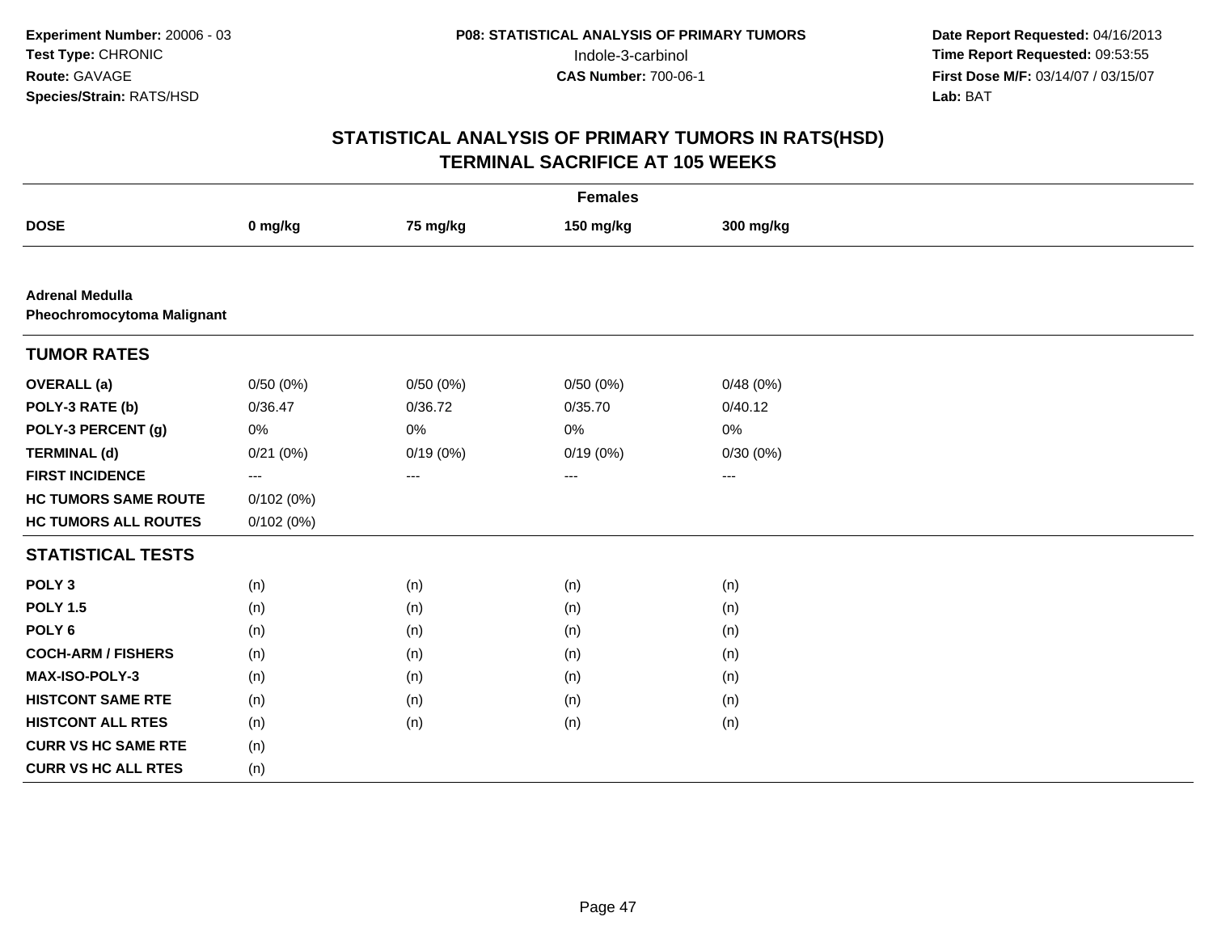**Experiment Number:** 20006 - 03
**Test Type:** CHRONIC
**Route:** GAVAGE
**Species/Strain:** RATS/HSD

**P08: STATISTICAL ANALYSIS OF PRIMARY TUMORS**
Indole-3-carbinol
**CAS Number:** 700-06-1

**Date Report Requested:** 04/16/2013
**Time Report Requested:** 09:53:55
**First Dose M/F:** 03/14/07 / 03/15/07
**Lab:** BAT

# STATISTICAL ANALYSIS OF PRIMARY TUMORS IN RATS(HSD) TERMINAL SACRIFICE AT 105 WEEKS

| Females | | | | |
|---|---|---|---|---|
| **DOSE** | **0 mg/kg** | **75 mg/kg** | **150 mg/kg** | **300 mg/kg** |
| **Adrenal Medulla Pheochromocytoma Malignant** | | | | |
| **TUMOR RATES** | | | | |
| **OVERALL (a)** | 0/50 (0%) | 0/50 (0%) | 0/50 (0%) | 0/48 (0%) |
| **POLY-3 RATE (b)** | 0/36.47 | 0/36.72 | 0/35.70 | 0/40.12 |
| **POLY-3 PERCENT (g)** | 0% | 0% | 0% | 0% |
| **TERMINAL (d)** | 0/21 (0%) | 0/19 (0%) | 0/19 (0%) | 0/30 (0%) |
| **FIRST INCIDENCE** | --- | --- | --- | --- |
| **HC TUMORS SAME ROUTE** | 0/102 (0%) | | | |
| **HC TUMORS ALL ROUTES** | 0/102 (0%) | | | |
| **STATISTICAL TESTS** | | | | |
| **POLY 3** | (n) | (n) | (n) | (n) |
| **POLY 1.5** | (n) | (n) | (n) | (n) |
| **POLY 6** | (n) | (n) | (n) | (n) |
| **COCH-ARM / FISHERS** | (n) | (n) | (n) | (n) |
| **MAX-ISO-POLY-3** | (n) | (n) | (n) | (n) |
| **HISTCONT SAME RTE** | (n) | (n) | (n) | (n) |
| **HISTCONT ALL RTES** | (n) | (n) | (n) | (n) |
| **CURR VS HC SAME RTE** | (n) | | | |
| **CURR VS HC ALL RTES** | (n) | | | |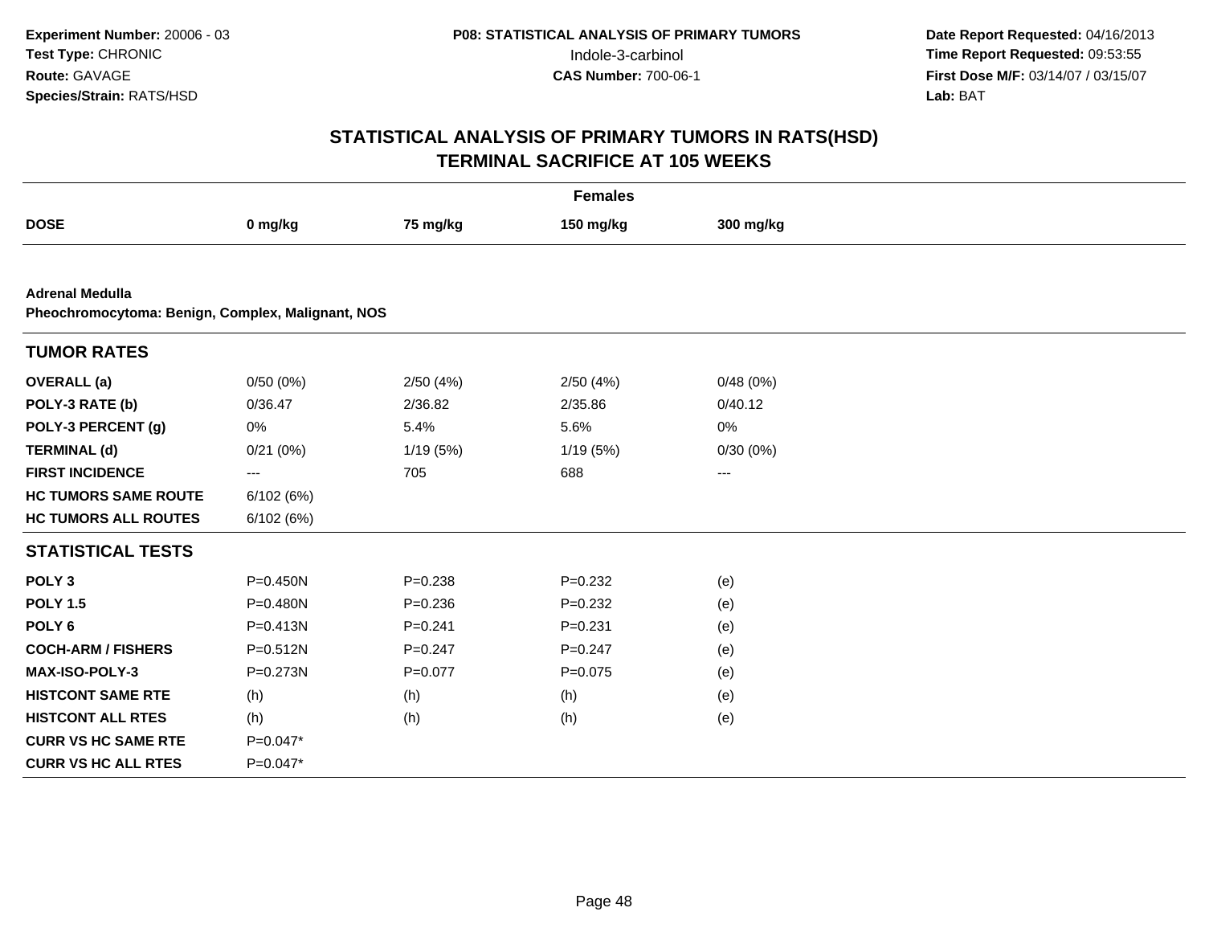**Experiment Number:** 20006 - 03
**Test Type:** CHRONIC
**Route:** GAVAGE
**Species/Strain:** RATS/HSD

**P08: STATISTICAL ANALYSIS OF PRIMARY TUMORS**
Indole-3-carbinol
**CAS Number:** 700-06-1

**Date Report Requested:** 04/16/2013
**Time Report Requested:** 09:53:55
**First Dose M/F:** 03/14/07 / 03/15/07
**Lab:** BAT

## STATISTICAL ANALYSIS OF PRIMARY TUMORS IN RATS(HSD)
## TERMINAL SACRIFICE AT 105 WEEKS

| | Females | | | |
|---|---|---|---|---|
| **DOSE** | **0 mg/kg** | **75 mg/kg** | **150 mg/kg** | **300 mg/kg** |
| **Adrenal Medulla** | | | | |
| **Pheochromocytoma: Benign, Complex, Malignant, NOS** | | | | |
| **TUMOR RATES** | | | | |
| **OVERALL (a)** | 0/50 (0%) | 2/50 (4%) | 2/50 (4%) | 0/48 (0%) |
| **POLY-3 RATE (b)** | 0/36.47 | 2/36.82 | 2/35.86 | 0/40.12 |
| **POLY-3 PERCENT (g)** | 0% | 5.4% | 5.6% | 0% |
| **TERMINAL (d)** | 0/21 (0%) | 1/19 (5%) | 1/19 (5%) | 0/30 (0%) |
| **FIRST INCIDENCE** | --- | 705 | 688 | --- |
| **HC TUMORS SAME ROUTE** | 6/102 (6%) | | | |
| **HC TUMORS ALL ROUTES** | 6/102 (6%) | | | |
| **STATISTICAL TESTS** | | | | |
| **POLY 3** | P=0.450N | P=0.238 | P=0.232 | (e) |
| **POLY 1.5** | P=0.480N | P=0.236 | P=0.232 | (e) |
| **POLY 6** | P=0.413N | P=0.241 | P=0.231 | (e) |
| **COCH-ARM / FISHERS** | P=0.512N | P=0.247 | P=0.247 | (e) |
| **MAX-ISO-POLY-3** | P=0.273N | P=0.077 | P=0.075 | (e) |
| **HISTCONT SAME RTE** | (h) | (h) | (h) | (e) |
| **HISTCONT ALL RTES** | (h) | (h) | (h) | (e) |
| **CURR VS HC SAME RTE** | P=0.047* | | | |
| **CURR VS HC ALL RTES** | P=0.047* | | | |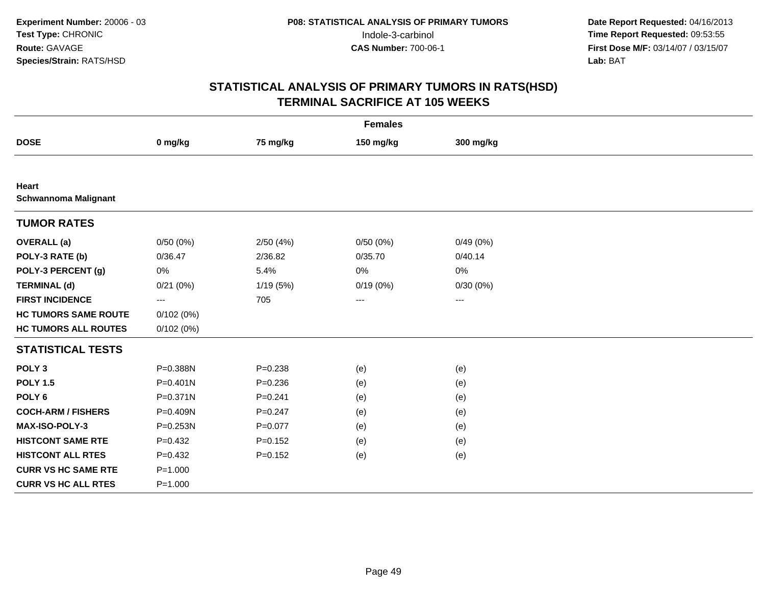**Experiment Number:** 20006 - 03
**Test Type:** CHRONIC
**Route:** GAVAGE
**Species/Strain:** RATS/HSD

**P08: STATISTICAL ANALYSIS OF PRIMARY TUMORS**
Indole-3-carbinol
**CAS Number:** 700-06-1

**Date Report Requested:** 04/16/2013
**Time Report Requested:** 09:53:55
**First Dose M/F:** 03/14/07 / 03/15/07
**Lab:** BAT

## STATISTICAL ANALYSIS OF PRIMARY TUMORS IN RATS(HSD)
## TERMINAL SACRIFICE AT 105 WEEKS

| Females | | | | |
|---|---|---|---|---|
| **DOSE** | **0 mg/kg** | **75 mg/kg** | **150 mg/kg** | **300 mg/kg** |
| **Heart** | | | | |
| **Schwannoma Malignant** | | | | |
| **TUMOR RATES** | | | | |
| **OVERALL (a)** | 0/50 (0%) | 2/50 (4%) | 0/50 (0%) | 0/49 (0%) |
| **POLY-3 RATE (b)** | 0/36.47 | 2/36.82 | 0/35.70 | 0/40.14 |
| **POLY-3 PERCENT (g)** | 0% | 5.4% | 0% | 0% |
| **TERMINAL (d)** | 0/21 (0%) | 1/19 (5%) | 0/19 (0%) | 0/30 (0%) |
| **FIRST INCIDENCE** | --- | 705 | --- | --- |
| **HC TUMORS SAME ROUTE** | 0/102 (0%) | | | |
| **HC TUMORS ALL ROUTES** | 0/102 (0%) | | | |
| **STATISTICAL TESTS** | | | | |
| **POLY 3** | P=0.388N | P=0.238 | (e) | (e) |
| **POLY 1.5** | P=0.401N | P=0.236 | (e) | (e) |
| **POLY 6** | P=0.371N | P=0.241 | (e) | (e) |
| **COCH-ARM / FISHERS** | P=0.409N | P=0.247 | (e) | (e) |
| **MAX-ISO-POLY-3** | P=0.253N | P=0.077 | (e) | (e) |
| **HISTCONT SAME RTE** | P=0.432 | P=0.152 | (e) | (e) |
| **HISTCONT ALL RTES** | P=0.432 | P=0.152 | (e) | (e) |
| **CURR VS HC SAME RTE** | P=1.000 | | | |
| **CURR VS HC ALL RTES** | P=1.000 | | | |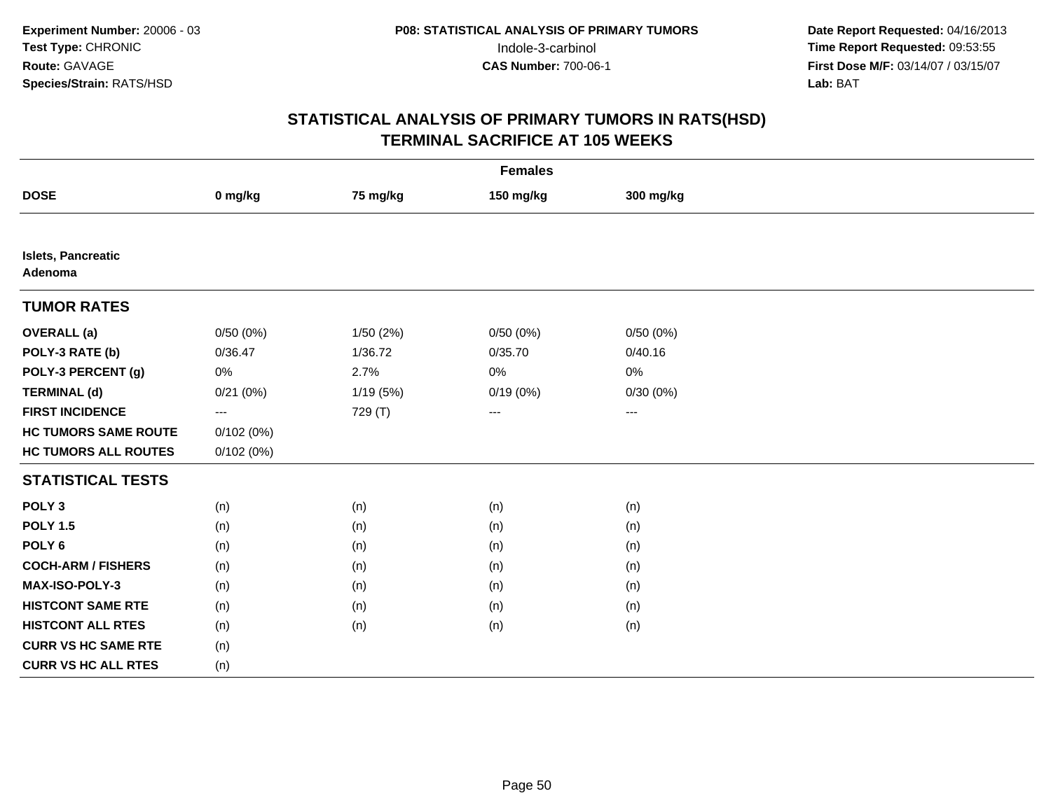**Experiment Number:** 20006 - 03
**Test Type:** CHRONIC
**Route:** GAVAGE
**Species/Strain:** RATS/HSD

**P08: STATISTICAL ANALYSIS OF PRIMARY TUMORS**
Indole-3-carbinol
**CAS Number:** 700-06-1

**Date Report Requested:** 04/16/2013
**Time Report Requested:** 09:53:55
**First Dose M/F:** 03/14/07 / 03/15/07
**Lab:** BAT

## STATISTICAL ANALYSIS OF PRIMARY TUMORS IN RATS(HSD)
## TERMINAL SACRIFICE AT 105 WEEKS

| Females | | | | |
|---|---|---|---|---|
| **DOSE** | **0 mg/kg** | **75 mg/kg** | **150 mg/kg** | **300 mg/kg** |
| **Islets, Pancreatic Adenoma** | | | | |
| **TUMOR RATES** | | | | |
| **OVERALL (a)** | 0/50 (0%) | 1/50 (2%) | 0/50 (0%) | 0/50 (0%) |
| **POLY-3 RATE (b)** | 0/36.47 | 1/36.72 | 0/35.70 | 0/40.16 |
| **POLY-3 PERCENT (g)** | 0% | 2.7% | 0% | 0% |
| **TERMINAL (d)** | 0/21 (0%) | 1/19 (5%) | 0/19 (0%) | 0/30 (0%) |
| **FIRST INCIDENCE** | --- | 729 (T) | --- | --- |
| **HC TUMORS SAME ROUTE** | 0/102 (0%) | | | |
| **HC TUMORS ALL ROUTES** | 0/102 (0%) | | | |
| **STATISTICAL TESTS** | | | | |
| **POLY 3** | (n) | (n) | (n) | (n) |
| **POLY 1.5** | (n) | (n) | (n) | (n) |
| **POLY 6** | (n) | (n) | (n) | (n) |
| **COCH-ARM / FISHERS** | (n) | (n) | (n) | (n) |
| **MAX-ISO-POLY-3** | (n) | (n) | (n) | (n) |
| **HISTCONT SAME RTE** | (n) | (n) | (n) | (n) |
| **HISTCONT ALL RTES** | (n) | (n) | (n) | (n) |
| **CURR VS HC SAME RTE** | (n) | | | |
| **CURR VS HC ALL RTES** | (n) | | | |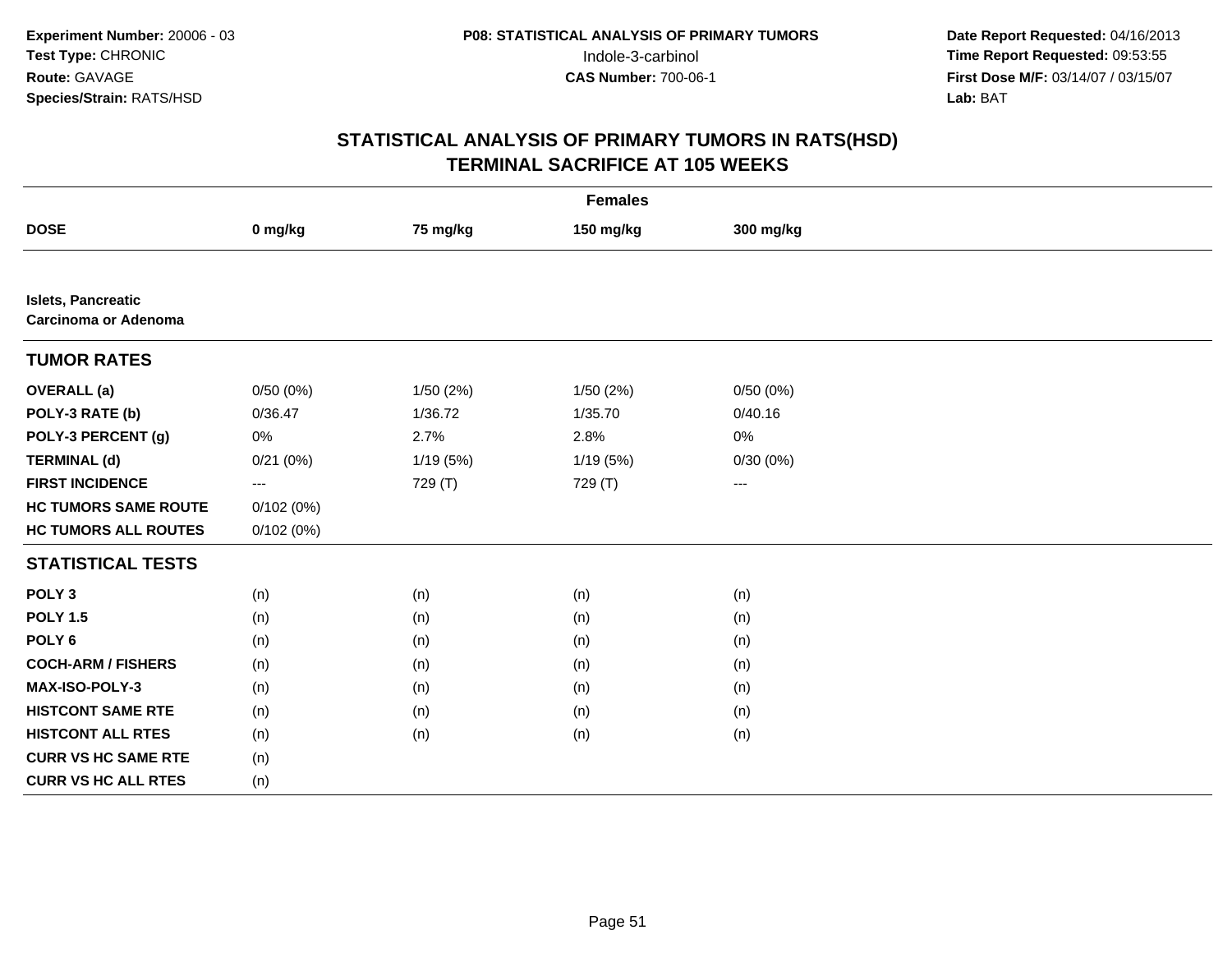**Experiment Number:** 20006 - 03
**Test Type:** CHRONIC
**Route:** GAVAGE
**Species/Strain:** RATS/HSD

**P08: STATISTICAL ANALYSIS OF PRIMARY TUMORS**
Indole-3-carbinol
**CAS Number:** 700-06-1

**Date Report Requested:** 04/16/2013
**Time Report Requested:** 09:53:55
**First Dose M/F:** 03/14/07 / 03/15/07
**Lab:** BAT

# STATISTICAL ANALYSIS OF PRIMARY TUMORS IN RATS(HSD)
# TERMINAL SACRIFICE AT 105 WEEKS

| Females | | | | |
|---|---|---|---|---|
| **DOSE** | **0 mg/kg** | **75 mg/kg** | **150 mg/kg** | **300 mg/kg** |
| **Islets, Pancreatic Carcinoma or Adenoma** | | | | |
| **TUMOR RATES** | | | | |
| **OVERALL (a)** | 0/50 (0%) | 1/50 (2%) | 1/50 (2%) | 0/50 (0%) |
| **POLY-3 RATE (b)** | 0/36.47 | 1/36.72 | 1/35.70 | 0/40.16 |
| **POLY-3 PERCENT (g)** | 0% | 2.7% | 2.8% | 0% |
| **TERMINAL (d)** | 0/21 (0%) | 1/19 (5%) | 1/19 (5%) | 0/30 (0%) |
| **FIRST INCIDENCE** | --- | 729 (T) | 729 (T) | --- |
| **HC TUMORS SAME ROUTE** | 0/102 (0%) | | | |
| **HC TUMORS ALL ROUTES** | 0/102 (0%) | | | |
| **STATISTICAL TESTS** | | | | |
| **POLY 3** | (n) | (n) | (n) | (n) |
| **POLY 1.5** | (n) | (n) | (n) | (n) |
| **POLY 6** | (n) | (n) | (n) | (n) |
| **COCH-ARM / FISHERS** | (n) | (n) | (n) | (n) |
| **MAX-ISO-POLY-3** | (n) | (n) | (n) | (n) |
| **HISTCONT SAME RTE** | (n) | (n) | (n) | (n) |
| **HISTCONT ALL RTES** | (n) | (n) | (n) | (n) |
| **CURR VS HC SAME RTE** | (n) | | | |
| **CURR VS HC ALL RTES** | (n) | | | |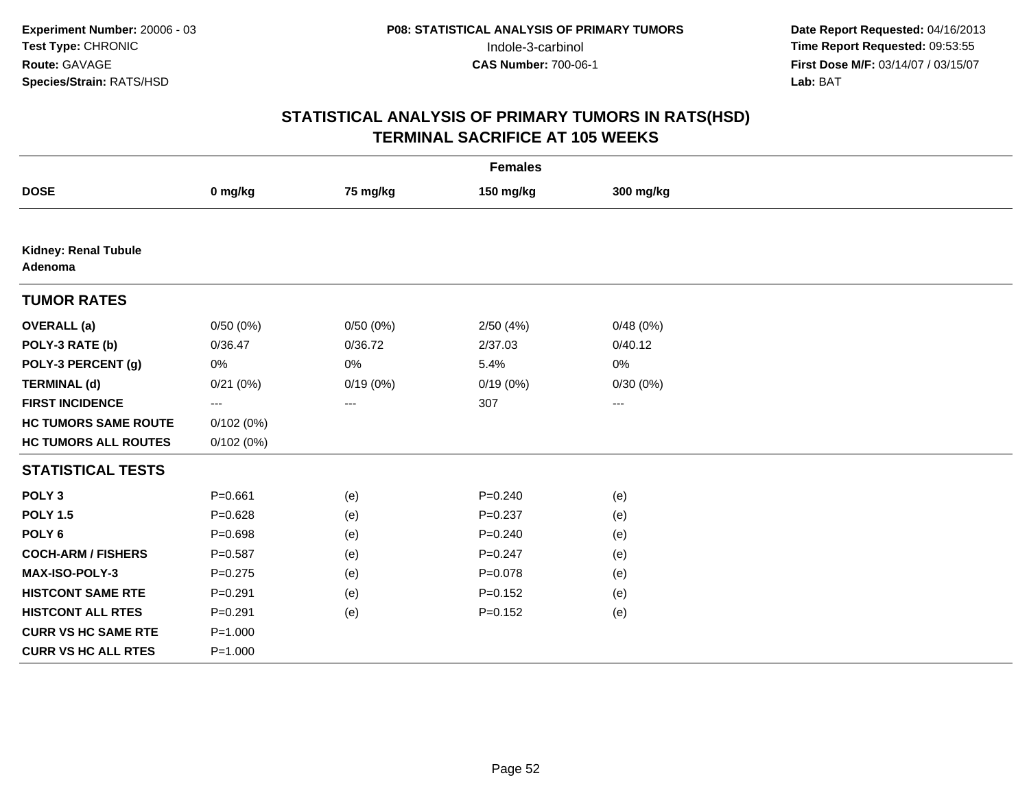**Experiment Number:** 20006 - 03
**Test Type:** CHRONIC
**Route:** GAVAGE
**Species/Strain:** RATS/HSD

**P08: STATISTICAL ANALYSIS OF PRIMARY TUMORS**
Indole-3-carbinol
**CAS Number:** 700-06-1

**Date Report Requested:** 04/16/2013
**Time Report Requested:** 09:53:55
**First Dose M/F:** 03/14/07 / 03/15/07
**Lab:** BAT

# STATISTICAL ANALYSIS OF PRIMARY TUMORS IN RATS(HSD)
# TERMINAL SACRIFICE AT 105 WEEKS

| | Females | | | |
|---|---|---|---|---|
| **DOSE** | **0 mg/kg** | **75 mg/kg** | **150 mg/kg** | **300 mg/kg** |
| **Kidney: Renal Tubule Adenoma** | | | | |
| **TUMOR RATES** | | | | |
| **OVERALL (a)** | 0/50 (0%) | 0/50 (0%) | 2/50 (4%) | 0/48 (0%) |
| **POLY-3 RATE (b)** | 0/36.47 | 0/36.72 | 2/37.03 | 0/40.12 |
| **POLY-3 PERCENT (g)** | 0% | 0% | 5.4% | 0% |
| **TERMINAL (d)** | 0/21 (0%) | 0/19 (0%) | 0/19 (0%) | 0/30 (0%) |
| **FIRST INCIDENCE** | --- | --- | 307 | --- |
| **HC TUMORS SAME ROUTE** | 0/102 (0%) | | | |
| **HC TUMORS ALL ROUTES** | 0/102 (0%) | | | |
| **STATISTICAL TESTS** | | | | |
| **POLY 3** | P=0.661 | (e) | P=0.240 | (e) |
| **POLY 1.5** | P=0.628 | (e) | P=0.237 | (e) |
| **POLY 6** | P=0.698 | (e) | P=0.240 | (e) |
| **COCH-ARM / FISHERS** | P=0.587 | (e) | P=0.247 | (e) |
| **MAX-ISO-POLY-3** | P=0.275 | (e) | P=0.078 | (e) |
| **HISTCONT SAME RTE** | P=0.291 | (e) | P=0.152 | (e) |
| **HISTCONT ALL RTES** | P=0.291 | (e) | P=0.152 | (e) |
| **CURR VS HC SAME RTE** | P=1.000 | | | |
| **CURR VS HC ALL RTES** | P=1.000 | | | |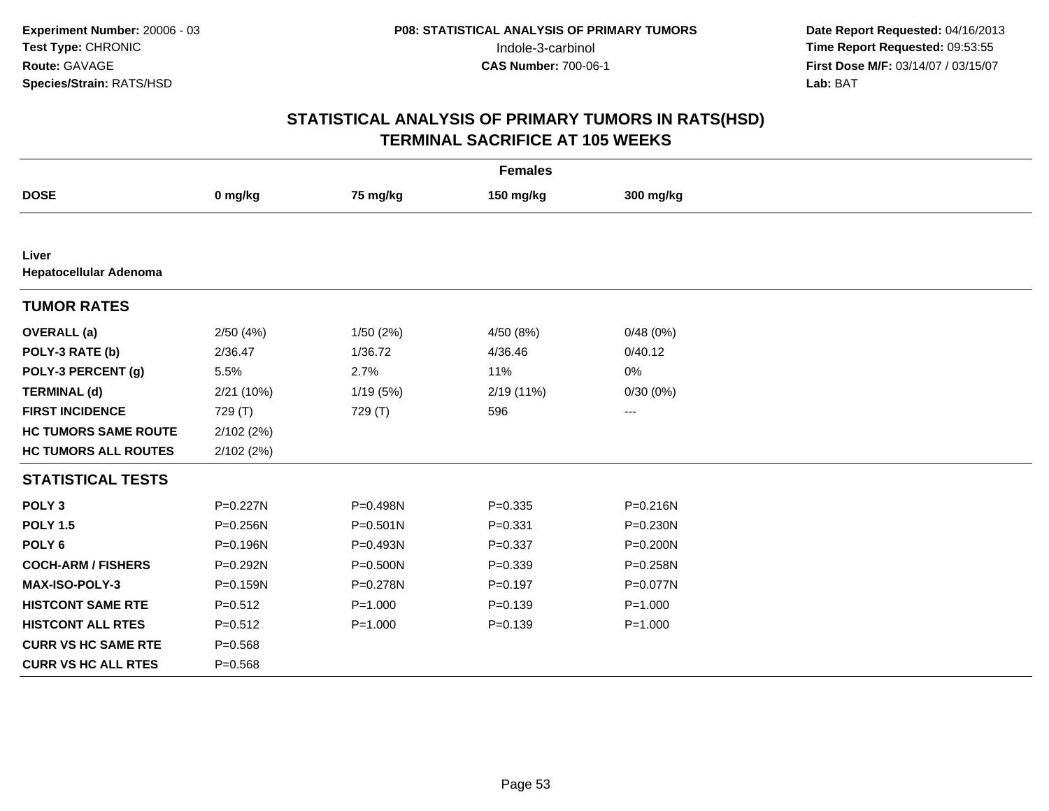Experiment Number: 20006 - 03
Test Type: CHRONIC
Route: GAVAGE
Species/Strain: RATS/HSD

P08: STATISTICAL ANALYSIS OF PRIMARY TUMORS
Indole-3-carbinol
CAS Number: 700-06-1

Date Report Requested: 04/16/2013
Time Report Requested: 09:53:55
First Dose M/F: 03/14/07 / 03/15/07
Lab: BAT

## STATISTICAL ANALYSIS OF PRIMARY TUMORS IN RATS(HSD)
## TERMINAL SACRIFICE AT 105 WEEKS

| | Females | | | |
|---|---|---|---|---|
| **DOSE** | **0 mg/kg** | **75 mg/kg** | **150 mg/kg** | **300 mg/kg** |
| **Liver** | | | | |
| **Hepatocellular Adenoma** | | | | |
| **TUMOR RATES** | | | | |
| **OVERALL (a)** | 2/50 (4%) | 1/50 (2%) | 4/50 (8%) | 0/48 (0%) |
| **POLY-3 RATE (b)** | 2/36.47 | 1/36.72 | 4/36.46 | 0/40.12 |
| **POLY-3 PERCENT (g)** | 5.5% | 2.7% | 11% | 0% |
| **TERMINAL (d)** | 2/21 (10%) | 1/19 (5%) | 2/19 (11%) | 0/30 (0%) |
| **FIRST INCIDENCE** | 729 (T) | 729 (T) | 596 | --- |
| **HC TUMORS SAME ROUTE** | 2/102 (2%) | | | |
| **HC TUMORS ALL ROUTES** | 2/102 (2%) | | | |
| **STATISTICAL TESTS** | | | | |
| **POLY 3** | P=0.227N | P=0.498N | P=0.335 | P=0.216N |
| **POLY 1.5** | P=0.256N | P=0.501N | P=0.331 | P=0.230N |
| **POLY 6** | P=0.196N | P=0.493N | P=0.337 | P=0.200N |
| **COCH-ARM / FISHERS** | P=0.292N | P=0.500N | P=0.339 | P=0.258N |
| **MAX-ISO-POLY-3** | P=0.159N | P=0.278N | P=0.197 | P=0.077N |
| **HISTCONT SAME RTE** | P=0.512 | P=1.000 | P=0.139 | P=1.000 |
| **HISTCONT ALL RTES** | P=0.512 | P=1.000 | P=0.139 | P=1.000 |
| **CURR VS HC SAME RTE** | P=0.568 | | | |
| **CURR VS HC ALL RTES** | P=0.568 | | | |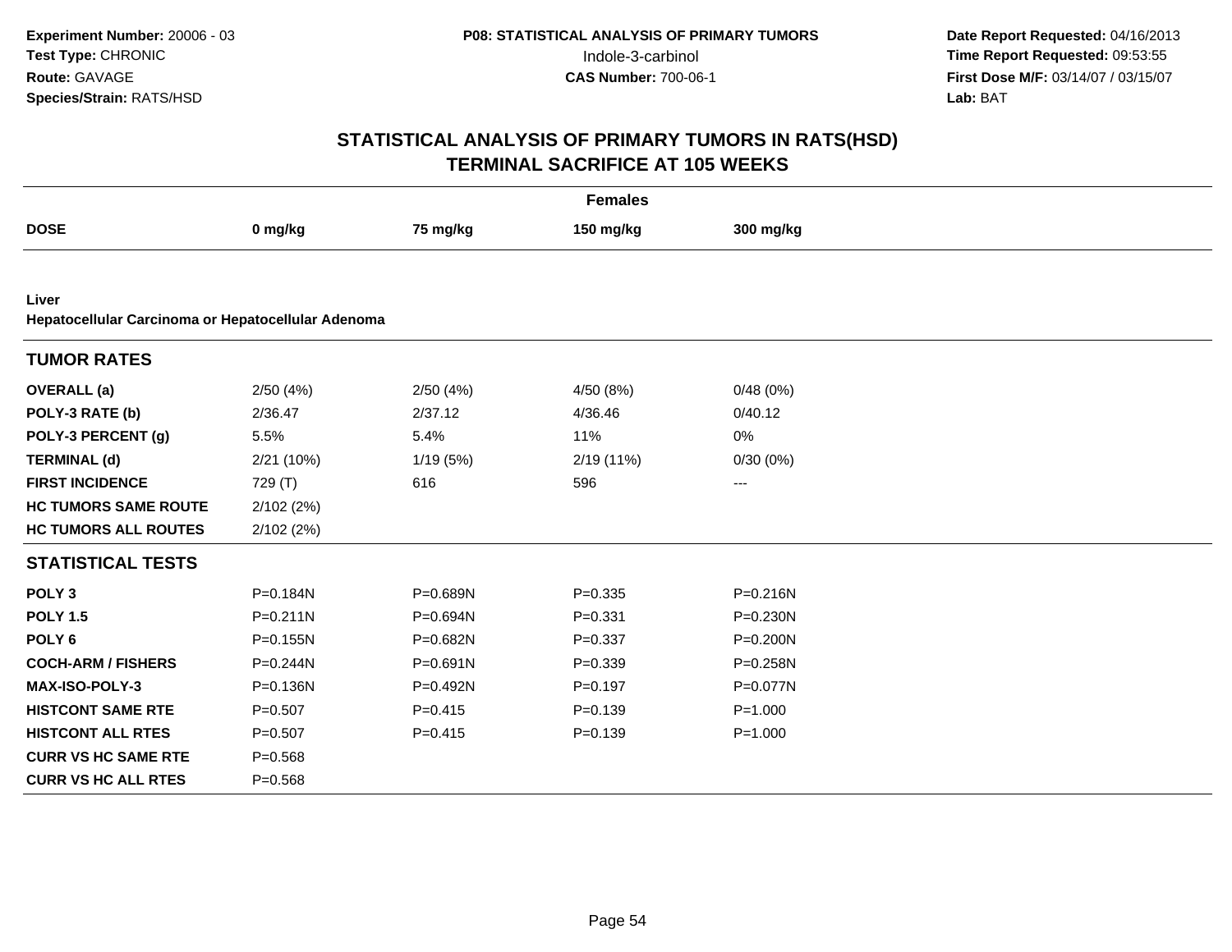**Experiment Number:** 20006 - 03
**Test Type:** CHRONIC
**Route:** GAVAGE
**Species/Strain:** RATS/HSD

**P08: STATISTICAL ANALYSIS OF PRIMARY TUMORS**
Indole-3-carbinol
**CAS Number:** 700-06-1

**Date Report Requested:** 04/16/2013
**Time Report Requested:** 09:53:55
**First Dose M/F:** 03/14/07 / 03/15/07
**Lab:** BAT

## STATISTICAL ANALYSIS OF PRIMARY TUMORS IN RATS(HSD)
## TERMINAL SACRIFICE AT 105 WEEKS

| | | Females | | |
|---|---|---|---|---|
| **DOSE** | **0 mg/kg** | **75 mg/kg** | **150 mg/kg** | **300 mg/kg** |
| **Liver** | | | | |
| **Hepatocellular Carcinoma or Hepatocellular Adenoma** | | | | |
| **TUMOR RATES** | | | | |
| **OVERALL (a)** | 2/50 (4%) | 2/50 (4%) | 4/50 (8%) | 0/48 (0%) |
| **POLY-3 RATE (b)** | 2/36.47 | 2/37.12 | 4/36.46 | 0/40.12 |
| **POLY-3 PERCENT (g)** | 5.5% | 5.4% | 11% | 0% |
| **TERMINAL (d)** | 2/21 (10%) | 1/19 (5%) | 2/19 (11%) | 0/30 (0%) |
| **FIRST INCIDENCE** | 729 (T) | 616 | 596 | --- |
| **HC TUMORS SAME ROUTE** | 2/102 (2%) | | | |
| **HC TUMORS ALL ROUTES** | 2/102 (2%) | | | |
| **STATISTICAL TESTS** | | | | |
| **POLY 3** | P=0.184N | P=0.689N | P=0.335 | P=0.216N |
| **POLY 1.5** | P=0.211N | P=0.694N | P=0.331 | P=0.230N |
| **POLY 6** | P=0.155N | P=0.682N | P=0.337 | P=0.200N |
| **COCH-ARM / FISHERS** | P=0.244N | P=0.691N | P=0.339 | P=0.258N |
| **MAX-ISO-POLY-3** | P=0.136N | P=0.492N | P=0.197 | P=0.077N |
| **HISTCONT SAME RTE** | P=0.507 | P=0.415 | P=0.139 | P=1.000 |
| **HISTCONT ALL RTES** | P=0.507 | P=0.415 | P=0.139 | P=1.000 |
| **CURR VS HC SAME RTE** | P=0.568 | | | |
| **CURR VS HC ALL RTES** | P=0.568 | | | |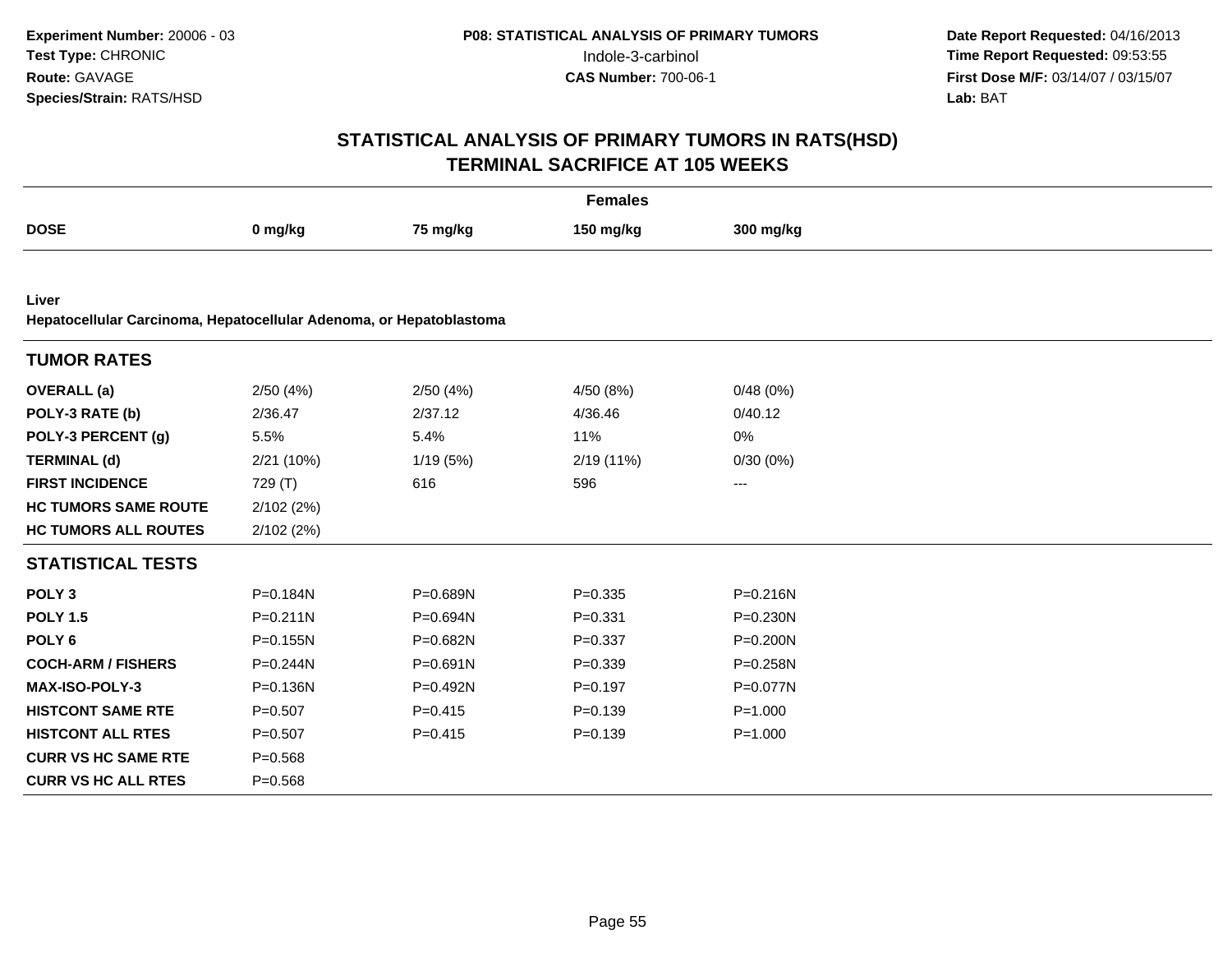**Experiment Number:** 20006 - 03
**Test Type:** CHRONIC
**Route:** GAVAGE
**Species/Strain:** RATS/HSD

**P08: STATISTICAL ANALYSIS OF PRIMARY TUMORS**
Indole-3-carbinol
**CAS Number:** 700-06-1

**Date Report Requested:** 04/16/2013
**Time Report Requested:** 09:53:55
**First Dose M/F:** 03/14/07 / 03/15/07
**Lab:** BAT

# STATISTICAL ANALYSIS OF PRIMARY TUMORS IN RATS(HSD)
## TERMINAL SACRIFICE AT 105 WEEKS

**Females**

| DOSE | 0 mg/kg | 75 mg/kg | 150 mg/kg | 300 mg/kg |
|---|---|---|---|---|
| **Liver** | | | | |
| **Hepatocellular Carcinoma, Hepatocellular Adenoma, or Hepatoblastoma** | | | | |
| **TUMOR RATES** | | | | |
| **OVERALL (a)** | 2/50 (4%) | 2/50 (4%) | 4/50 (8%) | 0/48 (0%) |
| **POLY-3 RATE (b)** | 2/36.47 | 2/37.12 | 4/36.46 | 0/40.12 |
| **POLY-3 PERCENT (g)** | 5.5% | 5.4% | 11% | 0% |
| **TERMINAL (d)** | 2/21 (10%) | 1/19 (5%) | 2/19 (11%) | 0/30 (0%) |
| **FIRST INCIDENCE** | 729 (T) | 616 | 596 | --- |
| **HC TUMORS SAME ROUTE** | 2/102 (2%) | | | |
| **HC TUMORS ALL ROUTES** | 2/102 (2%) | | | |
| **STATISTICAL TESTS** | | | | |
| **POLY 3** | P=0.184N | P=0.689N | P=0.335 | P=0.216N |
| **POLY 1.5** | P=0.211N | P=0.694N | P=0.331 | P=0.230N |
| **POLY 6** | P=0.155N | P=0.682N | P=0.337 | P=0.200N |
| **COCH-ARM / FISHERS** | P=0.244N | P=0.691N | P=0.339 | P=0.258N |
| **MAX-ISO-POLY-3** | P=0.136N | P=0.492N | P=0.197 | P=0.077N |
| **HISTCONT SAME RTE** | P=0.507 | P=0.415 | P=0.139 | P=1.000 |
| **HISTCONT ALL RTES** | P=0.507 | P=0.415 | P=0.139 | P=1.000 |
| **CURR VS HC SAME RTE** | P=0.568 | | | |
| **CURR VS HC ALL RTES** | P=0.568 | | | |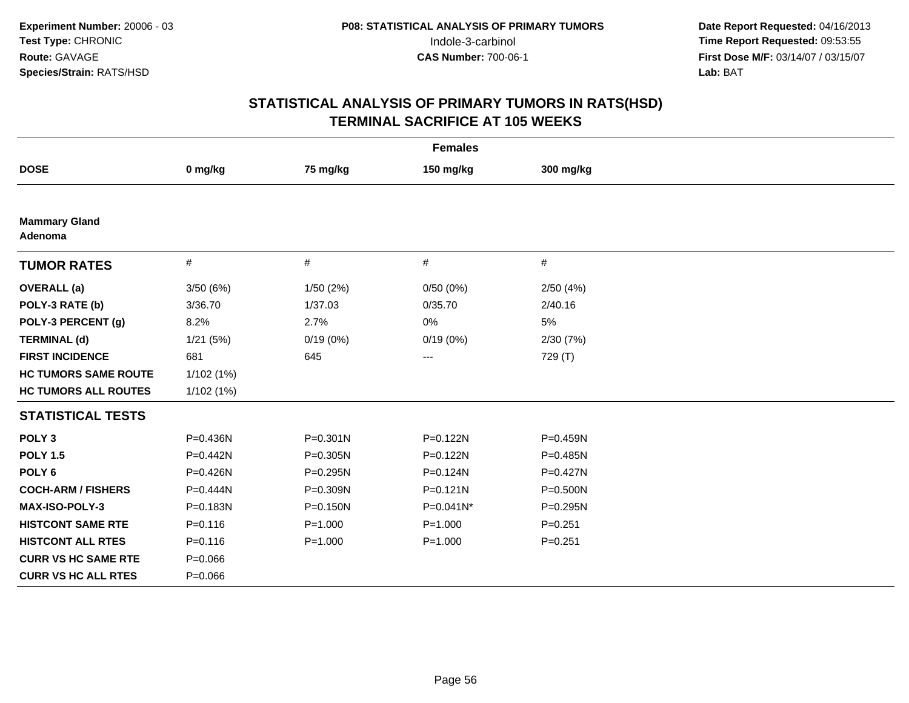Experiment Number: 20006 - 03
Test Type: CHRONIC
Route: GAVAGE
Species/Strain: RATS/HSD

P08: STATISTICAL ANALYSIS OF PRIMARY TUMORS
Indole-3-carbinol
CAS Number: 700-06-1

Date Report Requested: 04/16/2013
Time Report Requested: 09:53:55
First Dose M/F: 03/14/07 / 03/15/07
Lab: BAT

# STATISTICAL ANALYSIS OF PRIMARY TUMORS IN RATS(HSD)
## TERMINAL SACRIFICE AT 105 WEEKS

| | Females | | | |
|---|---|---|---|---|
| **DOSE** | **0 mg/kg** | **75 mg/kg** | **150 mg/kg** | **300 mg/kg** |
| **Mammary Gland Adenoma** | | | | |
| **TUMOR RATES** | # | # | # | # |
| **OVERALL (a)** | 3/50 (6%) | 1/50 (2%) | 0/50 (0%) | 2/50 (4%) |
| **POLY-3 RATE (b)** | 3/36.70 | 1/37.03 | 0/35.70 | 2/40.16 |
| **POLY-3 PERCENT (g)** | 8.2% | 2.7% | 0% | 5% |
| **TERMINAL (d)** | 1/21 (5%) | 0/19 (0%) | 0/19 (0%) | 2/30 (7%) |
| **FIRST INCIDENCE** | 681 | 645 | --- | 729 (T) |
| **HC TUMORS SAME ROUTE** | 1/102 (1%) | | | |
| **HC TUMORS ALL ROUTES** | 1/102 (1%) | | | |
| **STATISTICAL TESTS** | | | | |
| **POLY 3** | P=0.436N | P=0.301N | P=0.122N | P=0.459N |
| **POLY 1.5** | P=0.442N | P=0.305N | P=0.122N | P=0.485N |
| **POLY 6** | P=0.426N | P=0.295N | P=0.124N | P=0.427N |
| **COCH-ARM / FISHERS** | P=0.444N | P=0.309N | P=0.121N | P=0.500N |
| **MAX-ISO-POLY-3** | P=0.183N | P=0.150N | P=0.041N* | P=0.295N |
| **HISTCONT SAME RTE** | P=0.116 | P=1.000 | P=1.000 | P=0.251 |
| **HISTCONT ALL RTES** | P=0.116 | P=1.000 | P=1.000 | P=0.251 |
| **CURR VS HC SAME RTE** | P=0.066 | | | |
| **CURR VS HC ALL RTES** | P=0.066 | | | |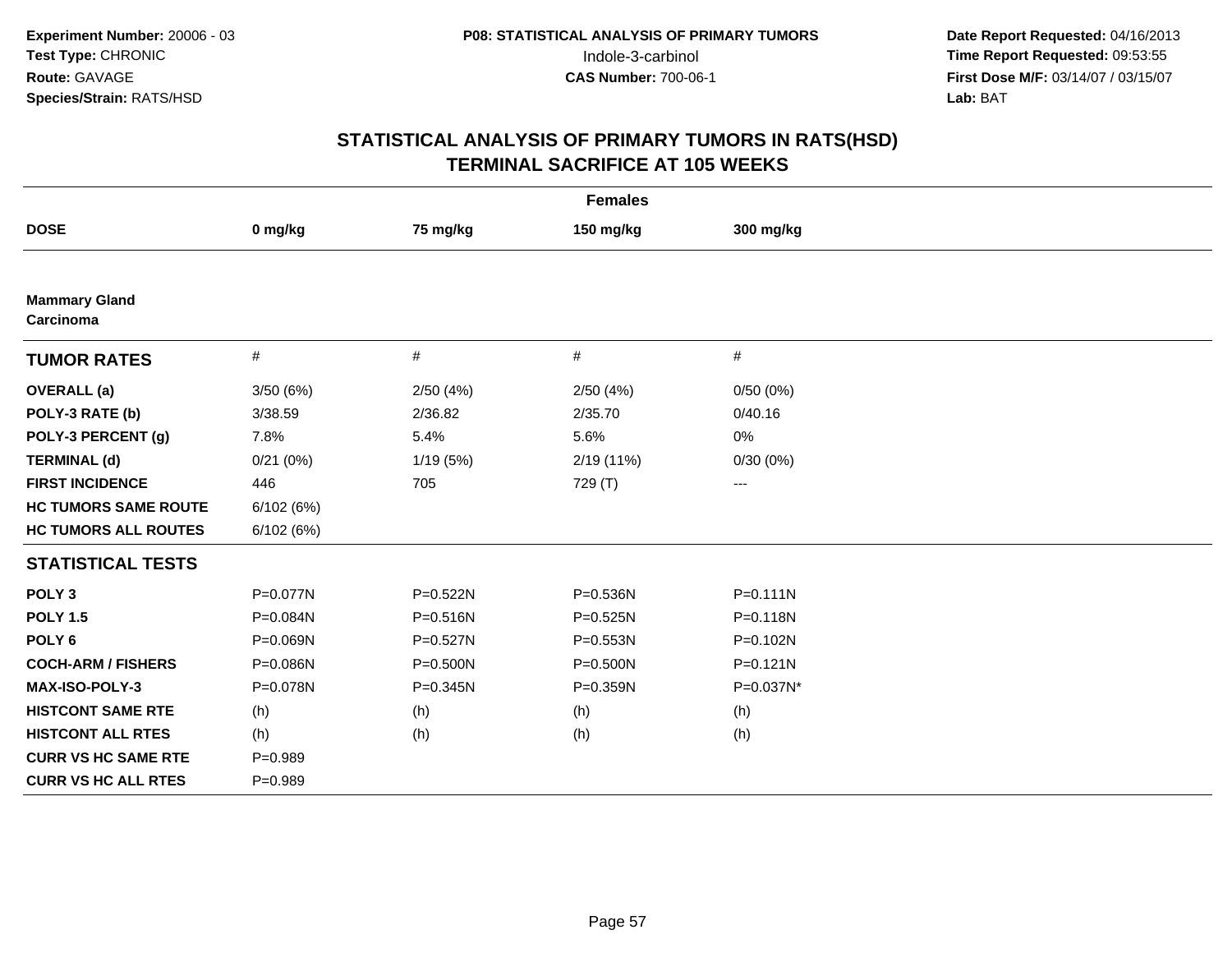**Experiment Number:** 20006 - 03
**Test Type:** CHRONIC
**Route:** GAVAGE
**Species/Strain:** RATS/HSD

**P08: STATISTICAL ANALYSIS OF PRIMARY TUMORS**
Indole-3-carbinol
**CAS Number:** 700-06-1

**Date Report Requested:** 04/16/2013
**Time Report Requested:** 09:53:55
**First Dose M/F:** 03/14/07 / 03/15/07
**Lab:** BAT

# STATISTICAL ANALYSIS OF PRIMARY TUMORS IN RATS(HSD)
## TERMINAL SACRIFICE AT 105 WEEKS

| Females | | | | |
|---|---|---|---|---|
| **DOSE** | **0 mg/kg** | **75 mg/kg** | **150 mg/kg** | **300 mg/kg** |
| **Mammary Gland Carcinoma** | | | | |
| **TUMOR RATES** | # | # | # | # |
| **OVERALL (a)** | 3/50 (6%) | 2/50 (4%) | 2/50 (4%) | 0/50 (0%) |
| **POLY-3 RATE (b)** | 3/38.59 | 2/36.82 | 2/35.70 | 0/40.16 |
| **POLY-3 PERCENT (g)** | 7.8% | 5.4% | 5.6% | 0% |
| **TERMINAL (d)** | 0/21 (0%) | 1/19 (5%) | 2/19 (11%) | 0/30 (0%) |
| **FIRST INCIDENCE** | 446 | 705 | 729 (T) | --- |
| **HC TUMORS SAME ROUTE** | 6/102 (6%) | | | |
| **HC TUMORS ALL ROUTES** | 6/102 (6%) | | | |
| **STATISTICAL TESTS** | | | | |
| **POLY 3** | P=0.077N | P=0.522N | P=0.536N | P=0.111N |
| **POLY 1.5** | P=0.084N | P=0.516N | P=0.525N | P=0.118N |
| **POLY 6** | P=0.069N | P=0.527N | P=0.553N | P=0.102N |
| **COCH-ARM / FISHERS** | P=0.086N | P=0.500N | P=0.500N | P=0.121N |
| **MAX-ISO-POLY-3** | P=0.078N | P=0.345N | P=0.359N | P=0.037N* |
| **HISTCONT SAME RTE** | (h) | (h) | (h) | (h) |
| **HISTCONT ALL RTES** | (h) | (h) | (h) | (h) |
| **CURR VS HC SAME RTE** | P=0.989 | | | |
| **CURR VS HC ALL RTES** | P=0.989 | | | |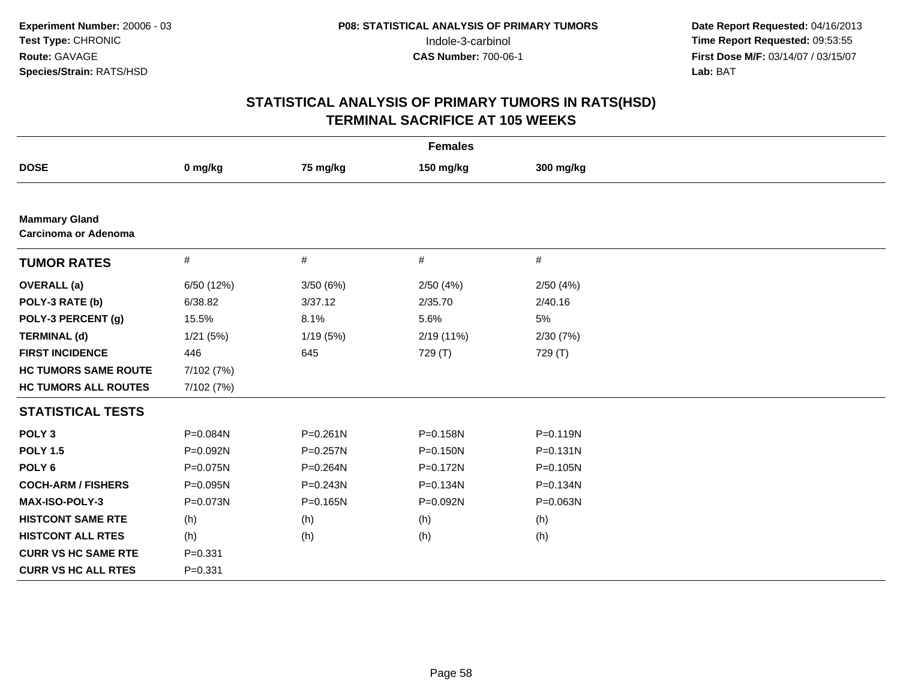**Experiment Number:** 20006 - 03
**Test Type:** CHRONIC
**Route:** GAVAGE
**Species/Strain:** RATS/HSD

**P08: STATISTICAL ANALYSIS OF PRIMARY TUMORS**
Indole-3-carbinol
**CAS Number:** 700-06-1

**Date Report Requested:** 04/16/2013
**Time Report Requested:** 09:53:55
**First Dose M/F:** 03/14/07 / 03/15/07
**Lab:** BAT

## STATISTICAL ANALYSIS OF PRIMARY TUMORS IN RATS(HSD)
## TERMINAL SACRIFICE AT 105 WEEKS

| Females | | | | |
|---|---|---|---|---|
| **DOSE** | **0 mg/kg** | **75 mg/kg** | **150 mg/kg** | **300 mg/kg** |
| **Mammary Gland** | | | | |
| **Carcinoma or Adenoma** | | | | |
| **TUMOR RATES** | # | # | # | # |
| **OVERALL (a)** | 6/50 (12%) | 3/50 (6%) | 2/50 (4%) | 2/50 (4%) |
| **POLY-3 RATE (b)** | 6/38.82 | 3/37.12 | 2/35.70 | 2/40.16 |
| **POLY-3 PERCENT (g)** | 15.5% | 8.1% | 5.6% | 5% |
| **TERMINAL (d)** | 1/21 (5%) | 1/19 (5%) | 2/19 (11%) | 2/30 (7%) |
| **FIRST INCIDENCE** | 446 | 645 | 729 (T) | 729 (T) |
| **HC TUMORS SAME ROUTE** | 7/102 (7%) | | | |
| **HC TUMORS ALL ROUTES** | 7/102 (7%) | | | |
| **STATISTICAL TESTS** | | | | |
| **POLY 3** | P=0.084N | P=0.261N | P=0.158N | P=0.119N |
| **POLY 1.5** | P=0.092N | P=0.257N | P=0.150N | P=0.131N |
| **POLY 6** | P=0.075N | P=0.264N | P=0.172N | P=0.105N |
| **COCH-ARM / FISHERS** | P=0.095N | P=0.243N | P=0.134N | P=0.134N |
| **MAX-ISO-POLY-3** | P=0.073N | P=0.165N | P=0.092N | P=0.063N |
| **HISTCONT SAME RTE** | (h) | (h) | (h) | (h) |
| **HISTCONT ALL RTES** | (h) | (h) | (h) | (h) |
| **CURR VS HC SAME RTE** | P=0.331 | | | |
| **CURR VS HC ALL RTES** | P=0.331 | | | |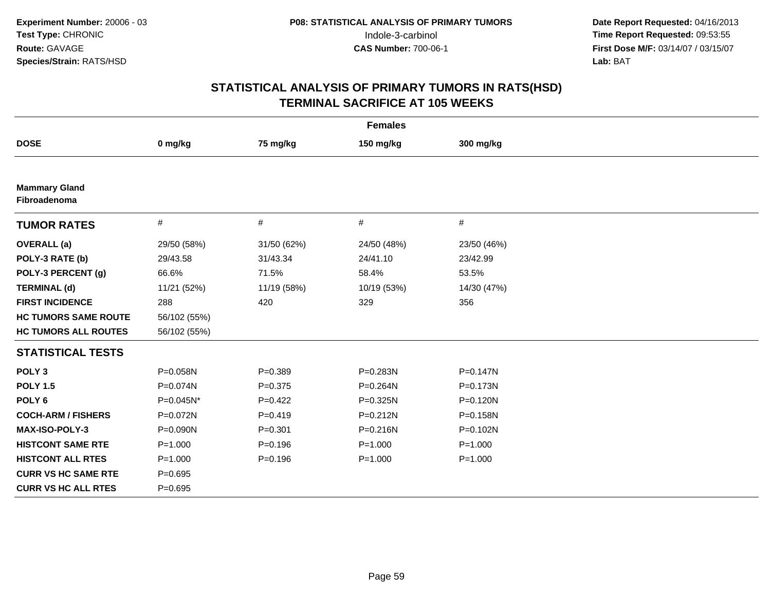Experiment Number: 20006 - 03
Test Type: CHRONIC
Route: GAVAGE
Species/Strain: RATS/HSD

P08: STATISTICAL ANALYSIS OF PRIMARY TUMORS
Indole-3-carbinol
CAS Number: 700-06-1

Date Report Requested: 04/16/2013
Time Report Requested: 09:53:55
First Dose M/F: 03/14/07 / 03/15/07
Lab: BAT

# STATISTICAL ANALYSIS OF PRIMARY TUMORS IN RATS(HSD)
## TERMINAL SACRIFICE AT 105 WEEKS

| Females | | | | |
|---|---|---|---|---|
| **DOSE** | **0 mg/kg** | **75 mg/kg** | **150 mg/kg** | **300 mg/kg** |
| **Mammary Gland** | | | | |
| **Fibroadenoma** | | | | |
| **TUMOR RATES** | # | # | # | # |
| **OVERALL (a)** | 29/50 (58%) | 31/50 (62%) | 24/50 (48%) | 23/50 (46%) |
| **POLY-3 RATE (b)** | 29/43.58 | 31/43.34 | 24/41.10 | 23/42.99 |
| **POLY-3 PERCENT (g)** | 66.6% | 71.5% | 58.4% | 53.5% |
| **TERMINAL (d)** | 11/21 (52%) | 11/19 (58%) | 10/19 (53%) | 14/30 (47%) |
| **FIRST INCIDENCE** | 288 | 420 | 329 | 356 |
| **HC TUMORS SAME ROUTE** | 56/102 (55%) | | | |
| **HC TUMORS ALL ROUTES** | 56/102 (55%) | | | |
| **STATISTICAL TESTS** | | | | |
| **POLY 3** | P=0.058N | P=0.389 | P=0.283N | P=0.147N |
| **POLY 1.5** | P=0.074N | P=0.375 | P=0.264N | P=0.173N |
| **POLY 6** | P=0.045N* | P=0.422 | P=0.325N | P=0.120N |
| **COCH-ARM / FISHERS** | P=0.072N | P=0.419 | P=0.212N | P=0.158N |
| **MAX-ISO-POLY-3** | P=0.090N | P=0.301 | P=0.216N | P=0.102N |
| **HISTCONT SAME RTE** | P=1.000 | P=0.196 | P=1.000 | P=1.000 |
| **HISTCONT ALL RTES** | P=1.000 | P=0.196 | P=1.000 | P=1.000 |
| **CURR VS HC SAME RTE** | P=0.695 | | | |
| **CURR VS HC ALL RTES** | P=0.695 | | | |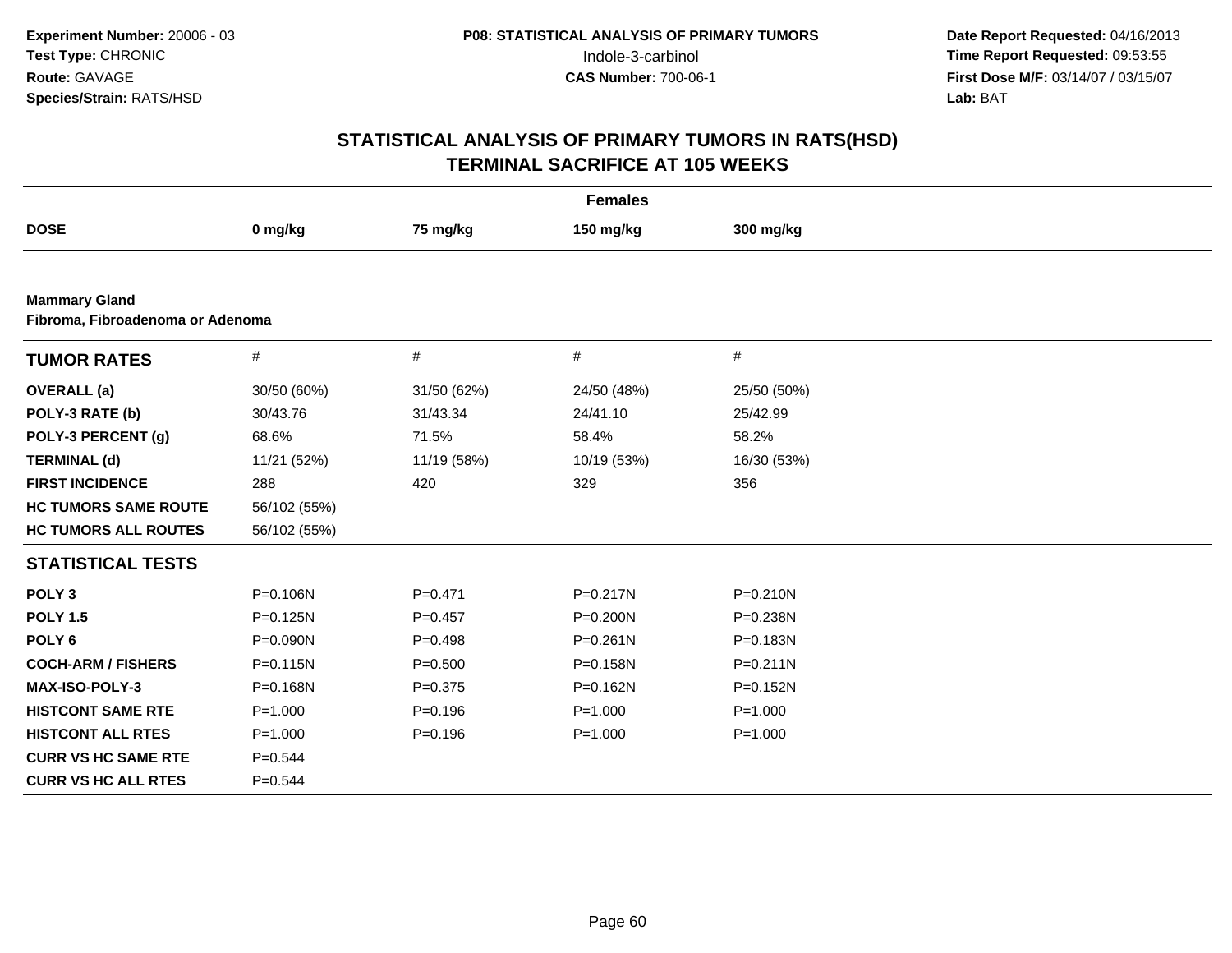**Experiment Number:** 20006 - 03
**Test Type:** CHRONIC
**Route:** GAVAGE
**Species/Strain:** RATS/HSD

**P08: STATISTICAL ANALYSIS OF PRIMARY TUMORS**
Indole-3-carbinol
**CAS Number:** 700-06-1

**Date Report Requested:** 04/16/2013
**Time Report Requested:** 09:53:55
**First Dose M/F:** 03/14/07 / 03/15/07
**Lab:** BAT

# STATISTICAL ANALYSIS OF PRIMARY TUMORS IN RATS(HSD)
## TERMINAL SACRIFICE AT 105 WEEKS

**Females**

| DOSE | 0 mg/kg | 75 mg/kg | 150 mg/kg | 300 mg/kg |
|---|---|---|---|---|

**Mammary Gland**
**Fibroma, Fibroadenoma or Adenoma**

| TUMOR RATES | # | # | # | # |
|---|---|---|---|---|
| **OVERALL (a)** | 30/50 (60%) | 31/50 (62%) | 24/50 (48%) | 25/50 (50%) |
| **POLY-3 RATE (b)** | 30/43.76 | 31/43.34 | 24/41.10 | 25/42.99 |
| **POLY-3 PERCENT (g)** | 68.6% | 71.5% | 58.4% | 58.2% |
| **TERMINAL (d)** | 11/21 (52%) | 11/19 (58%) | 10/19 (53%) | 16/30 (53%) |
| **FIRST INCIDENCE** | 288 | 420 | 329 | 356 |
| **HC TUMORS SAME ROUTE** | 56/102 (55%) | | | |
| **HC TUMORS ALL ROUTES** | 56/102 (55%) | | | |
| **STATISTICAL TESTS** | | | | |
| **POLY 3** | P=0.106N | P=0.471 | P=0.217N | P=0.210N |
| **POLY 1.5** | P=0.125N | P=0.457 | P=0.200N | P=0.238N |
| **POLY 6** | P=0.090N | P=0.498 | P=0.261N | P=0.183N |
| **COCH-ARM / FISHERS** | P=0.115N | P=0.500 | P=0.158N | P=0.211N |
| **MAX-ISO-POLY-3** | P=0.168N | P=0.375 | P=0.162N | P=0.152N |
| **HISTCONT SAME RTE** | P=1.000 | P=0.196 | P=1.000 | P=1.000 |
| **HISTCONT ALL RTES** | P=1.000 | P=0.196 | P=1.000 | P=1.000 |
| **CURR VS HC SAME RTE** | P=0.544 | | | |
| **CURR VS HC ALL RTES** | P=0.544 | | | |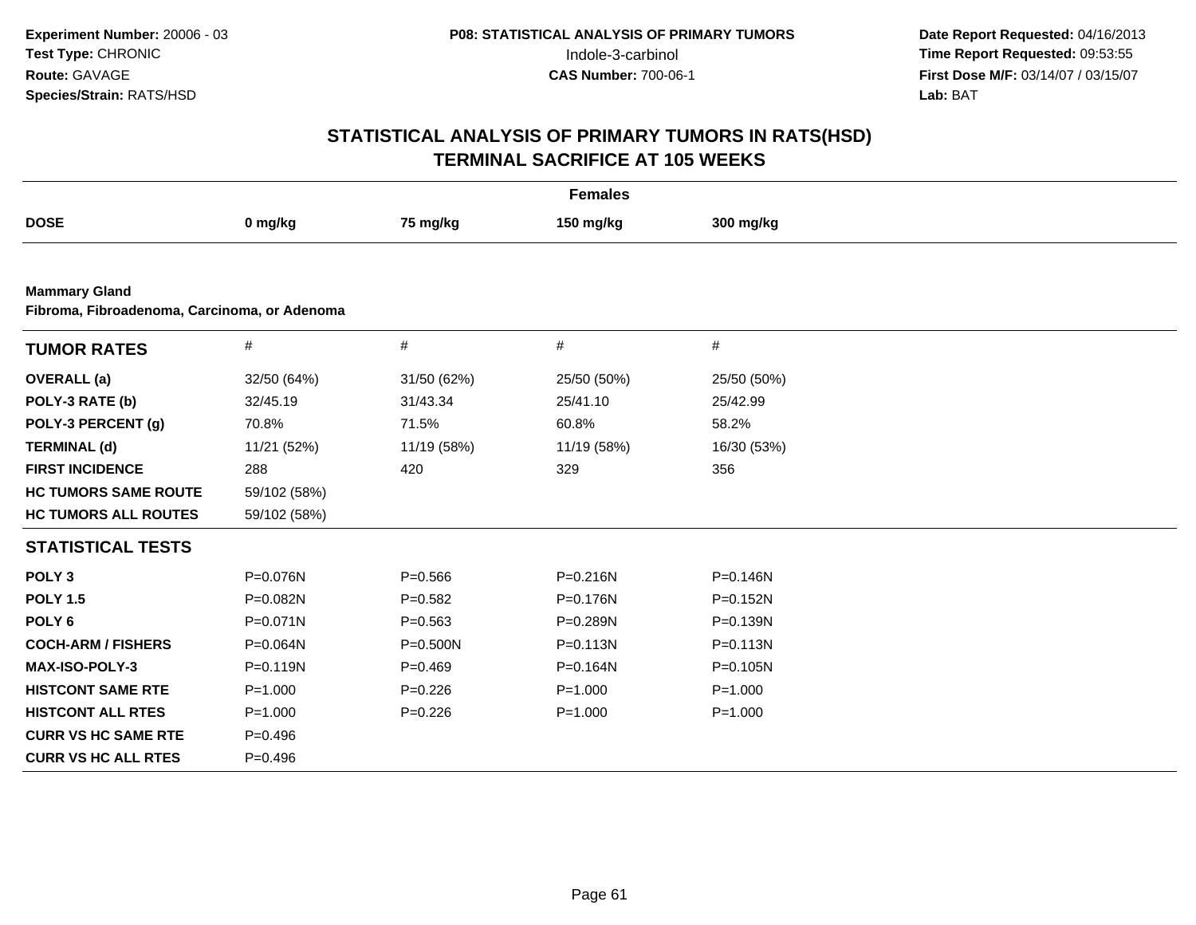**Experiment Number:** 20006 - 03
**Test Type:** CHRONIC
**Route:** GAVAGE
**Species/Strain:** RATS/HSD

**P08: STATISTICAL ANALYSIS OF PRIMARY TUMORS**
Indole-3-carbinol
**CAS Number:** 700-06-1

**Date Report Requested:** 04/16/2013
**Time Report Requested:** 09:53:55
**First Dose M/F:** 03/14/07 / 03/15/07
**Lab:** BAT

# STATISTICAL ANALYSIS OF PRIMARY TUMORS IN RATS(HSD)
## TERMINAL SACRIFICE AT 105 WEEKS

**Females**

| DOSE | 0 mg/kg | 75 mg/kg | 150 mg/kg | 300 mg/kg |
|---|---|---|---|---|

**Mammary Gland**
**Fibroma, Fibroadenoma, Carcinoma, or Adenoma**

| TUMOR RATES | # | # | # | # |
|---|---|---|---|---|
| **OVERALL (a)** | 32/50 (64%) | 31/50 (62%) | 25/50 (50%) | 25/50 (50%) |
| **POLY-3 RATE (b)** | 32/45.19 | 31/43.34 | 25/41.10 | 25/42.99 |
| **POLY-3 PERCENT (g)** | 70.8% | 71.5% | 60.8% | 58.2% |
| **TERMINAL (d)** | 11/21 (52%) | 11/19 (58%) | 11/19 (58%) | 16/30 (53%) |
| **FIRST INCIDENCE** | 288 | 420 | 329 | 356 |
| **HC TUMORS SAME ROUTE** | 59/102 (58%) | | | |
| **HC TUMORS ALL ROUTES** | 59/102 (58%) | | | |
| **STATISTICAL TESTS** | | | | |
| **POLY 3** | P=0.076N | P=0.566 | P=0.216N | P=0.146N |
| **POLY 1.5** | P=0.082N | P=0.582 | P=0.176N | P=0.152N |
| **POLY 6** | P=0.071N | P=0.563 | P=0.289N | P=0.139N |
| **COCH-ARM / FISHERS** | P=0.064N | P=0.500N | P=0.113N | P=0.113N |
| **MAX-ISO-POLY-3** | P=0.119N | P=0.469 | P=0.164N | P=0.105N |
| **HISTCONT SAME RTE** | P=1.000 | P=0.226 | P=1.000 | P=1.000 |
| **HISTCONT ALL RTES** | P=1.000 | P=0.226 | P=1.000 | P=1.000 |
| **CURR VS HC SAME RTE** | P=0.496 | | | |
| **CURR VS HC ALL RTES** | P=0.496 | | | |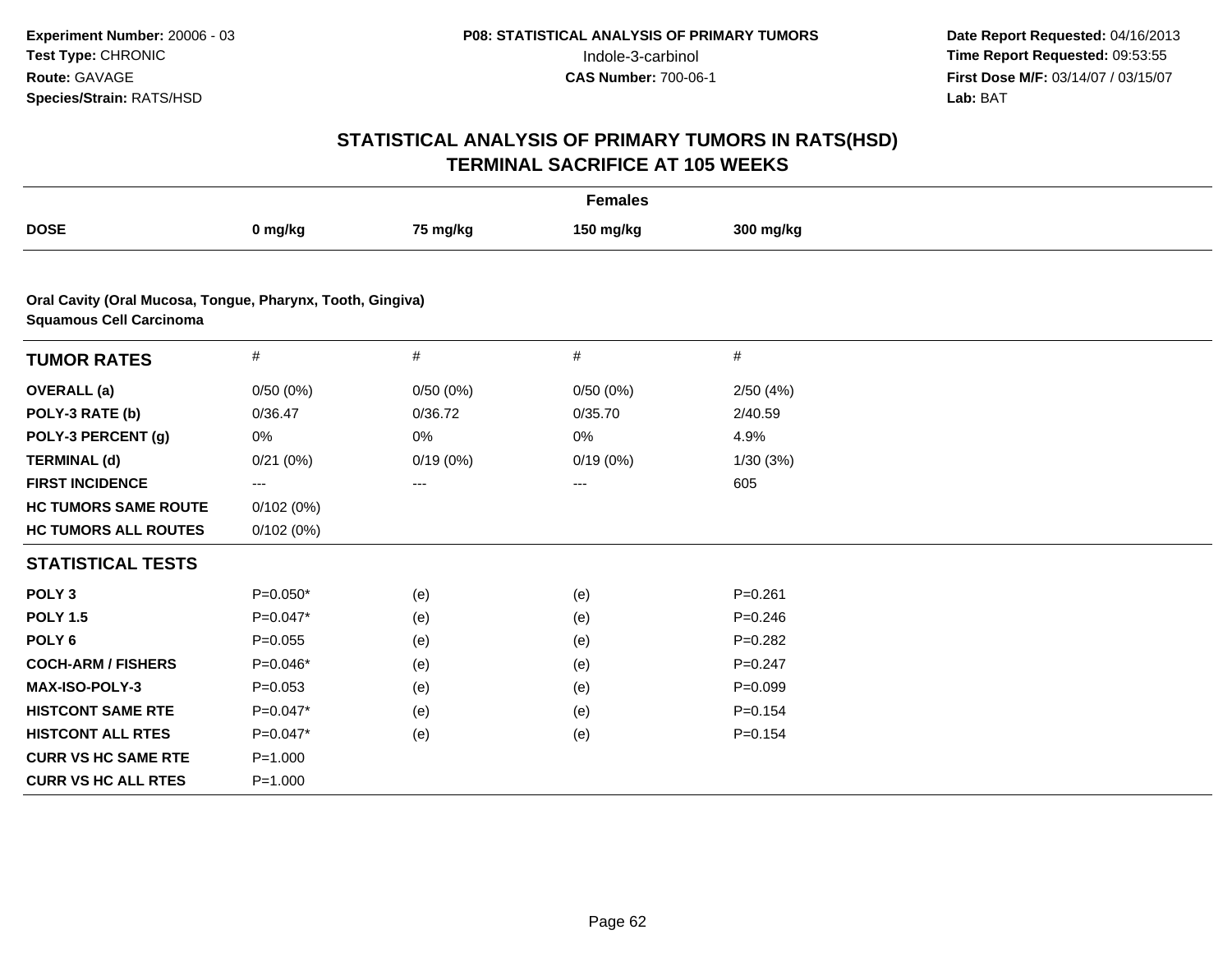Experiment Number: 20006 - 03
Test Type: CHRONIC
Route: GAVAGE
Species/Strain: RATS/HSD

P08: STATISTICAL ANALYSIS OF PRIMARY TUMORS
Indole-3-carbinol
CAS Number: 700-06-1

Date Report Requested: 04/16/2013
Time Report Requested: 09:53:55
First Dose M/F: 03/14/07 / 03/15/07
Lab: BAT

## STATISTICAL ANALYSIS OF PRIMARY TUMORS IN RATS(HSD)
## TERMINAL SACRIFICE AT 105 WEEKS

**Females**

| DOSE | 0 mg/kg | 75 mg/kg | 150 mg/kg | 300 mg/kg |
|---|---|---|---|---|

**Oral Cavity (Oral Mucosa, Tongue, Pharynx, Tooth, Gingiva)**
**Squamous Cell Carcinoma**

| TUMOR RATES | # | # | # | # |
|---|---|---|---|---|
| OVERALL (a) | 0/50 (0%) | 0/50 (0%) | 0/50 (0%) | 2/50 (4%) |
| POLY-3 RATE (b) | 0/36.47 | 0/36.72 | 0/35.70 | 2/40.59 |
| POLY-3 PERCENT (g) | 0% | 0% | 0% | 4.9% |
| TERMINAL (d) | 0/21 (0%) | 0/19 (0%) | 0/19 (0%) | 1/30 (3%) |
| FIRST INCIDENCE | --- | --- | --- | 605 |
| HC TUMORS SAME ROUTE | 0/102 (0%) | | | |
| HC TUMORS ALL ROUTES | 0/102 (0%) | | | |

| STATISTICAL TESTS | | | | |
|---|---|---|---|---|
| POLY 3 | P=0.050* | (e) | (e) | P=0.261 |
| POLY 1.5 | P=0.047* | (e) | (e) | P=0.246 |
| POLY 6 | P=0.055 | (e) | (e) | P=0.282 |
| COCH-ARM / FISHERS | P=0.046* | (e) | (e) | P=0.247 |
| MAX-ISO-POLY-3 | P=0.053 | (e) | (e) | P=0.099 |
| HISTCONT SAME RTE | P=0.047* | (e) | (e) | P=0.154 |
| HISTCONT ALL RTES | P=0.047* | (e) | (e) | P=0.154 |
| CURR VS HC SAME RTE | P=1.000 | | | |
| CURR VS HC ALL RTES | P=1.000 | | | |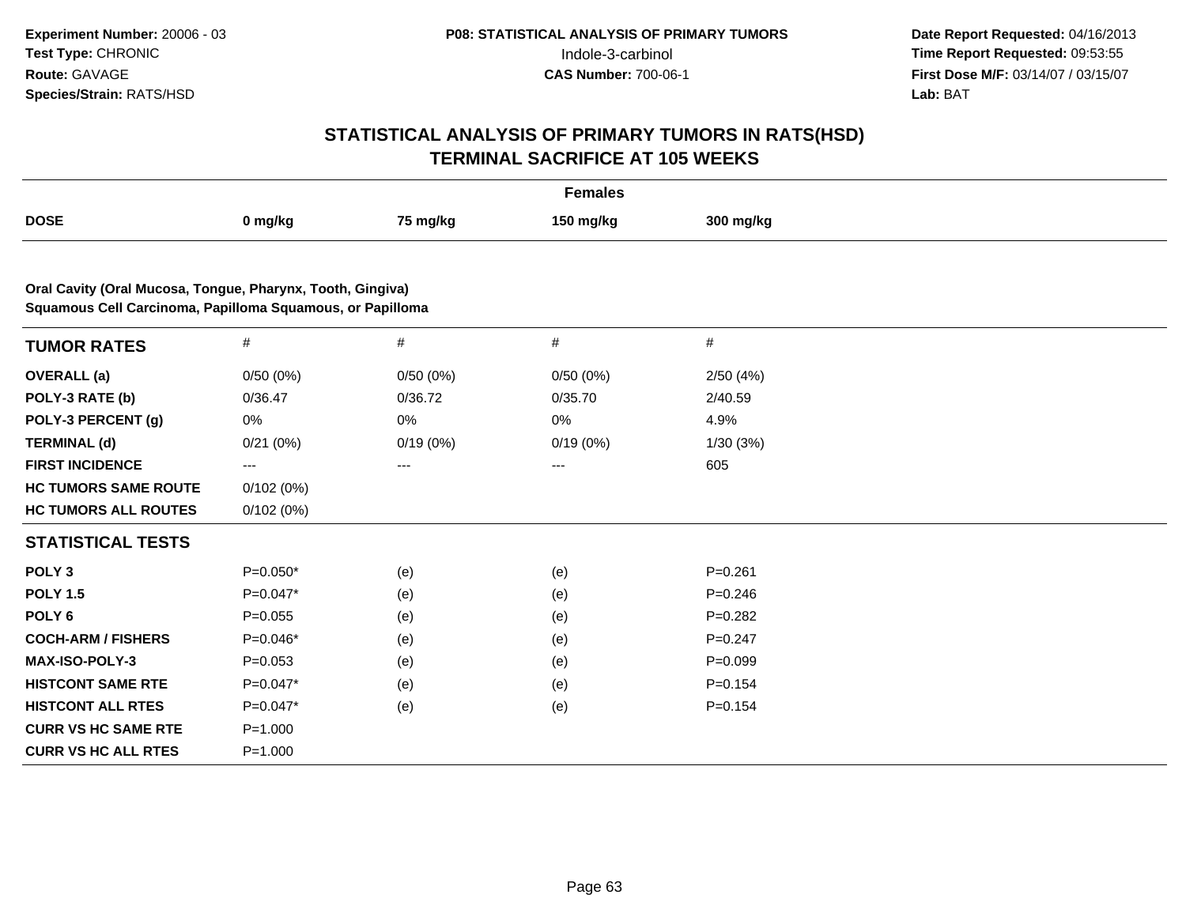**Experiment Number:** 20006 - 03
**Test Type:** CHRONIC
**Route:** GAVAGE
**Species/Strain:** RATS/HSD

**P08: STATISTICAL ANALYSIS OF PRIMARY TUMORS**
Indole-3-carbinol
**CAS Number:** 700-06-1

**Date Report Requested:** 04/16/2013
**Time Report Requested:** 09:53:55
**First Dose M/F:** 03/14/07 / 03/15/07
**Lab:** BAT

## STATISTICAL ANALYSIS OF PRIMARY TUMORS IN RATS(HSD)
## TERMINAL SACRIFICE AT 105 WEEKS

| | Females | | | |
|---|---|---|---|---|
| **DOSE** | **0 mg/kg** | **75 mg/kg** | **150 mg/kg** | **300 mg/kg** |

**Oral Cavity (Oral Mucosa, Tongue, Pharynx, Tooth, Gingiva)**
**Squamous Cell Carcinoma, Papilloma Squamous, or Papilloma**

| **TUMOR RATES** | # | # | # | # |
|---|---|---|---|---|
| **OVERALL (a)** | 0/50 (0%) | 0/50 (0%) | 0/50 (0%) | 2/50 (4%) |
| **POLY-3 RATE (b)** | 0/36.47 | 0/36.72 | 0/35.70 | 2/40.59 |
| **POLY-3 PERCENT (g)** | 0% | 0% | 0% | 4.9% |
| **TERMINAL (d)** | 0/21 (0%) | 0/19 (0%) | 0/19 (0%) | 1/30 (3%) |
| **FIRST INCIDENCE** | --- | --- | --- | 605 |
| **HC TUMORS SAME ROUTE** | 0/102 (0%) | | | |
| **HC TUMORS ALL ROUTES** | 0/102 (0%) | | | |
| **STATISTICAL TESTS** | | | | |
| **POLY 3** | P=0.050* | (e) | (e) | P=0.261 |
| **POLY 1.5** | P=0.047* | (e) | (e) | P=0.246 |
| **POLY 6** | P=0.055 | (e) | (e) | P=0.282 |
| **COCH-ARM / FISHERS** | P=0.046* | (e) | (e) | P=0.247 |
| **MAX-ISO-POLY-3** | P=0.053 | (e) | (e) | P=0.099 |
| **HISTCONT SAME RTE** | P=0.047* | (e) | (e) | P=0.154 |
| **HISTCONT ALL RTES** | P=0.047* | (e) | (e) | P=0.154 |
| **CURR VS HC SAME RTE** | P=1.000 | | | |
| **CURR VS HC ALL RTES** | P=1.000 | | | |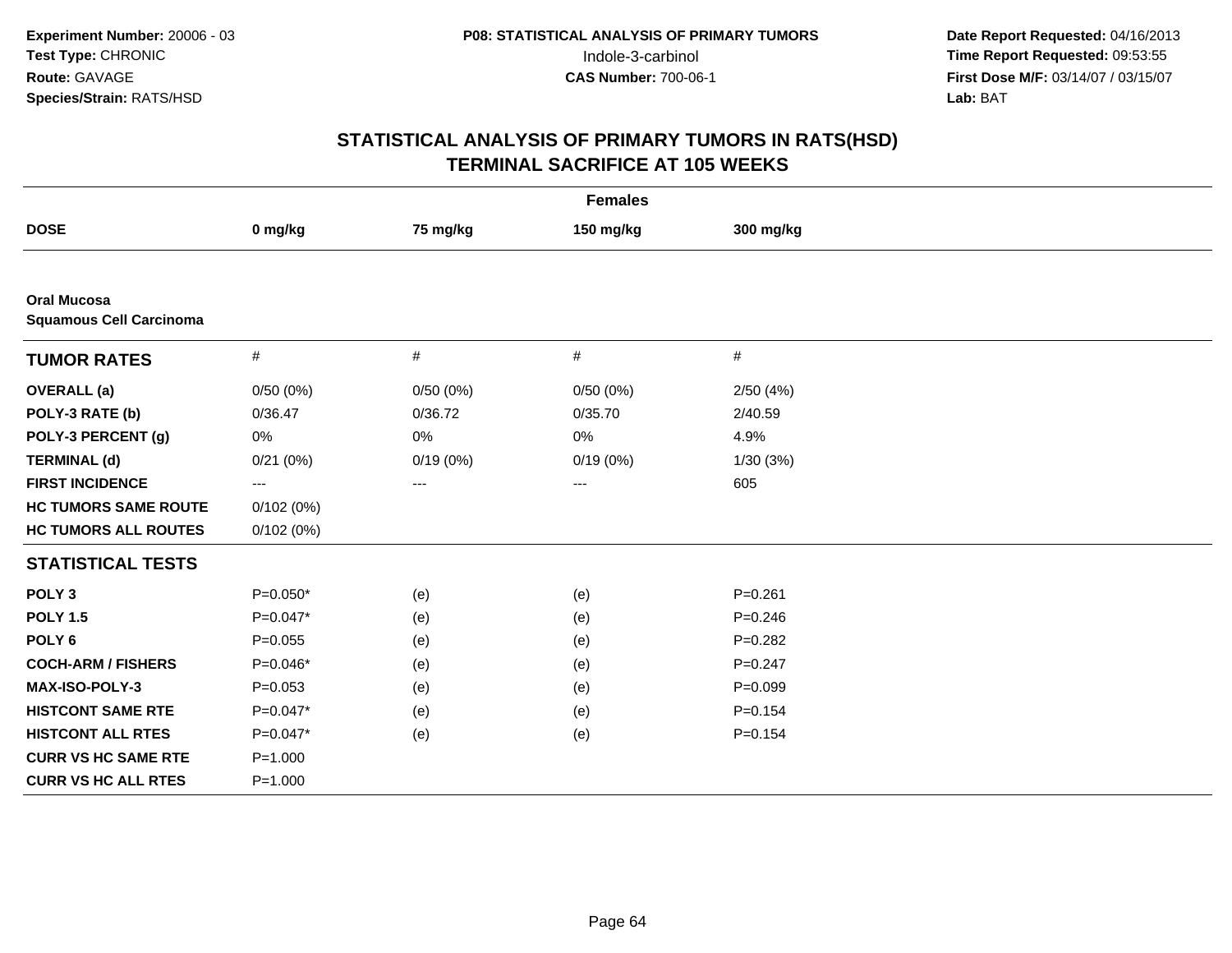Experiment Number: 20006 - 03
Test Type: CHRONIC
Route: GAVAGE
Species/Strain: RATS/HSD

P08: STATISTICAL ANALYSIS OF PRIMARY TUMORS
Indole-3-carbinol
CAS Number: 700-06-1

Date Report Requested: 04/16/2013
Time Report Requested: 09:53:55
First Dose M/F: 03/14/07 / 03/15/07
Lab: BAT

# STATISTICAL ANALYSIS OF PRIMARY TUMORS IN RATS(HSD)
## TERMINAL SACRIFICE AT 105 WEEKS

| Females | | | | |
|---|---|---|---|---|
| **DOSE** | **0 mg/kg** | **75 mg/kg** | **150 mg/kg** | **300 mg/kg** |
| **Oral Mucosa** **Squamous Cell Carcinoma** | | | | |
| **TUMOR RATES** | # | # | # | # |
| **OVERALL (a)** | 0/50 (0%) | 0/50 (0%) | 0/50 (0%) | 2/50 (4%) |
| **POLY-3 RATE (b)** | 0/36.47 | 0/36.72 | 0/35.70 | 2/40.59 |
| **POLY-3 PERCENT (g)** | 0% | 0% | 0% | 4.9% |
| **TERMINAL (d)** | 0/21 (0%) | 0/19 (0%) | 0/19 (0%) | 1/30 (3%) |
| **FIRST INCIDENCE** | --- | --- | --- | 605 |
| **HC TUMORS SAME ROUTE** | 0/102 (0%) | | | |
| **HC TUMORS ALL ROUTES** | 0/102 (0%) | | | |
| **STATISTICAL TESTS** | | | | |
| **POLY 3** | P=0.050* | (e) | (e) | P=0.261 |
| **POLY 1.5** | P=0.047* | (e) | (e) | P=0.246 |
| **POLY 6** | P=0.055 | (e) | (e) | P=0.282 |
| **COCH-ARM / FISHERS** | P=0.046* | (e) | (e) | P=0.247 |
| **MAX-ISO-POLY-3** | P=0.053 | (e) | (e) | P=0.099 |
| **HISTCONT SAME RTE** | P=0.047* | (e) | (e) | P=0.154 |
| **HISTCONT ALL RTES** | P=0.047* | (e) | (e) | P=0.154 |
| **CURR VS HC SAME RTE** | P=1.000 | | | |
| **CURR VS HC ALL RTES** | P=1.000 | | | |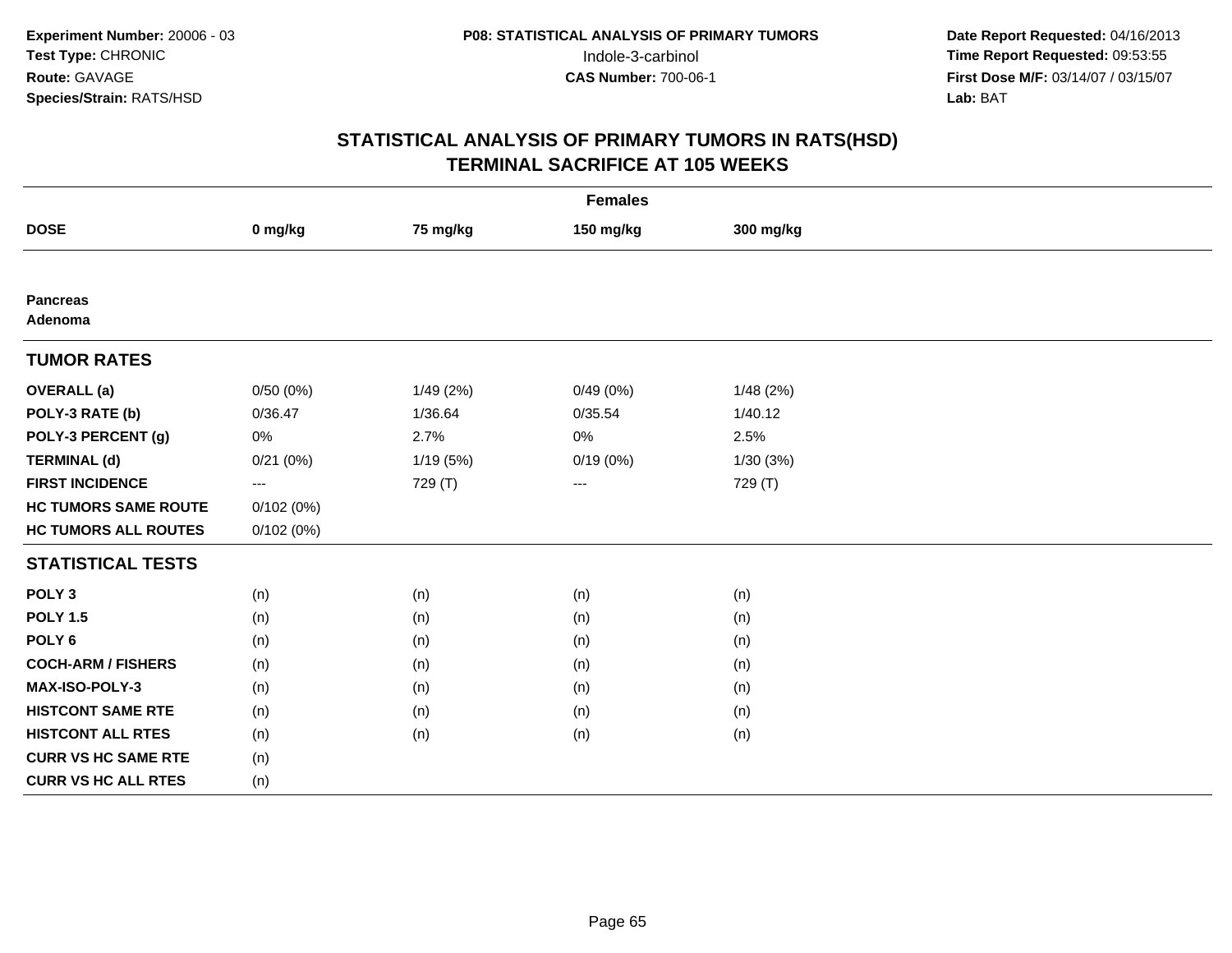Experiment Number: 20006 - 03
Test Type: CHRONIC
Route: GAVAGE
Species/Strain: RATS/HSD

P08: STATISTICAL ANALYSIS OF PRIMARY TUMORS
Indole-3-carbinol
CAS Number: 700-06-1

Date Report Requested: 04/16/2013
Time Report Requested: 09:53:55
First Dose M/F: 03/14/07 / 03/15/07
Lab: BAT

# STATISTICAL ANALYSIS OF PRIMARY TUMORS IN RATS(HSD)
## TERMINAL SACRIFICE AT 105 WEEKS

| | Females | | | |
|---|---|---|---|---|
| **DOSE** | **0 mg/kg** | **75 mg/kg** | **150 mg/kg** | **300 mg/kg** |
| **Pancreas** **Adenoma** | | | | |
| **TUMOR RATES** | | | | |
| **OVERALL (a)** | 0/50 (0%) | 1/49 (2%) | 0/49 (0%) | 1/48 (2%) |
| **POLY-3 RATE (b)** | 0/36.47 | 1/36.64 | 0/35.54 | 1/40.12 |
| **POLY-3 PERCENT (g)** | 0% | 2.7% | 0% | 2.5% |
| **TERMINAL (d)** | 0/21 (0%) | 1/19 (5%) | 0/19 (0%) | 1/30 (3%) |
| **FIRST INCIDENCE** | --- | 729 (T) | --- | 729 (T) |
| **HC TUMORS SAME ROUTE** | 0/102 (0%) | | | |
| **HC TUMORS ALL ROUTES** | 0/102 (0%) | | | |
| **STATISTICAL TESTS** | | | | |
| **POLY 3** | (n) | (n) | (n) | (n) |
| **POLY 1.5** | (n) | (n) | (n) | (n) |
| **POLY 6** | (n) | (n) | (n) | (n) |
| **COCH-ARM / FISHERS** | (n) | (n) | (n) | (n) |
| **MAX-ISO-POLY-3** | (n) | (n) | (n) | (n) |
| **HISTCONT SAME RTE** | (n) | (n) | (n) | (n) |
| **HISTCONT ALL RTES** | (n) | (n) | (n) | (n) |
| **CURR VS HC SAME RTE** | (n) | | | |
| **CURR VS HC ALL RTES** | (n) | | | |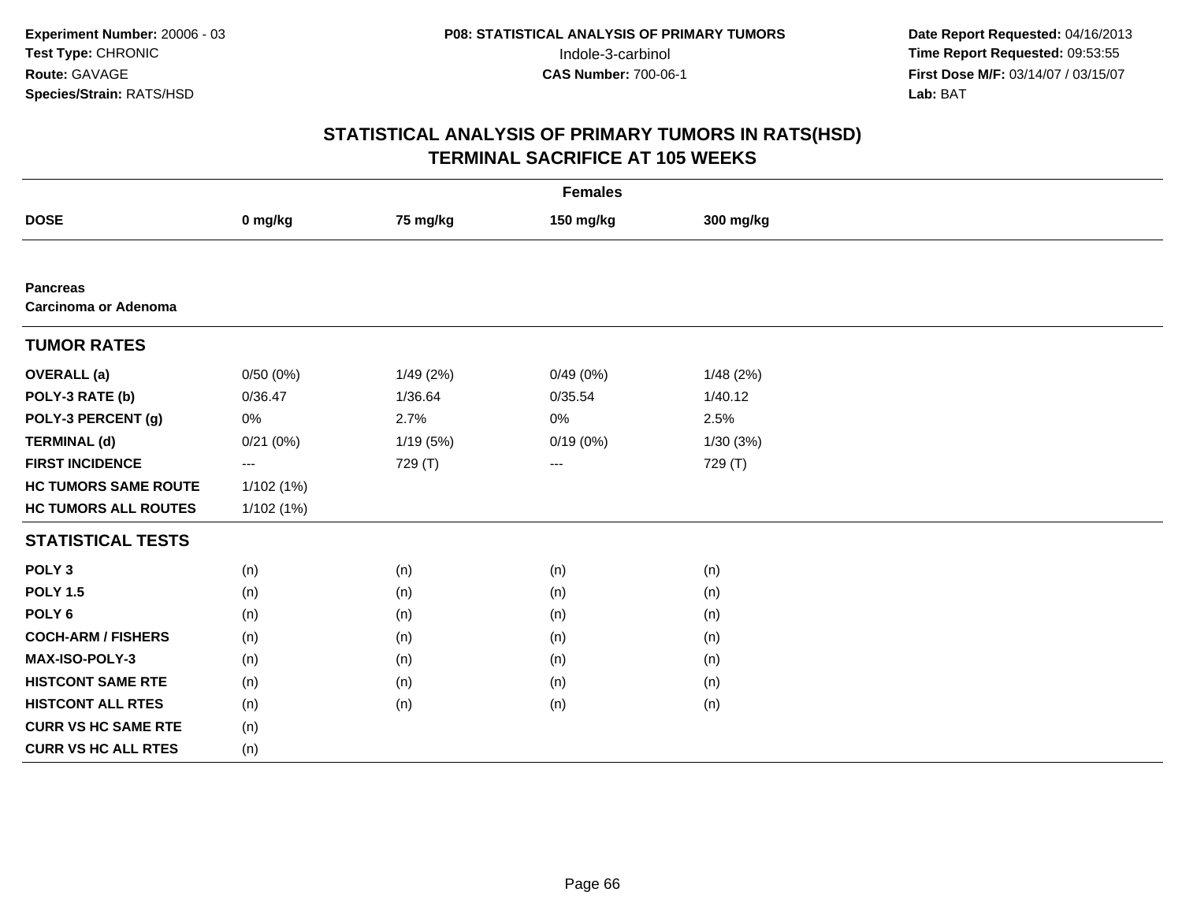**Experiment Number:** 20006 - 03
**Test Type:** CHRONIC
**Route:** GAVAGE
**Species/Strain:** RATS/HSD

**P08: STATISTICAL ANALYSIS OF PRIMARY TUMORS**
Indole-3-carbinol
**CAS Number:** 700-06-1

**Date Report Requested:** 04/16/2013
**Time Report Requested:** 09:53:55
**First Dose M/F:** 03/14/07 / 03/15/07
**Lab:** BAT

## STATISTICAL ANALYSIS OF PRIMARY TUMORS IN RATS(HSD)
## TERMINAL SACRIFICE AT 105 WEEKS

| | **Females** | | | |
|---|---|---|---|---|
| **DOSE** | **0 mg/kg** | **75 mg/kg** | **150 mg/kg** | **300 mg/kg** |
| **Pancreas** | | | | |
| **Carcinoma or Adenoma** | | | | |
| **TUMOR RATES** | | | | |
| **OVERALL (a)** | 0/50 (0%) | 1/49 (2%) | 0/49 (0%) | 1/48 (2%) |
| **POLY-3 RATE (b)** | 0/36.47 | 1/36.64 | 0/35.54 | 1/40.12 |
| **POLY-3 PERCENT (g)** | 0% | 2.7% | 0% | 2.5% |
| **TERMINAL (d)** | 0/21 (0%) | 1/19 (5%) | 0/19 (0%) | 1/30 (3%) |
| **FIRST INCIDENCE** | --- | 729 (T) | --- | 729 (T) |
| **HC TUMORS SAME ROUTE** | 1/102 (1%) | | | |
| **HC TUMORS ALL ROUTES** | 1/102 (1%) | | | |
| **STATISTICAL TESTS** | | | | |
| **POLY 3** | (n) | (n) | (n) | (n) |
| **POLY 1.5** | (n) | (n) | (n) | (n) |
| **POLY 6** | (n) | (n) | (n) | (n) |
| **COCH-ARM / FISHERS** | (n) | (n) | (n) | (n) |
| **MAX-ISO-POLY-3** | (n) | (n) | (n) | (n) |
| **HISTCONT SAME RTE** | (n) | (n) | (n) | (n) |
| **HISTCONT ALL RTES** | (n) | (n) | (n) | (n) |
| **CURR VS HC SAME RTE** | (n) | | | |
| **CURR VS HC ALL RTES** | (n) | | | |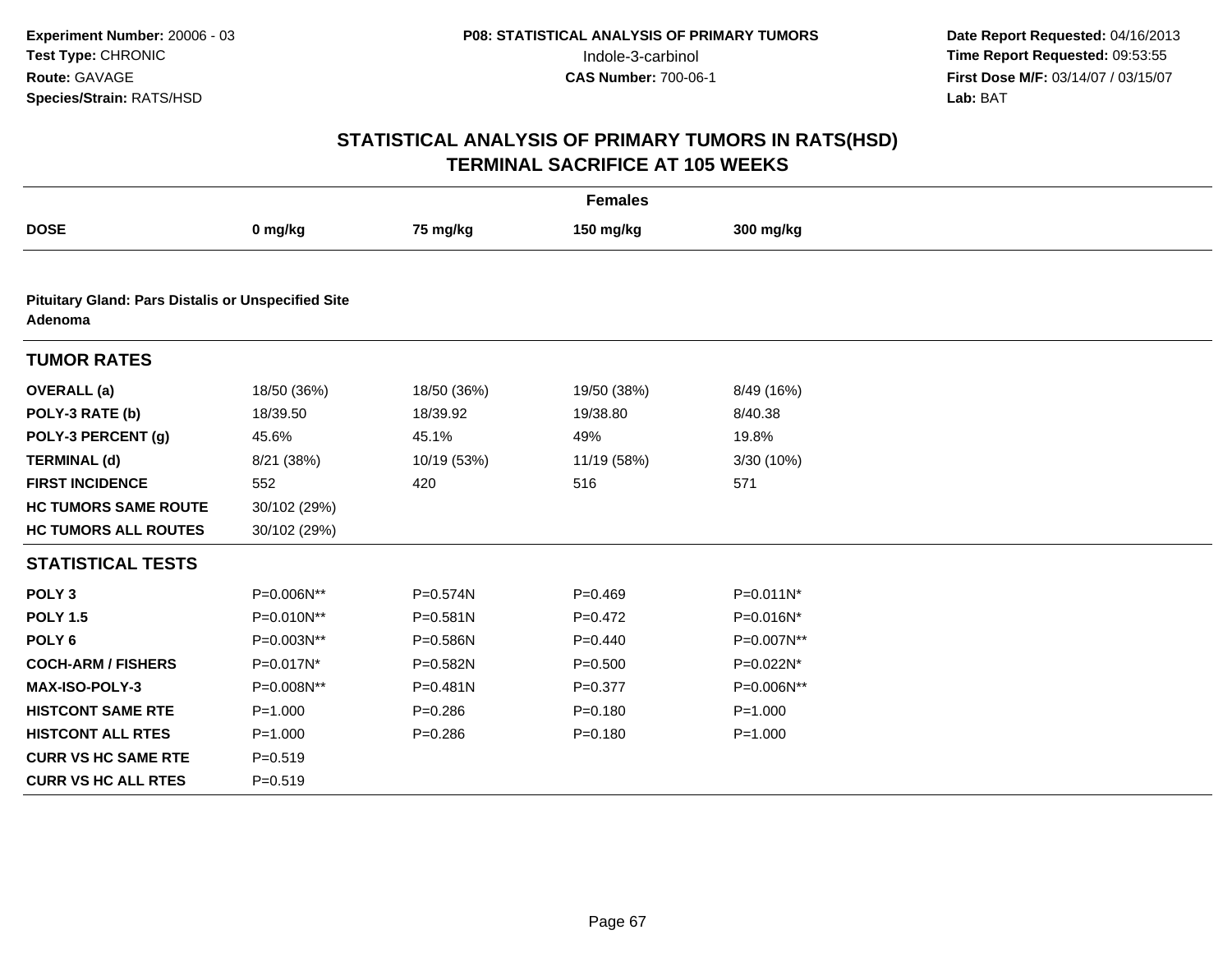Experiment Number: 20006 - 03
Test Type: CHRONIC
Route: GAVAGE
Species/Strain: RATS/HSD

P08: STATISTICAL ANALYSIS OF PRIMARY TUMORS
Indole-3-carbinol
CAS Number: 700-06-1

Date Report Requested: 04/16/2013
Time Report Requested: 09:53:55
First Dose M/F: 03/14/07 / 03/15/07
Lab: BAT

# STATISTICAL ANALYSIS OF PRIMARY TUMORS IN RATS(HSD)
## TERMINAL SACRIFICE AT 105 WEEKS

**Females**

| DOSE | 0 mg/kg | 75 mg/kg | 150 mg/kg | 300 mg/kg |
|---|---|---|---|---|
| **Pituitary Gland: Pars Distalis or Unspecified Site Adenoma** | | | | |
| **TUMOR RATES** | | | | |
| **OVERALL (a)** | 18/50 (36%) | 18/50 (36%) | 19/50 (38%) | 8/49 (16%) |
| **POLY-3 RATE (b)** | 18/39.50 | 18/39.92 | 19/38.80 | 8/40.38 |
| **POLY-3 PERCENT (g)** | 45.6% | 45.1% | 49% | 19.8% |
| **TERMINAL (d)** | 8/21 (38%) | 10/19 (53%) | 11/19 (58%) | 3/30 (10%) |
| **FIRST INCIDENCE** | 552 | 420 | 516 | 571 |
| **HC TUMORS SAME ROUTE** | 30/102 (29%) | | | |
| **HC TUMORS ALL ROUTES** | 30/102 (29%) | | | |
| **STATISTICAL TESTS** | | | | |
| **POLY 3** | P=0.006N** | P=0.574N | P=0.469 | P=0.011N* |
| **POLY 1.5** | P=0.010N** | P=0.581N | P=0.472 | P=0.016N* |
| **POLY 6** | P=0.003N** | P=0.586N | P=0.440 | P=0.007N** |
| **COCH-ARM / FISHERS** | P=0.017N* | P=0.582N | P=0.500 | P=0.022N* |
| **MAX-ISO-POLY-3** | P=0.008N** | P=0.481N | P=0.377 | P=0.006N** |
| **HISTCONT SAME RTE** | P=1.000 | P=0.286 | P=0.180 | P=1.000 |
| **HISTCONT ALL RTES** | P=1.000 | P=0.286 | P=0.180 | P=1.000 |
| **CURR VS HC SAME RTE** | P=0.519 | | | |
| **CURR VS HC ALL RTES** | P=0.519 | | | |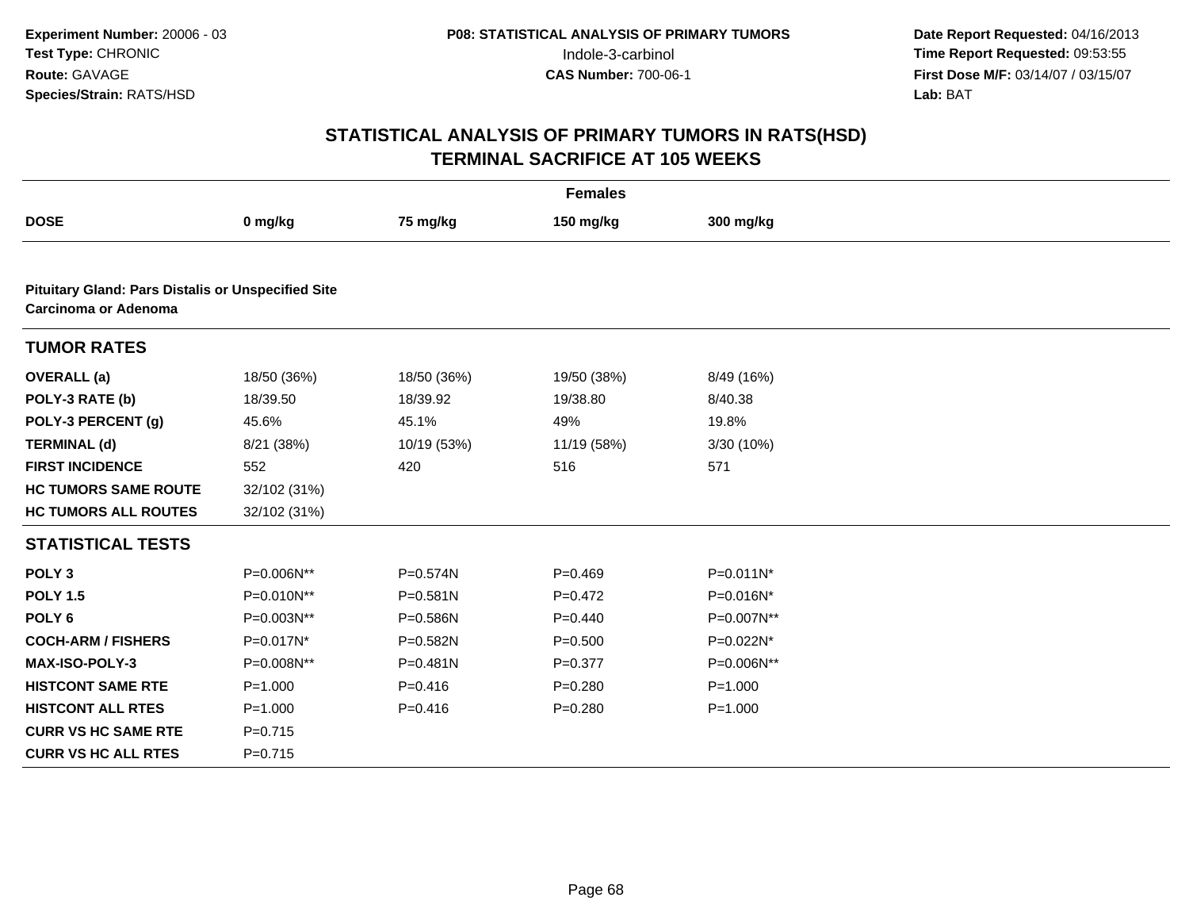**Experiment Number:** 20006 - 03
**Test Type:** CHRONIC
**Route:** GAVAGE
**Species/Strain:** RATS/HSD

**P08: STATISTICAL ANALYSIS OF PRIMARY TUMORS**
Indole-3-carbinol
**CAS Number:** 700-06-1

**Date Report Requested:** 04/16/2013
**Time Report Requested:** 09:53:55
**First Dose M/F:** 03/14/07 / 03/15/07
**Lab:** BAT

## STATISTICAL ANALYSIS OF PRIMARY TUMORS IN RATS(HSD)
## TERMINAL SACRIFICE AT 105 WEEKS

| Females | | | | |
|---|---|---|---|---|
| **DOSE** | **0 mg/kg** | **75 mg/kg** | **150 mg/kg** | **300 mg/kg** |
| **Pituitary Gland: Pars Distalis or Unspecified Site Carcinoma or Adenoma** | | | | |
| **TUMOR RATES** | | | | |
| **OVERALL (a)** | 18/50 (36%) | 18/50 (36%) | 19/50 (38%) | 8/49 (16%) |
| **POLY-3 RATE (b)** | 18/39.50 | 18/39.92 | 19/38.80 | 8/40.38 |
| **POLY-3 PERCENT (g)** | 45.6% | 45.1% | 49% | 19.8% |
| **TERMINAL (d)** | 8/21 (38%) | 10/19 (53%) | 11/19 (58%) | 3/30 (10%) |
| **FIRST INCIDENCE** | 552 | 420 | 516 | 571 |
| **HC TUMORS SAME ROUTE** | 32/102 (31%) | | | |
| **HC TUMORS ALL ROUTES** | 32/102 (31%) | | | |
| **STATISTICAL TESTS** | | | | |
| **POLY 3** | P=0.006N** | P=0.574N | P=0.469 | P=0.011N* |
| **POLY 1.5** | P=0.010N** | P=0.581N | P=0.472 | P=0.016N* |
| **POLY 6** | P=0.003N** | P=0.586N | P=0.440 | P=0.007N** |
| **COCH-ARM / FISHERS** | P=0.017N* | P=0.582N | P=0.500 | P=0.022N* |
| **MAX-ISO-POLY-3** | P=0.008N** | P=0.481N | P=0.377 | P=0.006N** |
| **HISTCONT SAME RTE** | P=1.000 | P=0.416 | P=0.280 | P=1.000 |
| **HISTCONT ALL RTES** | P=1.000 | P=0.416 | P=0.280 | P=1.000 |
| **CURR VS HC SAME RTE** | P=0.715 | | | |
| **CURR VS HC ALL RTES** | P=0.715 | | | |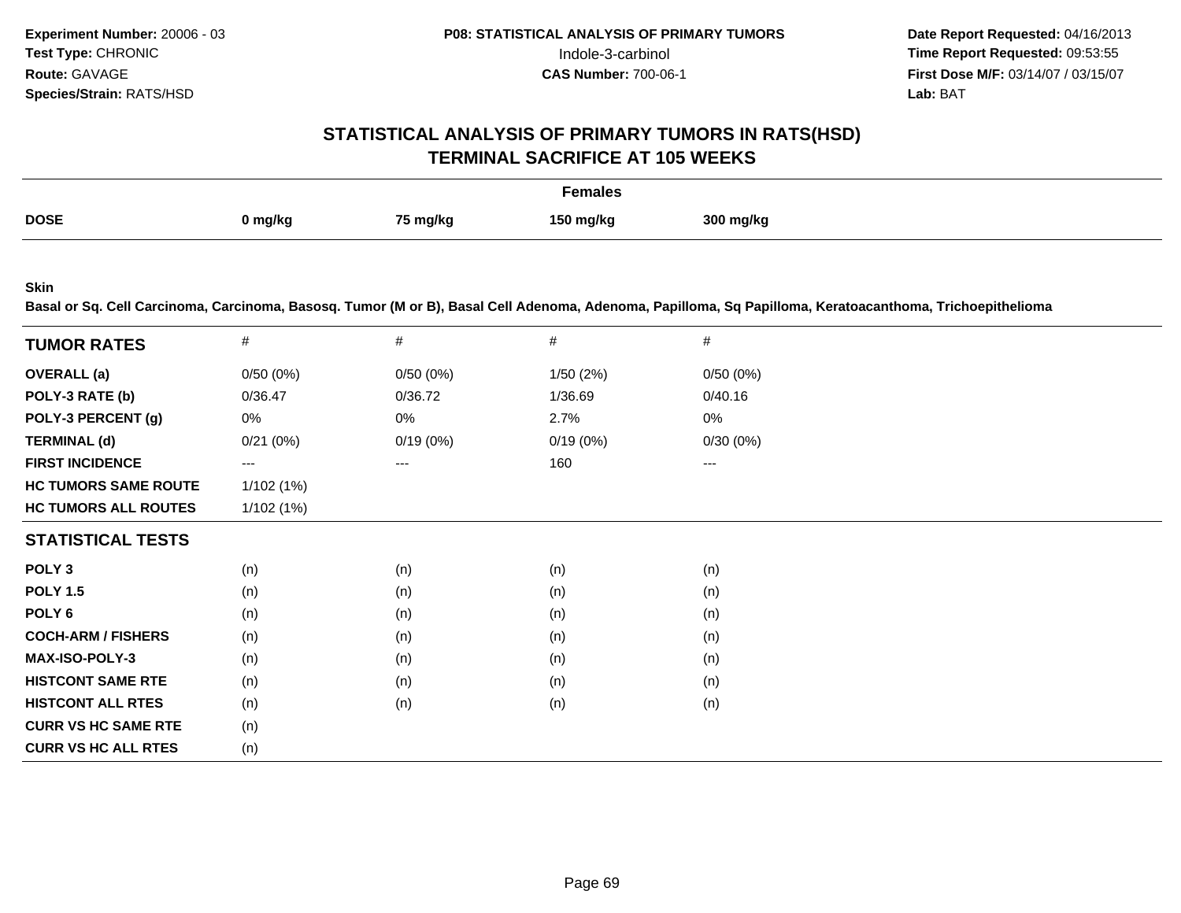**Experiment Number:** 20006 - 03
**Test Type:** CHRONIC
**Route:** GAVAGE
**Species/Strain:** RATS/HSD

**P08: STATISTICAL ANALYSIS OF PRIMARY TUMORS**
Indole-3-carbinol
**CAS Number:** 700-06-1

**Date Report Requested:** 04/16/2013
**Time Report Requested:** 09:53:55
**First Dose M/F:** 03/14/07 / 03/15/07
**Lab:** BAT

## STATISTICAL ANALYSIS OF PRIMARY TUMORS IN RATS(HSD)
## TERMINAL SACRIFICE AT 105 WEEKS

| | Females | | | |
|---|---|---|---|---|
| **DOSE** | **0 mg/kg** | **75 mg/kg** | **150 mg/kg** | **300 mg/kg** |

**Skin**
**Basal or Sq. Cell Carcinoma, Carcinoma, Basosq. Tumor (M or B), Basal Cell Adenoma, Adenoma, Papilloma, Sq Papilloma, Keratoacanthoma, Trichoepithelioma**

| **TUMOR RATES** | # | # | # | # |
|---|---|---|---|---|
| **OVERALL (a)** | 0/50 (0%) | 0/50 (0%) | 1/50 (2%) | 0/50 (0%) |
| **POLY-3 RATE (b)** | 0/36.47 | 0/36.72 | 1/36.69 | 0/40.16 |
| **POLY-3 PERCENT (g)** | 0% | 0% | 2.7% | 0% |
| **TERMINAL (d)** | 0/21 (0%) | 0/19 (0%) | 0/19 (0%) | 0/30 (0%) |
| **FIRST INCIDENCE** | --- | --- | 160 | --- |
| **HC TUMORS SAME ROUTE** | 1/102 (1%) | | | |
| **HC TUMORS ALL ROUTES** | 1/102 (1%) | | | |
| **STATISTICAL TESTS** | | | | |
| **POLY 3** | (n) | (n) | (n) | (n) |
| **POLY 1.5** | (n) | (n) | (n) | (n) |
| **POLY 6** | (n) | (n) | (n) | (n) |
| **COCH-ARM / FISHERS** | (n) | (n) | (n) | (n) |
| **MAX-ISO-POLY-3** | (n) | (n) | (n) | (n) |
| **HISTCONT SAME RTE** | (n) | (n) | (n) | (n) |
| **HISTCONT ALL RTES** | (n) | (n) | (n) | (n) |
| **CURR VS HC SAME RTE** | (n) | | | |
| **CURR VS HC ALL RTES** | (n) | | | |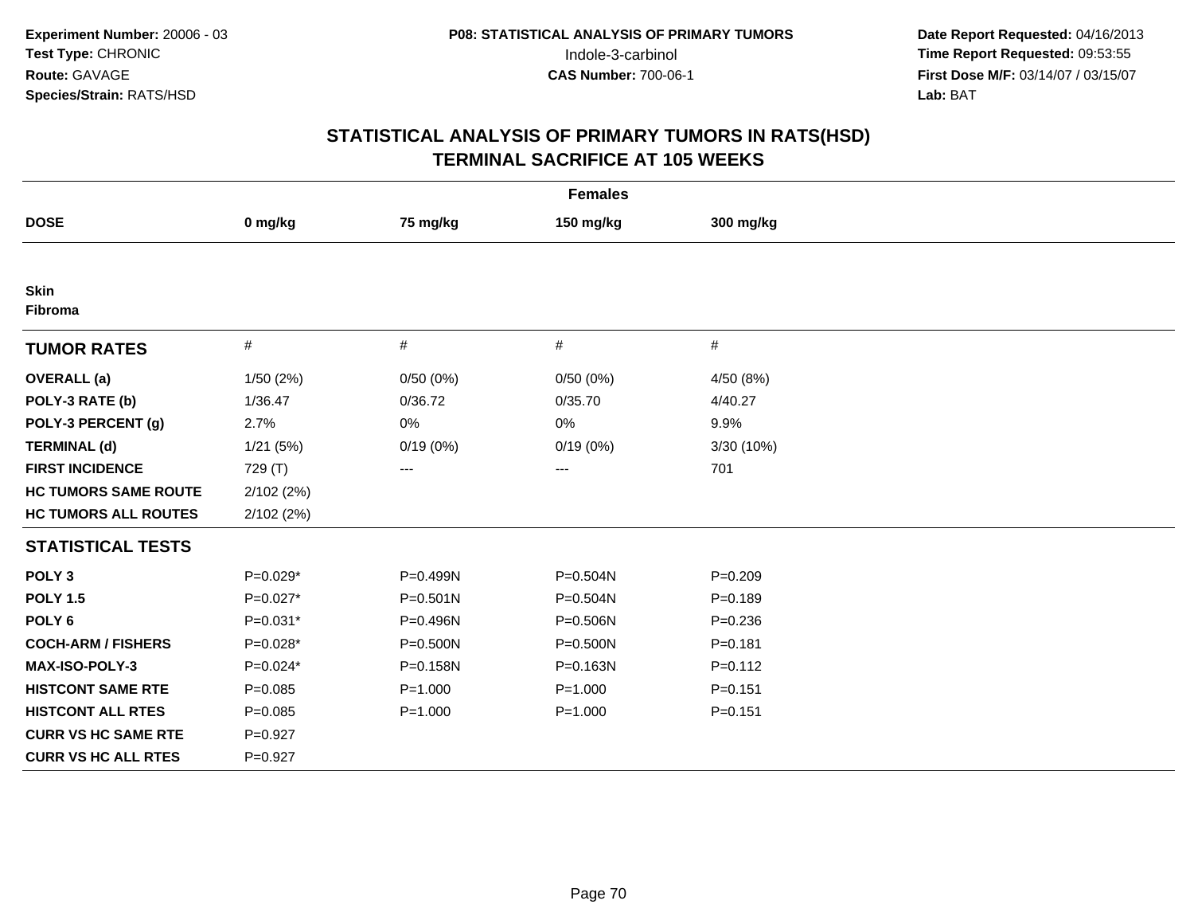**Experiment Number:** 20006 - 03
**Test Type:** CHRONIC
**Route:** GAVAGE
**Species/Strain:** RATS/HSD

**P08: STATISTICAL ANALYSIS OF PRIMARY TUMORS**
Indole-3-carbinol
**CAS Number:** 700-06-1

**Date Report Requested:** 04/16/2013
**Time Report Requested:** 09:53:55
**First Dose M/F:** 03/14/07 / 03/15/07
**Lab:** BAT

## STATISTICAL ANALYSIS OF PRIMARY TUMORS IN RATS(HSD)
## TERMINAL SACRIFICE AT 105 WEEKS

| | Females | | | |
|---|---|---|---|---|
| **DOSE** | **0 mg/kg** | **75 mg/kg** | **150 mg/kg** | **300 mg/kg** |
| **Skin** | | | | |
| **Fibroma** | | | | |
| **TUMOR RATES** | # | # | # | # |
| **OVERALL (a)** | 1/50 (2%) | 0/50 (0%) | 0/50 (0%) | 4/50 (8%) |
| **POLY-3 RATE (b)** | 1/36.47 | 0/36.72 | 0/35.70 | 4/40.27 |
| **POLY-3 PERCENT (g)** | 2.7% | 0% | 0% | 9.9% |
| **TERMINAL (d)** | 1/21 (5%) | 0/19 (0%) | 0/19 (0%) | 3/30 (10%) |
| **FIRST INCIDENCE** | 729 (T) | --- | --- | 701 |
| **HC TUMORS SAME ROUTE** | 2/102 (2%) | | | |
| **HC TUMORS ALL ROUTES** | 2/102 (2%) | | | |
| **STATISTICAL TESTS** | | | | |
| **POLY 3** | P=0.029* | P=0.499N | P=0.504N | P=0.209 |
| **POLY 1.5** | P=0.027* | P=0.501N | P=0.504N | P=0.189 |
| **POLY 6** | P=0.031* | P=0.496N | P=0.506N | P=0.236 |
| **COCH-ARM / FISHERS** | P=0.028* | P=0.500N | P=0.500N | P=0.181 |
| **MAX-ISO-POLY-3** | P=0.024* | P=0.158N | P=0.163N | P=0.112 |
| **HISTCONT SAME RTE** | P=0.085 | P=1.000 | P=1.000 | P=0.151 |
| **HISTCONT ALL RTES** | P=0.085 | P=1.000 | P=1.000 | P=0.151 |
| **CURR VS HC SAME RTE** | P=0.927 | | | |
| **CURR VS HC ALL RTES** | P=0.927 | | | |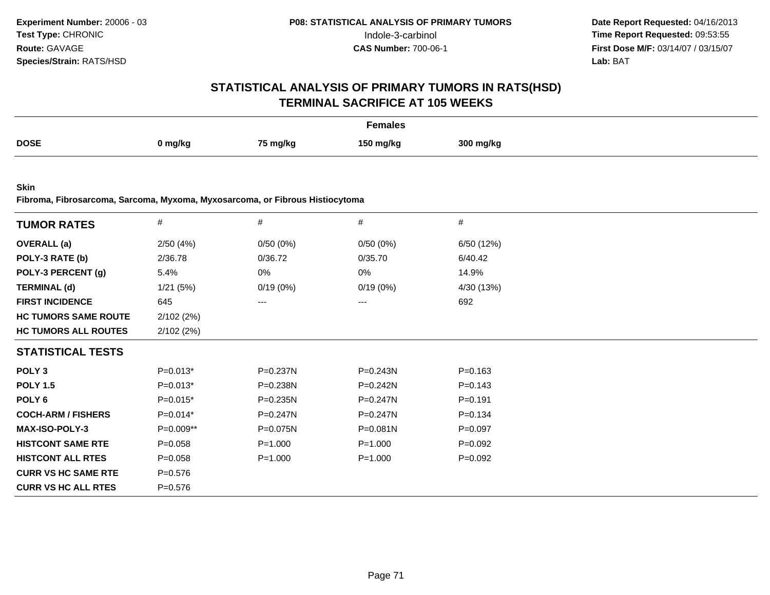**Experiment Number:** 20006 - 03
**Test Type:** CHRONIC
**Route:** GAVAGE
**Species/Strain:** RATS/HSD

**P08: STATISTICAL ANALYSIS OF PRIMARY TUMORS**
Indole-3-carbinol
**CAS Number:** 700-06-1

**Date Report Requested:** 04/16/2013
**Time Report Requested:** 09:53:55
**First Dose M/F:** 03/14/07 / 03/15/07
**Lab:** BAT

# STATISTICAL ANALYSIS OF PRIMARY TUMORS IN RATS(HSD)
## TERMINAL SACRIFICE AT 105 WEEKS

**Females**

| DOSE | 0 mg/kg | 75 mg/kg | 150 mg/kg | 300 mg/kg |
|---|---|---|---|---|

**Skin**
**Fibroma, Fibrosarcoma, Sarcoma, Myxoma, Myxosarcoma, or Fibrous Histiocytoma**

| TUMOR RATES | # | # | # | # |
|---|---|---|---|---|
| **OVERALL (a)** | 2/50 (4%) | 0/50 (0%) | 0/50 (0%) | 6/50 (12%) |
| **POLY-3 RATE (b)** | 2/36.78 | 0/36.72 | 0/35.70 | 6/40.42 |
| **POLY-3 PERCENT (g)** | 5.4% | 0% | 0% | 14.9% |
| **TERMINAL (d)** | 1/21 (5%) | 0/19 (0%) | 0/19 (0%) | 4/30 (13%) |
| **FIRST INCIDENCE** | 645 | --- | --- | 692 |
| **HC TUMORS SAME ROUTE** | 2/102 (2%) | | | |
| **HC TUMORS ALL ROUTES** | 2/102 (2%) | | | |
| **STATISTICAL TESTS** | | | | |
| **POLY 3** | P=0.013* | P=0.237N | P=0.243N | P=0.163 |
| **POLY 1.5** | P=0.013* | P=0.238N | P=0.242N | P=0.143 |
| **POLY 6** | P=0.015* | P=0.235N | P=0.247N | P=0.191 |
| **COCH-ARM / FISHERS** | P=0.014* | P=0.247N | P=0.247N | P=0.134 |
| **MAX-ISO-POLY-3** | P=0.009** | P=0.075N | P=0.081N | P=0.097 |
| **HISTCONT SAME RTE** | P=0.058 | P=1.000 | P=1.000 | P=0.092 |
| **HISTCONT ALL RTES** | P=0.058 | P=1.000 | P=1.000 | P=0.092 |
| **CURR VS HC SAME RTE** | P=0.576 | | | |
| **CURR VS HC ALL RTES** | P=0.576 | | | |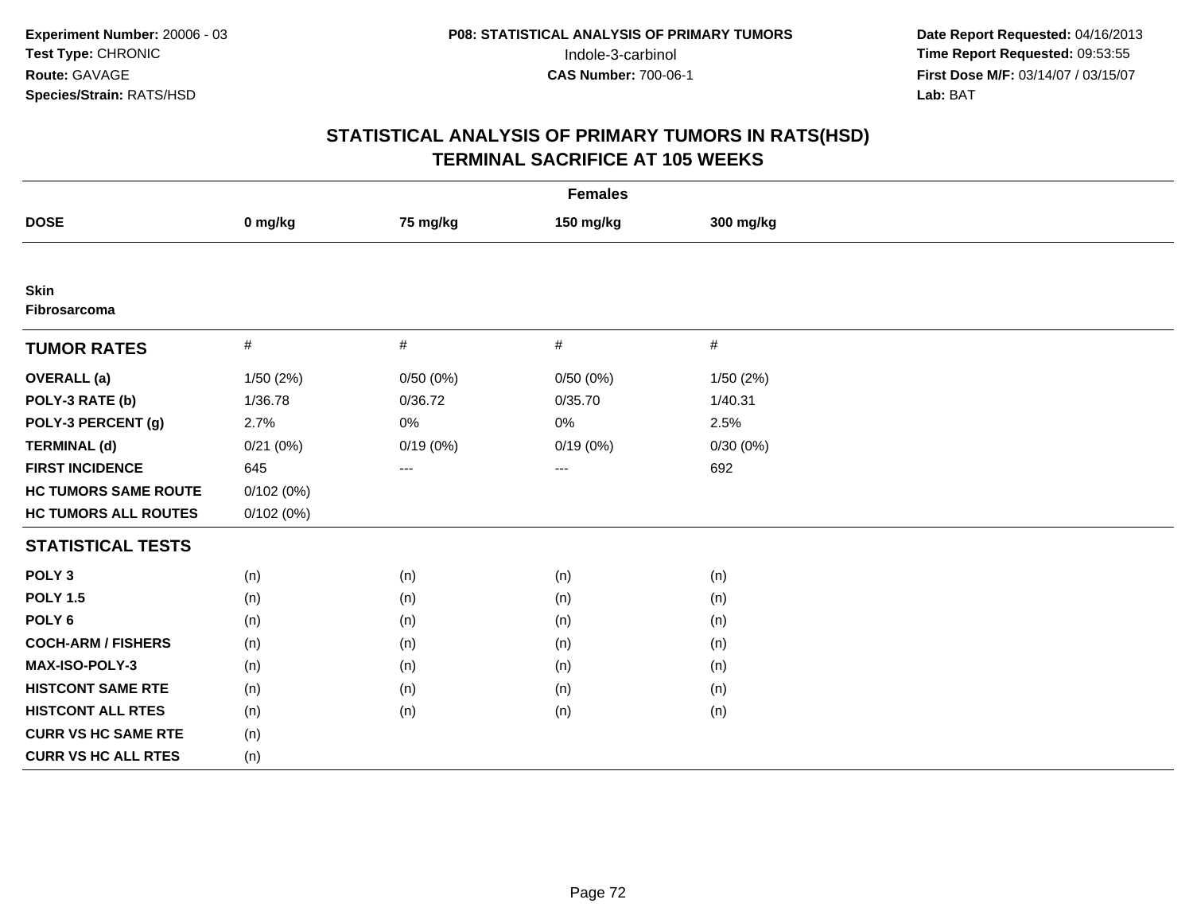Experiment Number: 20006 - 03
Test Type: CHRONIC
Route: GAVAGE
Species/Strain: RATS/HSD

P08: STATISTICAL ANALYSIS OF PRIMARY TUMORS
Indole-3-carbinol
CAS Number: 700-06-1

Date Report Requested: 04/16/2013
Time Report Requested: 09:53:55
First Dose M/F: 03/14/07 / 03/15/07
Lab: BAT

## STATISTICAL ANALYSIS OF PRIMARY TUMORS IN RATS(HSD)
## TERMINAL SACRIFICE AT 105 WEEKS

| Females | | | | |
|---|---|---|---|---|
| **DOSE** | **0 mg/kg** | **75 mg/kg** | **150 mg/kg** | **300 mg/kg** |
| **Skin** | | | | |
| **Fibrosarcoma** | | | | |
| **TUMOR RATES** | # | # | # | # |
| **OVERALL (a)** | 1/50 (2%) | 0/50 (0%) | 0/50 (0%) | 1/50 (2%) |
| **POLY-3 RATE (b)** | 1/36.78 | 0/36.72 | 0/35.70 | 1/40.31 |
| **POLY-3 PERCENT (g)** | 2.7% | 0% | 0% | 2.5% |
| **TERMINAL (d)** | 0/21 (0%) | 0/19 (0%) | 0/19 (0%) | 0/30 (0%) |
| **FIRST INCIDENCE** | 645 | --- | --- | 692 |
| **HC TUMORS SAME ROUTE** | 0/102 (0%) | | | |
| **HC TUMORS ALL ROUTES** | 0/102 (0%) | | | |
| **STATISTICAL TESTS** | | | | |
| **POLY 3** | (n) | (n) | (n) | (n) |
| **POLY 1.5** | (n) | (n) | (n) | (n) |
| **POLY 6** | (n) | (n) | (n) | (n) |
| **COCH-ARM / FISHERS** | (n) | (n) | (n) | (n) |
| **MAX-ISO-POLY-3** | (n) | (n) | (n) | (n) |
| **HISTCONT SAME RTE** | (n) | (n) | (n) | (n) |
| **HISTCONT ALL RTES** | (n) | (n) | (n) | (n) |
| **CURR VS HC SAME RTE** | (n) | | | |
| **CURR VS HC ALL RTES** | (n) | | | |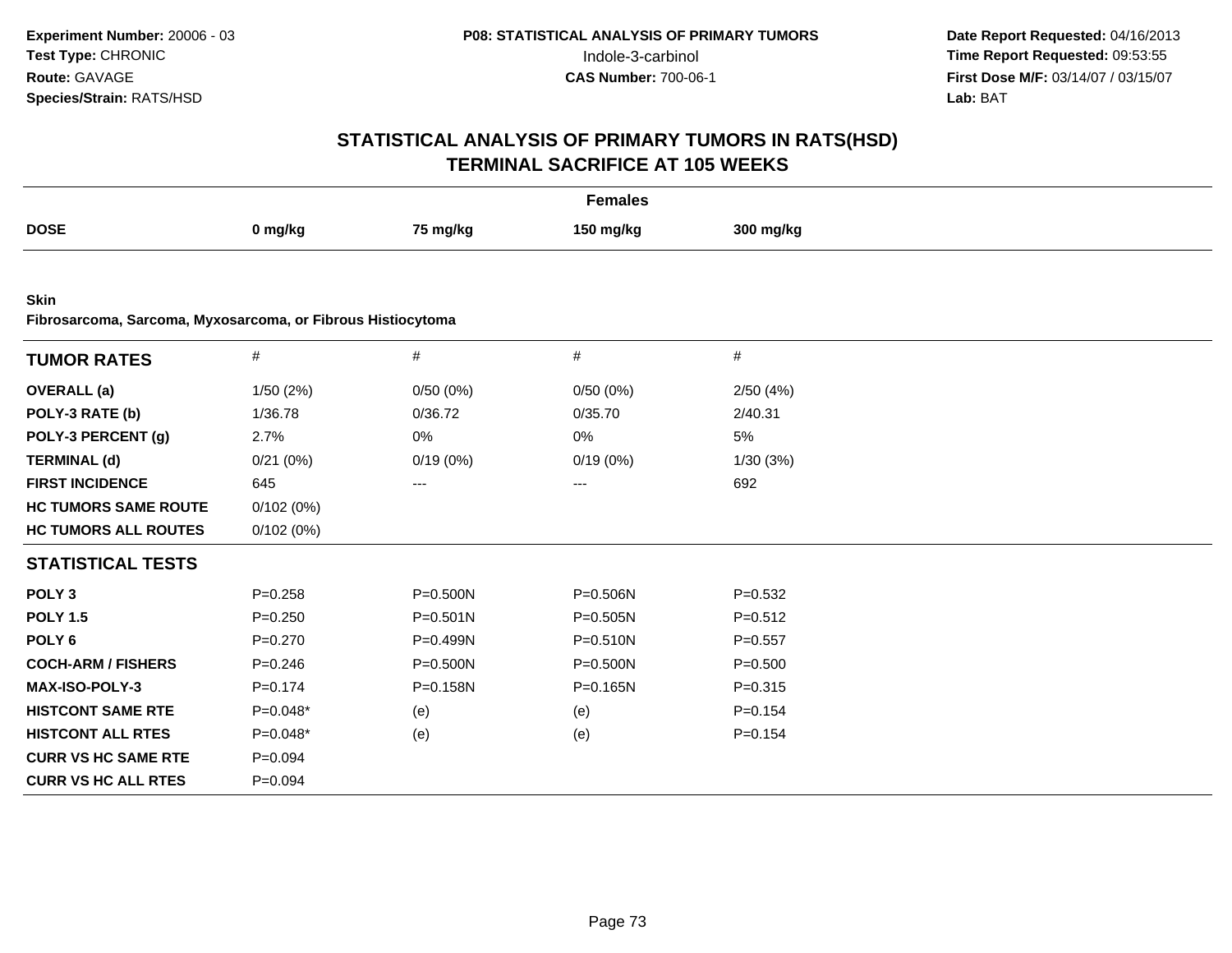Experiment Number: 20006 - 03
Test Type: CHRONIC
Route: GAVAGE
Species/Strain: RATS/HSD

P08: STATISTICAL ANALYSIS OF PRIMARY TUMORS
Indole-3-carbinol
CAS Number: 700-06-1

Date Report Requested: 04/16/2013
Time Report Requested: 09:53:55
First Dose M/F: 03/14/07 / 03/15/07
Lab: BAT

# STATISTICAL ANALYSIS OF PRIMARY TUMORS IN RATS(HSD)
## TERMINAL SACRIFICE AT 105 WEEKS

**Females**

| DOSE | 0 mg/kg | 75 mg/kg | 150 mg/kg | 300 mg/kg |
|---|---|---|---|---|

**Skin**
**Fibrosarcoma, Sarcoma, Myxosarcoma, or Fibrous Histiocytoma**

| TUMOR RATES | # | # | # | # |
|---|---|---|---|---|
| **OVERALL (a)** | 1/50 (2%) | 0/50 (0%) | 0/50 (0%) | 2/50 (4%) |
| **POLY-3 RATE (b)** | 1/36.78 | 0/36.72 | 0/35.70 | 2/40.31 |
| **POLY-3 PERCENT (g)** | 2.7% | 0% | 0% | 5% |
| **TERMINAL (d)** | 0/21 (0%) | 0/19 (0%) | 0/19 (0%) | 1/30 (3%) |
| **FIRST INCIDENCE** | 645 | --- | --- | 692 |
| **HC TUMORS SAME ROUTE** | 0/102 (0%) | | | |
| **HC TUMORS ALL ROUTES** | 0/102 (0%) | | | |
| **STATISTICAL TESTS** | | | | |
| **POLY 3** | P=0.258 | P=0.500N | P=0.506N | P=0.532 |
| **POLY 1.5** | P=0.250 | P=0.501N | P=0.505N | P=0.512 |
| **POLY 6** | P=0.270 | P=0.499N | P=0.510N | P=0.557 |
| **COCH-ARM / FISHERS** | P=0.246 | P=0.500N | P=0.500N | P=0.500 |
| **MAX-ISO-POLY-3** | P=0.174 | P=0.158N | P=0.165N | P=0.315 |
| **HISTCONT SAME RTE** | P=0.048* | (e) | (e) | P=0.154 |
| **HISTCONT ALL RTES** | P=0.048* | (e) | (e) | P=0.154 |
| **CURR VS HC SAME RTE** | P=0.094 | | | |
| **CURR VS HC ALL RTES** | P=0.094 | | | |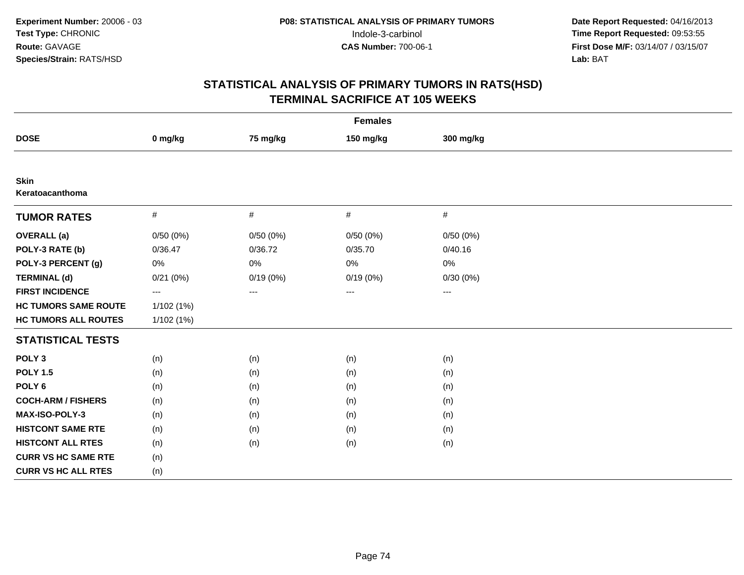Experiment Number: 20006 - 03
Test Type: CHRONIC
Route: GAVAGE
Species/Strain: RATS/HSD

P08: STATISTICAL ANALYSIS OF PRIMARY TUMORS
Indole-3-carbinol
CAS Number: 700-06-1

Date Report Requested: 04/16/2013
Time Report Requested: 09:53:55
First Dose M/F: 03/14/07 / 03/15/07
Lab: BAT

## STATISTICAL ANALYSIS OF PRIMARY TUMORS IN RATS(HSD)
## TERMINAL SACRIFICE AT 105 WEEKS

**Females**

| DOSE | 0 mg/kg | 75 mg/kg | 150 mg/kg | 300 mg/kg |
|---|---|---|---|---|
| **Skin** | | | | |
| **Keratoacanthoma** | | | | |
| **TUMOR RATES** | # | # | # | # |
| **OVERALL (a)** | 0/50 (0%) | 0/50 (0%) | 0/50 (0%) | 0/50 (0%) |
| **POLY-3 RATE (b)** | 0/36.47 | 0/36.72 | 0/35.70 | 0/40.16 |
| **POLY-3 PERCENT (g)** | 0% | 0% | 0% | 0% |
| **TERMINAL (d)** | 0/21 (0%) | 0/19 (0%) | 0/19 (0%) | 0/30 (0%) |
| **FIRST INCIDENCE** | --- | --- | --- | --- |
| **HC TUMORS SAME ROUTE** | 1/102 (1%) | | | |
| **HC TUMORS ALL ROUTES** | 1/102 (1%) | | | |
| **STATISTICAL TESTS** | | | | |
| **POLY 3** | (n) | (n) | (n) | (n) |
| **POLY 1.5** | (n) | (n) | (n) | (n) |
| **POLY 6** | (n) | (n) | (n) | (n) |
| **COCH-ARM / FISHERS** | (n) | (n) | (n) | (n) |
| **MAX-ISO-POLY-3** | (n) | (n) | (n) | (n) |
| **HISTCONT SAME RTE** | (n) | (n) | (n) | (n) |
| **HISTCONT ALL RTES** | (n) | (n) | (n) | (n) |
| **CURR VS HC SAME RTE** | (n) | | | |
| **CURR VS HC ALL RTES** | (n) | | | |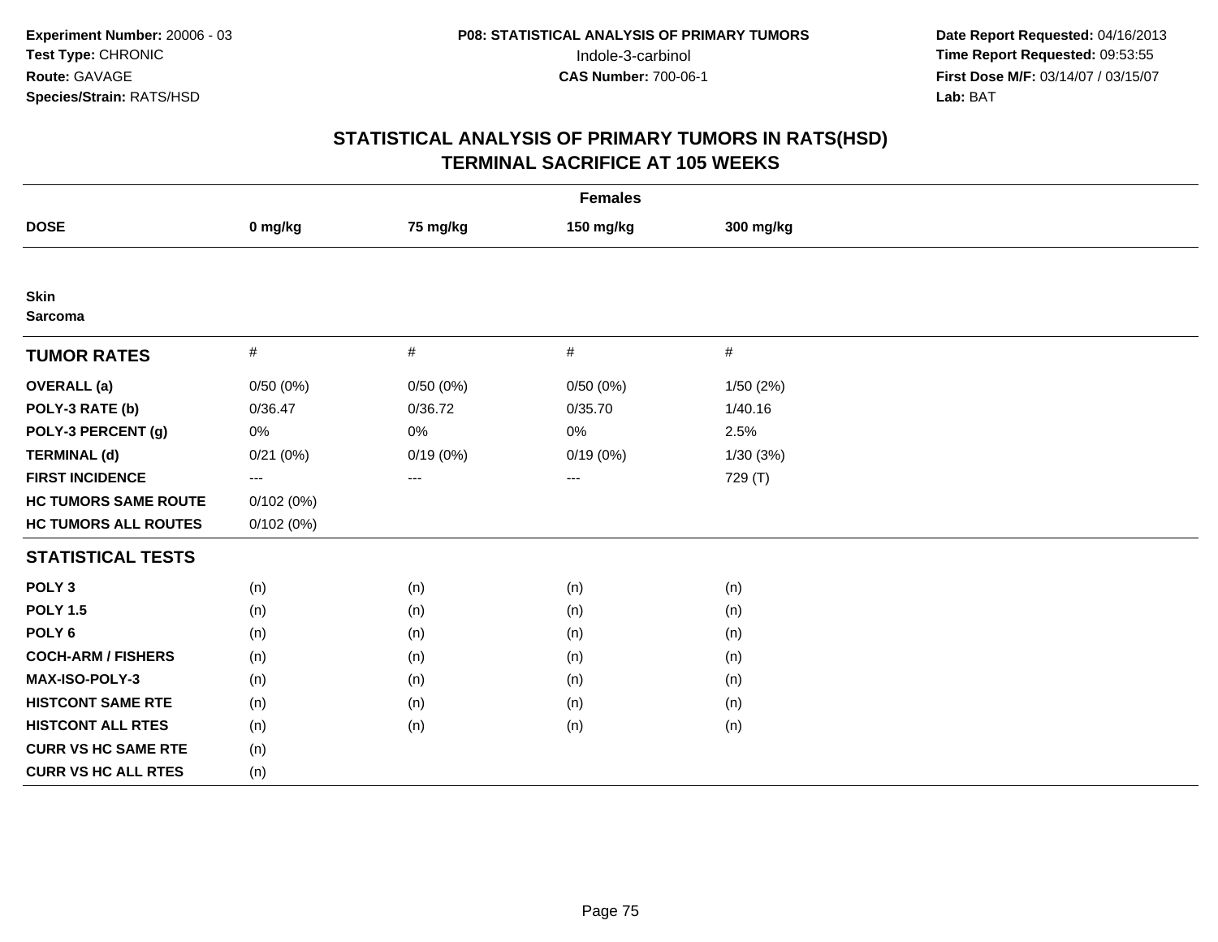**Experiment Number:** 20006 - 03
**Test Type:** CHRONIC
**Route:** GAVAGE
**Species/Strain:** RATS/HSD

**P08: STATISTICAL ANALYSIS OF PRIMARY TUMORS**
Indole-3-carbinol
**CAS Number:** 700-06-1

**Date Report Requested:** 04/16/2013
**Time Report Requested:** 09:53:55
**First Dose M/F:** 03/14/07 / 03/15/07
**Lab:** BAT

## STATISTICAL ANALYSIS OF PRIMARY TUMORS IN RATS(HSD)
## TERMINAL SACRIFICE AT 105 WEEKS

| Females | | | | |
|---|---|---|---|---|
| **DOSE** | **0 mg/kg** | **75 mg/kg** | **150 mg/kg** | **300 mg/kg** |
| **Skin** **Sarcoma** | | | | |
| **TUMOR RATES** | # | # | # | # |
| **OVERALL (a)** | 0/50 (0%) | 0/50 (0%) | 0/50 (0%) | 1/50 (2%) |
| **POLY-3 RATE (b)** | 0/36.47 | 0/36.72 | 0/35.70 | 1/40.16 |
| **POLY-3 PERCENT (g)** | 0% | 0% | 0% | 2.5% |
| **TERMINAL (d)** | 0/21 (0%) | 0/19 (0%) | 0/19 (0%) | 1/30 (3%) |
| **FIRST INCIDENCE** | --- | --- | --- | 729 (T) |
| **HC TUMORS SAME ROUTE** | 0/102 (0%) | | | |
| **HC TUMORS ALL ROUTES** | 0/102 (0%) | | | |
| **STATISTICAL TESTS** | | | | |
| **POLY 3** | (n) | (n) | (n) | (n) |
| **POLY 1.5** | (n) | (n) | (n) | (n) |
| **POLY 6** | (n) | (n) | (n) | (n) |
| **COCH-ARM / FISHERS** | (n) | (n) | (n) | (n) |
| **MAX-ISO-POLY-3** | (n) | (n) | (n) | (n) |
| **HISTCONT SAME RTE** | (n) | (n) | (n) | (n) |
| **HISTCONT ALL RTES** | (n) | (n) | (n) | (n) |
| **CURR VS HC SAME RTE** | (n) | | | |
| **CURR VS HC ALL RTES** | (n) | | | |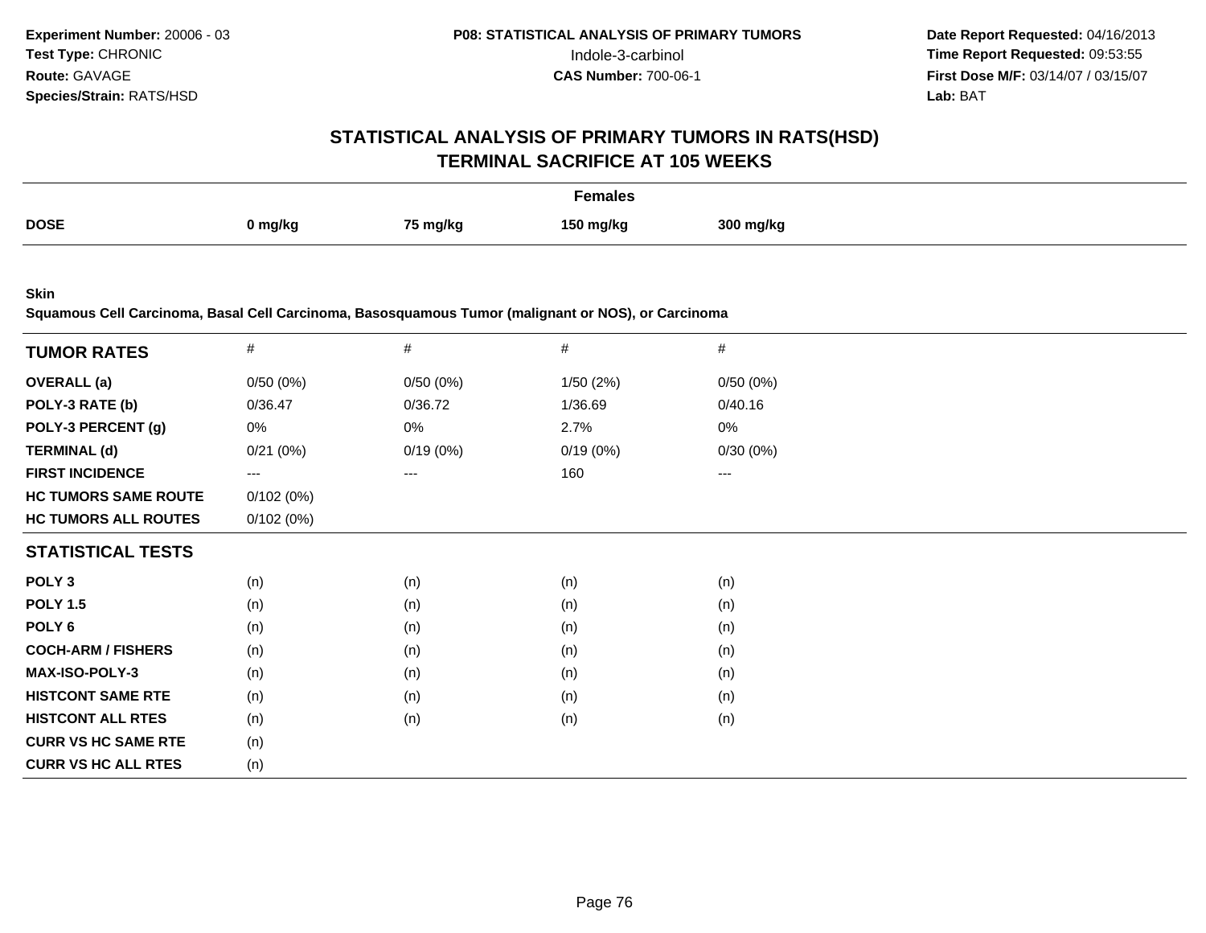**Experiment Number:** 20006 - 03
**Test Type:** CHRONIC
**Route:** GAVAGE
**Species/Strain:** RATS/HSD

**P08: STATISTICAL ANALYSIS OF PRIMARY TUMORS**
Indole-3-carbinol
**CAS Number:** 700-06-1

**Date Report Requested:** 04/16/2013
**Time Report Requested:** 09:53:55
**First Dose M/F:** 03/14/07 / 03/15/07
**Lab:** BAT

# STATISTICAL ANALYSIS OF PRIMARY TUMORS IN RATS(HSD)
## TERMINAL SACRIFICE AT 105 WEEKS

| | Females | | | |
|---|---|---|---|---|
| **DOSE** | **0 mg/kg** | **75 mg/kg** | **150 mg/kg** | **300 mg/kg** |

**Skin**

**Squamous Cell Carcinoma, Basal Cell Carcinoma, Basosquamous Tumor (malignant or NOS), or Carcinoma**

| **TUMOR RATES** | # | # | # | # |
|---|---|---|---|---|
| **OVERALL (a)** | 0/50 (0%) | 0/50 (0%) | 1/50 (2%) | 0/50 (0%) |
| **POLY-3 RATE (b)** | 0/36.47 | 0/36.72 | 1/36.69 | 0/40.16 |
| **POLY-3 PERCENT (g)** | 0% | 0% | 2.7% | 0% |
| **TERMINAL (d)** | 0/21 (0%) | 0/19 (0%) | 0/19 (0%) | 0/30 (0%) |
| **FIRST INCIDENCE** | --- | --- | 160 | --- |
| **HC TUMORS SAME ROUTE** | 0/102 (0%) | | | |
| **HC TUMORS ALL ROUTES** | 0/102 (0%) | | | |
| **STATISTICAL TESTS** | | | | |
| **POLY 3** | (n) | (n) | (n) | (n) |
| **POLY 1.5** | (n) | (n) | (n) | (n) |
| **POLY 6** | (n) | (n) | (n) | (n) |
| **COCH-ARM / FISHERS** | (n) | (n) | (n) | (n) |
| **MAX-ISO-POLY-3** | (n) | (n) | (n) | (n) |
| **HISTCONT SAME RTE** | (n) | (n) | (n) | (n) |
| **HISTCONT ALL RTES** | (n) | (n) | (n) | (n) |
| **CURR VS HC SAME RTE** | (n) | | | |
| **CURR VS HC ALL RTES** | (n) | | | |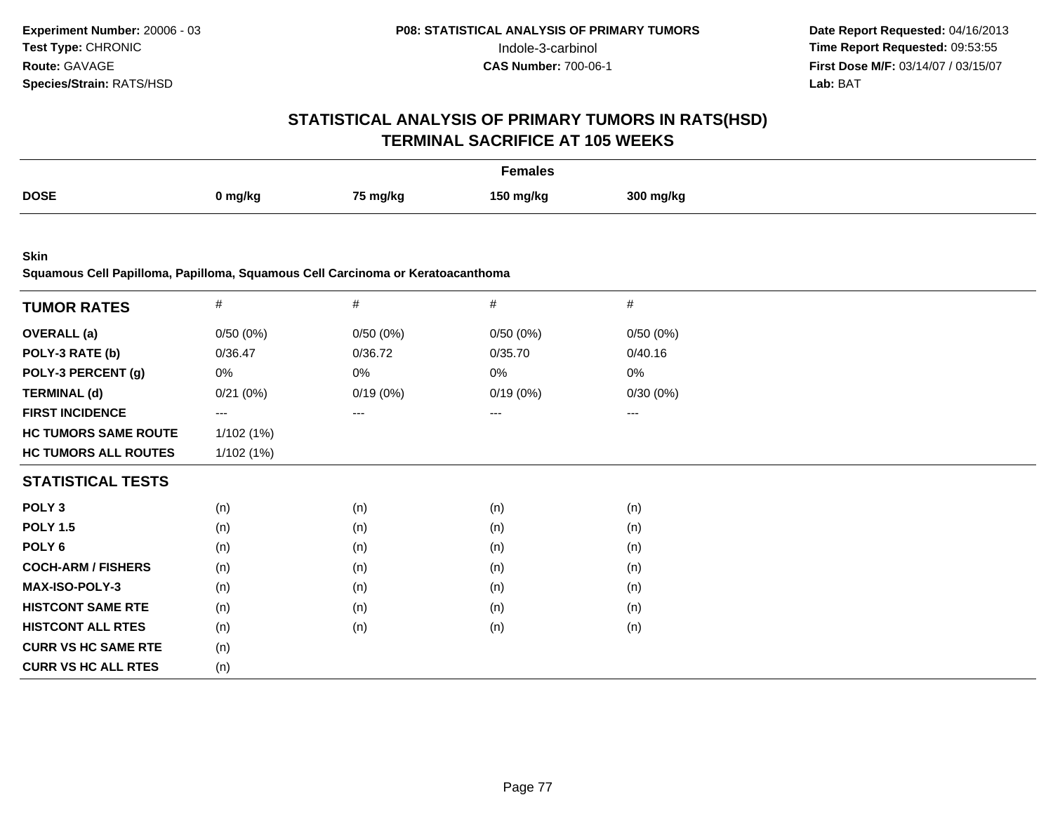**Experiment Number:** 20006 - 03
**Test Type:** CHRONIC
**Route:** GAVAGE
**Species/Strain:** RATS/HSD

**P08: STATISTICAL ANALYSIS OF PRIMARY TUMORS**
Indole-3-carbinol
**CAS Number:** 700-06-1

**Date Report Requested:** 04/16/2013
**Time Report Requested:** 09:53:55
**First Dose M/F:** 03/14/07 / 03/15/07
**Lab:** BAT

# STATISTICAL ANALYSIS OF PRIMARY TUMORS IN RATS(HSD)
# TERMINAL SACRIFICE AT 105 WEEKS

| | Females | | | |
|---|---|---|---|---|
| **DOSE** | **0 mg/kg** | **75 mg/kg** | **150 mg/kg** | **300 mg/kg** |

**Skin**
**Squamous Cell Papilloma, Papilloma, Squamous Cell Carcinoma or Keratoacanthoma**

| **TUMOR RATES** | # | # | # | # |
|---|---|---|---|---|
| **OVERALL (a)** | 0/50 (0%) | 0/50 (0%) | 0/50 (0%) | 0/50 (0%) |
| **POLY-3 RATE (b)** | 0/36.47 | 0/36.72 | 0/35.70 | 0/40.16 |
| **POLY-3 PERCENT (g)** | 0% | 0% | 0% | 0% |
| **TERMINAL (d)** | 0/21 (0%) | 0/19 (0%) | 0/19 (0%) | 0/30 (0%) |
| **FIRST INCIDENCE** | --- | --- | --- | --- |
| **HC TUMORS SAME ROUTE** | 1/102 (1%) | | | |
| **HC TUMORS ALL ROUTES** | 1/102 (1%) | | | |
| **STATISTICAL TESTS** | | | | |
| **POLY 3** | (n) | (n) | (n) | (n) |
| **POLY 1.5** | (n) | (n) | (n) | (n) |
| **POLY 6** | (n) | (n) | (n) | (n) |
| **COCH-ARM / FISHERS** | (n) | (n) | (n) | (n) |
| **MAX-ISO-POLY-3** | (n) | (n) | (n) | (n) |
| **HISTCONT SAME RTE** | (n) | (n) | (n) | (n) |
| **HISTCONT ALL RTES** | (n) | (n) | (n) | (n) |
| **CURR VS HC SAME RTE** | (n) | | | |
| **CURR VS HC ALL RTES** | (n) | | | |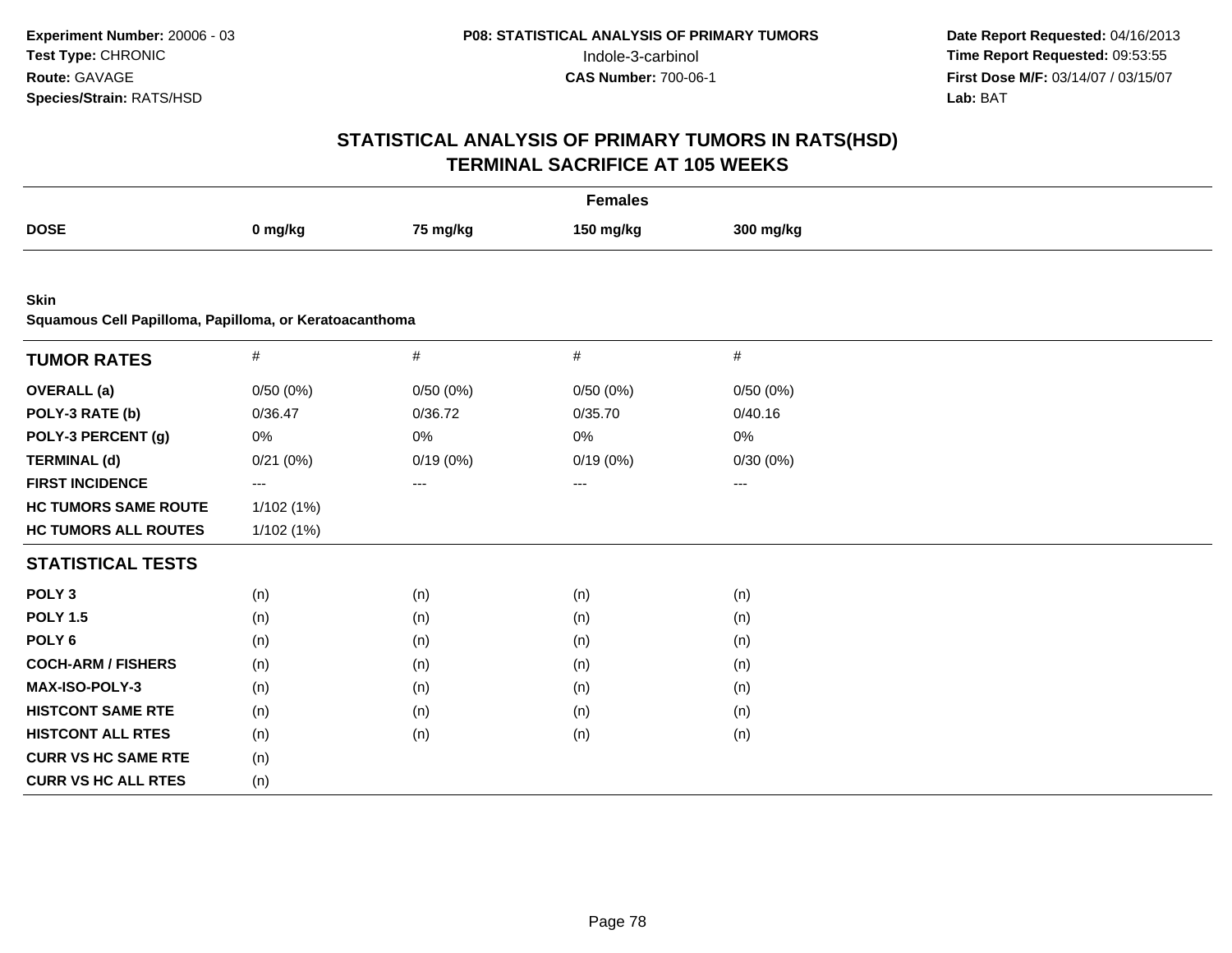# STATISTICAL ANALYSIS OF PRIMARY TUMORS IN RATS(HSD)
## TERMINAL SACRIFICE AT 105 WEEKS

**Experiment Number:** 20006 - 03
**Test Type:** CHRONIC
**Route:** GAVAGE
**Species/Strain:** RATS/HSD

**P08: STATISTICAL ANALYSIS OF PRIMARY TUMORS**
Indole-3-carbinol
**CAS Number:** 700-06-1

**Date Report Requested:** 04/16/2013
**Time Report Requested:** 09:53:55
**First Dose M/F:** 03/14/07 / 03/15/07
**Lab:** BAT

**Females**

| DOSE | 0 mg/kg | 75 mg/kg | 150 mg/kg | 300 mg/kg |
|---|---|---|---|---|

**Skin**
**Squamous Cell Papilloma, Papilloma, or Keratoacanthoma**

| TUMOR RATES | # | # | # | # |
|---|---|---|---|---|
| **OVERALL (a)** | 0/50 (0%) | 0/50 (0%) | 0/50 (0%) | 0/50 (0%) |
| **POLY-3 RATE (b)** | 0/36.47 | 0/36.72 | 0/35.70 | 0/40.16 |
| **POLY-3 PERCENT (g)** | 0% | 0% | 0% | 0% |
| **TERMINAL (d)** | 0/21 (0%) | 0/19 (0%) | 0/19 (0%) | 0/30 (0%) |
| **FIRST INCIDENCE** | --- | --- | --- | --- |
| **HC TUMORS SAME ROUTE** | 1/102 (1%) | | | |
| **HC TUMORS ALL ROUTES** | 1/102 (1%) | | | |
| **STATISTICAL TESTS** | | | | |
| **POLY 3** | (n) | (n) | (n) | (n) |
| **POLY 1.5** | (n) | (n) | (n) | (n) |
| **POLY 6** | (n) | (n) | (n) | (n) |
| **COCH-ARM / FISHERS** | (n) | (n) | (n) | (n) |
| **MAX-ISO-POLY-3** | (n) | (n) | (n) | (n) |
| **HISTCONT SAME RTE** | (n) | (n) | (n) | (n) |
| **HISTCONT ALL RTES** | (n) | (n) | (n) | (n) |
| **CURR VS HC SAME RTE** | (n) | | | |
| **CURR VS HC ALL RTES** | (n) | | | |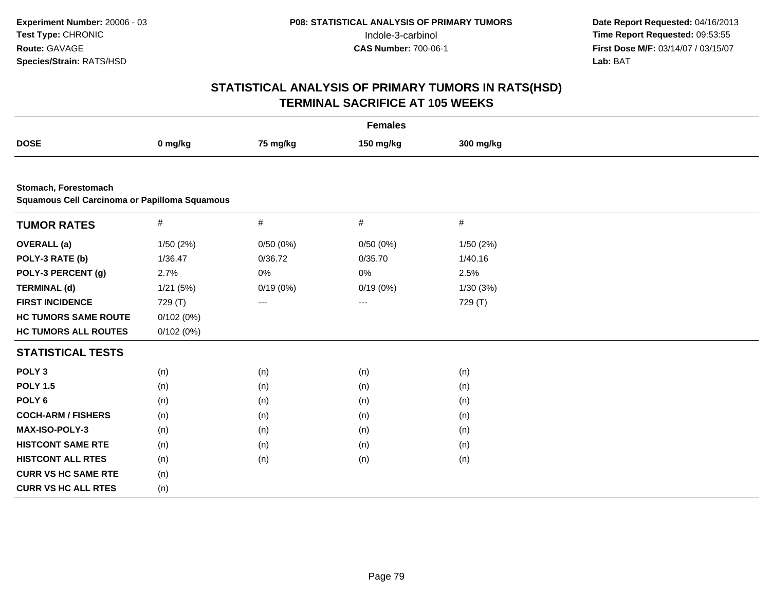Experiment Number: 20006 - 03
Test Type: CHRONIC
Route: GAVAGE
Species/Strain: RATS/HSD

**P08: STATISTICAL ANALYSIS OF PRIMARY TUMORS**
Indole-3-carbinol
**CAS Number:** 700-06-1

**Date Report Requested:** 04/16/2013
**Time Report Requested:** 09:53:55
**First Dose M/F:** 03/14/07 / 03/15/07
**Lab:** BAT

# STATISTICAL ANALYSIS OF PRIMARY TUMORS IN RATS(HSD)
# TERMINAL SACRIFICE AT 105 WEEKS

**Females**

| DOSE | 0 mg/kg | 75 mg/kg | 150 mg/kg | 300 mg/kg |
|---|---|---|---|---|

**Stomach, Forestomach**
**Squamous Cell Carcinoma or Papilloma Squamous**

| TUMOR RATES | # | # | # | # |
|---|---|---|---|---|
| **OVERALL (a)** | 1/50 (2%) | 0/50 (0%) | 0/50 (0%) | 1/50 (2%) |
| **POLY-3 RATE (b)** | 1/36.47 | 0/36.72 | 0/35.70 | 1/40.16 |
| **POLY-3 PERCENT (g)** | 2.7% | 0% | 0% | 2.5% |
| **TERMINAL (d)** | 1/21 (5%) | 0/19 (0%) | 0/19 (0%) | 1/30 (3%) |
| **FIRST INCIDENCE** | 729 (T) | --- | --- | 729 (T) |
| **HC TUMORS SAME ROUTE** | 0/102 (0%) | | | |
| **HC TUMORS ALL ROUTES** | 0/102 (0%) | | | |
| **STATISTICAL TESTS** | | | | |
| **POLY 3** | (n) | (n) | (n) | (n) |
| **POLY 1.5** | (n) | (n) | (n) | (n) |
| **POLY 6** | (n) | (n) | (n) | (n) |
| **COCH-ARM / FISHERS** | (n) | (n) | (n) | (n) |
| **MAX-ISO-POLY-3** | (n) | (n) | (n) | (n) |
| **HISTCONT SAME RTE** | (n) | (n) | (n) | (n) |
| **HISTCONT ALL RTES** | (n) | (n) | (n) | (n) |
| **CURR VS HC SAME RTE** | (n) | | | |
| **CURR VS HC ALL RTES** | (n) | | | |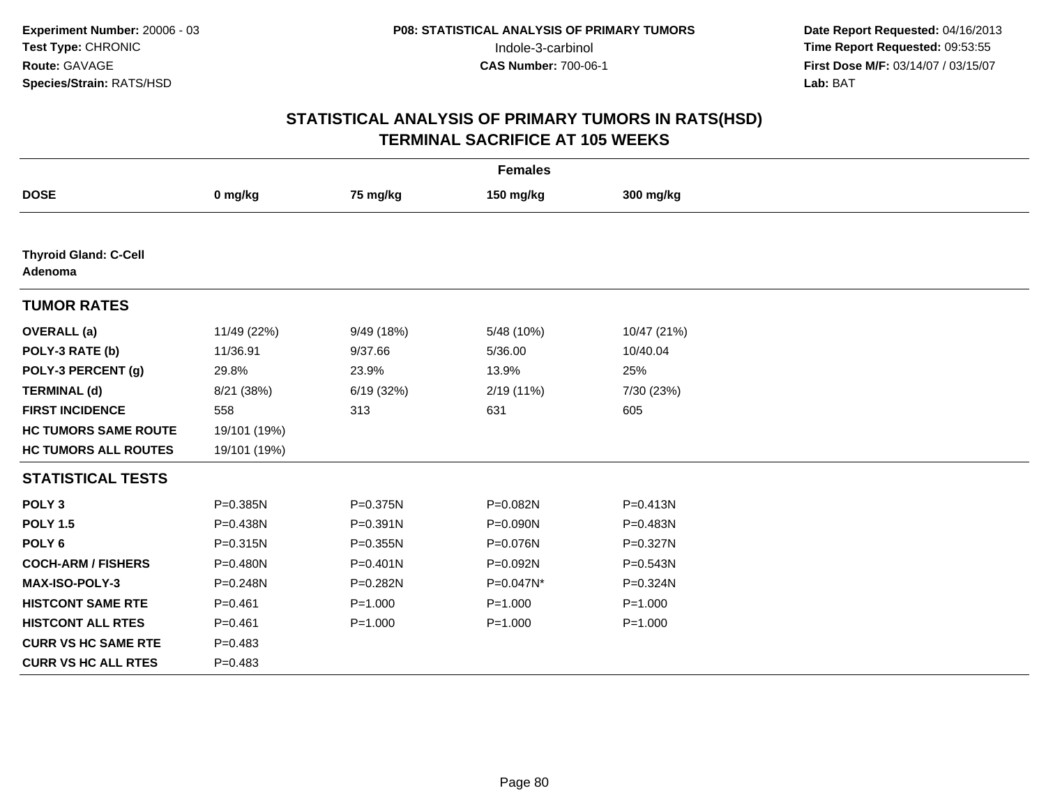Experiment Number: 20006 - 03
Test Type: CHRONIC
Route: GAVAGE
Species/Strain: RATS/HSD

P08: STATISTICAL ANALYSIS OF PRIMARY TUMORS
Indole-3-carbinol
CAS Number: 700-06-1

Date Report Requested: 04/16/2013
Time Report Requested: 09:53:55
First Dose M/F: 03/14/07 / 03/15/07
Lab: BAT

# STATISTICAL ANALYSIS OF PRIMARY TUMORS IN RATS(HSD)
## TERMINAL SACRIFICE AT 105 WEEKS

| | Females | | | |
|---|---|---|---|---|
| **DOSE** | **0 mg/kg** | **75 mg/kg** | **150 mg/kg** | **300 mg/kg** |
| **Thyroid Gland: C-Cell Adenoma** | | | | |
| **TUMOR RATES** | | | | |
| **OVERALL (a)** | 11/49 (22%) | 9/49 (18%) | 5/48 (10%) | 10/47 (21%) |
| **POLY-3 RATE (b)** | 11/36.91 | 9/37.66 | 5/36.00 | 10/40.04 |
| **POLY-3 PERCENT (g)** | 29.8% | 23.9% | 13.9% | 25% |
| **TERMINAL (d)** | 8/21 (38%) | 6/19 (32%) | 2/19 (11%) | 7/30 (23%) |
| **FIRST INCIDENCE** | 558 | 313 | 631 | 605 |
| **HC TUMORS SAME ROUTE** | 19/101 (19%) | | | |
| **HC TUMORS ALL ROUTES** | 19/101 (19%) | | | |
| **STATISTICAL TESTS** | | | | |
| **POLY 3** | P=0.385N | P=0.375N | P=0.082N | P=0.413N |
| **POLY 1.5** | P=0.438N | P=0.391N | P=0.090N | P=0.483N |
| **POLY 6** | P=0.315N | P=0.355N | P=0.076N | P=0.327N |
| **COCH-ARM / FISHERS** | P=0.480N | P=0.401N | P=0.092N | P=0.543N |
| **MAX-ISO-POLY-3** | P=0.248N | P=0.282N | P=0.047N* | P=0.324N |
| **HISTCONT SAME RTE** | P=0.461 | P=1.000 | P=1.000 | P=1.000 |
| **HISTCONT ALL RTES** | P=0.461 | P=1.000 | P=1.000 | P=1.000 |
| **CURR VS HC SAME RTE** | P=0.483 | | | |
| **CURR VS HC ALL RTES** | P=0.483 | | | |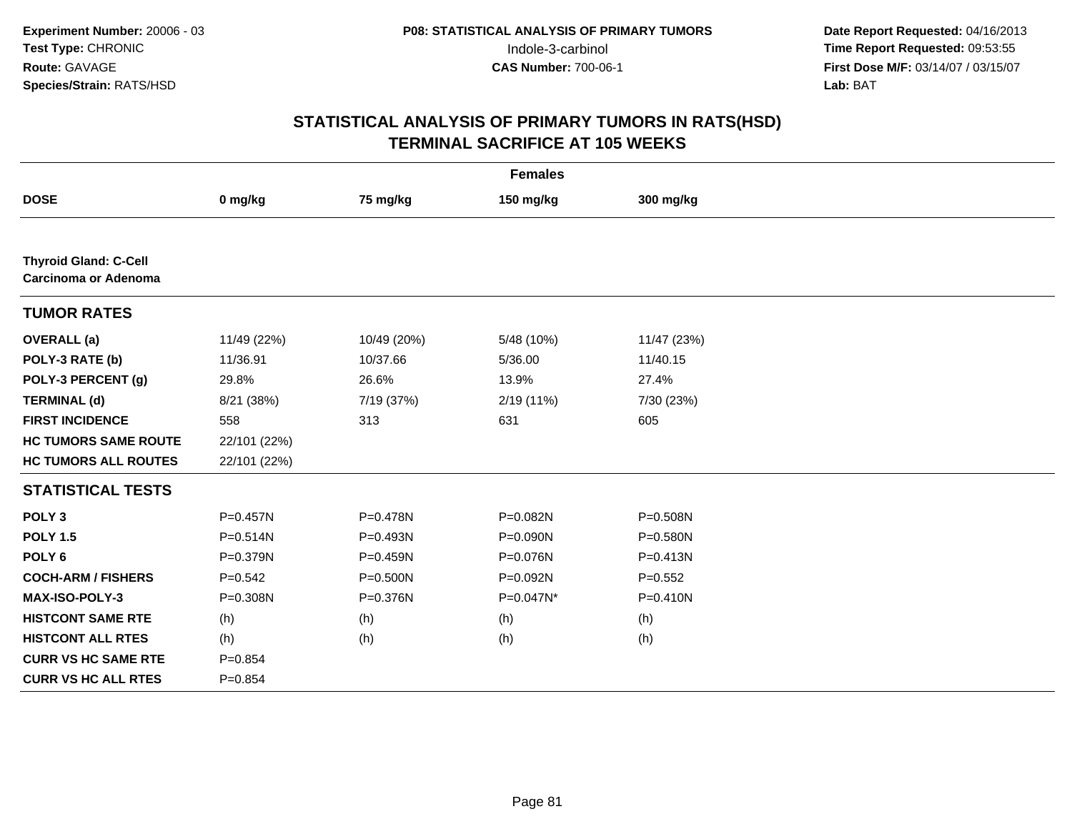Experiment Number: 20006 - 03
Test Type: CHRONIC
Route: GAVAGE
Species/Strain: RATS/HSD

P08: STATISTICAL ANALYSIS OF PRIMARY TUMORS
Indole-3-carbinol
CAS Number: 700-06-1

Date Report Requested: 04/16/2013
Time Report Requested: 09:53:55
First Dose M/F: 03/14/07 / 03/15/07
Lab: BAT

## STATISTICAL ANALYSIS OF PRIMARY TUMORS IN RATS(HSD)
## TERMINAL SACRIFICE AT 105 WEEKS

| Females | | | | |
|---|---|---|---|---|
| **DOSE** | **0 mg/kg** | **75 mg/kg** | **150 mg/kg** | **300 mg/kg** |
| **Thyroid Gland: C-Cell Carcinoma or Adenoma** | | | | |
| **TUMOR RATES** | | | | |
| **OVERALL (a)** | 11/49 (22%) | 10/49 (20%) | 5/48 (10%) | 11/47 (23%) |
| **POLY-3 RATE (b)** | 11/36.91 | 10/37.66 | 5/36.00 | 11/40.15 |
| **POLY-3 PERCENT (g)** | 29.8% | 26.6% | 13.9% | 27.4% |
| **TERMINAL (d)** | 8/21 (38%) | 7/19 (37%) | 2/19 (11%) | 7/30 (23%) |
| **FIRST INCIDENCE** | 558 | 313 | 631 | 605 |
| **HC TUMORS SAME ROUTE** | 22/101 (22%) | | | |
| **HC TUMORS ALL ROUTES** | 22/101 (22%) | | | |
| **STATISTICAL TESTS** | | | | |
| **POLY 3** | P=0.457N | P=0.478N | P=0.082N | P=0.508N |
| **POLY 1.5** | P=0.514N | P=0.493N | P=0.090N | P=0.580N |
| **POLY 6** | P=0.379N | P=0.459N | P=0.076N | P=0.413N |
| **COCH-ARM / FISHERS** | P=0.542 | P=0.500N | P=0.092N | P=0.552 |
| **MAX-ISO-POLY-3** | P=0.308N | P=0.376N | P=0.047N* | P=0.410N |
| **HISTCONT SAME RTE** | (h) | (h) | (h) | (h) |
| **HISTCONT ALL RTES** | (h) | (h) | (h) | (h) |
| **CURR VS HC SAME RTE** | P=0.854 | | | |
| **CURR VS HC ALL RTES** | P=0.854 | | | |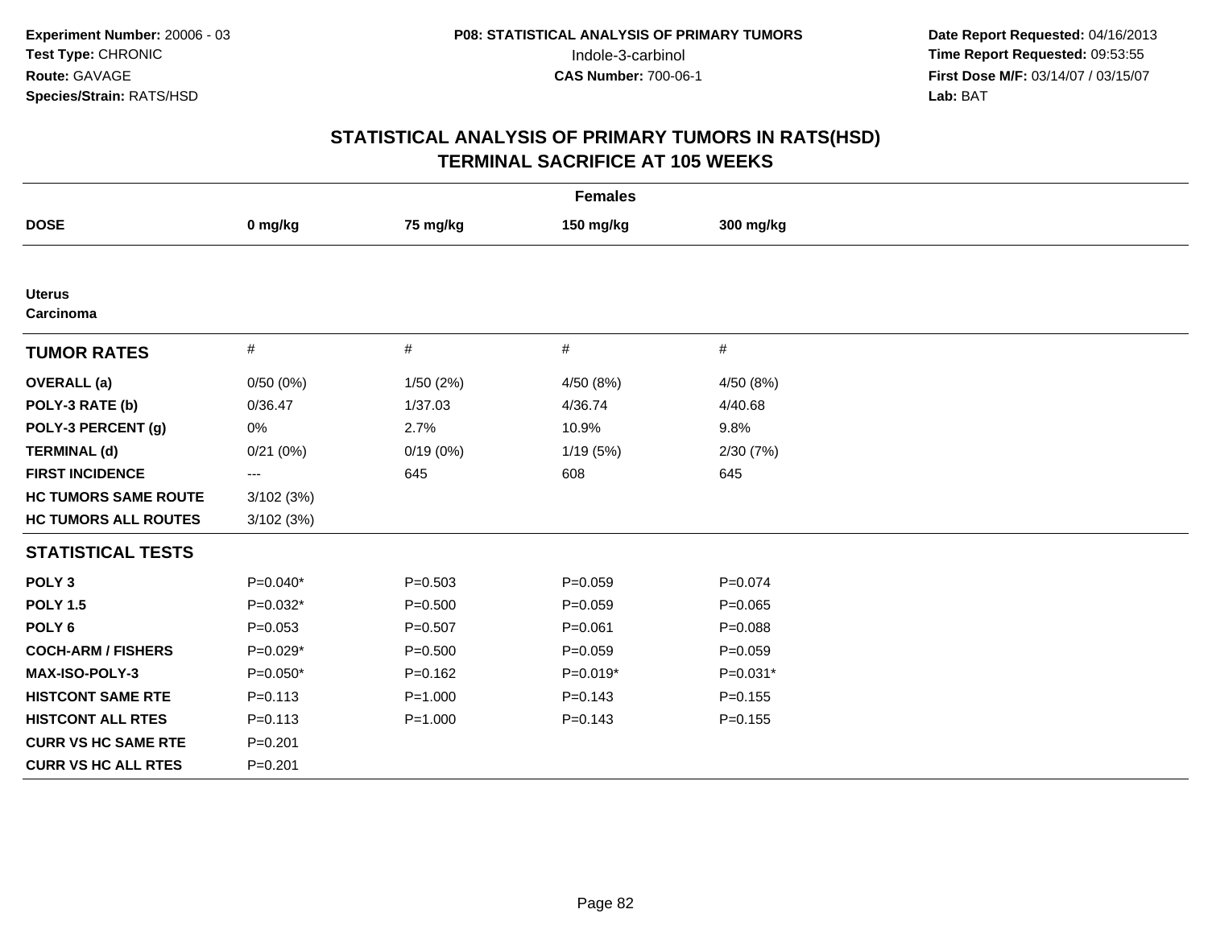Experiment Number: 20006 - 03
Test Type: CHRONIC
Route: GAVAGE
Species/Strain: RATS/HSD

P08: STATISTICAL ANALYSIS OF PRIMARY TUMORS
Indole-3-carbinol
CAS Number: 700-06-1

Date Report Requested: 04/16/2013
Time Report Requested: 09:53:55
First Dose M/F: 03/14/07 / 03/15/07
Lab: BAT

## STATISTICAL ANALYSIS OF PRIMARY TUMORS IN RATS(HSD)
## TERMINAL SACRIFICE AT 105 WEEKS

| Females | | | | |
|---|---|---|---|---|
| **DOSE** | **0 mg/kg** | **75 mg/kg** | **150 mg/kg** | **300 mg/kg** |
| **Uterus** | | | | |
| **Carcinoma** | | | | |
| **TUMOR RATES** | # | # | # | # |
| **OVERALL (a)** | 0/50 (0%) | 1/50 (2%) | 4/50 (8%) | 4/50 (8%) |
| **POLY-3 RATE (b)** | 0/36.47 | 1/37.03 | 4/36.74 | 4/40.68 |
| **POLY-3 PERCENT (g)** | 0% | 2.7% | 10.9% | 9.8% |
| **TERMINAL (d)** | 0/21 (0%) | 0/19 (0%) | 1/19 (5%) | 2/30 (7%) |
| **FIRST INCIDENCE** | --- | 645 | 608 | 645 |
| **HC TUMORS SAME ROUTE** | 3/102 (3%) | | | |
| **HC TUMORS ALL ROUTES** | 3/102 (3%) | | | |
| **STATISTICAL TESTS** | | | | |
| **POLY 3** | P=0.040* | P=0.503 | P=0.059 | P=0.074 |
| **POLY 1.5** | P=0.032* | P=0.500 | P=0.059 | P=0.065 |
| **POLY 6** | P=0.053 | P=0.507 | P=0.061 | P=0.088 |
| **COCH-ARM / FISHERS** | P=0.029* | P=0.500 | P=0.059 | P=0.059 |
| **MAX-ISO-POLY-3** | P=0.050* | P=0.162 | P=0.019* | P=0.031* |
| **HISTCONT SAME RTE** | P=0.113 | P=1.000 | P=0.143 | P=0.155 |
| **HISTCONT ALL RTES** | P=0.113 | P=1.000 | P=0.143 | P=0.155 |
| **CURR VS HC SAME RTE** | P=0.201 | | | |
| **CURR VS HC ALL RTES** | P=0.201 | | | |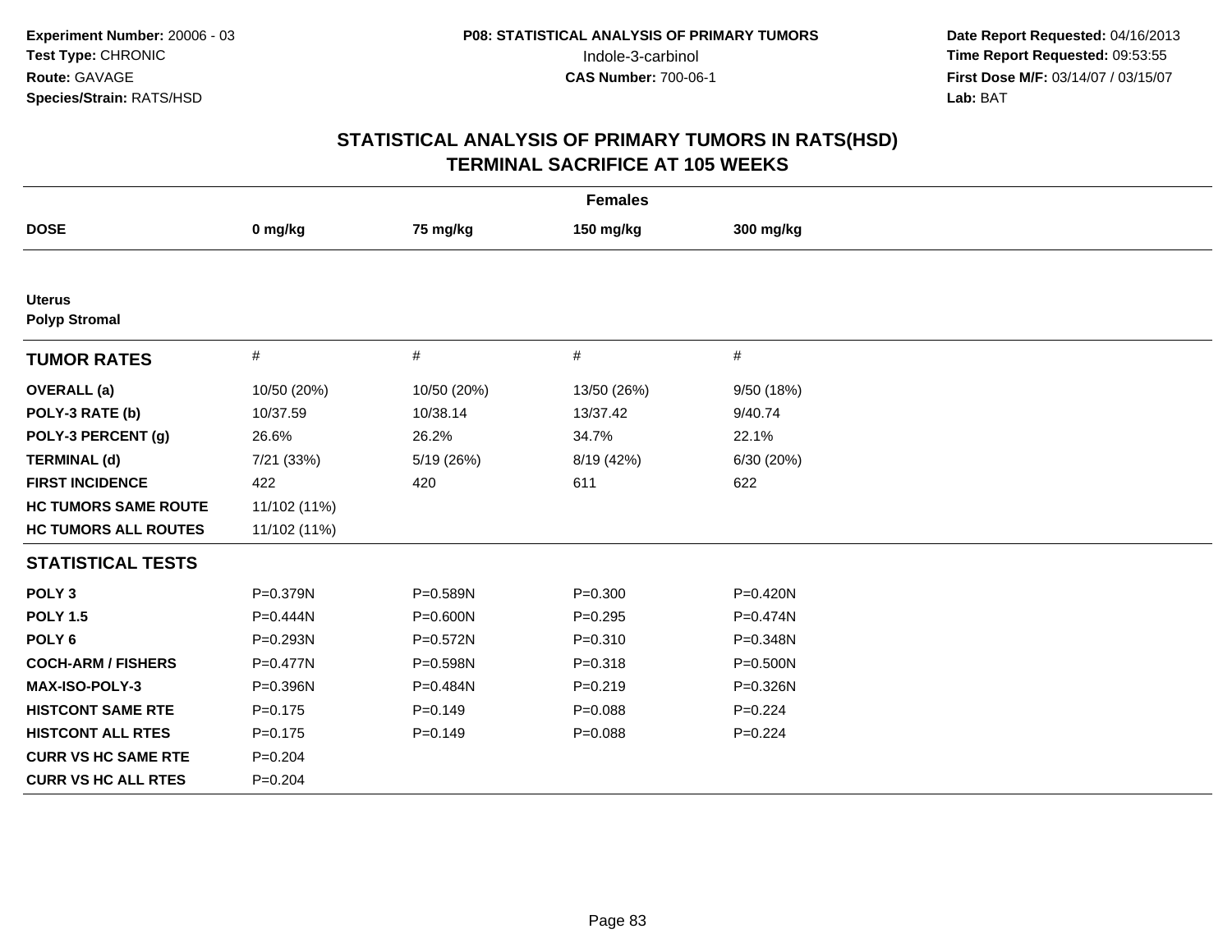Experiment Number: 20006 - 03
Test Type: CHRONIC
Route: GAVAGE
Species/Strain: RATS/HSD

P08: STATISTICAL ANALYSIS OF PRIMARY TUMORS
Indole-3-carbinol
CAS Number: 700-06-1

Date Report Requested: 04/16/2013
Time Report Requested: 09:53:55
First Dose M/F: 03/14/07 / 03/15/07
Lab: BAT

## STATISTICAL ANALYSIS OF PRIMARY TUMORS IN RATS(HSD)
## TERMINAL SACRIFICE AT 105 WEEKS

**Females**

| DOSE | 0 mg/kg | 75 mg/kg | 150 mg/kg | 300 mg/kg |
|---|---|---|---|---|
| **Uterus** | | | | |
| **Polyp Stromal** | | | | |
| **TUMOR RATES** | # | # | # | # |
| **OVERALL (a)** | 10/50 (20%) | 10/50 (20%) | 13/50 (26%) | 9/50 (18%) |
| **POLY-3 RATE (b)** | 10/37.59 | 10/38.14 | 13/37.42 | 9/40.74 |
| **POLY-3 PERCENT (g)** | 26.6% | 26.2% | 34.7% | 22.1% |
| **TERMINAL (d)** | 7/21 (33%) | 5/19 (26%) | 8/19 (42%) | 6/30 (20%) |
| **FIRST INCIDENCE** | 422 | 420 | 611 | 622 |
| **HC TUMORS SAME ROUTE** | 11/102 (11%) | | | |
| **HC TUMORS ALL ROUTES** | 11/102 (11%) | | | |
| **STATISTICAL TESTS** | | | | |
| **POLY 3** | P=0.379N | P=0.589N | P=0.300 | P=0.420N |
| **POLY 1.5** | P=0.444N | P=0.600N | P=0.295 | P=0.474N |
| **POLY 6** | P=0.293N | P=0.572N | P=0.310 | P=0.348N |
| **COCH-ARM / FISHERS** | P=0.477N | P=0.598N | P=0.318 | P=0.500N |
| **MAX-ISO-POLY-3** | P=0.396N | P=0.484N | P=0.219 | P=0.326N |
| **HISTCONT SAME RTE** | P=0.175 | P=0.149 | P=0.088 | P=0.224 |
| **HISTCONT ALL RTES** | P=0.175 | P=0.149 | P=0.088 | P=0.224 |
| **CURR VS HC SAME RTE** | P=0.204 | | | |
| **CURR VS HC ALL RTES** | P=0.204 | | | |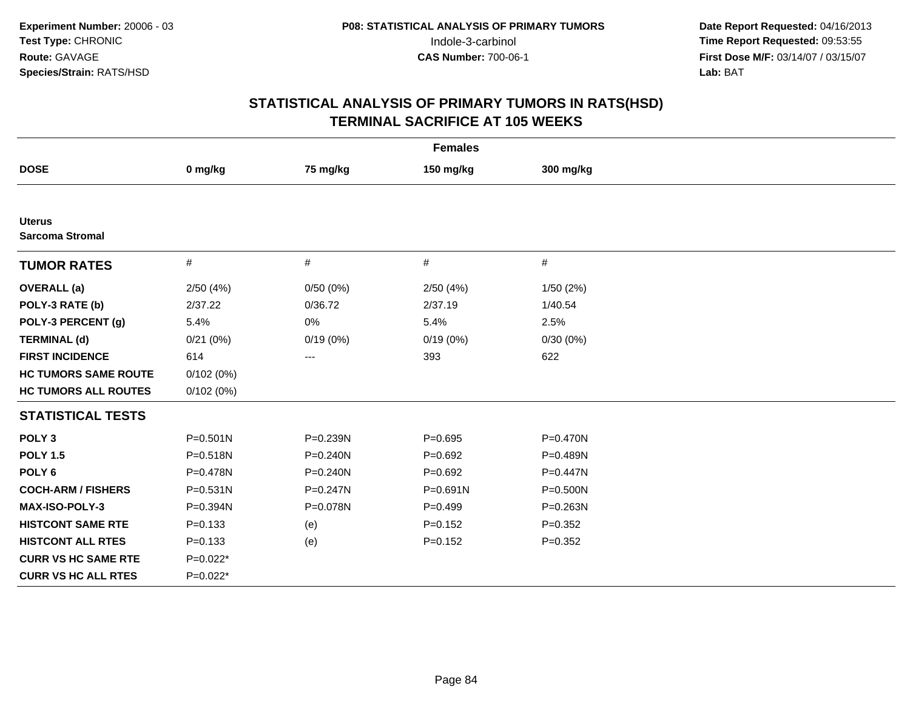**Experiment Number:** 20006 - 03
**Test Type:** CHRONIC
**Route:** GAVAGE
**Species/Strain:** RATS/HSD

**P08: STATISTICAL ANALYSIS OF PRIMARY TUMORS**
Indole-3-carbinol
**CAS Number:** 700-06-1

**Date Report Requested:** 04/16/2013
**Time Report Requested:** 09:53:55
**First Dose M/F:** 03/14/07 / 03/15/07
**Lab:** BAT

## STATISTICAL ANALYSIS OF PRIMARY TUMORS IN RATS(HSD)
## TERMINAL SACRIFICE AT 105 WEEKS

| Females | | | | |
|---|---|---|---|---|
| **DOSE** | **0 mg/kg** | **75 mg/kg** | **150 mg/kg** | **300 mg/kg** |
| **Uterus** | | | | |
| **Sarcoma Stromal** | | | | |
| **TUMOR RATES** | # | # | # | # |
| **OVERALL (a)** | 2/50 (4%) | 0/50 (0%) | 2/50 (4%) | 1/50 (2%) |
| **POLY-3 RATE (b)** | 2/37.22 | 0/36.72 | 2/37.19 | 1/40.54 |
| **POLY-3 PERCENT (g)** | 5.4% | 0% | 5.4% | 2.5% |
| **TERMINAL (d)** | 0/21 (0%) | 0/19 (0%) | 0/19 (0%) | 0/30 (0%) |
| **FIRST INCIDENCE** | 614 | --- | 393 | 622 |
| **HC TUMORS SAME ROUTE** | 0/102 (0%) | | | |
| **HC TUMORS ALL ROUTES** | 0/102 (0%) | | | |
| **STATISTICAL TESTS** | | | | |
| **POLY 3** | P=0.501N | P=0.239N | P=0.695 | P=0.470N |
| **POLY 1.5** | P=0.518N | P=0.240N | P=0.692 | P=0.489N |
| **POLY 6** | P=0.478N | P=0.240N | P=0.692 | P=0.447N |
| **COCH-ARM / FISHERS** | P=0.531N | P=0.247N | P=0.691N | P=0.500N |
| **MAX-ISO-POLY-3** | P=0.394N | P=0.078N | P=0.499 | P=0.263N |
| **HISTCONT SAME RTE** | P=0.133 | (e) | P=0.152 | P=0.352 |
| **HISTCONT ALL RTES** | P=0.133 | (e) | P=0.152 | P=0.352 |
| **CURR VS HC SAME RTE** | P=0.022* | | | |
| **CURR VS HC ALL RTES** | P=0.022* | | | |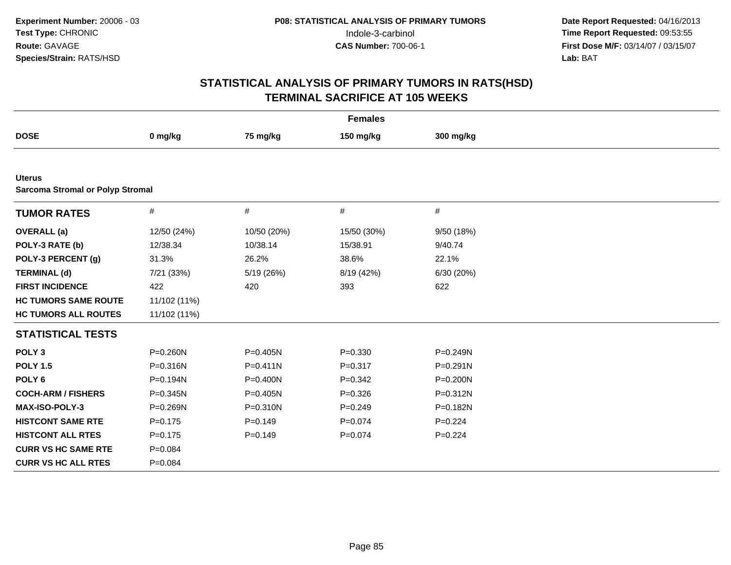**Experiment Number:** 20006 - 03
**Test Type:** CHRONIC
**Route:** GAVAGE
**Species/Strain:** RATS/HSD

**P08: STATISTICAL ANALYSIS OF PRIMARY TUMORS**
Indole-3-carbinol
**CAS Number:** 700-06-1

**Date Report Requested:** 04/16/2013
**Time Report Requested:** 09:53:55
**First Dose M/F:** 03/14/07 / 03/15/07
**Lab:** BAT

## STATISTICAL ANALYSIS OF PRIMARY TUMORS IN RATS(HSD)
## TERMINAL SACRIFICE AT 105 WEEKS

| | Females | | | |
|---|---|---|---|---|
| **DOSE** | **0 mg/kg** | **75 mg/kg** | **150 mg/kg** | **300 mg/kg** |
| **Uterus** | | | | |
| **Sarcoma Stromal or Polyp Stromal** | | | | |
| **TUMOR RATES** | # | # | # | # |
| **OVERALL (a)** | 12/50 (24%) | 10/50 (20%) | 15/50 (30%) | 9/50 (18%) |
| **POLY-3 RATE (b)** | 12/38.34 | 10/38.14 | 15/38.91 | 9/40.74 |
| **POLY-3 PERCENT (g)** | 31.3% | 26.2% | 38.6% | 22.1% |
| **TERMINAL (d)** | 7/21 (33%) | 5/19 (26%) | 8/19 (42%) | 6/30 (20%) |
| **FIRST INCIDENCE** | 422 | 420 | 393 | 622 |
| **HC TUMORS SAME ROUTE** | 11/102 (11%) | | | |
| **HC TUMORS ALL ROUTES** | 11/102 (11%) | | | |
| **STATISTICAL TESTS** | | | | |
| **POLY 3** | P=0.260N | P=0.405N | P=0.330 | P=0.249N |
| **POLY 1.5** | P=0.316N | P=0.411N | P=0.317 | P=0.291N |
| **POLY 6** | P=0.194N | P=0.400N | P=0.342 | P=0.200N |
| **COCH-ARM / FISHERS** | P=0.345N | P=0.405N | P=0.326 | P=0.312N |
| **MAX-ISO-POLY-3** | P=0.269N | P=0.310N | P=0.249 | P=0.182N |
| **HISTCONT SAME RTE** | P=0.175 | P=0.149 | P=0.074 | P=0.224 |
| **HISTCONT ALL RTES** | P=0.175 | P=0.149 | P=0.074 | P=0.224 |
| **CURR VS HC SAME RTE** | P=0.084 | | | |
| **CURR VS HC ALL RTES** | P=0.084 | | | |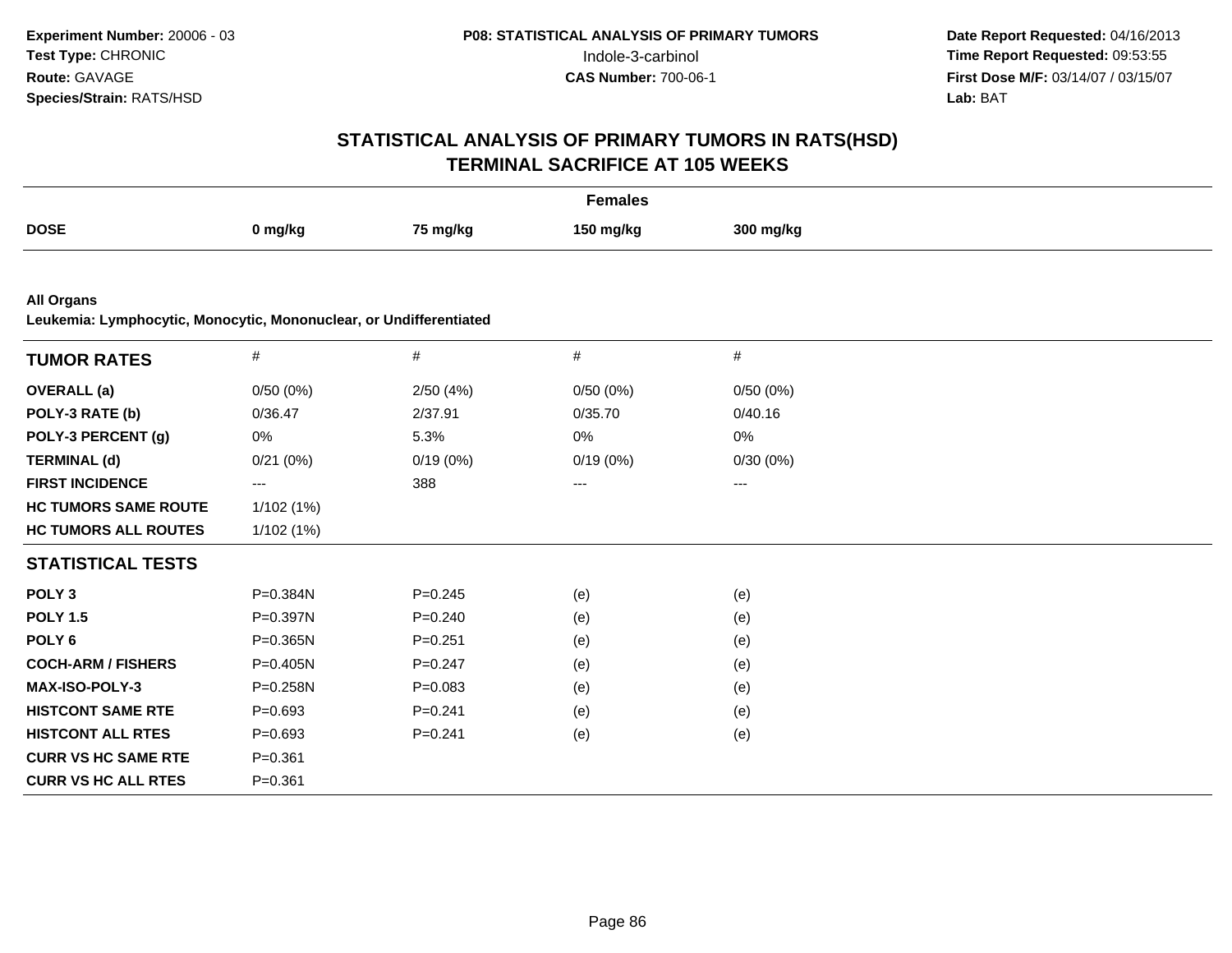Experiment Number: 20006 - 03
Test Type: CHRONIC
Route: GAVAGE
Species/Strain: RATS/HSD

P08: STATISTICAL ANALYSIS OF PRIMARY TUMORS
Indole-3-carbinol
CAS Number: 700-06-1

Date Report Requested: 04/16/2013
Time Report Requested: 09:53:55
First Dose M/F: 03/14/07 / 03/15/07
Lab: BAT

# STATISTICAL ANALYSIS OF PRIMARY TUMORS IN RATS(HSD)
## TERMINAL SACRIFICE AT 105 WEEKS

**Females**

| DOSE | 0 mg/kg | 75 mg/kg | 150 mg/kg | 300 mg/kg |
|---|---|---|---|---|

**All Organs**
**Leukemia: Lymphocytic, Monocytic, Mononuclear, or Undifferentiated**

| TUMOR RATES | # | # | # | # |
|---|---|---|---|---|
| OVERALL (a) | 0/50 (0%) | 2/50 (4%) | 0/50 (0%) | 0/50 (0%) |
| POLY-3 RATE (b) | 0/36.47 | 2/37.91 | 0/35.70 | 0/40.16 |
| POLY-3 PERCENT (g) | 0% | 5.3% | 0% | 0% |
| TERMINAL (d) | 0/21 (0%) | 0/19 (0%) | 0/19 (0%) | 0/30 (0%) |
| FIRST INCIDENCE | --- | 388 | --- | --- |
| HC TUMORS SAME ROUTE | 1/102 (1%) | | | |
| HC TUMORS ALL ROUTES | 1/102 (1%) | | | |
| **STATISTICAL TESTS** | | | | |
| POLY 3 | P=0.384N | P=0.245 | (e) | (e) |
| POLY 1.5 | P=0.397N | P=0.240 | (e) | (e) |
| POLY 6 | P=0.365N | P=0.251 | (e) | (e) |
| COCH-ARM / FISHERS | P=0.405N | P=0.247 | (e) | (e) |
| MAX-ISO-POLY-3 | P=0.258N | P=0.083 | (e) | (e) |
| HISTCONT SAME RTE | P=0.693 | P=0.241 | (e) | (e) |
| HISTCONT ALL RTES | P=0.693 | P=0.241 | (e) | (e) |
| CURR VS HC SAME RTE | P=0.361 | | | |
| CURR VS HC ALL RTES | P=0.361 | | | |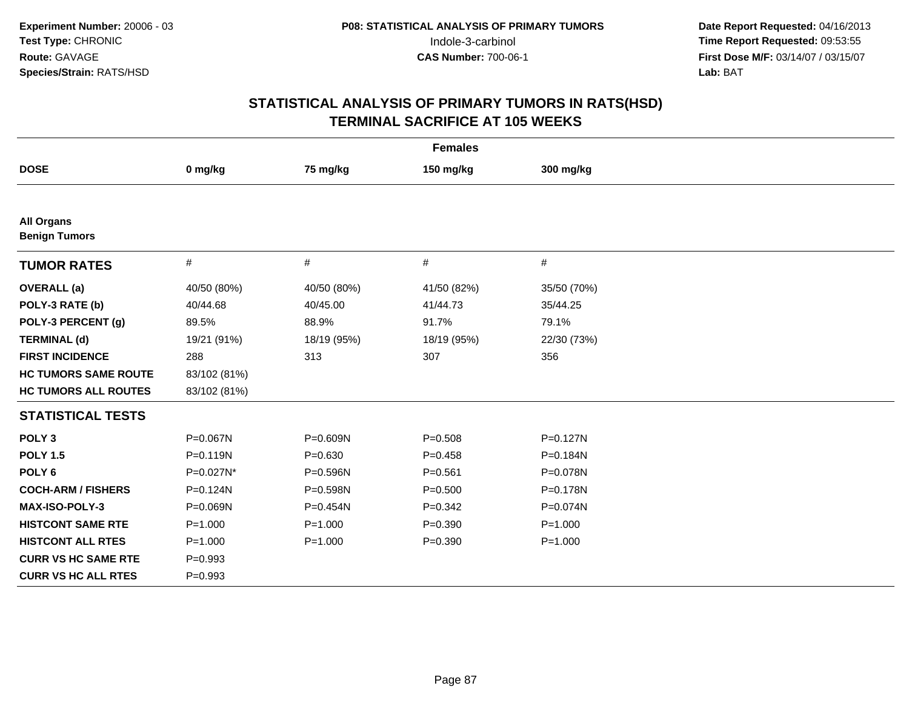**Experiment Number:** 20006 - 03
**Test Type:** CHRONIC
**Route:** GAVAGE
**Species/Strain:** RATS/HSD

**P08: STATISTICAL ANALYSIS OF PRIMARY TUMORS**
Indole-3-carbinol
**CAS Number:** 700-06-1

**Date Report Requested:** 04/16/2013
**Time Report Requested:** 09:53:55
**First Dose M/F:** 03/14/07 / 03/15/07
**Lab:** BAT

## STATISTICAL ANALYSIS OF PRIMARY TUMORS IN RATS(HSD)
## TERMINAL SACRIFICE AT 105 WEEKS

| Females | | | | |
|---|---|---|---|---|
| **DOSE** | **0 mg/kg** | **75 mg/kg** | **150 mg/kg** | **300 mg/kg** |
| **All Organs** | | | | |
| **Benign Tumors** | | | | |
| **TUMOR RATES** | # | # | # | # |
| **OVERALL (a)** | 40/50 (80%) | 40/50 (80%) | 41/50 (82%) | 35/50 (70%) |
| **POLY-3 RATE (b)** | 40/44.68 | 40/45.00 | 41/44.73 | 35/44.25 |
| **POLY-3 PERCENT (g)** | 89.5% | 88.9% | 91.7% | 79.1% |
| **TERMINAL (d)** | 19/21 (91%) | 18/19 (95%) | 18/19 (95%) | 22/30 (73%) |
| **FIRST INCIDENCE** | 288 | 313 | 307 | 356 |
| **HC TUMORS SAME ROUTE** | 83/102 (81%) | | | |
| **HC TUMORS ALL ROUTES** | 83/102 (81%) | | | |
| **STATISTICAL TESTS** | | | | |
| **POLY 3** | P=0.067N | P=0.609N | P=0.508 | P=0.127N |
| **POLY 1.5** | P=0.119N | P=0.630 | P=0.458 | P=0.184N |
| **POLY 6** | P=0.027N* | P=0.596N | P=0.561 | P=0.078N |
| **COCH-ARM / FISHERS** | P=0.124N | P=0.598N | P=0.500 | P=0.178N |
| **MAX-ISO-POLY-3** | P=0.069N | P=0.454N | P=0.342 | P=0.074N |
| **HISTCONT SAME RTE** | P=1.000 | P=1.000 | P=0.390 | P=1.000 |
| **HISTCONT ALL RTES** | P=1.000 | P=1.000 | P=0.390 | P=1.000 |
| **CURR VS HC SAME RTE** | P=0.993 | | | |
| **CURR VS HC ALL RTES** | P=0.993 | | | |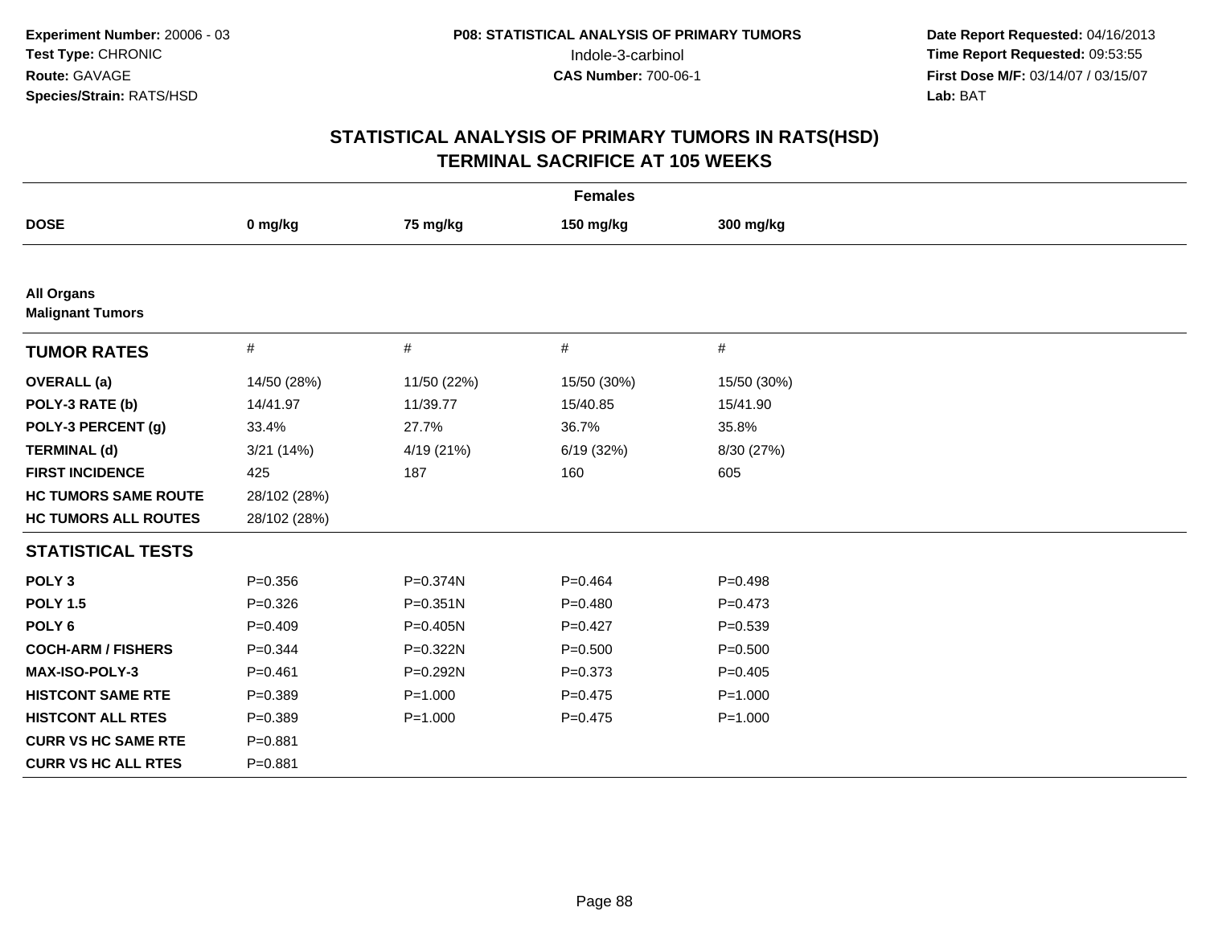Experiment Number: 20006 - 03
Test Type: CHRONIC
Route: GAVAGE
Species/Strain: RATS/HSD

P08: STATISTICAL ANALYSIS OF PRIMARY TUMORS
Indole-3-carbinol
CAS Number: 700-06-1

Date Report Requested: 04/16/2013
Time Report Requested: 09:53:55
First Dose M/F: 03/14/07 / 03/15/07
Lab: BAT

## STATISTICAL ANALYSIS OF PRIMARY TUMORS IN RATS(HSD)
## TERMINAL SACRIFICE AT 105 WEEKS

| | Females | | | |
|---|---|---|---|---|
| **DOSE** | **0 mg/kg** | **75 mg/kg** | **150 mg/kg** | **300 mg/kg** |
| **All Organs** | | | | |
| **Malignant Tumors** | | | | |
| **TUMOR RATES** | # | # | # | # |
| **OVERALL (a)** | 14/50 (28%) | 11/50 (22%) | 15/50 (30%) | 15/50 (30%) |
| **POLY-3 RATE (b)** | 14/41.97 | 11/39.77 | 15/40.85 | 15/41.90 |
| **POLY-3 PERCENT (g)** | 33.4% | 27.7% | 36.7% | 35.8% |
| **TERMINAL (d)** | 3/21 (14%) | 4/19 (21%) | 6/19 (32%) | 8/30 (27%) |
| **FIRST INCIDENCE** | 425 | 187 | 160 | 605 |
| **HC TUMORS SAME ROUTE** | 28/102 (28%) | | | |
| **HC TUMORS ALL ROUTES** | 28/102 (28%) | | | |
| **STATISTICAL TESTS** | | | | |
| **POLY 3** | P=0.356 | P=0.374N | P=0.464 | P=0.498 |
| **POLY 1.5** | P=0.326 | P=0.351N | P=0.480 | P=0.473 |
| **POLY 6** | P=0.409 | P=0.405N | P=0.427 | P=0.539 |
| **COCH-ARM / FISHERS** | P=0.344 | P=0.322N | P=0.500 | P=0.500 |
| **MAX-ISO-POLY-3** | P=0.461 | P=0.292N | P=0.373 | P=0.405 |
| **HISTCONT SAME RTE** | P=0.389 | P=1.000 | P=0.475 | P=1.000 |
| **HISTCONT ALL RTES** | P=0.389 | P=1.000 | P=0.475 | P=1.000 |
| **CURR VS HC SAME RTE** | P=0.881 | | | |
| **CURR VS HC ALL RTES** | P=0.881 | | | |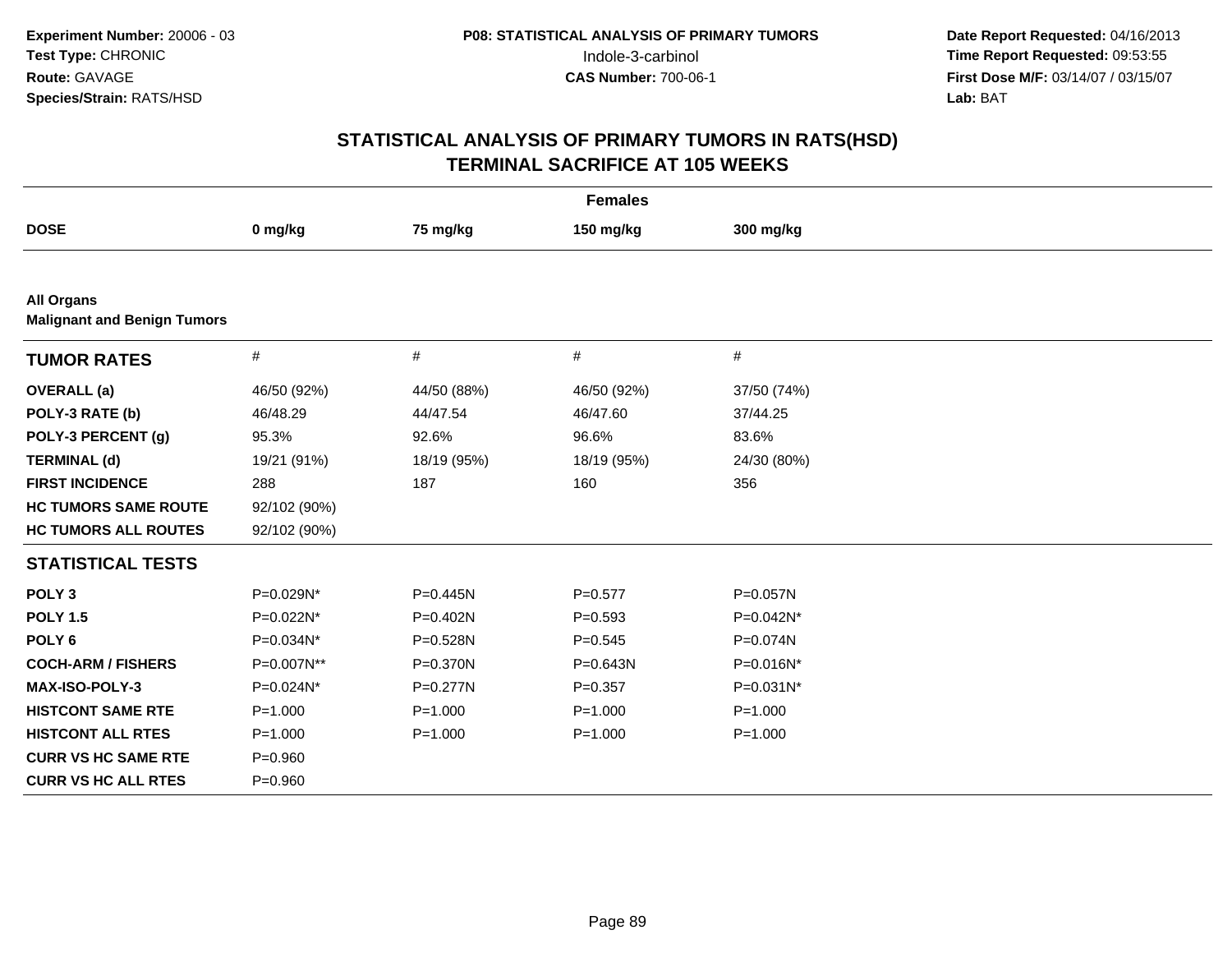**Experiment Number:** 20006 - 03
**Test Type:** CHRONIC
**Route:** GAVAGE
**Species/Strain:** RATS/HSD

**P08: STATISTICAL ANALYSIS OF PRIMARY TUMORS**
Indole-3-carbinol
**CAS Number:** 700-06-1

**Date Report Requested:** 04/16/2013
**Time Report Requested:** 09:53:55
**First Dose M/F:** 03/14/07 / 03/15/07
**Lab:** BAT

## STATISTICAL ANALYSIS OF PRIMARY TUMORS IN RATS(HSD)
## TERMINAL SACRIFICE AT 105 WEEKS

**Females**

| DOSE | 0 mg/kg | 75 mg/kg | 150 mg/kg | 300 mg/kg |
|---|---|---|---|---|
| **All Organs** | | | | |
| **Malignant and Benign Tumors** | | | | |
| **TUMOR RATES** | # | # | # | # |
| **OVERALL (a)** | 46/50 (92%) | 44/50 (88%) | 46/50 (92%) | 37/50 (74%) |
| **POLY-3 RATE (b)** | 46/48.29 | 44/47.54 | 46/47.60 | 37/44.25 |
| **POLY-3 PERCENT (g)** | 95.3% | 92.6% | 96.6% | 83.6% |
| **TERMINAL (d)** | 19/21 (91%) | 18/19 (95%) | 18/19 (95%) | 24/30 (80%) |
| **FIRST INCIDENCE** | 288 | 187 | 160 | 356 |
| **HC TUMORS SAME ROUTE** | 92/102 (90%) | | | |
| **HC TUMORS ALL ROUTES** | 92/102 (90%) | | | |
| **STATISTICAL TESTS** | | | | |
| **POLY 3** | P=0.029N* | P=0.445N | P=0.577 | P=0.057N |
| **POLY 1.5** | P=0.022N* | P=0.402N | P=0.593 | P=0.042N* |
| **POLY 6** | P=0.034N* | P=0.528N | P=0.545 | P=0.074N |
| **COCH-ARM / FISHERS** | P=0.007N** | P=0.370N | P=0.643N | P=0.016N* |
| **MAX-ISO-POLY-3** | P=0.024N* | P=0.277N | P=0.357 | P=0.031N* |
| **HISTCONT SAME RTE** | P=1.000 | P=1.000 | P=1.000 | P=1.000 |
| **HISTCONT ALL RTES** | P=1.000 | P=1.000 | P=1.000 | P=1.000 |
| **CURR VS HC SAME RTE** | P=0.960 | | | |
| **CURR VS HC ALL RTES** | P=0.960 | | | |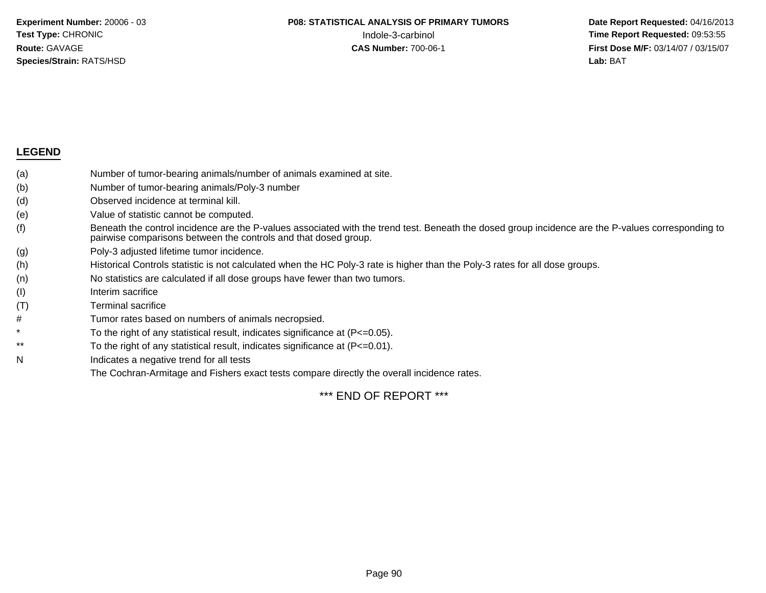**Experiment Number:** 20006 - 03
**Test Type:** CHRONIC
**Route:** GAVAGE
**Species/Strain:** RATS/HSD

**P08: STATISTICAL ANALYSIS OF PRIMARY TUMORS**
Indole-3-carbinol
**CAS Number:** 700-06-1

**Date Report Requested:** 04/16/2013
**Time Report Requested:** 09:53:55
**First Dose M/F:** 03/14/07 / 03/15/07
**Lab:** BAT

## LEGEND

| | |
|---|---|
| (a) | Number of tumor-bearing animals/number of animals examined at site. |
| (b) | Number of tumor-bearing animals/Poly-3 number |
| (d) | Observed incidence at terminal kill. |
| (e) | Value of statistic cannot be computed. |
| (f) | Beneath the control incidence are the P-values associated with the trend test. Beneath the dosed group incidence are the P-values corresponding to pairwise comparisons between the controls and that dosed group. |
| (g) | Poly-3 adjusted lifetime tumor incidence. |
| (h) | Historical Controls statistic is not calculated when the HC Poly-3 rate is higher than the Poly-3 rates for all dose groups. |
| (n) | No statistics are calculated if all dose groups have fewer than two tumors. |
| (I) | Interim sacrifice |
| (T) | Terminal sacrifice |
| # | Tumor rates based on numbers of animals necropsied. |
| * | To the right of any statistical result, indicates significance at (P<=0.05). |
| ** | To the right of any statistical result, indicates significance at (P<=0.01). |
| N | Indicates a negative trend for all tests |
| | The Cochran-Armitage and Fishers exact tests compare directly the overall incidence rates. |

*** END OF REPORT ***